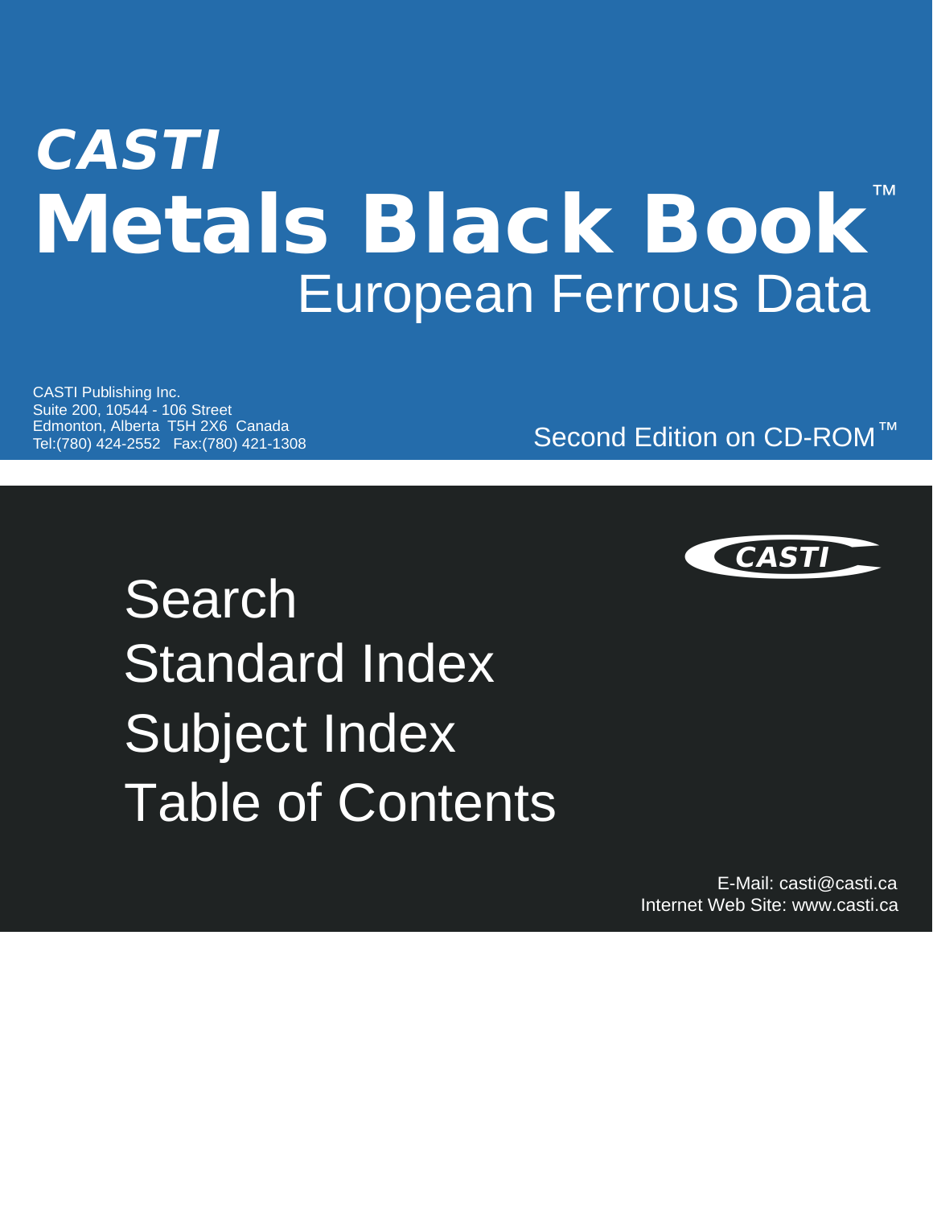# CASTI

# Metals Black Book™

## European Ferrous Data

CASTI Publishing Inc.
Suite 200, 10544 - 106 Street
Edmonton, Alberta T5H 2X6 Canada
Tel:(780) 424-2552 Fax:(780) 421-1308

Second Edition on CD-ROM™

CASTI

Search

Standard Index

Subject Index

Table of Contents

E-Mail: casti@casti.ca
Internet Web Site: www.casti.ca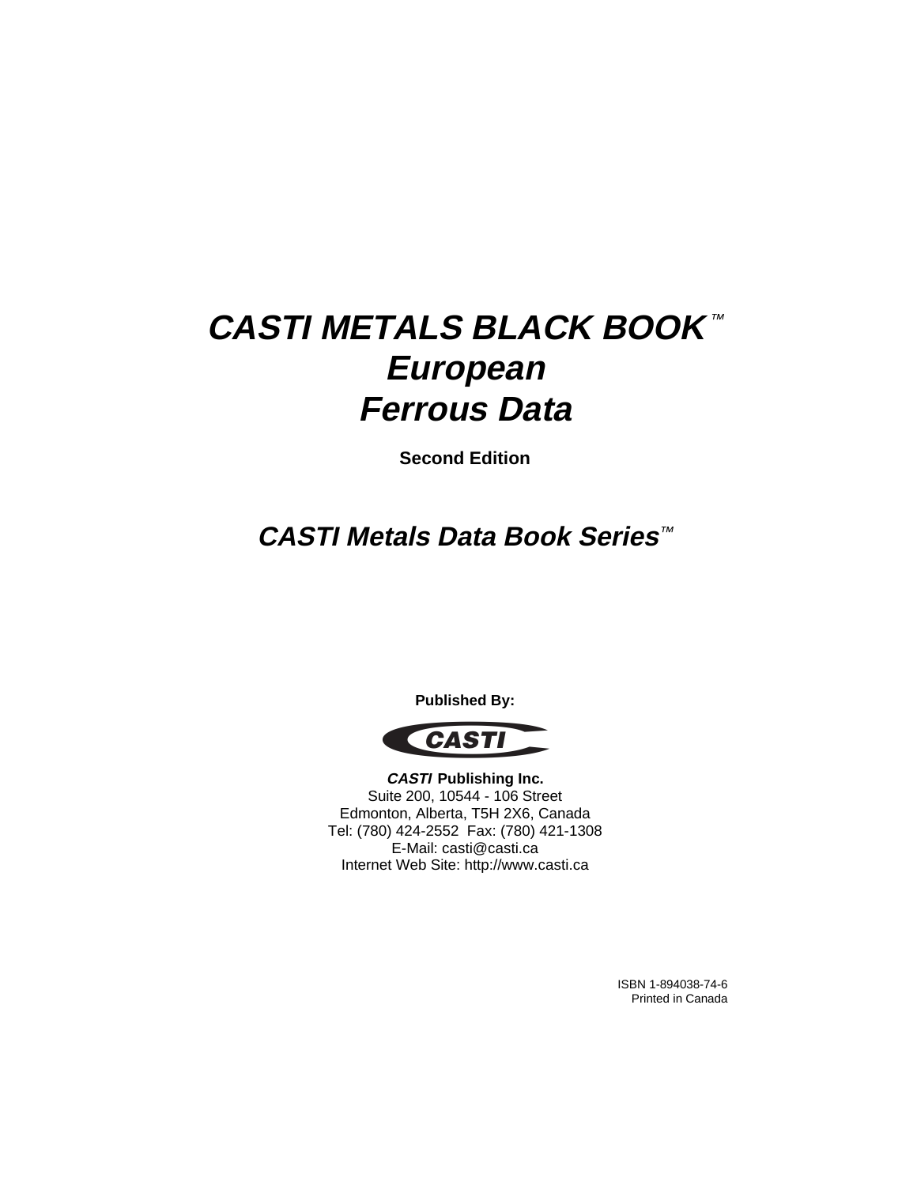# *CASTI METALS BLACK BOOK* ™
# *European*
# *Ferrous Data*

**Second Edition**

## *CASTI Metals Data Book Series*™

**Published By:**

CASTI

***CASTI*** **Publishing Inc.**
Suite 200, 10544 - 106 Street
Edmonton, Alberta, T5H 2X6, Canada
Tel: (780) 424-2552 Fax: (780) 421-1308
E-Mail: casti@casti.ca
Internet Web Site: http://www.casti.ca

ISBN 1-894038-74-6
Printed in Canada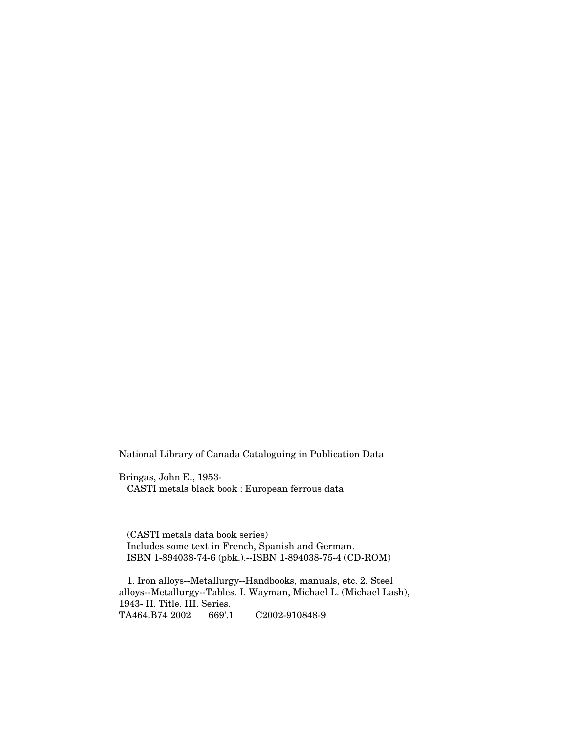National Library of Canada Cataloguing in Publication Data

Bringas, John E., 1953-
CASTI metals black book : European ferrous data

(CASTI metals data book series)
Includes some text in French, Spanish and German.
ISBN 1-894038-74-6 (pbk.).--ISBN 1-894038-75-4 (CD-ROM)

1. Iron alloys--Metallurgy--Handbooks, manuals, etc. 2. Steel alloys--Metallurgy--Tables. I. Wayman, Michael L. (Michael Lash), 1943- II. Title. III. Series.
TA464.B74 2002 669'.1 C2002-910848-9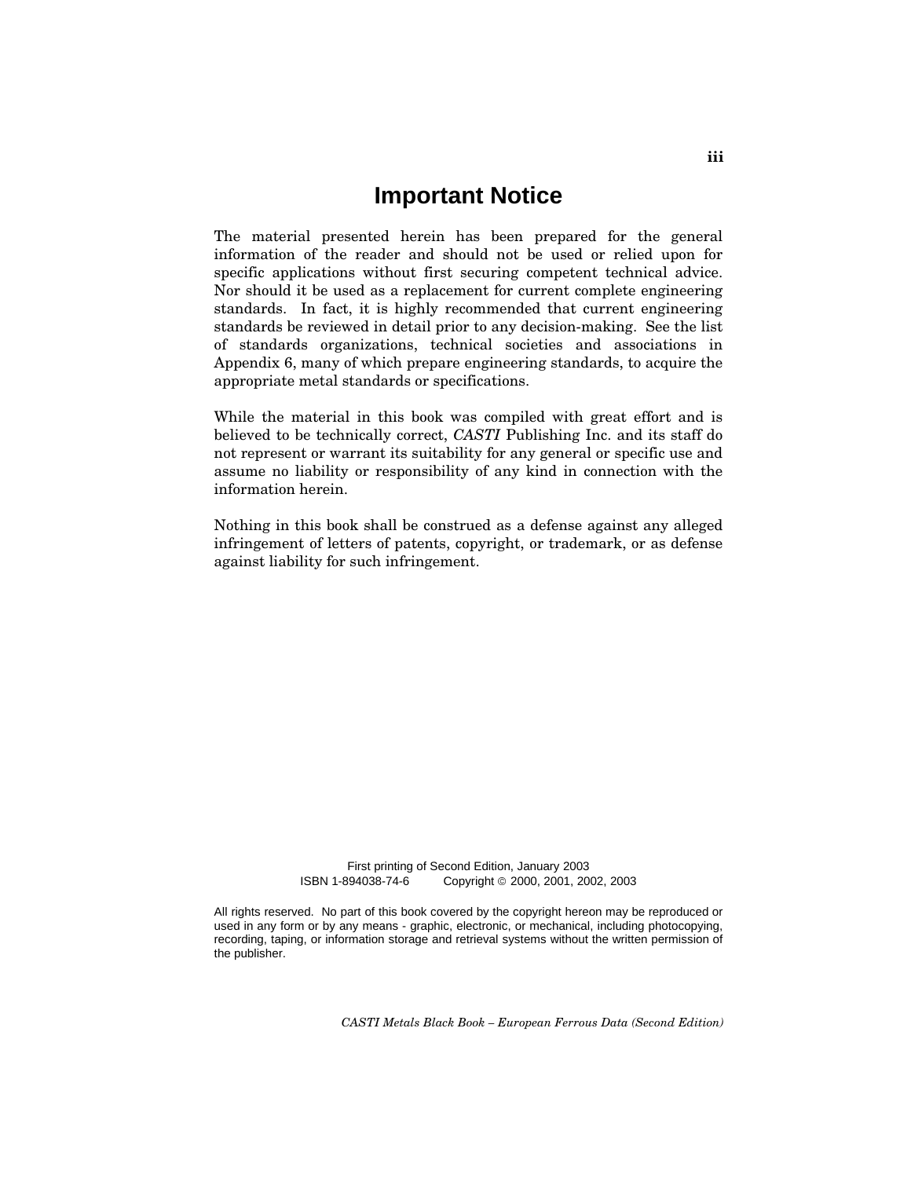# Important Notice

The material presented herein has been prepared for the general information of the reader and should not be used or relied upon for specific applications without first securing competent technical advice. Nor should it be used as a replacement for current complete engineering standards. In fact, it is highly recommended that current engineering standards be reviewed in detail prior to any decision-making. See the list of standards organizations, technical societies and associations in Appendix 6, many of which prepare engineering standards, to acquire the appropriate metal standards or specifications.

While the material in this book was compiled with great effort and is believed to be technically correct, *CASTI* Publishing Inc. and its staff do not represent or warrant its suitability for any general or specific use and assume no liability or responsibility of any kind in connection with the information herein.

Nothing in this book shall be construed as a defense against any alleged infringement of letters of patents, copyright, or trademark, or as defense against liability for such infringement.

First printing of Second Edition, January 2003
ISBN 1-894038-74-6 Copyright © 2000, 2001, 2002, 2003

All rights reserved. No part of this book covered by the copyright hereon may be reproduced or used in any form or by any means - graphic, electronic, or mechanical, including photocopying, recording, taping, or information storage and retrieval systems without the written permission of the publisher.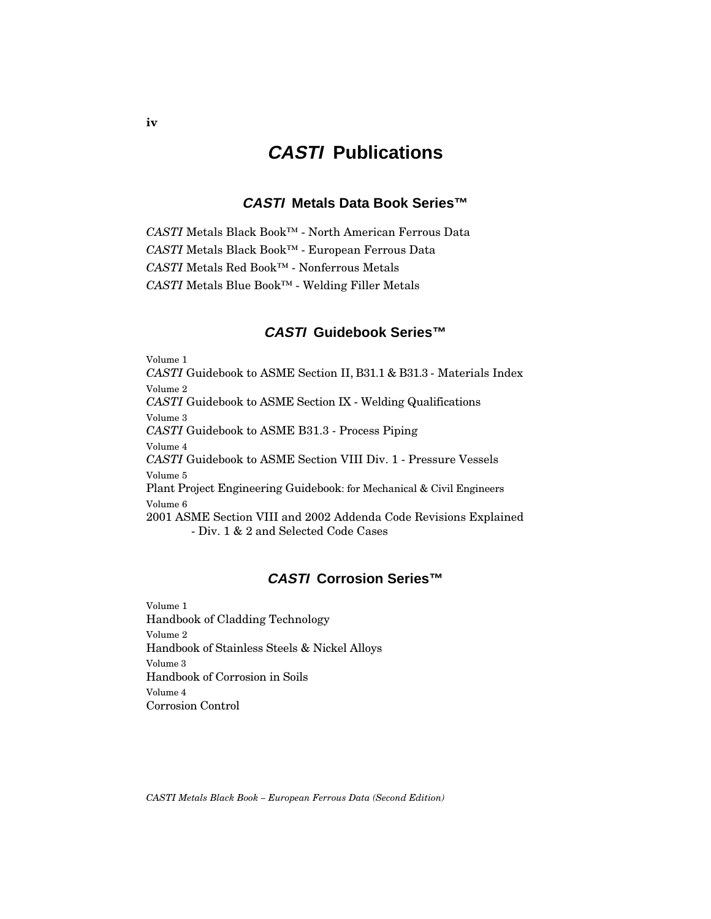# *CASTI* Publications

## *CASTI* Metals Data Book Series™

*CASTI* Metals Black Book™ - North American Ferrous Data
*CASTI* Metals Black Book™ - European Ferrous Data
*CASTI* Metals Red Book™ - Nonferrous Metals
*CASTI* Metals Blue Book™ - Welding Filler Metals

## *CASTI* Guidebook Series™

Volume 1
*CASTI* Guidebook to ASME Section II, B31.1 & B31.3 - Materials Index
Volume 2
*CASTI* Guidebook to ASME Section IX - Welding Qualifications
Volume 3
*CASTI* Guidebook to ASME B31.3 - Process Piping
Volume 4
*CASTI* Guidebook to ASME Section VIII Div. 1 - Pressure Vessels
Volume 5
Plant Project Engineering Guidebook: for Mechanical & Civil Engineers
Volume 6
2001 ASME Section VIII and 2002 Addenda Code Revisions Explained
 - Div. 1 & 2 and Selected Code Cases

## *CASTI* Corrosion Series™

Volume 1
Handbook of Cladding Technology
Volume 2
Handbook of Stainless Steels & Nickel Alloys
Volume 3
Handbook of Corrosion in Soils
Volume 4
Corrosion Control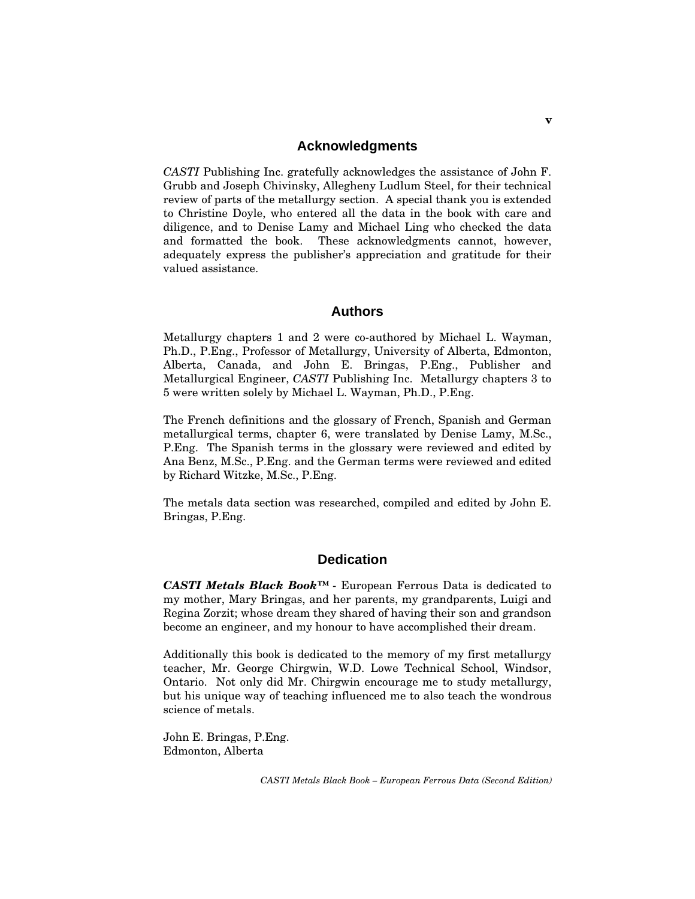## Acknowledgments

*CASTI* Publishing Inc. gratefully acknowledges the assistance of John F. Grubb and Joseph Chivinsky, Allegheny Ludlum Steel, for their technical review of parts of the metallurgy section. A special thank you is extended to Christine Doyle, who entered all the data in the book with care and diligence, and to Denise Lamy and Michael Ling who checked the data and formatted the book. These acknowledgments cannot, however, adequately express the publisher's appreciation and gratitude for their valued assistance.

## Authors

Metallurgy chapters 1 and 2 were co-authored by Michael L. Wayman, Ph.D., P.Eng., Professor of Metallurgy, University of Alberta, Edmonton, Alberta, Canada, and John E. Bringas, P.Eng., Publisher and Metallurgical Engineer, *CASTI* Publishing Inc. Metallurgy chapters 3 to 5 were written solely by Michael L. Wayman, Ph.D., P.Eng.

The French definitions and the glossary of French, Spanish and German metallurgical terms, chapter 6, were translated by Denise Lamy, M.Sc., P.Eng. The Spanish terms in the glossary were reviewed and edited by Ana Benz, M.Sc., P.Eng. and the German terms were reviewed and edited by Richard Witzke, M.Sc., P.Eng.

The metals data section was researched, compiled and edited by John E. Bringas, P.Eng.

## Dedication

***CASTI Metals Black Book™*** - European Ferrous Data is dedicated to my mother, Mary Bringas, and her parents, my grandparents, Luigi and Regina Zorzit; whose dream they shared of having their son and grandson become an engineer, and my honour to have accomplished their dream.

Additionally this book is dedicated to the memory of my first metallurgy teacher, Mr. George Chirgwin, W.D. Lowe Technical School, Windsor, Ontario. Not only did Mr. Chirgwin encourage me to study metallurgy, but his unique way of teaching influenced me to also teach the wondrous science of metals.

John E. Bringas, P.Eng.
Edmonton, Alberta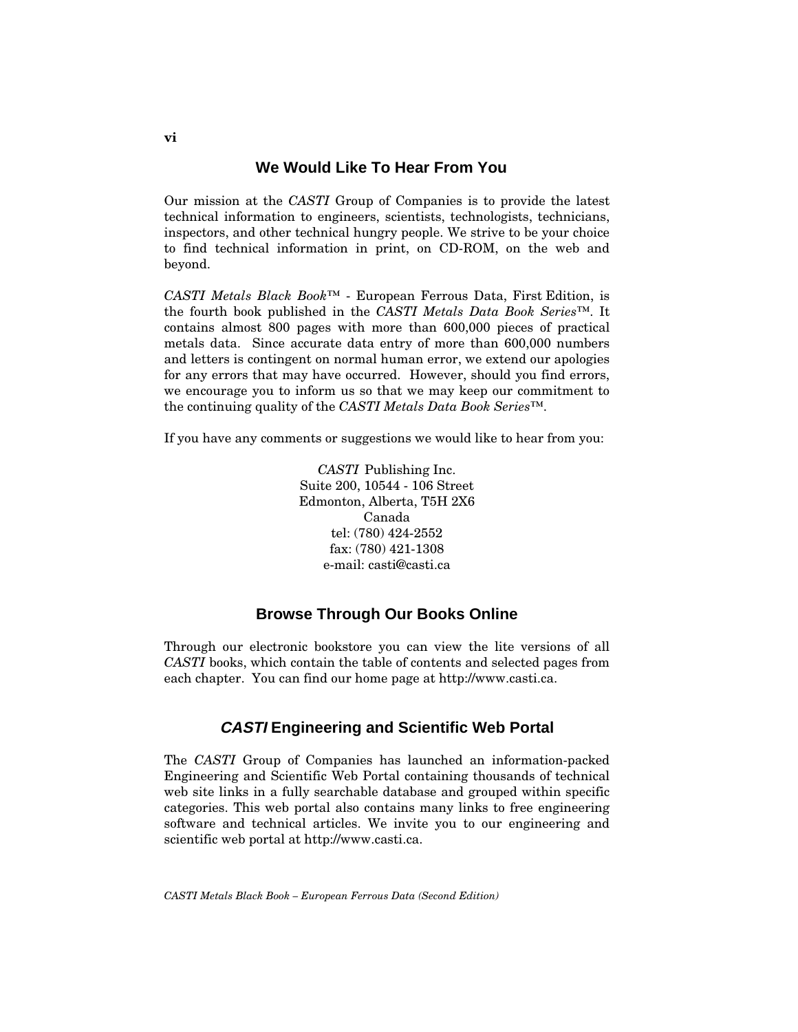## We Would Like To Hear From You

Our mission at the *CASTI* Group of Companies is to provide the latest technical information to engineers, scientists, technologists, technicians, inspectors, and other technical hungry people. We strive to be your choice to find technical information in print, on CD-ROM, on the web and beyond.

*CASTI Metals Black Book*™ - European Ferrous Data, First Edition, is the fourth book published in the *CASTI Metals Data Book Series*™. It contains almost 800 pages with more than 600,000 pieces of practical metals data. Since accurate data entry of more than 600,000 numbers and letters is contingent on normal human error, we extend our apologies for any errors that may have occurred. However, should you find errors, we encourage you to inform us so that we may keep our commitment to the continuing quality of the *CASTI Metals Data Book Series*™.

If you have any comments or suggestions we would like to hear from you:

*CASTI* Publishing Inc.
Suite 200, 10544 - 106 Street
Edmonton, Alberta, T5H 2X6
Canada
tel: (780) 424-2552
fax: (780) 421-1308
e-mail: casti@casti.ca

## Browse Through Our Books Online

Through our electronic bookstore you can view the lite versions of all *CASTI* books, which contain the table of contents and selected pages from each chapter. You can find our home page at http://www.casti.ca.

## *CASTI* Engineering and Scientific Web Portal

The *CASTI* Group of Companies has launched an information-packed Engineering and Scientific Web Portal containing thousands of technical web site links in a fully searchable database and grouped within specific categories. This web portal also contains many links to free engineering software and technical articles. We invite you to our engineering and scientific web portal at http://www.casti.ca.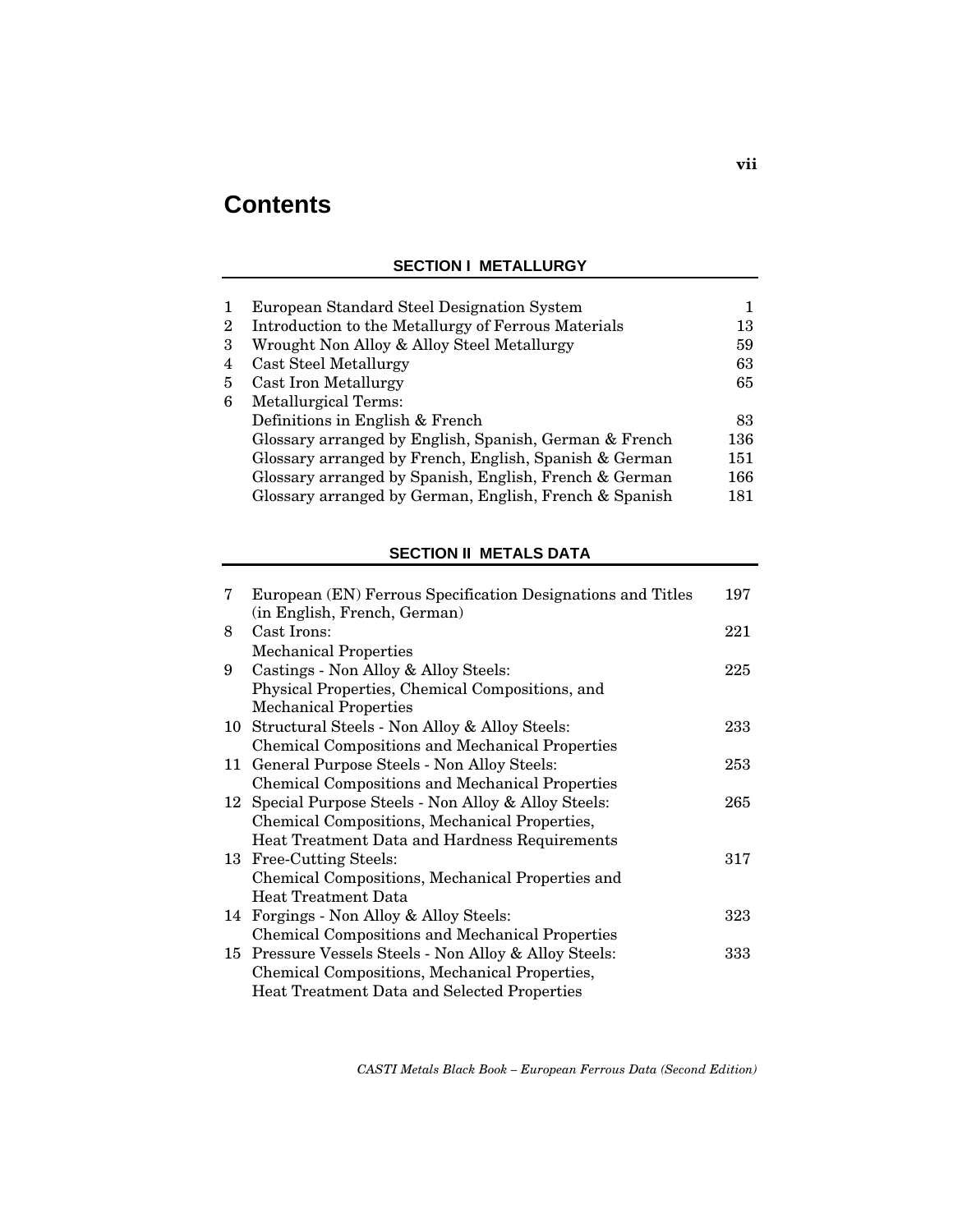# Contents

## SECTION I METALLURGY

| | | |
|---|---|---|
| 1 | European Standard Steel Designation System | 1 |
| 2 | Introduction to the Metallurgy of Ferrous Materials | 13 |
| 3 | Wrought Non Alloy & Alloy Steel Metallurgy | 59 |
| 4 | Cast Steel Metallurgy | 63 |
| 5 | Cast Iron Metallurgy | 65 |
| 6 | Metallurgical Terms: | |
| | Definitions in English & French | 83 |
| | Glossary arranged by English, Spanish, German & French | 136 |
| | Glossary arranged by French, English, Spanish & German | 151 |
| | Glossary arranged by Spanish, English, French & German | 166 |
| | Glossary arranged by German, English, French & Spanish | 181 |

## SECTION II METALS DATA

| | | |
|---|---|---|
| 7 | European (EN) Ferrous Specification Designations and Titles (in English, French, German) | 197 |
| 8 | Cast Irons: Mechanical Properties | 221 |
| 9 | Castings - Non Alloy & Alloy Steels: Physical Properties, Chemical Compositions, and Mechanical Properties | 225 |
| 10 | Structural Steels - Non Alloy & Alloy Steels: Chemical Compositions and Mechanical Properties | 233 |
| 11 | General Purpose Steels - Non Alloy Steels: Chemical Compositions and Mechanical Properties | 253 |
| 12 | Special Purpose Steels - Non Alloy & Alloy Steels: Chemical Compositions, Mechanical Properties, Heat Treatment Data and Hardness Requirements | 265 |
| 13 | Free-Cutting Steels: Chemical Compositions, Mechanical Properties and Heat Treatment Data | 317 |
| 14 | Forgings - Non Alloy & Alloy Steels: Chemical Compositions and Mechanical Properties | 323 |
| 15 | Pressure Vessels Steels - Non Alloy & Alloy Steels: Chemical Compositions, Mechanical Properties, Heat Treatment Data and Selected Properties | 333 |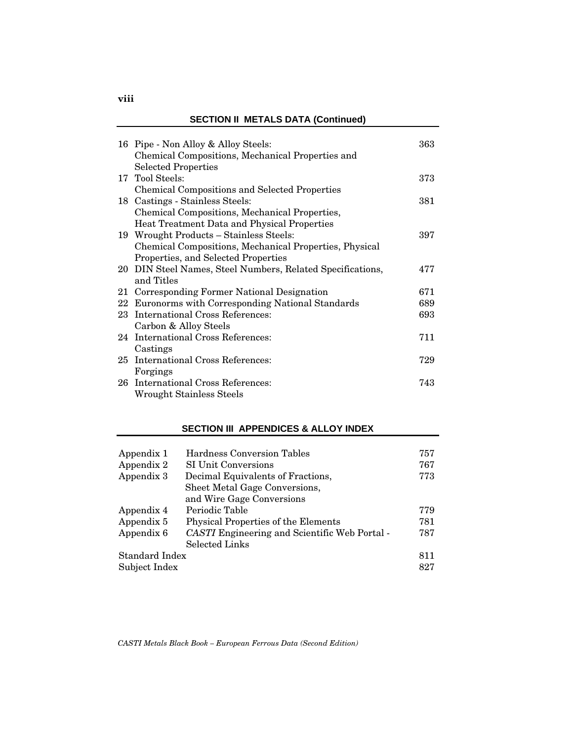## SECTION II METALS DATA (Continued)

| | | |
|---|---|---|
| 16 | Pipe - Non Alloy & Alloy Steels: Chemical Compositions, Mechanical Properties and Selected Properties | 363 |
| 17 | Tool Steels: Chemical Compositions and Selected Properties | 373 |
| 18 | Castings - Stainless Steels: Chemical Compositions, Mechanical Properties, Heat Treatment Data and Physical Properties | 381 |
| 19 | Wrought Products – Stainless Steels: Chemical Compositions, Mechanical Properties, Physical Properties, and Selected Properties | 397 |
| 20 | DIN Steel Names, Steel Numbers, Related Specifications, and Titles | 477 |
| 21 | Corresponding Former National Designation | 671 |
| 22 | Euronorms with Corresponding National Standards | 689 |
| 23 | International Cross References: Carbon & Alloy Steels | 693 |
| 24 | International Cross References: Castings | 711 |
| 25 | International Cross References: Forgings | 729 |
| 26 | International Cross References: Wrought Stainless Steels | 743 |

## SECTION III APPENDICES & ALLOY INDEX

| | | |
|---|---|---|
| Appendix 1 | Hardness Conversion Tables | 757 |
| Appendix 2 | SI Unit Conversions | 767 |
| Appendix 3 | Decimal Equivalents of Fractions, Sheet Metal Gage Conversions, and Wire Gage Conversions | 773 |
| Appendix 4 | Periodic Table | 779 |
| Appendix 5 | Physical Properties of the Elements | 781 |
| Appendix 6 | *CASTI* Engineering and Scientific Web Portal - Selected Links | 787 |
| Standard Index | | 811 |
| Subject Index | | 827 |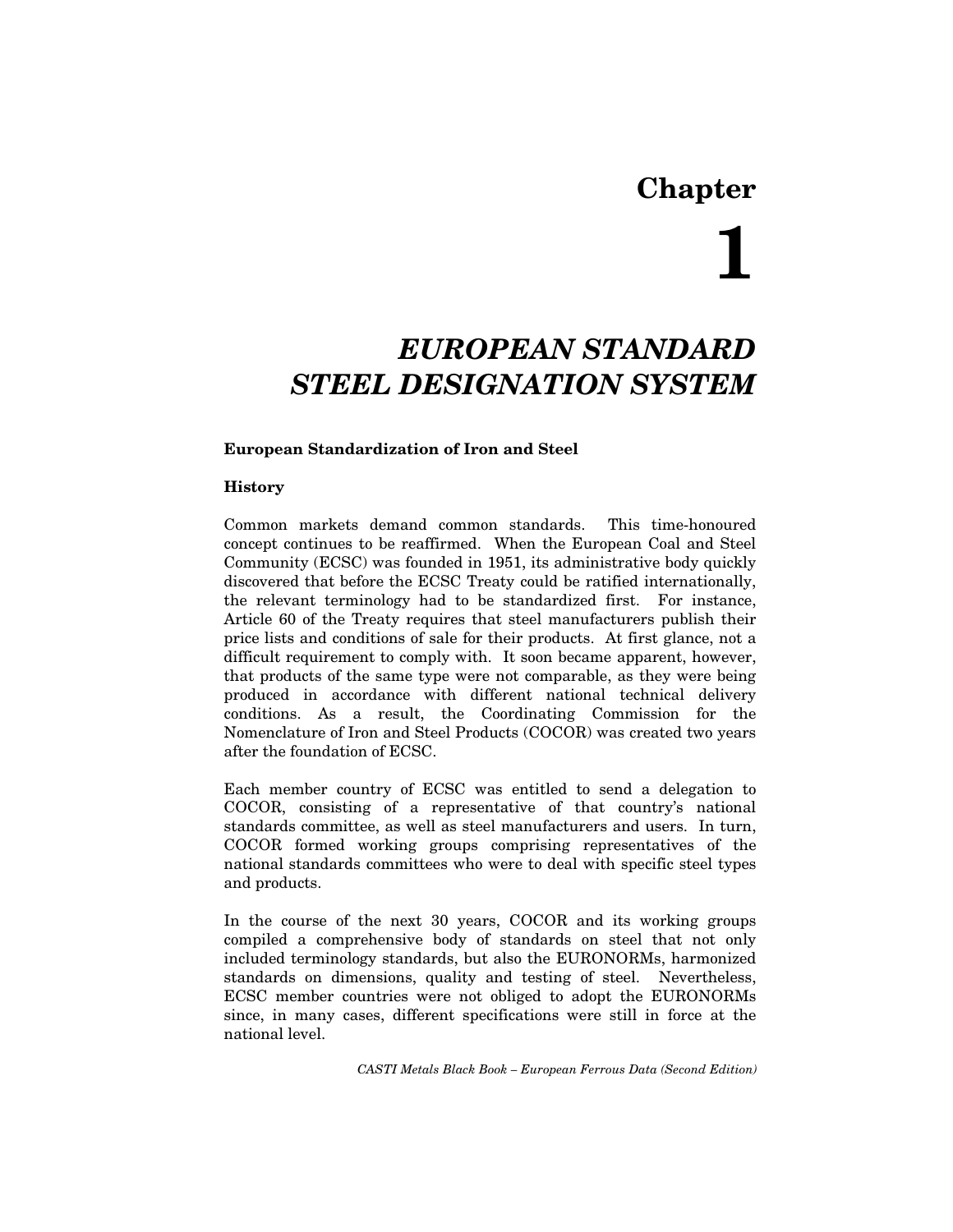# Chapter 1

# *EUROPEAN STANDARD STEEL DESIGNATION SYSTEM*

## European Standardization of Iron and Steel

### History

Common markets demand common standards. This time-honoured concept continues to be reaffirmed. When the European Coal and Steel Community (ECSC) was founded in 1951, its administrative body quickly discovered that before the ECSC Treaty could be ratified internationally, the relevant terminology had to be standardized first. For instance, Article 60 of the Treaty requires that steel manufacturers publish their price lists and conditions of sale for their products. At first glance, not a difficult requirement to comply with. It soon became apparent, however, that products of the same type were not comparable, as they were being produced in accordance with different national technical delivery conditions. As a result, the Coordinating Commission for the Nomenclature of Iron and Steel Products (COCOR) was created two years after the foundation of ECSC.

Each member country of ECSC was entitled to send a delegation to COCOR, consisting of a representative of that country's national standards committee, as well as steel manufacturers and users. In turn, COCOR formed working groups comprising representatives of the national standards committees who were to deal with specific steel types and products.

In the course of the next 30 years, COCOR and its working groups compiled a comprehensive body of standards on steel that not only included terminology standards, but also the EURONORMs, harmonized standards on dimensions, quality and testing of steel. Nevertheless, ECSC member countries were not obliged to adopt the EURONORMs since, in many cases, different specifications were still in force at the national level.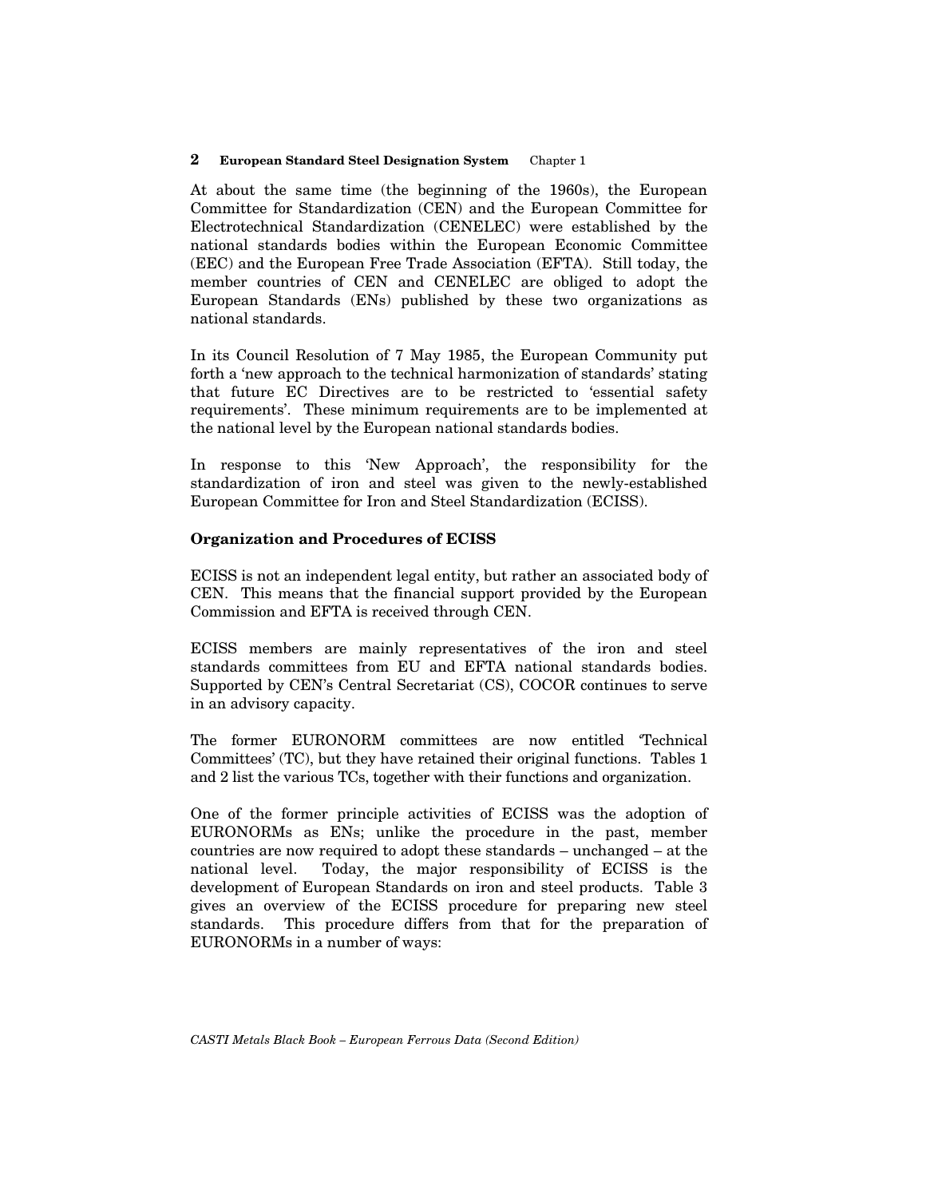At about the same time (the beginning of the 1960s), the European Committee for Standardization (CEN) and the European Committee for Electrotechnical Standardization (CENELEC) were established by the national standards bodies within the European Economic Committee (EEC) and the European Free Trade Association (EFTA). Still today, the member countries of CEN and CENELEC are obliged to adopt the European Standards (ENs) published by these two organizations as national standards.

In its Council Resolution of 7 May 1985, the European Community put forth a 'new approach to the technical harmonization of standards' stating that future EC Directives are to be restricted to 'essential safety requirements'. These minimum requirements are to be implemented at the national level by the European national standards bodies.

In response to this 'New Approach', the responsibility for the standardization of iron and steel was given to the newly-established European Committee for Iron and Steel Standardization (ECISS).

### Organization and Procedures of ECISS

ECISS is not an independent legal entity, but rather an associated body of CEN. This means that the financial support provided by the European Commission and EFTA is received through CEN.

ECISS members are mainly representatives of the iron and steel standards committees from EU and EFTA national standards bodies. Supported by CEN's Central Secretariat (CS), COCOR continues to serve in an advisory capacity.

The former EURONORM committees are now entitled 'Technical Committees' (TC), but they have retained their original functions. Tables 1 and 2 list the various TCs, together with their functions and organization.

One of the former principle activities of ECISS was the adoption of EURONORMs as ENs; unlike the procedure in the past, member countries are now required to adopt these standards – unchanged – at the national level. Today, the major responsibility of ECISS is the development of European Standards on iron and steel products. Table 3 gives an overview of the ECISS procedure for preparing new steel standards. This procedure differs from that for the preparation of EURONORMs in a number of ways: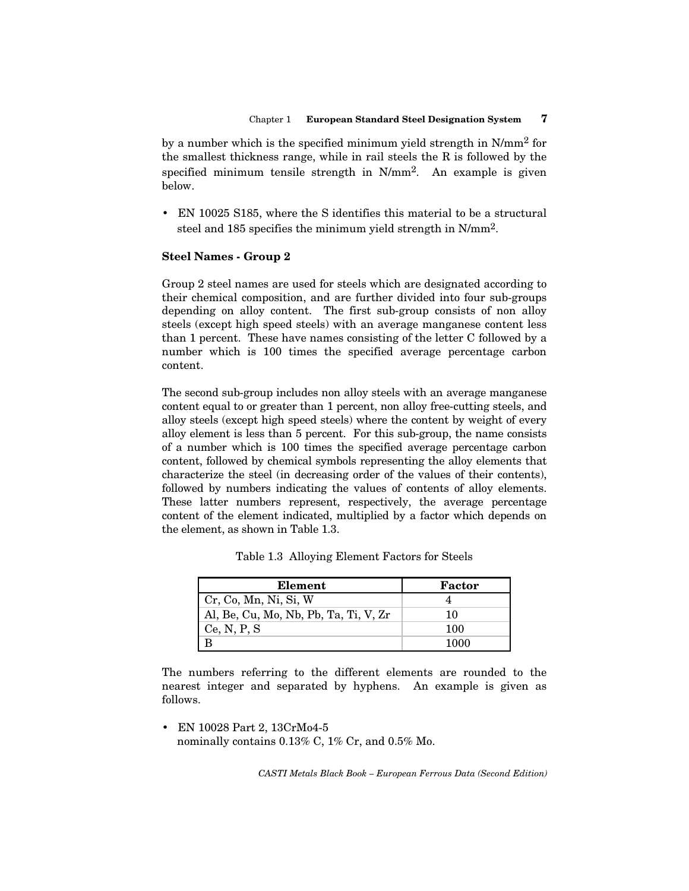by a number which is the specified minimum yield strength in N/mm$^2$ for the smallest thickness range, while in rail steels the R is followed by the specified minimum tensile strength in N/mm$^2$. An example is given below.

- EN 10025 S185, where the S identifies this material to be a structural steel and 185 specifies the minimum yield strength in N/mm$^2$.

### Steel Names - Group 2

Group 2 steel names are used for steels which are designated according to their chemical composition, and are further divided into four sub-groups depending on alloy content. The first sub-group consists of non alloy steels (except high speed steels) with an average manganese content less than 1 percent. These have names consisting of the letter C followed by a number which is 100 times the specified average percentage carbon content.

The second sub-group includes non alloy steels with an average manganese content equal to or greater than 1 percent, non alloy free-cutting steels, and alloy steels (except high speed steels) where the content by weight of every alloy element is less than 5 percent. For this sub-group, the name consists of a number which is 100 times the specified average percentage carbon content, followed by chemical symbols representing the alloy elements that characterize the steel (in decreasing order of the values of their contents), followed by numbers indicating the values of contents of alloy elements. These latter numbers represent, respectively, the average percentage content of the element indicated, multiplied by a factor which depends on the element, as shown in Table 1.3.

Table 1.3 Alloying Element Factors for Steels

| Element | Factor |
|---|---|
| Cr, Co, Mn, Ni, Si, W | 4 |
| Al, Be, Cu, Mo, Nb, Pb, Ta, Ti, V, Zr | 10 |
| Ce, N, P, S | 100 |
| B | 1000 |

The numbers referring to the different elements are rounded to the nearest integer and separated by hyphens. An example is given as follows.

- EN 10028 Part 2, 13CrMo4-5
  nominally contains 0.13% C, 1% Cr, and 0.5% Mo.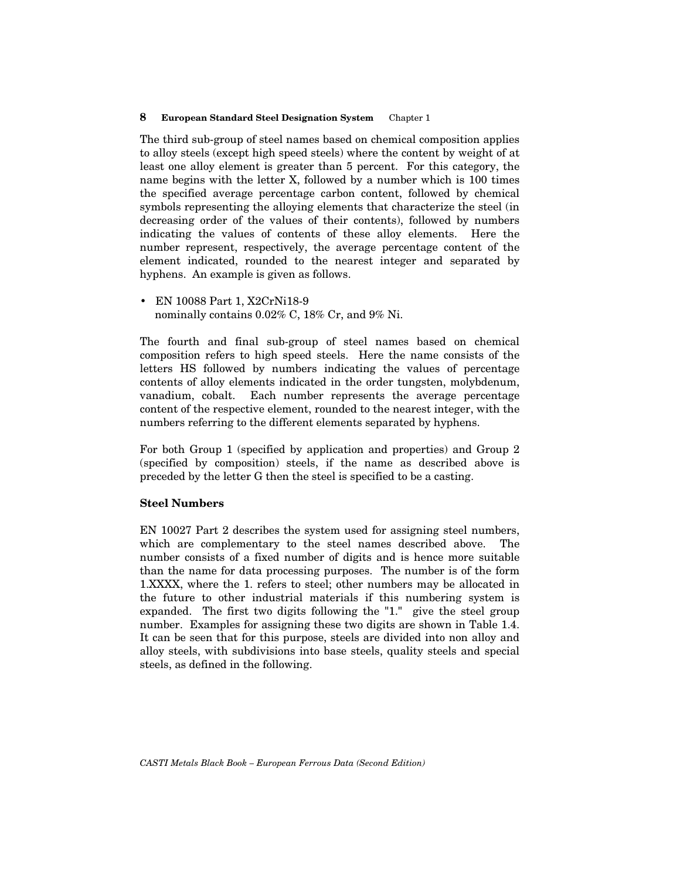The third sub-group of steel names based on chemical composition applies to alloy steels (except high speed steels) where the content by weight of at least one alloy element is greater than 5 percent. For this category, the name begins with the letter X, followed by a number which is 100 times the specified average percentage carbon content, followed by chemical symbols representing the alloying elements that characterize the steel (in decreasing order of the values of their contents), followed by numbers indicating the values of contents of these alloy elements. Here the number represent, respectively, the average percentage content of the element indicated, rounded to the nearest integer and separated by hyphens. An example is given as follows.

- EN 10088 Part 1, X2CrNi18-9
  nominally contains 0.02% C, 18% Cr, and 9% Ni.

The fourth and final sub-group of steel names based on chemical composition refers to high speed steels. Here the name consists of the letters HS followed by numbers indicating the values of percentage contents of alloy elements indicated in the order tungsten, molybdenum, vanadium, cobalt. Each number represents the average percentage content of the respective element, rounded to the nearest integer, with the numbers referring to the different elements separated by hyphens.

For both Group 1 (specified by application and properties) and Group 2 (specified by composition) steels, if the name as described above is preceded by the letter G then the steel is specified to be a casting.

### Steel Numbers

EN 10027 Part 2 describes the system used for assigning steel numbers, which are complementary to the steel names described above. The number consists of a fixed number of digits and is hence more suitable than the name for data processing purposes. The number is of the form 1.XXXX, where the 1. refers to steel; other numbers may be allocated in the future to other industrial materials if this numbering system is expanded. The first two digits following the "1." give the steel group number. Examples for assigning these two digits are shown in Table 1.4. It can be seen that for this purpose, steels are divided into non alloy and alloy steels, with subdivisions into base steels, quality steels and special steels, as defined in the following.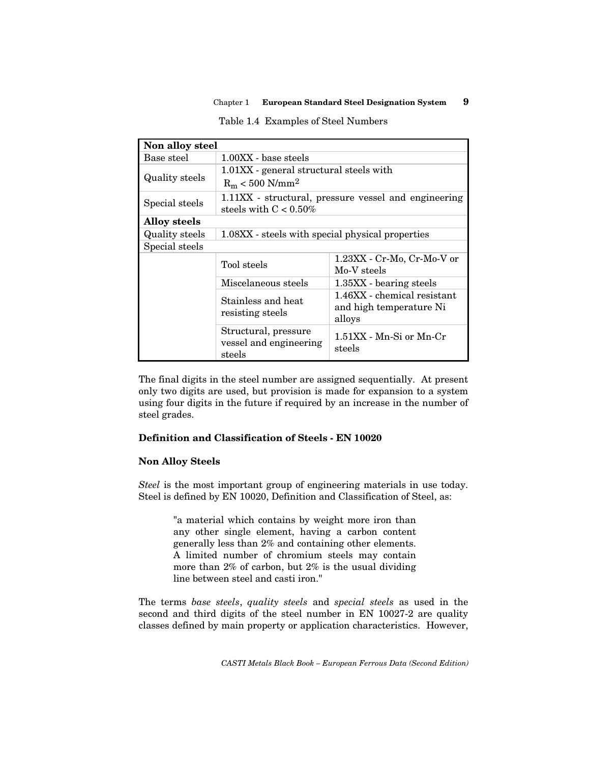Table 1.4 Examples of Steel Numbers

| Non alloy steel | | |
|---|---|---|
| Base steel | 1.00XX - base steels | |
| Quality steels | 1.01XX - general structural steels with $R_m$ < 500 N/mm$^2$ | |
| Special steels | 1.11XX - structural, pressure vessel and engineering steels with C < 0.50% | |
| **Alloy steels** | | |
| Quality steels | 1.08XX - steels with special physical properties | |
| Special steels | | |
| | Tool steels | 1.23XX - Cr-Mo, Cr-Mo-V or Mo-V steels |
| | Miscelaneous steels | 1.35XX - bearing steels |
| | Stainless and heat resisting steels | 1.46XX - chemical resistant and high temperature Ni alloys |
| | Structural, pressure vessel and engineering steels | 1.51XX - Mn-Si or Mn-Cr steels |

The final digits in the steel number are assigned sequentially. At present only two digits are used, but provision is made for expansion to a system using four digits in the future if required by an increase in the number of steel grades.

### Definition and Classification of Steels - EN 10020

### Non Alloy Steels

*Steel* is the most important group of engineering materials in use today. Steel is defined by EN 10020, Definition and Classification of Steel, as:

> "a material which contains by weight more iron than any other single element, having a carbon content generally less than 2% and containing other elements. A limited number of chromium steels may contain more than 2% of carbon, but 2% is the usual dividing line between steel and casti iron."

The terms *base steels*, *quality steels* and *special steels* as used in the second and third digits of the steel number in EN 10027-2 are quality classes defined by main property or application characteristics. However,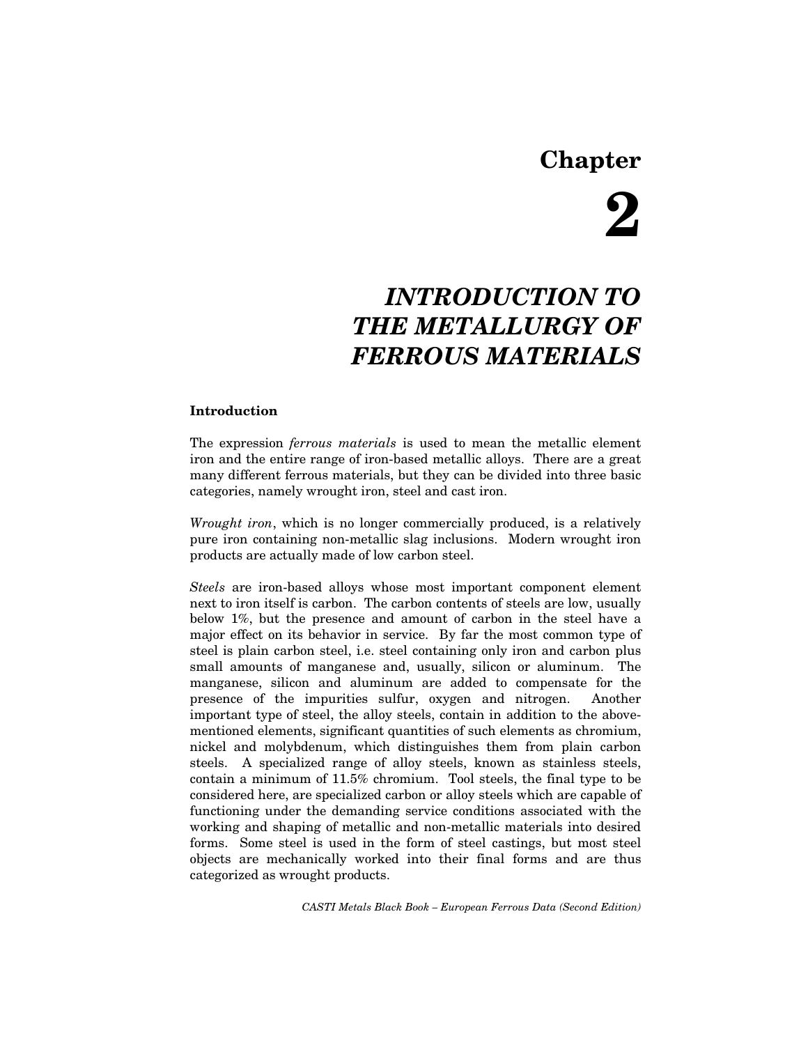# Chapter 2

# INTRODUCTION TO THE METALLURGY OF FERROUS MATERIALS

## Introduction

The expression *ferrous materials* is used to mean the metallic element iron and the entire range of iron-based metallic alloys. There are a great many different ferrous materials, but they can be divided into three basic categories, namely wrought iron, steel and cast iron.

*Wrought iron*, which is no longer commercially produced, is a relatively pure iron containing non-metallic slag inclusions. Modern wrought iron products are actually made of low carbon steel.

*Steels* are iron-based alloys whose most important component element next to iron itself is carbon. The carbon contents of steels are low, usually below 1%, but the presence and amount of carbon in the steel have a major effect on its behavior in service. By far the most common type of steel is plain carbon steel, i.e. steel containing only iron and carbon plus small amounts of manganese and, usually, silicon or aluminum. The manganese, silicon and aluminum are added to compensate for the presence of the impurities sulfur, oxygen and nitrogen. Another important type of steel, the alloy steels, contain in addition to the above-mentioned elements, significant quantities of such elements as chromium, nickel and molybdenum, which distinguishes them from plain carbon steels. A specialized range of alloy steels, known as stainless steels, contain a minimum of 11.5% chromium. Tool steels, the final type to be considered here, are specialized carbon or alloy steels which are capable of functioning under the demanding service conditions associated with the working and shaping of metallic and non-metallic materials into desired forms. Some steel is used in the form of steel castings, but most steel objects are mechanically worked into their final forms and are thus categorized as wrought products.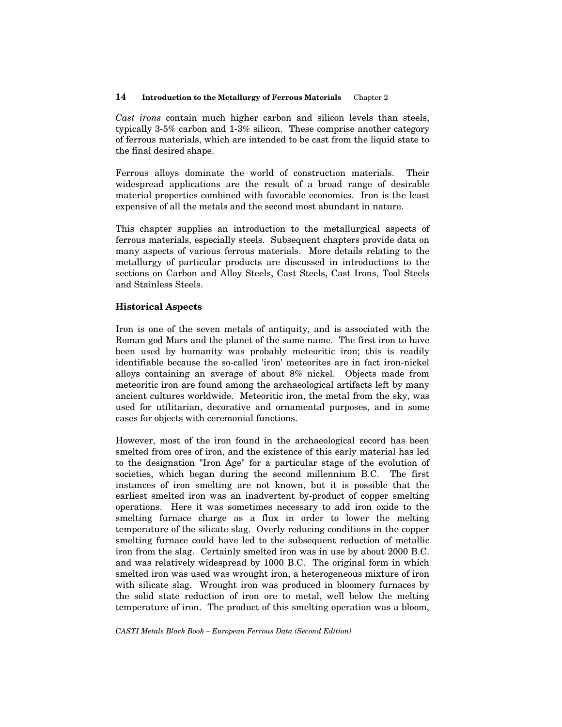*Cast irons* contain much higher carbon and silicon levels than steels, typically 3-5% carbon and 1-3% silicon. These comprise another category of ferrous materials, which are intended to be cast from the liquid state to the final desired shape.

Ferrous alloys dominate the world of construction materials. Their widespread applications are the result of a broad range of desirable material properties combined with favorable economics. Iron is the least expensive of all the metals and the second most abundant in nature.

This chapter supplies an introduction to the metallurgical aspects of ferrous materials, especially steels. Subsequent chapters provide data on many aspects of various ferrous materials. More details relating to the metallurgy of particular products are discussed in introductions to the sections on Carbon and Alloy Steels, Cast Steels, Cast Irons, Tool Steels and Stainless Steels.

## Historical Aspects

Iron is one of the seven metals of antiquity, and is associated with the Roman god Mars and the planet of the same name. The first iron to have been used by humanity was probably meteoritic iron; this is readily identifiable because the so-called 'iron' meteorites are in fact iron-nickel alloys containing an average of about 8% nickel. Objects made from meteoritic iron are found among the archaeological artifacts left by many ancient cultures worldwide. Meteoritic iron, the metal from the sky, was used for utilitarian, decorative and ornamental purposes, and in some cases for objects with ceremonial functions.

However, most of the iron found in the archaeological record has been smelted from ores of iron, and the existence of this early material has led to the designation "Iron Age" for a particular stage of the evolution of societies, which began during the second millennium B.C. The first instances of iron smelting are not known, but it is possible that the earliest smelted iron was an inadvertent by-product of copper smelting operations. Here it was sometimes necessary to add iron oxide to the smelting furnace charge as a flux in order to lower the melting temperature of the silicate slag. Overly reducing conditions in the copper smelting furnace could have led to the subsequent reduction of metallic iron from the slag. Certainly smelted iron was in use by about 2000 B.C. and was relatively widespread by 1000 B.C. The original form in which smelted iron was used was wrought iron, a heterogeneous mixture of iron with silicate slag. Wrought iron was produced in bloomery furnaces by the solid state reduction of iron ore to metal, well below the melting temperature of iron. The product of this smelting operation was a bloom,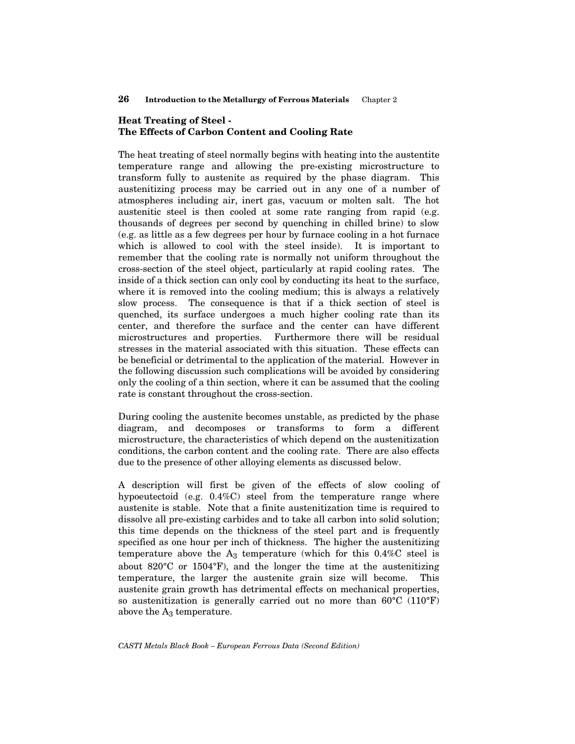## Heat Treating of Steel - The Effects of Carbon Content and Cooling Rate

The heat treating of steel normally begins with heating into the austentite temperature range and allowing the pre-existing microstructure to transform fully to austenite as required by the phase diagram. This austenitizing process may be carried out in any one of a number of atmospheres including air, inert gas, vacuum or molten salt. The hot austenitic steel is then cooled at some rate ranging from rapid (e.g. thousands of degrees per second by quenching in chilled brine) to slow (e.g. as little as a few degrees per hour by furnace cooling in a hot furnace which is allowed to cool with the steel inside). It is important to remember that the cooling rate is normally not uniform throughout the cross-section of the steel object, particularly at rapid cooling rates. The inside of a thick section can only cool by conducting its heat to the surface, where it is removed into the cooling medium; this is always a relatively slow process. The consequence is that if a thick section of steel is quenched, its surface undergoes a much higher cooling rate than its center, and therefore the surface and the center can have different microstructures and properties. Furthermore there will be residual stresses in the material associated with this situation. These effects can be beneficial or detrimental to the application of the material. However in the following discussion such complications will be avoided by considering only the cooling of a thin section, where it can be assumed that the cooling rate is constant throughout the cross-section.

During cooling the austenite becomes unstable, as predicted by the phase diagram, and decomposes or transforms to form a different microstructure, the characteristics of which depend on the austenitization conditions, the carbon content and the cooling rate. There are also effects due to the presence of other alloying elements as discussed below.

A description will first be given of the effects of slow cooling of hypoeutectoid (e.g. 0.4%C) steel from the temperature range where austenite is stable. Note that a finite austenitization time is required to dissolve all pre-existing carbides and to take all carbon into solid solution; this time depends on the thickness of the steel part and is frequently specified as one hour per inch of thickness. The higher the austenitizing temperature above the $A_3$ temperature (which for this 0.4%C steel is about 820°C or 1504°F), and the longer the time at the austenitizing temperature, the larger the austenite grain size will become. This austenite grain growth has detrimental effects on mechanical properties, so austenitization is generally carried out no more than 60°C (110°F) above the $A_3$ temperature.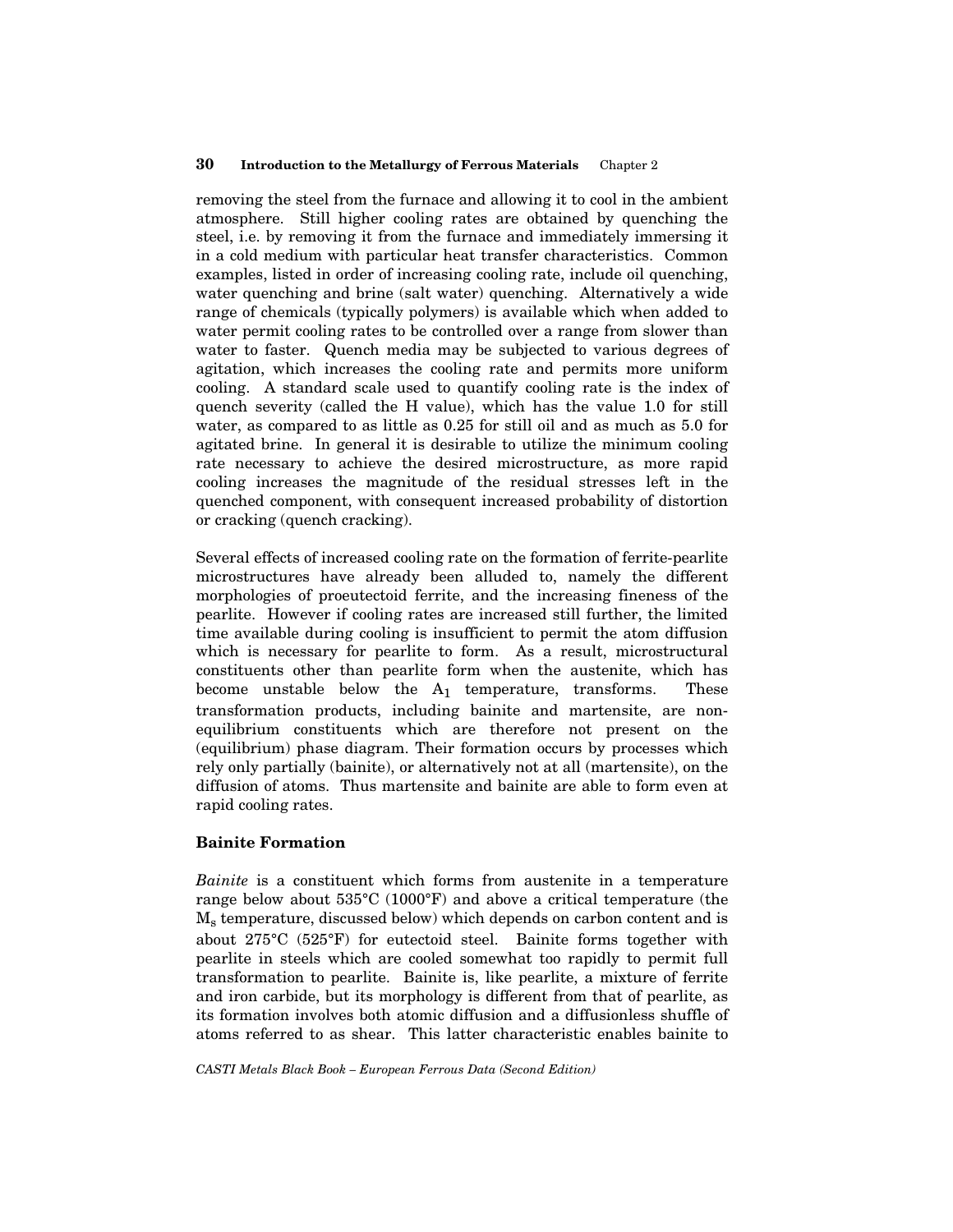removing the steel from the furnace and allowing it to cool in the ambient atmosphere. Still higher cooling rates are obtained by quenching the steel, i.e. by removing it from the furnace and immediately immersing it in a cold medium with particular heat transfer characteristics. Common examples, listed in order of increasing cooling rate, include oil quenching, water quenching and brine (salt water) quenching. Alternatively a wide range of chemicals (typically polymers) is available which when added to water permit cooling rates to be controlled over a range from slower than water to faster. Quench media may be subjected to various degrees of agitation, which increases the cooling rate and permits more uniform cooling. A standard scale used to quantify cooling rate is the index of quench severity (called the H value), which has the value 1.0 for still water, as compared to as little as 0.25 for still oil and as much as 5.0 for agitated brine. In general it is desirable to utilize the minimum cooling rate necessary to achieve the desired microstructure, as more rapid cooling increases the magnitude of the residual stresses left in the quenched component, with consequent increased probability of distortion or cracking (quench cracking).

Several effects of increased cooling rate on the formation of ferrite-pearlite microstructures have already been alluded to, namely the different morphologies of proeutectoid ferrite, and the increasing fineness of the pearlite. However if cooling rates are increased still further, the limited time available during cooling is insufficient to permit the atom diffusion which is necessary for pearlite to form. As a result, microstructural constituents other than pearlite form when the austenite, which has become unstable below the $A_1$ temperature, transforms. These transformation products, including bainite and martensite, are non-equilibrium constituents which are therefore not present on the (equilibrium) phase diagram. Their formation occurs by processes which rely only partially (bainite), or alternatively not at all (martensite), on the diffusion of atoms. Thus martensite and bainite are able to form even at rapid cooling rates.

### Bainite Formation

*Bainite* is a constituent which forms from austenite in a temperature range below about 535°C (1000°F) and above a critical temperature (the $M_s$ temperature, discussed below) which depends on carbon content and is about 275°C (525°F) for eutectoid steel. Bainite forms together with pearlite in steels which are cooled somewhat too rapidly to permit full transformation to pearlite. Bainite is, like pearlite, a mixture of ferrite and iron carbide, but its morphology is different from that of pearlite, as its formation involves both atomic diffusion and a diffusionless shuffle of atoms referred to as shear. This latter characteristic enables bainite to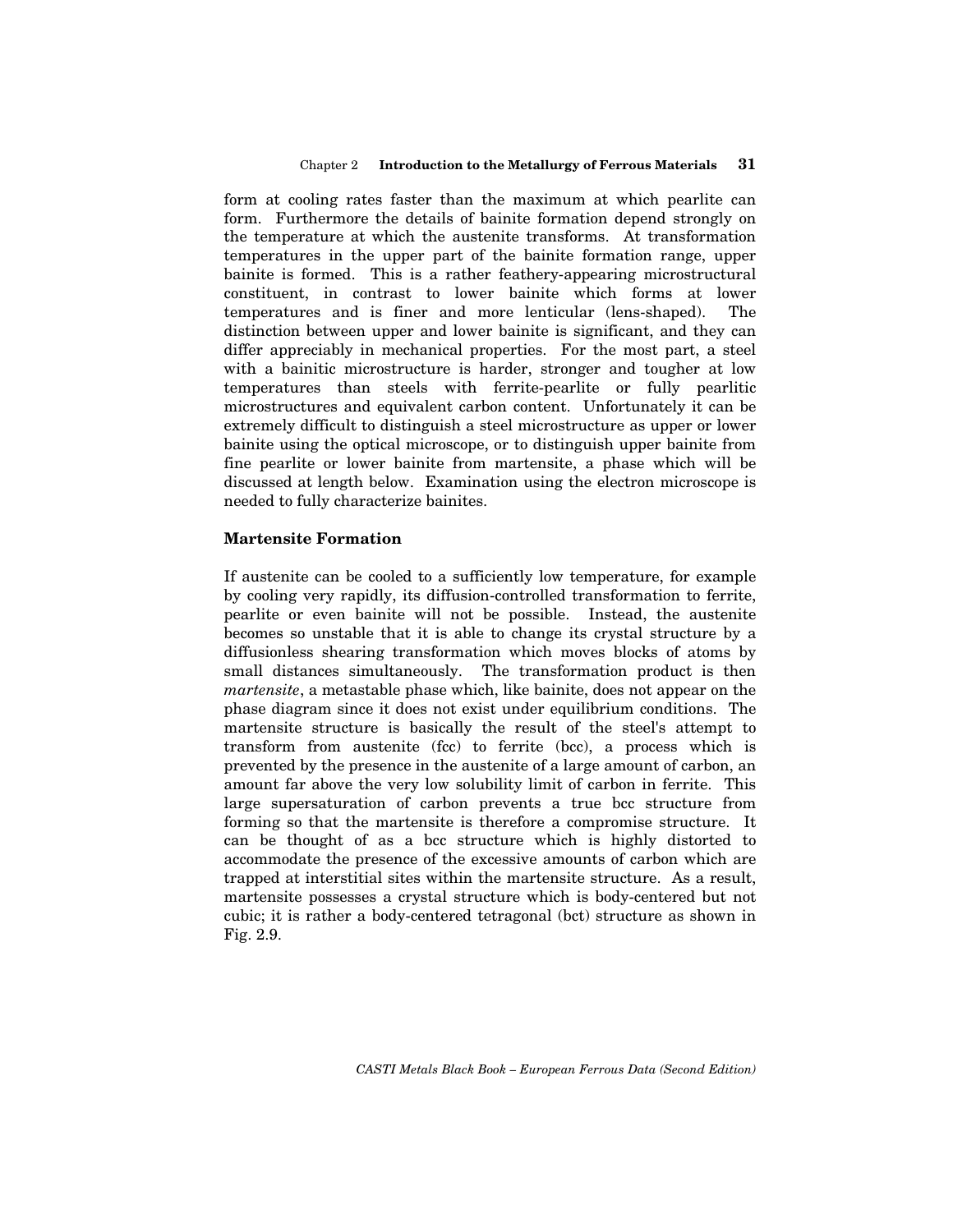form at cooling rates faster than the maximum at which pearlite can form. Furthermore the details of bainite formation depend strongly on the temperature at which the austenite transforms. At transformation temperatures in the upper part of the bainite formation range, upper bainite is formed. This is a rather feathery-appearing microstructural constituent, in contrast to lower bainite which forms at lower temperatures and is finer and more lenticular (lens-shaped). The distinction between upper and lower bainite is significant, and they can differ appreciably in mechanical properties. For the most part, a steel with a bainitic microstructure is harder, stronger and tougher at low temperatures than steels with ferrite-pearlite or fully pearlitic microstructures and equivalent carbon content. Unfortunately it can be extremely difficult to distinguish a steel microstructure as upper or lower bainite using the optical microscope, or to distinguish upper bainite from fine pearlite or lower bainite from martensite, a phase which will be discussed at length below. Examination using the electron microscope is needed to fully characterize bainites.

### Martensite Formation

If austenite can be cooled to a sufficiently low temperature, for example by cooling very rapidly, its diffusion-controlled transformation to ferrite, pearlite or even bainite will not be possible. Instead, the austenite becomes so unstable that it is able to change its crystal structure by a diffusionless shearing transformation which moves blocks of atoms by small distances simultaneously. The transformation product is then *martensite*, a metastable phase which, like bainite, does not appear on the phase diagram since it does not exist under equilibrium conditions. The martensite structure is basically the result of the steel's attempt to transform from austenite (fcc) to ferrite (bcc), a process which is prevented by the presence in the austenite of a large amount of carbon, an amount far above the very low solubility limit of carbon in ferrite. This large supersaturation of carbon prevents a true bcc structure from forming so that the martensite is therefore a compromise structure. It can be thought of as a bcc structure which is highly distorted to accommodate the presence of the excessive amounts of carbon which are trapped at interstitial sites within the martensite structure. As a result, martensite possesses a crystal structure which is body-centered but not cubic; it is rather a body-centered tetragonal (bct) structure as shown in Fig. 2.9.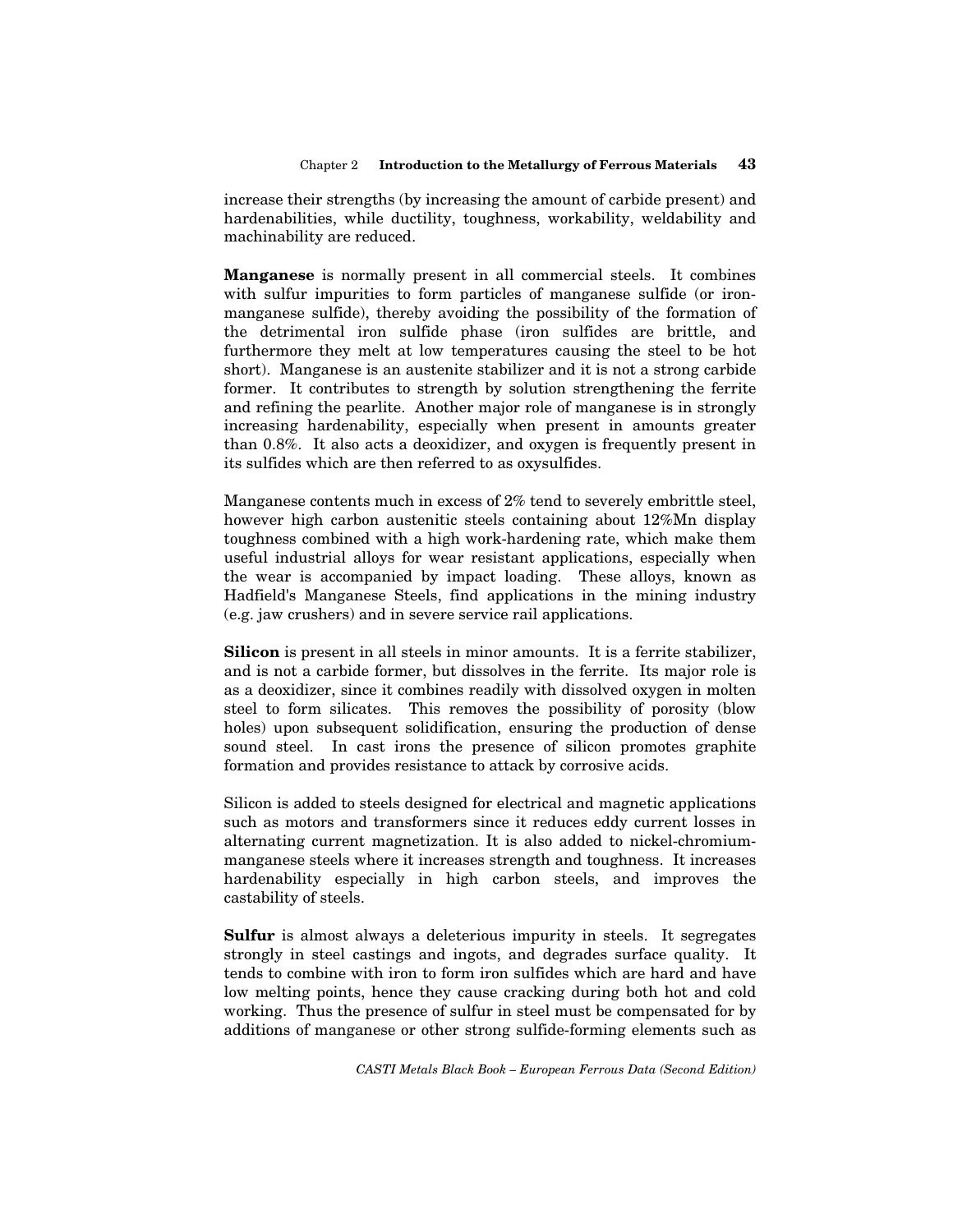increase their strengths (by increasing the amount of carbide present) and hardenabilities, while ductility, toughness, workability, weldability and machinability are reduced.

**Manganese** is normally present in all commercial steels. It combines with sulfur impurities to form particles of manganese sulfide (or iron-manganese sulfide), thereby avoiding the possibility of the formation of the detrimental iron sulfide phase (iron sulfides are brittle, and furthermore they melt at low temperatures causing the steel to be hot short). Manganese is an austenite stabilizer and it is not a strong carbide former. It contributes to strength by solution strengthening the ferrite and refining the pearlite. Another major role of manganese is in strongly increasing hardenability, especially when present in amounts greater than 0.8%. It also acts a deoxidizer, and oxygen is frequently present in its sulfides which are then referred to as oxysulfides.

Manganese contents much in excess of 2% tend to severely embrittle steel, however high carbon austenitic steels containing about 12%Mn display toughness combined with a high work-hardening rate, which make them useful industrial alloys for wear resistant applications, especially when the wear is accompanied by impact loading. These alloys, known as Hadfield's Manganese Steels, find applications in the mining industry (e.g. jaw crushers) and in severe service rail applications.

**Silicon** is present in all steels in minor amounts. It is a ferrite stabilizer, and is not a carbide former, but dissolves in the ferrite. Its major role is as a deoxidizer, since it combines readily with dissolved oxygen in molten steel to form silicates. This removes the possibility of porosity (blow holes) upon subsequent solidification, ensuring the production of dense sound steel. In cast irons the presence of silicon promotes graphite formation and provides resistance to attack by corrosive acids.

Silicon is added to steels designed for electrical and magnetic applications such as motors and transformers since it reduces eddy current losses in alternating current magnetization. It is also added to nickel-chromium-manganese steels where it increases strength and toughness. It increases hardenability especially in high carbon steels, and improves the castability of steels.

**Sulfur** is almost always a deleterious impurity in steels. It segregates strongly in steel castings and ingots, and degrades surface quality. It tends to combine with iron to form iron sulfides which are hard and have low melting points, hence they cause cracking during both hot and cold working. Thus the presence of sulfur in steel must be compensated for by additions of manganese or other strong sulfide-forming elements such as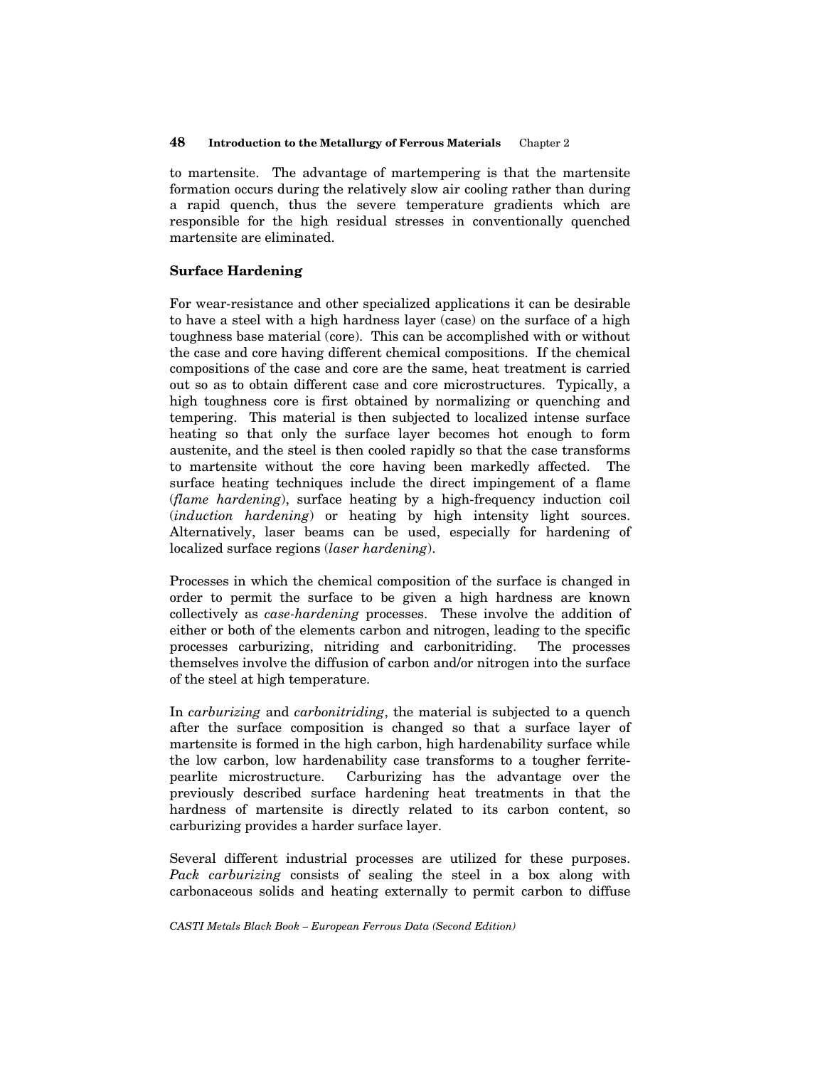to martensite. The advantage of martempering is that the martensite formation occurs during the relatively slow air cooling rather than during a rapid quench, thus the severe temperature gradients which are responsible for the high residual stresses in conventionally quenched martensite are eliminated.

## Surface Hardening

For wear-resistance and other specialized applications it can be desirable to have a steel with a high hardness layer (case) on the surface of a high toughness base material (core). This can be accomplished with or without the case and core having different chemical compositions. If the chemical compositions of the case and core are the same, heat treatment is carried out so as to obtain different case and core microstructures. Typically, a high toughness core is first obtained by normalizing or quenching and tempering. This material is then subjected to localized intense surface heating so that only the surface layer becomes hot enough to form austenite, and the steel is then cooled rapidly so that the case transforms to martensite without the core having been markedly affected. The surface heating techniques include the direct impingement of a flame (*flame hardening*), surface heating by a high-frequency induction coil (*induction hardening*) or heating by high intensity light sources. Alternatively, laser beams can be used, especially for hardening of localized surface regions (*laser hardening*).

Processes in which the chemical composition of the surface is changed in order to permit the surface to be given a high hardness are known collectively as *case-hardening* processes. These involve the addition of either or both of the elements carbon and nitrogen, leading to the specific processes carburizing, nitriding and carbonitriding. The processes themselves involve the diffusion of carbon and/or nitrogen into the surface of the steel at high temperature.

In *carburizing* and *carbonitriding*, the material is subjected to a quench after the surface composition is changed so that a surface layer of martensite is formed in the high carbon, high hardenability surface while the low carbon, low hardenability case transforms to a tougher ferrite-pearlite microstructure. Carburizing has the advantage over the previously described surface hardening heat treatments in that the hardness of martensite is directly related to its carbon content, so carburizing provides a harder surface layer.

Several different industrial processes are utilized for these purposes. *Pack carburizing* consists of sealing the steel in a box along with carbonaceous solids and heating externally to permit carbon to diffuse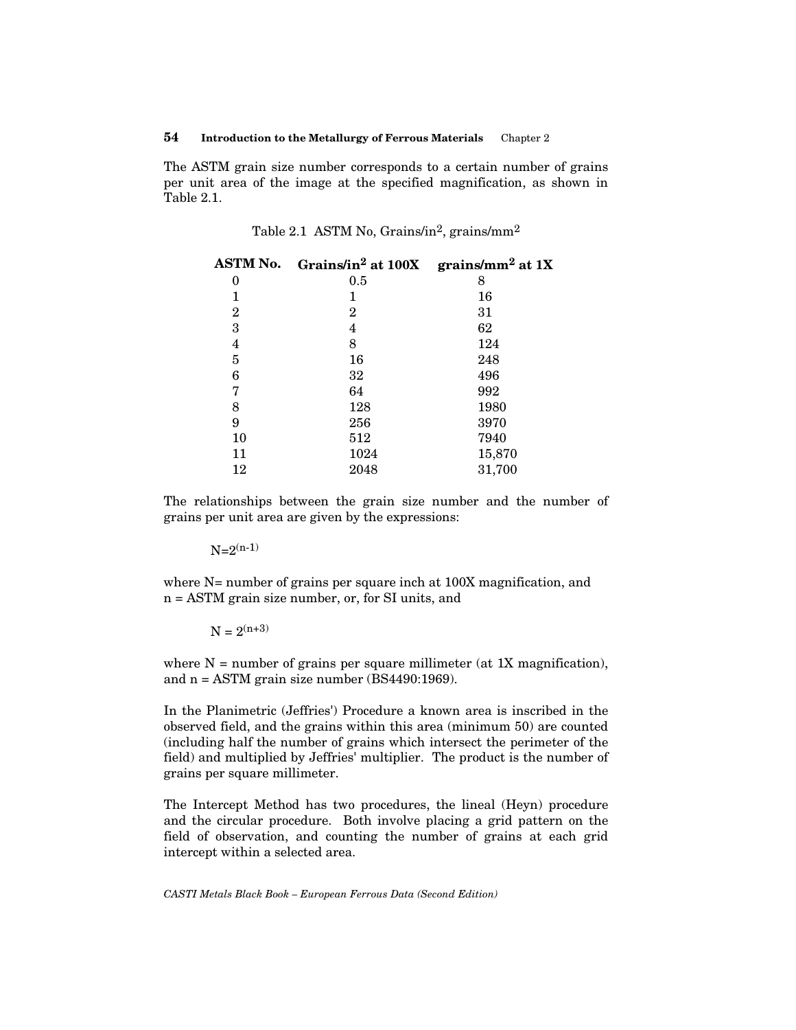The ASTM grain size number corresponds to a certain number of grains per unit area of the image at the specified magnification, as shown in Table 2.1.

Table 2.1 ASTM No, Grains/in$^2$, grains/mm$^2$

| ASTM No. | Grains/in$^2$ at 100X | grains/mm$^2$ at 1X |
|---|---|---|
| 0 | 0.5 | 8 |
| 1 | 1 | 16 |
| 2 | 2 | 31 |
| 3 | 4 | 62 |
| 4 | 8 | 124 |
| 5 | 16 | 248 |
| 6 | 32 | 496 |
| 7 | 64 | 992 |
| 8 | 128 | 1980 |
| 9 | 256 | 3970 |
| 10 | 512 | 7940 |
| 11 | 1024 | 15,870 |
| 12 | 2048 | 31,700 |

The relationships between the grain size number and the number of grains per unit area are given by the expressions:

$$N=2^{(n-1)}$$

where N= number of grains per square inch at 100X magnification, and n = ASTM grain size number, or, for SI units, and

$$N = 2^{(n+3)}$$

where N = number of grains per square millimeter (at 1X magnification), and n = ASTM grain size number (BS4490:1969).

In the Planimetric (Jeffries') Procedure a known area is inscribed in the observed field, and the grains within this area (minimum 50) are counted (including half the number of grains which intersect the perimeter of the field) and multiplied by Jeffries' multiplier. The product is the number of grains per square millimeter.

The Intercept Method has two procedures, the lineal (Heyn) procedure and the circular procedure. Both involve placing a grid pattern on the field of observation, and counting the number of grains at each grid intercept within a selected area.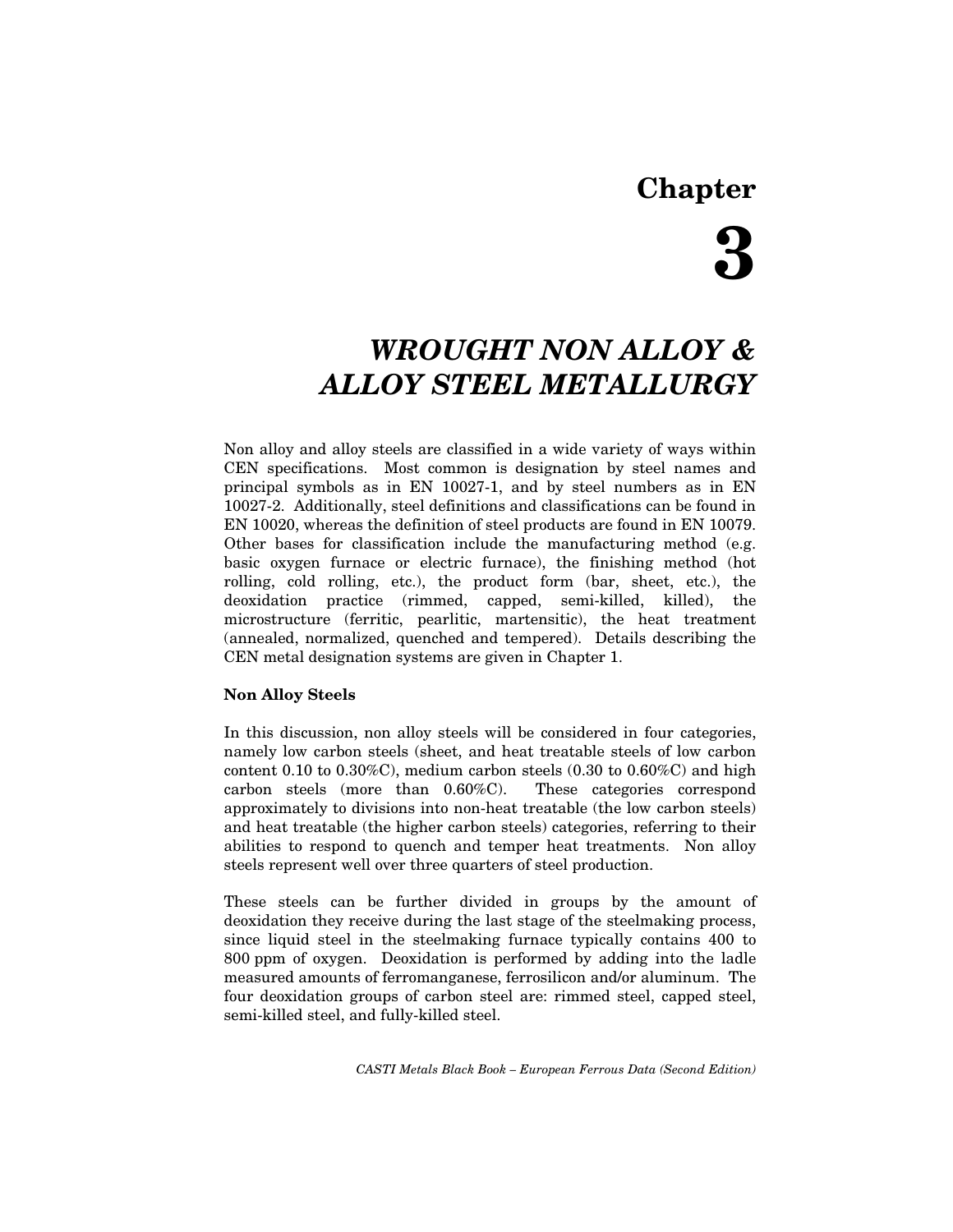# Chapter 3

# *WROUGHT NON ALLOY & ALLOY STEEL METALLURGY*

Non alloy and alloy steels are classified in a wide variety of ways within CEN specifications. Most common is designation by steel names and principal symbols as in EN 10027-1, and by steel numbers as in EN 10027-2. Additionally, steel definitions and classifications can be found in EN 10020, whereas the definition of steel products are found in EN 10079. Other bases for classification include the manufacturing method (e.g. basic oxygen furnace or electric furnace), the finishing method (hot rolling, cold rolling, etc.), the product form (bar, sheet, etc.), the deoxidation practice (rimmed, capped, semi-killed, killed), the microstructure (ferritic, pearlitic, martensitic), the heat treatment (annealed, normalized, quenched and tempered). Details describing the CEN metal designation systems are given in Chapter 1.

**Non Alloy Steels**

In this discussion, non alloy steels will be considered in four categories, namely low carbon steels (sheet, and heat treatable steels of low carbon content 0.10 to 0.30%C), medium carbon steels (0.30 to 0.60%C) and high carbon steels (more than 0.60%C). These categories correspond approximately to divisions into non-heat treatable (the low carbon steels) and heat treatable (the higher carbon steels) categories, referring to their abilities to respond to quench and temper heat treatments. Non alloy steels represent well over three quarters of steel production.

These steels can be further divided in groups by the amount of deoxidation they receive during the last stage of the steelmaking process, since liquid steel in the steelmaking furnace typically contains 400 to 800 ppm of oxygen. Deoxidation is performed by adding into the ladle measured amounts of ferromanganese, ferrosilicon and/or aluminum. The four deoxidation groups of carbon steel are: rimmed steel, capped steel, semi-killed steel, and fully-killed steel.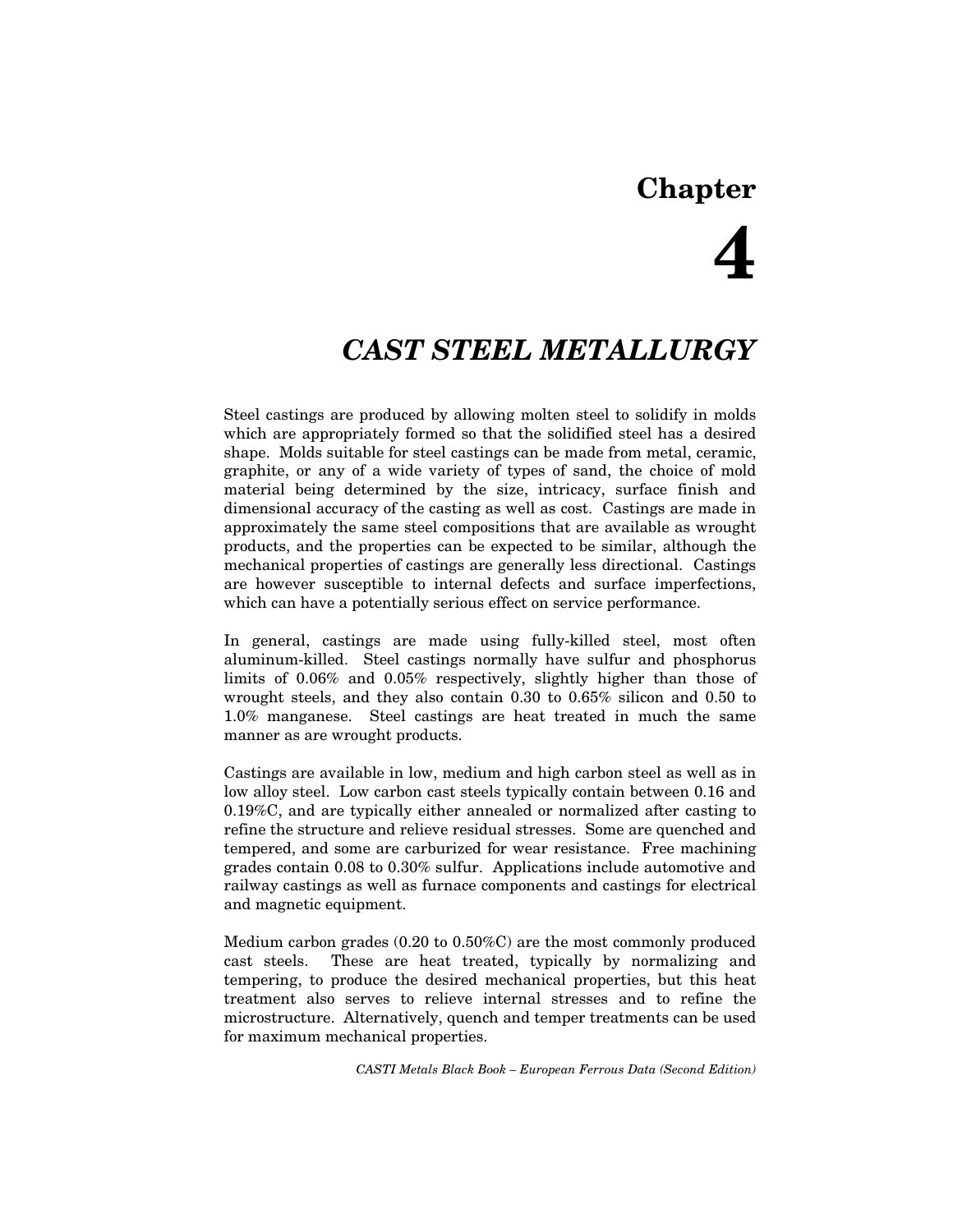# Chapter 4

## *CAST STEEL METALLURGY*

Steel castings are produced by allowing molten steel to solidify in molds which are appropriately formed so that the solidified steel has a desired shape. Molds suitable for steel castings can be made from metal, ceramic, graphite, or any of a wide variety of types of sand, the choice of mold material being determined by the size, intricacy, surface finish and dimensional accuracy of the casting as well as cost. Castings are made in approximately the same steel compositions that are available as wrought products, and the properties can be expected to be similar, although the mechanical properties of castings are generally less directional. Castings are however susceptible to internal defects and surface imperfections, which can have a potentially serious effect on service performance.

In general, castings are made using fully-killed steel, most often aluminum-killed. Steel castings normally have sulfur and phosphorus limits of 0.06% and 0.05% respectively, slightly higher than those of wrought steels, and they also contain 0.30 to 0.65% silicon and 0.50 to 1.0% manganese. Steel castings are heat treated in much the same manner as are wrought products.

Castings are available in low, medium and high carbon steel as well as in low alloy steel. Low carbon cast steels typically contain between 0.16 and 0.19%C, and are typically either annealed or normalized after casting to refine the structure and relieve residual stresses. Some are quenched and tempered, and some are carburized for wear resistance. Free machining grades contain 0.08 to 0.30% sulfur. Applications include automotive and railway castings as well as furnace components and castings for electrical and magnetic equipment.

Medium carbon grades (0.20 to 0.50%C) are the most commonly produced cast steels. These are heat treated, typically by normalizing and tempering, to produce the desired mechanical properties, but this heat treatment also serves to relieve internal stresses and to refine the microstructure. Alternatively, quench and temper treatments can be used for maximum mechanical properties.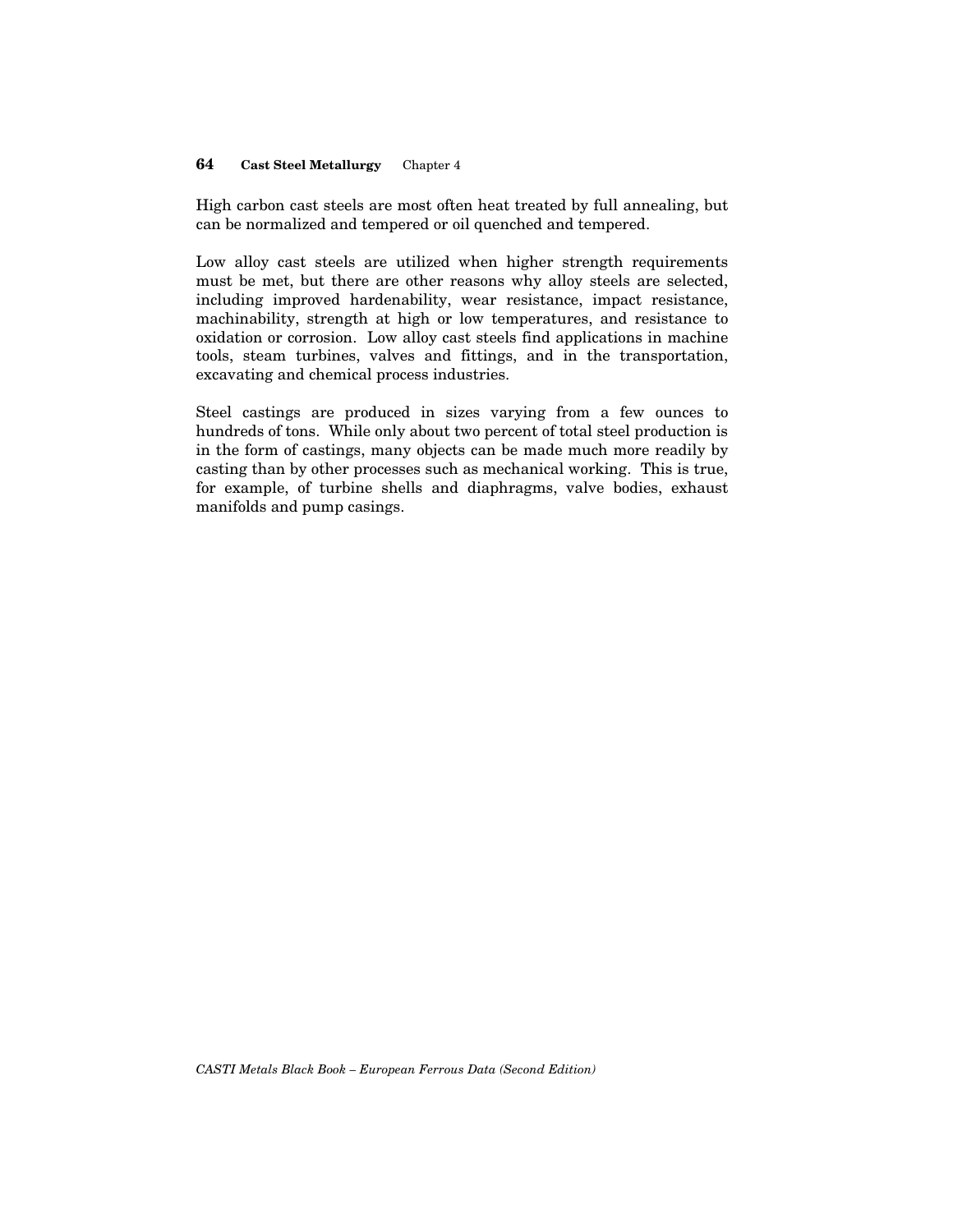High carbon cast steels are most often heat treated by full annealing, but can be normalized and tempered or oil quenched and tempered.

Low alloy cast steels are utilized when higher strength requirements must be met, but there are other reasons why alloy steels are selected, including improved hardenability, wear resistance, impact resistance, machinability, strength at high or low temperatures, and resistance to oxidation or corrosion. Low alloy cast steels find applications in machine tools, steam turbines, valves and fittings, and in the transportation, excavating and chemical process industries.

Steel castings are produced in sizes varying from a few ounces to hundreds of tons. While only about two percent of total steel production is in the form of castings, many objects can be made much more readily by casting than by other processes such as mechanical working. This is true, for example, of turbine shells and diaphragms, valve bodies, exhaust manifolds and pump casings.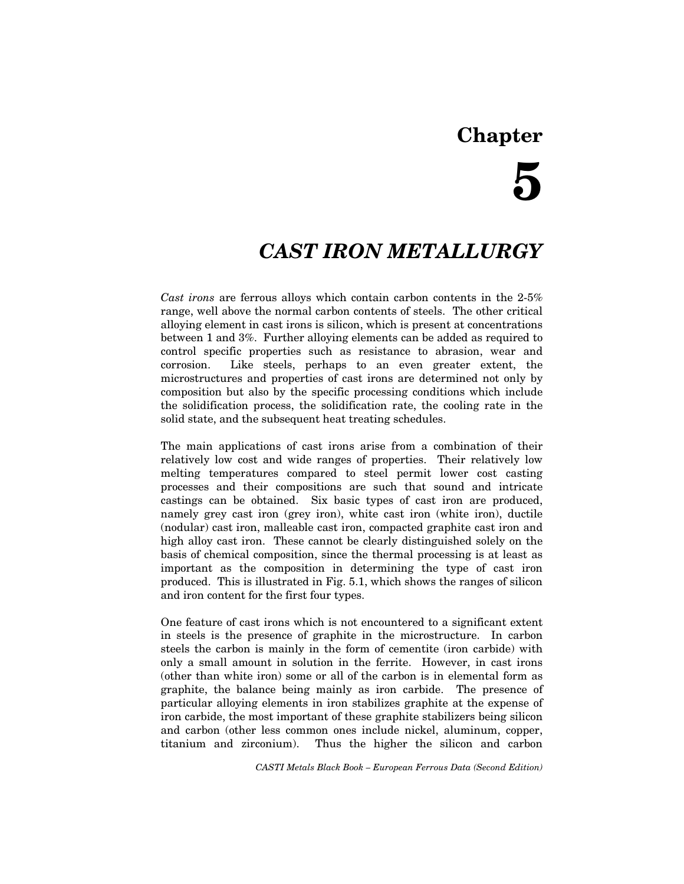# Chapter 5

# *CAST IRON METALLURGY*

*Cast irons* are ferrous alloys which contain carbon contents in the 2-5% range, well above the normal carbon contents of steels. The other critical alloying element in cast irons is silicon, which is present at concentrations between 1 and 3%. Further alloying elements can be added as required to control specific properties such as resistance to abrasion, wear and corrosion. Like steels, perhaps to an even greater extent, the microstructures and properties of cast irons are determined not only by composition but also by the specific processing conditions which include the solidification process, the solidification rate, the cooling rate in the solid state, and the subsequent heat treating schedules.

The main applications of cast irons arise from a combination of their relatively low cost and wide ranges of properties. Their relatively low melting temperatures compared to steel permit lower cost casting processes and their compositions are such that sound and intricate castings can be obtained. Six basic types of cast iron are produced, namely grey cast iron (grey iron), white cast iron (white iron), ductile (nodular) cast iron, malleable cast iron, compacted graphite cast iron and high alloy cast iron. These cannot be clearly distinguished solely on the basis of chemical composition, since the thermal processing is at least as important as the composition in determining the type of cast iron produced. This is illustrated in Fig. 5.1, which shows the ranges of silicon and iron content for the first four types.

One feature of cast irons which is not encountered to a significant extent in steels is the presence of graphite in the microstructure. In carbon steels the carbon is mainly in the form of cementite (iron carbide) with only a small amount in solution in the ferrite. However, in cast irons (other than white iron) some or all of the carbon is in elemental form as graphite, the balance being mainly as iron carbide. The presence of particular alloying elements in iron stabilizes graphite at the expense of iron carbide, the most important of these graphite stabilizers being silicon and carbon (other less common ones include nickel, aluminum, copper, titanium and zirconium). Thus the higher the silicon and carbon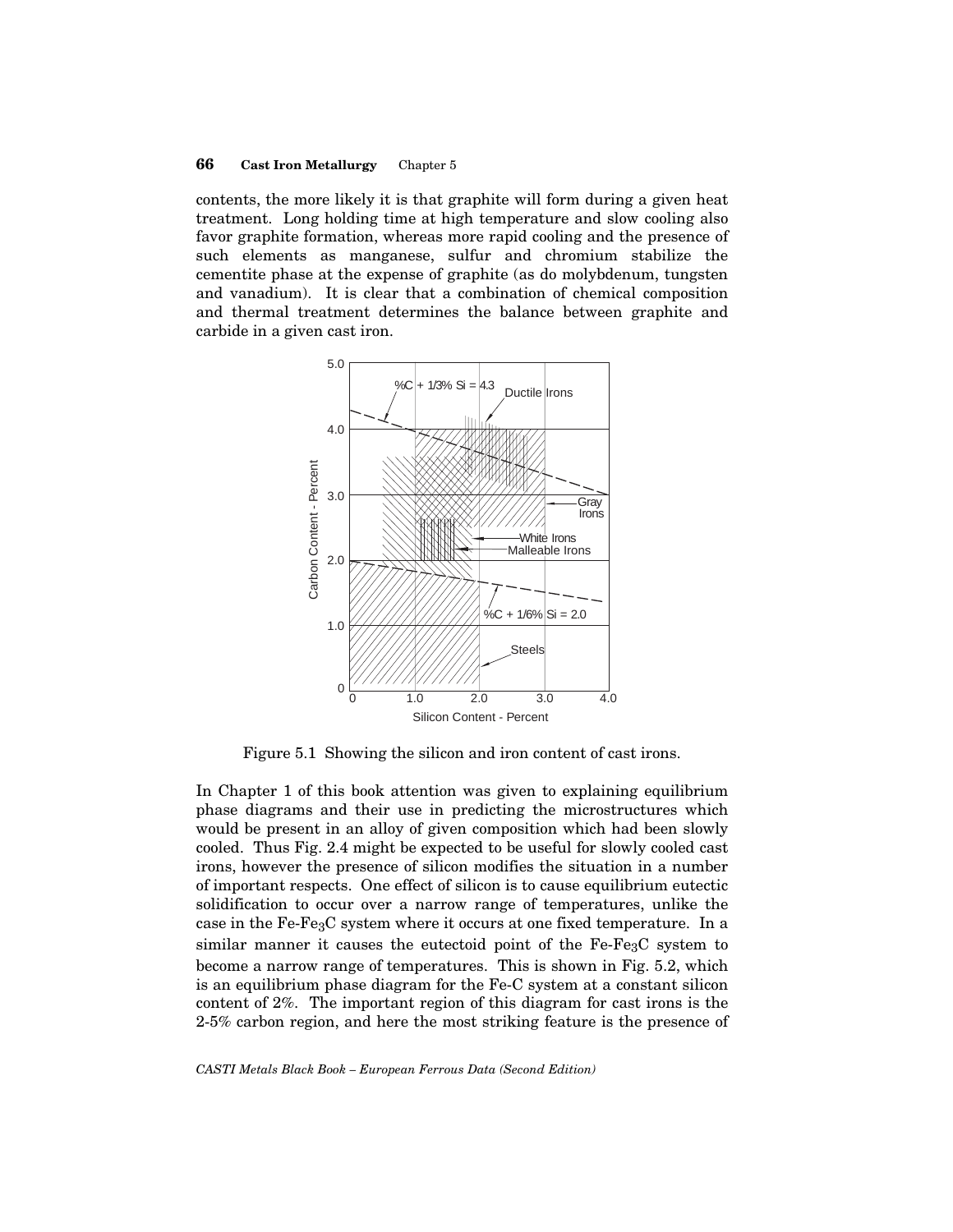contents, the more likely it is that graphite will form during a given heat treatment. Long holding time at high temperature and slow cooling also favor graphite formation, whereas more rapid cooling and the presence of such elements as manganese, sulfur and chromium stabilize the cementite phase at the expense of graphite (as do molybdenum, tungsten and vanadium). It is clear that a combination of chemical composition and thermal treatment determines the balance between graphite and carbide in a given cast iron.

Figure 5.1 Showing the silicon and iron content of cast irons.

In Chapter 1 of this book attention was given to explaining equilibrium phase diagrams and their use in predicting the microstructures which would be present in an alloy of given composition which had been slowly cooled. Thus Fig. 2.4 might be expected to be useful for slowly cooled cast irons, however the presence of silicon modifies the situation in a number of important respects. One effect of silicon is to cause equilibrium eutectic solidification to occur over a narrow range of temperatures, unlike the case in the Fe-$Fe_3C$ system where it occurs at one fixed temperature. In a similar manner it causes the eutectoid point of the Fe-$Fe_3C$ system to become a narrow range of temperatures. This is shown in Fig. 5.2, which is an equilibrium phase diagram for the Fe-C system at a constant silicon content of 2%. The important region of this diagram for cast irons is the 2-5% carbon region, and here the most striking feature is the presence of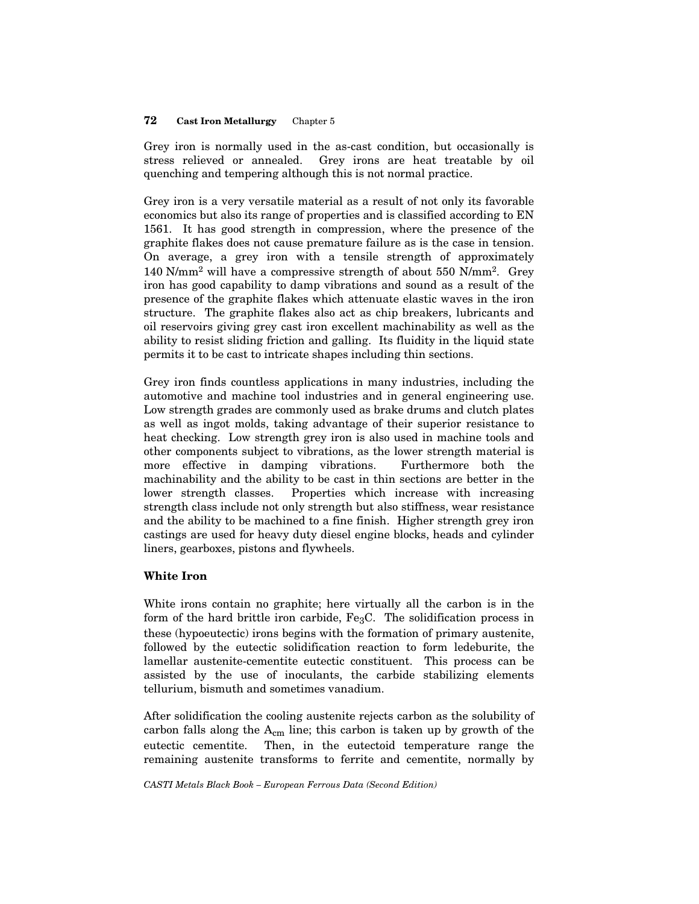Grey iron is normally used in the as-cast condition, but occasionally is stress relieved or annealed. Grey irons are heat treatable by oil quenching and tempering although this is not normal practice.

Grey iron is a very versatile material as a result of not only its favorable economics but also its range of properties and is classified according to EN 1561. It has good strength in compression, where the presence of the graphite flakes does not cause premature failure as is the case in tension. On average, a grey iron with a tensile strength of approximately 140 N/mm$^2$ will have a compressive strength of about 550 N/mm$^2$. Grey iron has good capability to damp vibrations and sound as a result of the presence of the graphite flakes which attenuate elastic waves in the iron structure. The graphite flakes also act as chip breakers, lubricants and oil reservoirs giving grey cast iron excellent machinability as well as the ability to resist sliding friction and galling. Its fluidity in the liquid state permits it to be cast to intricate shapes including thin sections.

Grey iron finds countless applications in many industries, including the automotive and machine tool industries and in general engineering use. Low strength grades are commonly used as brake drums and clutch plates as well as ingot molds, taking advantage of their superior resistance to heat checking. Low strength grey iron is also used in machine tools and other components subject to vibrations, as the lower strength material is more effective in damping vibrations. Furthermore both the machinability and the ability to be cast in thin sections are better in the lower strength classes. Properties which increase with increasing strength class include not only strength but also stiffness, wear resistance and the ability to be machined to a fine finish. Higher strength grey iron castings are used for heavy duty diesel engine blocks, heads and cylinder liners, gearboxes, pistons and flywheels.

## White Iron

White irons contain no graphite; here virtually all the carbon is in the form of the hard brittle iron carbide, $Fe_3C$. The solidification process in these (hypoeutectic) irons begins with the formation of primary austenite, followed by the eutectic solidification reaction to form ledeburite, the lamellar austenite-cementite eutectic constituent. This process can be assisted by the use of inoculants, the carbide stabilizing elements tellurium, bismuth and sometimes vanadium.

After solidification the cooling austenite rejects carbon as the solubility of carbon falls along the $A_{cm}$ line; this carbon is taken up by growth of the eutectic cementite. Then, in the eutectoid temperature range the remaining austenite transforms to ferrite and cementite, normally by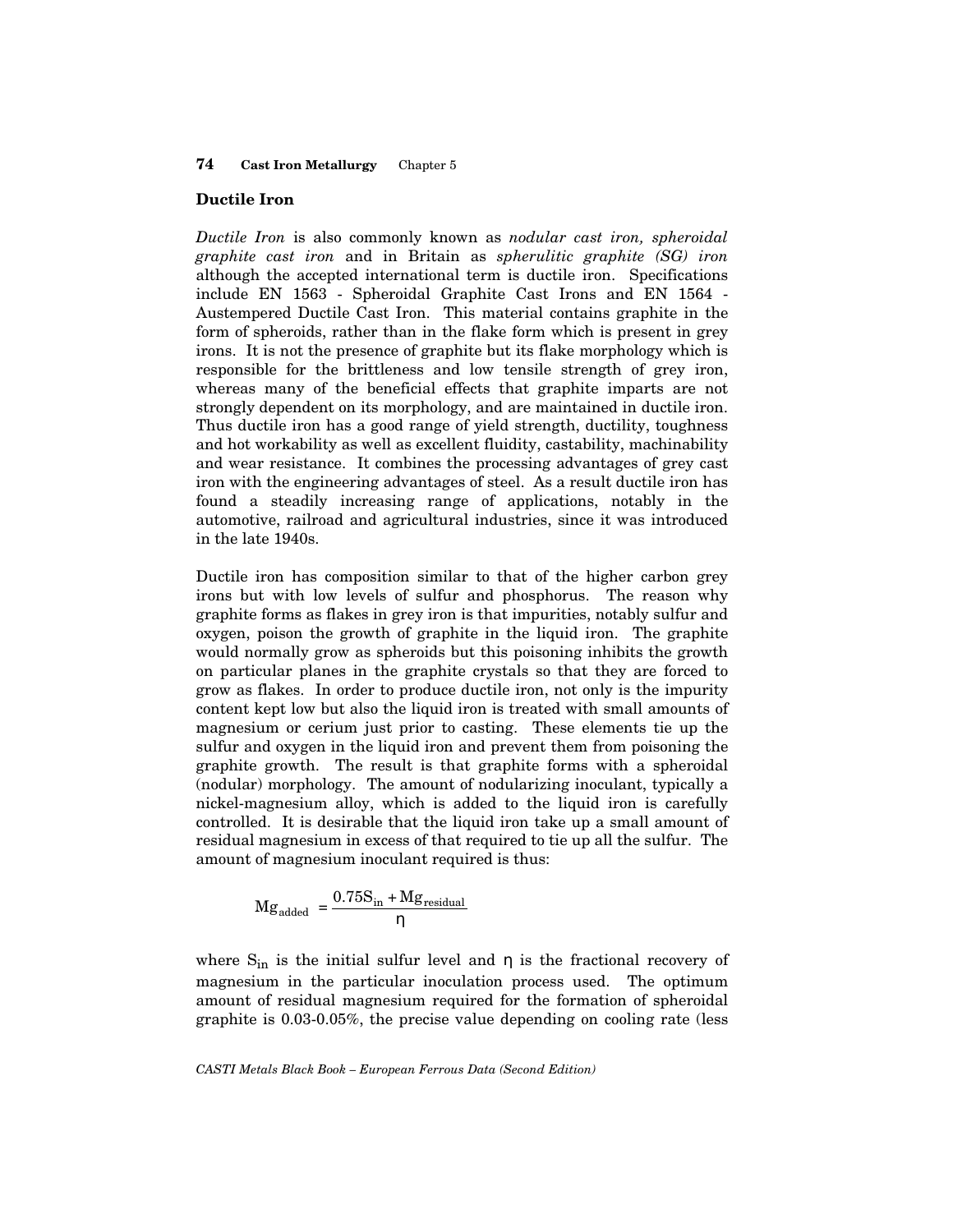## Ductile Iron

*Ductile Iron* is also commonly known as *nodular cast iron, spheroidal graphite cast iron* and in Britain as *spherulitic graphite (SG) iron* although the accepted international term is ductile iron. Specifications include EN 1563 - Spheroidal Graphite Cast Irons and EN 1564 - Austempered Ductile Cast Iron. This material contains graphite in the form of spheroids, rather than in the flake form which is present in grey irons. It is not the presence of graphite but its flake morphology which is responsible for the brittleness and low tensile strength of grey iron, whereas many of the beneficial effects that graphite imparts are not strongly dependent on its morphology, and are maintained in ductile iron. Thus ductile iron has a good range of yield strength, ductility, toughness and hot workability as well as excellent fluidity, castability, machinability and wear resistance. It combines the processing advantages of grey cast iron with the engineering advantages of steel. As a result ductile iron has found a steadily increasing range of applications, notably in the automotive, railroad and agricultural industries, since it was introduced in the late 1940s.

Ductile iron has composition similar to that of the higher carbon grey irons but with low levels of sulfur and phosphorus. The reason why graphite forms as flakes in grey iron is that impurities, notably sulfur and oxygen, poison the growth of graphite in the liquid iron. The graphite would normally grow as spheroids but this poisoning inhibits the growth on particular planes in the graphite crystals so that they are forced to grow as flakes. In order to produce ductile iron, not only is the impurity content kept low but also the liquid iron is treated with small amounts of magnesium or cerium just prior to casting. These elements tie up the sulfur and oxygen in the liquid iron and prevent them from poisoning the graphite growth. The result is that graphite forms with a spheroidal (nodular) morphology. The amount of nodularizing inoculant, typically a nickel-magnesium alloy, which is added to the liquid iron is carefully controlled. It is desirable that the liquid iron take up a small amount of residual magnesium in excess of that required to tie up all the sulfur. The amount of magnesium inoculant required is thus:

$$Mg_{added} = \frac{0.75S_{in} + Mg_{residual}}{\eta}$$

where $S_{in}$ is the initial sulfur level and $\eta$ is the fractional recovery of magnesium in the particular inoculation process used. The optimum amount of residual magnesium required for the formation of spheroidal graphite is 0.03-0.05%, the precise value depending on cooling rate (less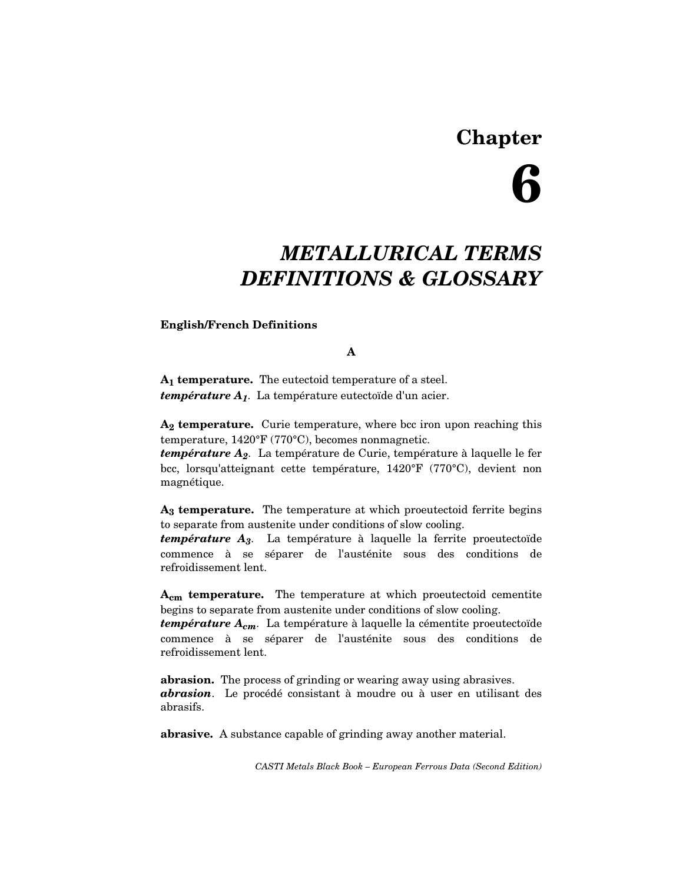# Chapter 6

## METALLURICAL TERMS DEFINITIONS & GLOSSARY

**English/French Definitions**

### A

**$A_1$ temperature.** The eutectoid temperature of a steel.
***température $A_1$***. La température eutectoïde d'un acier.

**$A_2$ temperature.** Curie temperature, where bcc iron upon reaching this temperature, 1420°F (770°C), becomes nonmagnetic.
***température $A_2$***. La température de Curie, température à laquelle le fer bcc, lorsqu'atteignant cette température, 1420°F (770°C), devient non magnétique.

**$A_3$ temperature.** The temperature at which proeutectoid ferrite begins to separate from austenite under conditions of slow cooling.
***température $A_3$***. La température à laquelle la ferrite proeutectoïde commence à se séparer de l'austénite sous des conditions de refroidissement lent.

**$A_{cm}$ temperature.** The temperature at which proeutectoid cementite begins to separate from austenite under conditions of slow cooling.
***température $A_{cm}$***. La température à laquelle la cémentite proeutectoïde commence à se séparer de l'austénite sous des conditions de refroidissement lent.

**abrasion.** The process of grinding or wearing away using abrasives.
***abrasion***. Le procédé consistant à moudre ou à user en utilisant des abrasifs.

**abrasive.** A substance capable of grinding away another material.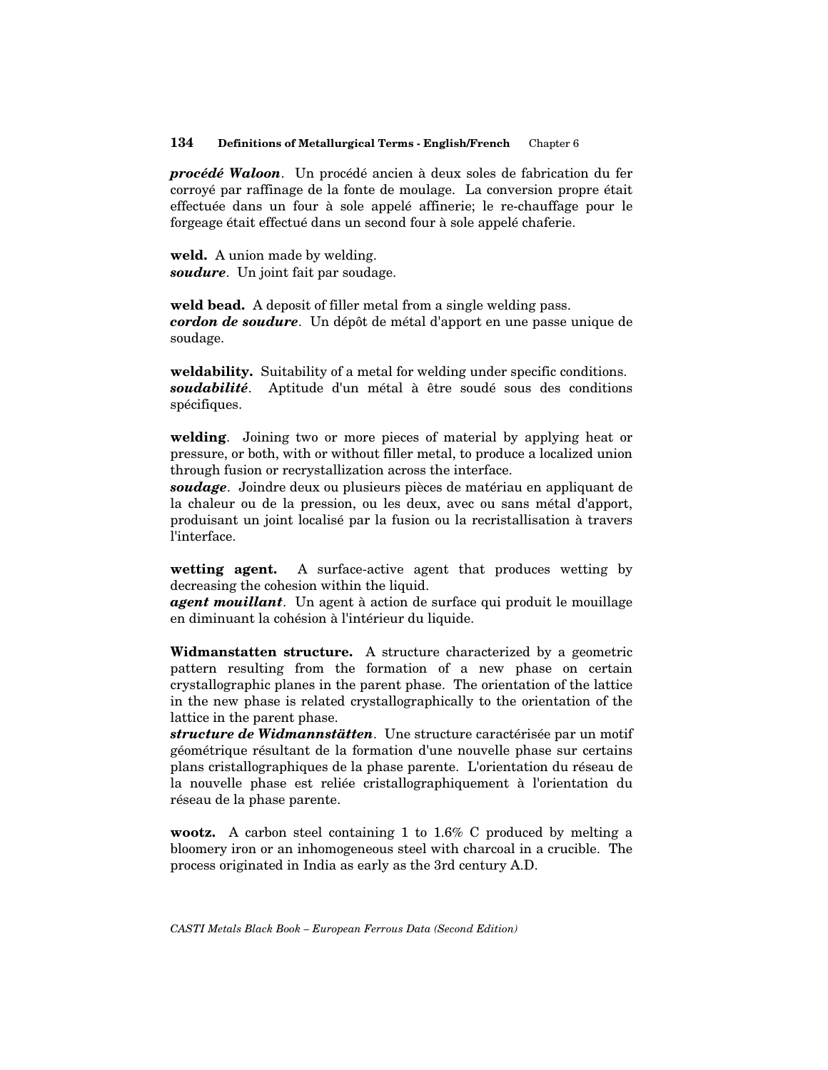***procédé Waloon***. Un procédé ancien à deux soles de fabrication du fer corroyé par raffinage de la fonte de moulage. La conversion propre était effectuée dans un four à sole appelé affinerie; le re-chauffage pour le forgeage était effectué dans un second four à sole appelé chaferie.

**weld.** A union made by welding.
***soudure***. Un joint fait par soudage.

**weld bead.** A deposit of filler metal from a single welding pass.
***cordon de soudure***. Un dépôt de métal d'apport en une passe unique de soudage.

**weldability.** Suitability of a metal for welding under specific conditions.
***soudabilité***. Aptitude d'un métal à être soudé sous des conditions spécifiques.

**welding**. Joining two or more pieces of material by applying heat or pressure, or both, with or without filler metal, to produce a localized union through fusion or recrystallization across the interface.
***soudage***. Joindre deux ou plusieurs pièces de matériau en appliquant de la chaleur ou de la pression, ou les deux, avec ou sans métal d'apport, produisant un joint localisé par la fusion ou la recristallisation à travers l'interface.

**wetting agent.** A surface-active agent that produces wetting by decreasing the cohesion within the liquid.
***agent mouillant***. Un agent à action de surface qui produit le mouillage en diminuant la cohésion à l'intérieur du liquide.

**Widmanstatten structure.** A structure characterized by a geometric pattern resulting from the formation of a new phase on certain crystallographic planes in the parent phase. The orientation of the lattice in the new phase is related crystallographically to the orientation of the lattice in the parent phase.
***structure de Widmannstätten***. Une structure caractérisée par un motif géométrique résultant de la formation d'une nouvelle phase sur certains plans cristallographiques de la phase parente. L'orientation du réseau de la nouvelle phase est reliée cristallographiquement à l'orientation du réseau de la phase parente.

**wootz.** A carbon steel containing 1 to 1.6% C produced by melting a bloomery iron or an inhomogeneous steel with charcoal in a crucible. The process originated in India as early as the 3rd century A.D.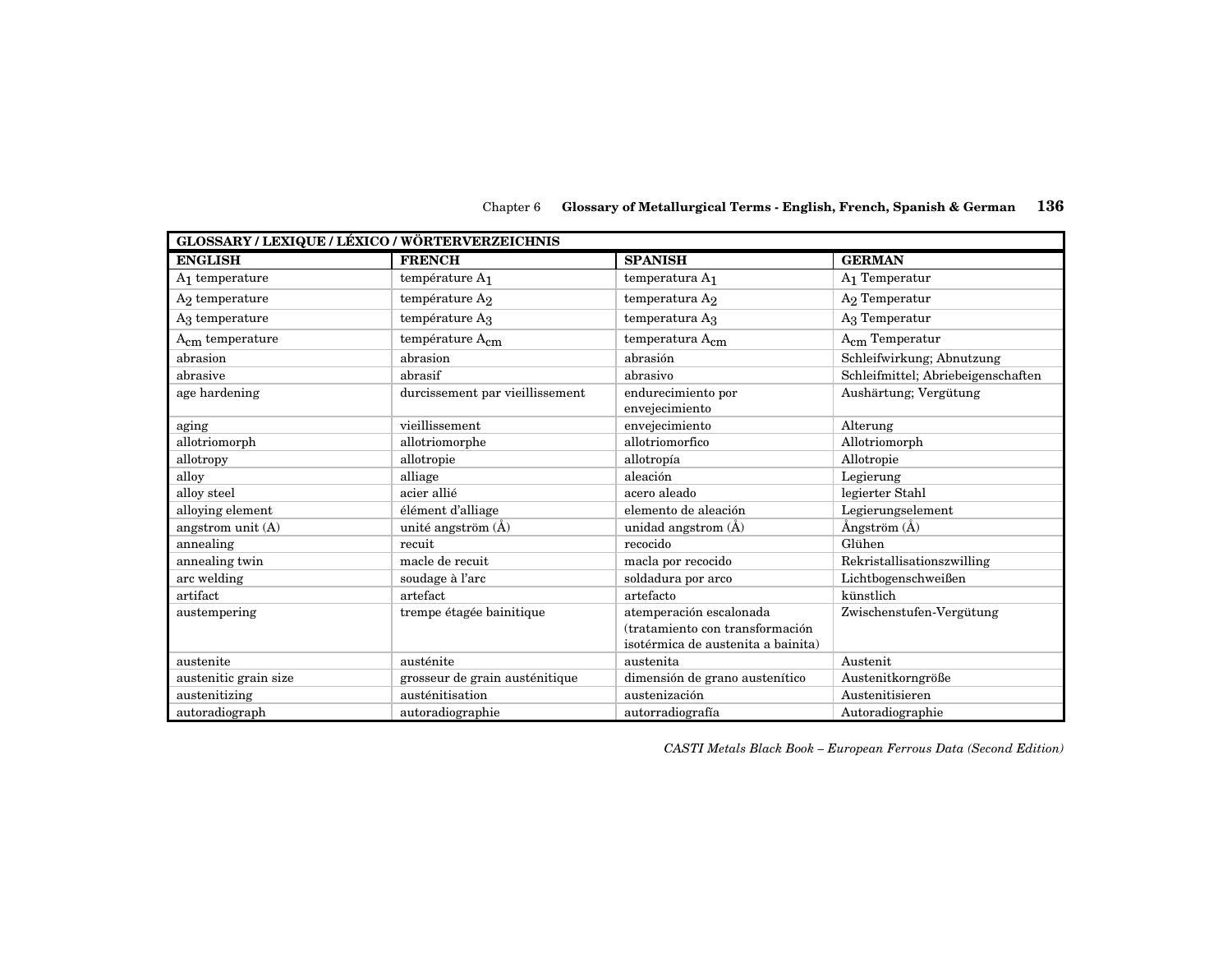| GLOSSARY / LEXIQUE / LÉXICO / WÖRTERVERZEICHNIS | | | |
|---|---|---|---|
| **ENGLISH** | **FRENCH** | **SPANISH** | **GERMAN** |
| $A_1$ temperature | température $A_1$ | temperatura $A_1$ | $A_1$ Temperatur |
| $A_2$ temperature | température $A_2$ | temperatura $A_2$ | $A_2$ Temperatur |
| $A_3$ temperature | température $A_3$ | temperatura $A_3$ | $A_3$ Temperatur |
| $A_{cm}$ temperature | température $A_{cm}$ | temperatura $A_{cm}$ | $A_{cm}$ Temperatur |
| abrasion | abrasion | abrasión | Schleifwirkung; Abnutzung |
| abrasive | abrasif | abrasivo | Schleifmittel; Abriebeigenschaften |
| age hardening | durcissement par vieillissement | endurecimiento por envejecimiento | Aushärtung; Vergütung |
| aging | vieillissement | envejecimiento | Alterung |
| allotriomorph | allotriomorphe | allotriomorfico | Allotriomorph |
| allotropy | allotropie | allotropía | Allotropie |
| alloy | alliage | aleación | Legierung |
| alloy steel | acier allié | acero aleado | legierter Stahl |
| alloying element | élément d'alliage | elemento de aleación | Legierungselement |
| angstrom unit (A) | unité angström (Å) | unidad angstrom (Å) | Ångström (Å) |
| annealing | recuit | recocido | Glühen |
| annealing twin | macle de recuit | macla por recocido | Rekristallisationszwilling |
| arc welding | soudage à l'arc | soldadura por arco | Lichtbogenschweißen |
| artifact | artefact | artefacto | künstlich |
| austempering | trempe étagée bainitique | atemperación escalonada (tratamiento con transformación isotérmica de austenita a bainita) | Zwischenstufen-Vergütung |
| austenite | austénite | austenita | Austenit |
| austenitic grain size | grosseur de grain austénitique | dimensión de grano austenítico | Austenitkorngröße |
| austenitizing | austénitisation | austenización | Austenitisieren |
| autoradiograph | autoradiographie | autorradiografía | Autoradiographie |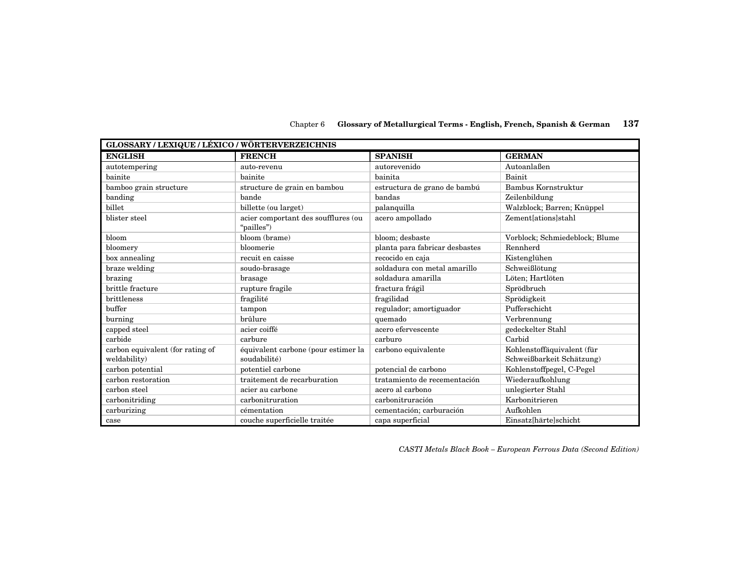| GLOSSARY / LEXIQUE / LÉXICO / WÖRTERVERZEICHNIS | | | |
|---|---|---|---|
| **ENGLISH** | **FRENCH** | **SPANISH** | **GERMAN** |
| autotempering | auto-revenu | autorevenido | Autoanlaßen |
| bainite | bainite | bainita | Bainit |
| bamboo grain structure | structure de grain en bambou | estructura de grano de bambú | Bambus Kornstruktur |
| banding | bande | bandas | Zeilenbildung |
| billet | billette (ou larget) | palanquilla | Walzblock; Barren; Knüppel |
| blister steel | acier comportant des soufflures (ou “pailles”) | acero ampollado | Zement[ations]stahl |
| bloom | bloom (brame) | bloom; desbaste | Vorblock; Schmiedeblock; Blume |
| bloomery | bloomerie | planta para fabricar desbastes | Rennherd |
| box annealing | recuit en caisse | recocido en caja | Kistenglühen |
| braze welding | soudo-brasage | soldadura con metal amarillo | Schweißlötung |
| brazing | brasage | soldadura amarilla | Löten; Hartlöten |
| brittle fracture | rupture fragile | fractura frágil | Sprödbruch |
| brittleness | fragilité | fragilidad | Sprödigkeit |
| buffer | tampon | regulador; amortiguador | Pufferschicht |
| burning | brûlure | quemado | Verbrennung |
| capped steel | acier coiffé | acero efervescente | gedeckelter Stahl |
| carbide | carbure | carburo | Carbid |
| carbon equivalent (for rating of weldability) | équivalent carbone (pour estimer la soudabilité) | carbono equivalente | Kohlenstoffäquivalent (für Schweißbarkeit Schätzung) |
| carbon potential | potentiel carbone | potencial de carbono | Kohlenstoffpegel, C-Pegel |
| carbon restoration | traitement de recarburation | tratamiento de recementación | Wiederaufkohlung |
| carbon steel | acier au carbone | acero al carbono | unlegierter Stahl |
| carbonitriding | carbonitruration | carbonitruración | Karbonitrieren |
| carburizing | cémentation | cementación; carburación | Aufkohlen |
| case | couche superficielle traitée | capa superficial | Einsatz[härte]schicht |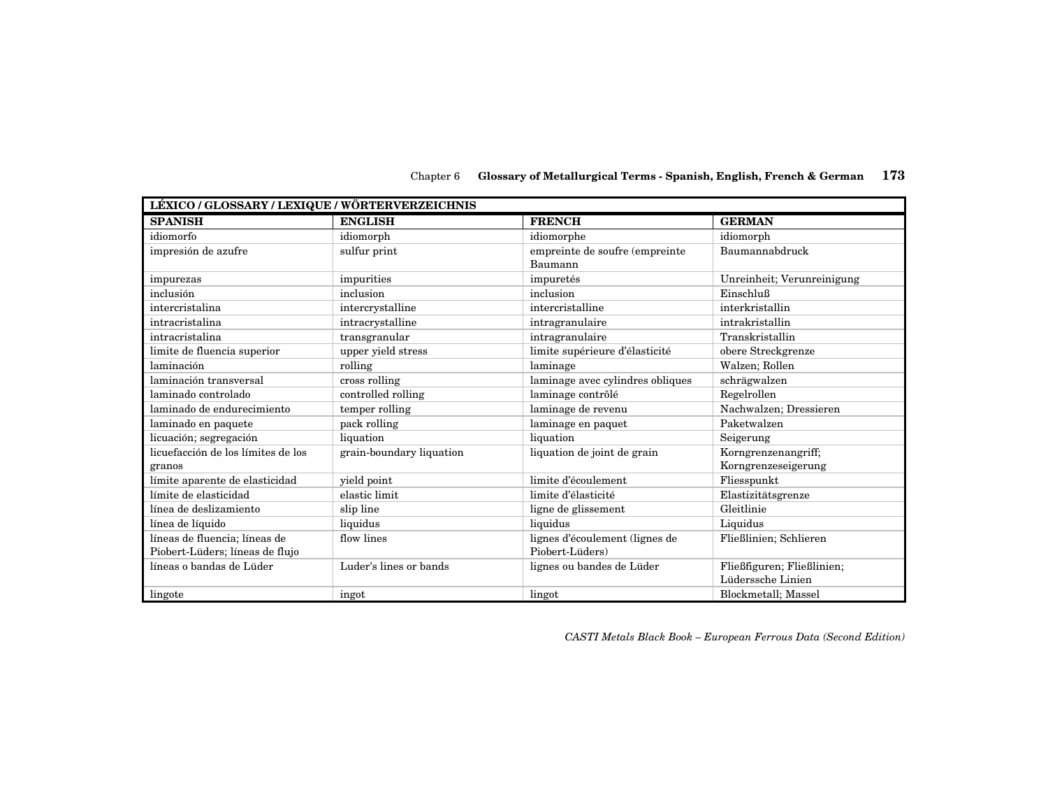| LÉXICO / GLOSSARY / LEXIQUE / WÖRTERVERZEICHNIS | | | |
|---|---|---|---|
| **SPANISH** | **ENGLISH** | **FRENCH** | **GERMAN** |
| idiomorfo | idiomorph | idiomorphe | idiomorph |
| impresión de azufre | sulfur print | empreinte de soufre (empreinte Baumann | Baumannabdruck |
| impurezas | impurities | impuretés | Unreinheit; Verunreinigung |
| inclusión | inclusion | inclusion | Einschluß |
| intercristalina | intercrystalline | intercristalline | interkristallin |
| intracristalina | intracrystalline | intragranulaire | intrakristallin |
| intracristalina | transgranular | intragranulaire | Transkristallin |
| limite de fluencia superior | upper yield stress | limite supérieure d'élasticité | obere Streckgrenze |
| laminación | rolling | laminage | Walzen; Rollen |
| laminación transversal | cross rolling | laminage avec cylindres obliques | schrägwalzen |
| laminado controlado | controlled rolling | laminage contrôlé | Regelrollen |
| laminado de endurecimiento | temper rolling | laminage de revenu | Nachwalzen; Dressieren |
| laminado en paquete | pack rolling | laminage en paquet | Paketwalzen |
| licuación; segregación | liquation | liquation | Seigerung |
| licuefacción de los límites de los granos | grain-boundary liquation | liquation de joint de grain | Korngrenzenangriff; Korngrenzeseigerung |
| límite aparente de elasticidad | yield point | limite d'écoulement | Fliesspunkt |
| límite de elasticidad | elastic limit | limite d'élasticité | Elastizitätsgrenze |
| línea de deslizamiento | slip line | ligne de glissement | Gleitlinie |
| línea de líquido | liquidus | liquidus | Liquidus |
| líneas de fluencia; líneas de Piobert-Lüders; líneas de flujo | flow lines | lignes d'écoulement (lignes de Piobert-Lüders) | Fließlinien; Schlieren |
| líneas o bandas de Lüder | Luder's lines or bands | lignes ou bandes de Lüder | Fließfiguren; Fließlinien; Lüderssche Linien |
| lingote | ingot | lingot | Blockmetall; Massel |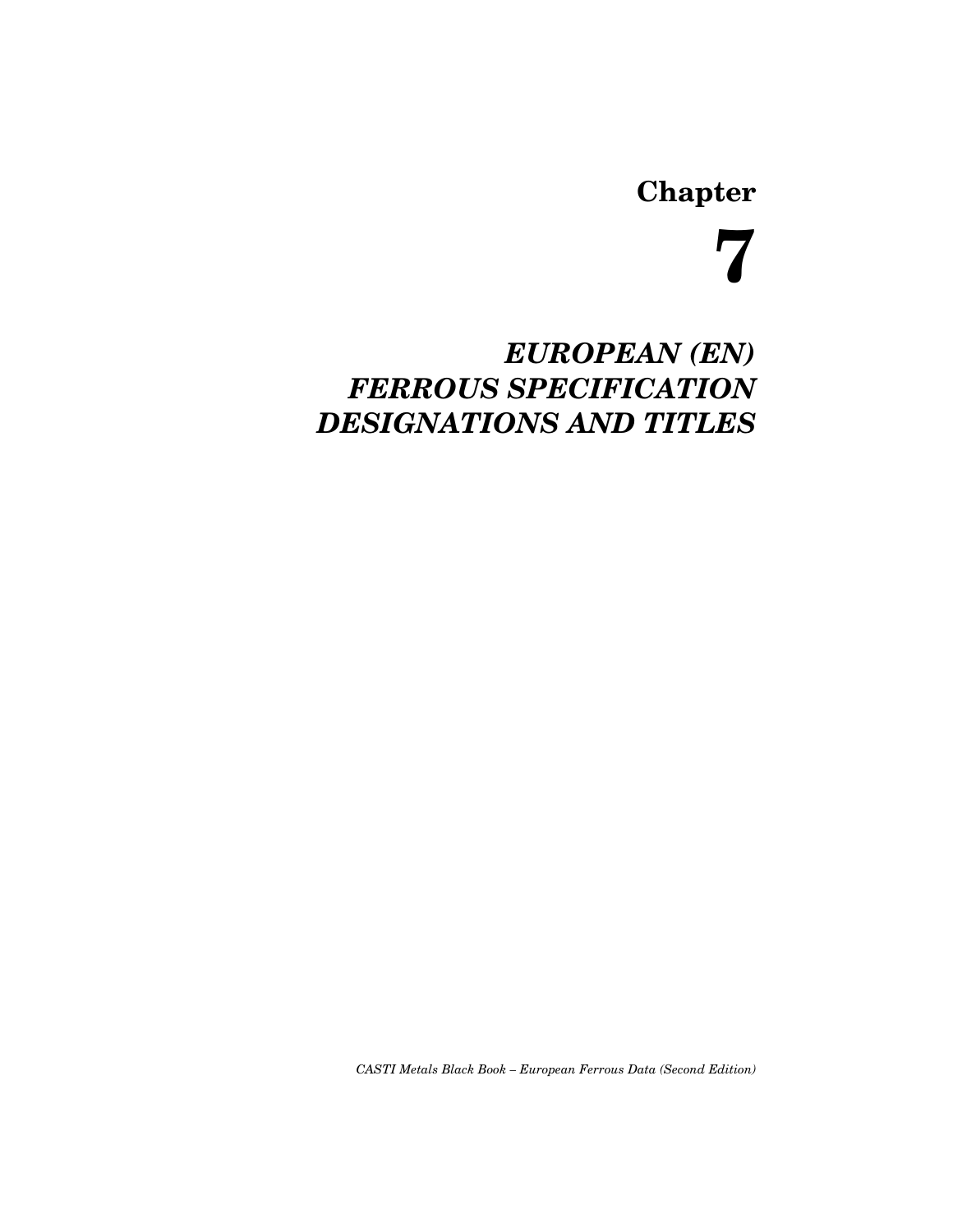# Chapter 7

# *EUROPEAN (EN) FERROUS SPECIFICATION DESIGNATIONS AND TITLES*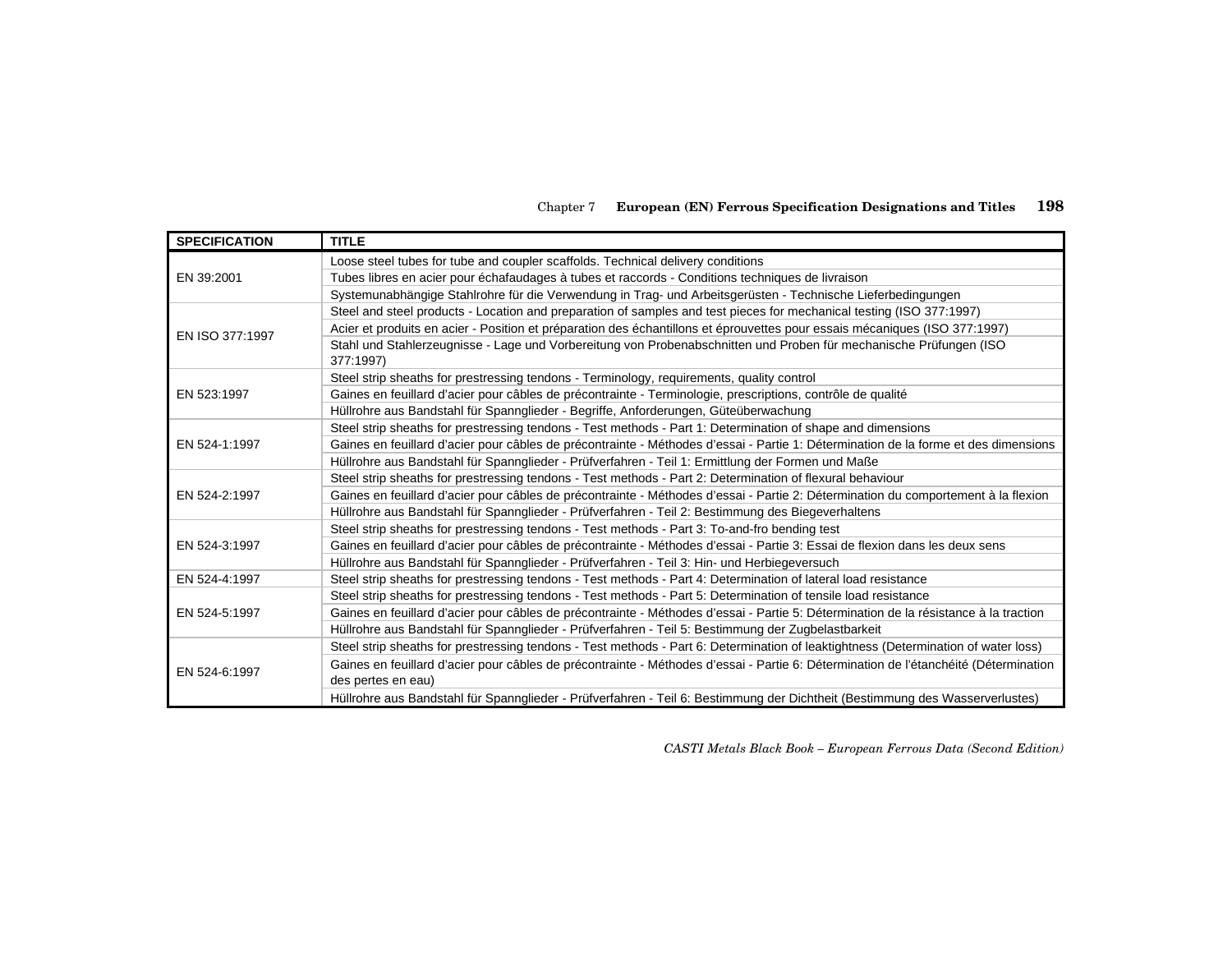| SPECIFICATION | TITLE |
| --- | --- |
| EN 39:2001 | Loose steel tubes for tube and coupler scaffolds. Technical delivery conditions |
| | Tubes libres en acier pour échafaudages à tubes et raccords - Conditions techniques de livraison |
| | Systemunabhängige Stahlrohre für die Verwendung in Trag- und Arbeitsgerüsten - Technische Lieferbedingungen |
| EN ISO 377:1997 | Steel and steel products - Location and preparation of samples and test pieces for mechanical testing (ISO 377:1997) |
| | Acier et produits en acier - Position et préparation des échantillons et éprouvettes pour essais mécaniques (ISO 377:1997) |
| | Stahl und Stahlerzeugnisse - Lage und Vorbereitung von Probenabschnitten und Proben für mechanische Prüfungen (ISO 377:1997) |
| EN 523:1997 | Steel strip sheaths for prestressing tendons - Terminology, requirements, quality control |
| | Gaines en feuillard d'acier pour câbles de précontrainte - Terminologie, prescriptions, contrôle de qualité |
| | Hüllrohre aus Bandstahl für Spannglieder - Begriffe, Anforderungen, Güteüberwachung |
| EN 524-1:1997 | Steel strip sheaths for prestressing tendons - Test methods - Part 1: Determination of shape and dimensions |
| | Gaines en feuillard d'acier pour câbles de précontrainte - Méthodes d'essai - Partie 1: Détermination de la forme et des dimensions |
| | Hüllrohre aus Bandstahl für Spannglieder - Prüfverfahren - Teil 1: Ermittlung der Formen und Maße |
| EN 524-2:1997 | Steel strip sheaths for prestressing tendons - Test methods - Part 2: Determination of flexural behaviour |
| | Gaines en feuillard d'acier pour câbles de précontrainte - Méthodes d'essai - Partie 2: Détermination du comportement à la flexion |
| | Hüllrohre aus Bandstahl für Spannglieder - Prüfverfahren - Teil 2: Bestimmung des Biegeverhaltens |
| EN 524-3:1997 | Steel strip sheaths for prestressing tendons - Test methods - Part 3: To-and-fro bending test |
| | Gaines en feuillard d'acier pour câbles de précontrainte - Méthodes d'essai - Partie 3: Essai de flexion dans les deux sens |
| | Hüllrohre aus Bandstahl für Spannglieder - Prüfverfahren - Teil 3: Hin- und Herbiegeversuch |
| EN 524-4:1997 | Steel strip sheaths for prestressing tendons - Test methods - Part 4: Determination of lateral load resistance |
| EN 524-5:1997 | Steel strip sheaths for prestressing tendons - Test methods - Part 5: Determination of tensile load resistance |
| | Gaines en feuillard d'acier pour câbles de précontrainte - Méthodes d'essai - Partie 5: Détermination de la résistance à la traction |
| | Hüllrohre aus Bandstahl für Spannglieder - Prüfverfahren - Teil 5: Bestimmung der Zugbelastbarkeit |
| EN 524-6:1997 | Steel strip sheaths for prestressing tendons - Test methods - Part 6: Determination of leaktightness (Determination of water loss) |
| | Gaines en feuillard d'acier pour câbles de précontrainte - Méthodes d'essai - Partie 6: Détermination de l'étanchéité (Détermination des pertes en eau) |
| | Hüllrohre aus Bandstahl für Spannglieder - Prüfverfahren - Teil 6: Bestimmung der Dichtheit (Bestimmung des Wasserverlustes) |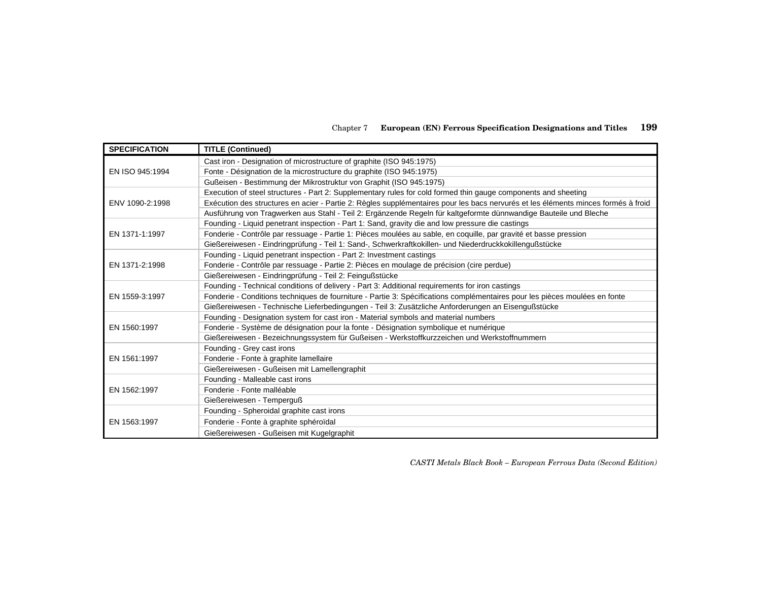| SPECIFICATION | TITLE (Continued) |
|---|---|
| EN ISO 945:1994 | Cast iron - Designation of microstructure of graphite (ISO 945:1975) |
| | Fonte - Désignation de la microstructure du graphite (ISO 945:1975) |
| | Gußeisen - Bestimmung der Mikrostruktur von Graphit (ISO 945:1975) |
| ENV 1090-2:1998 | Execution of steel structures - Part 2: Supplementary rules for cold formed thin gauge components and sheeting |
| | Exécution des structures en acier - Partie 2: Règles supplémentaires pour les bacs nervurés et les éléments minces formés à froid |
| | Ausführung von Tragwerken aus Stahl - Teil 2: Ergänzende Regeln für kaltgeformte dünnwandige Bauteile und Bleche |
| EN 1371-1:1997 | Founding - Liquid penetrant inspection - Part 1: Sand, gravity die and low pressure die castings |
| | Fonderie - Contrôle par ressuage - Partie 1: Pièces moulées au sable, en coquille, par gravité et basse pression |
| | Gießereiwesen - Eindringprüfung - Teil 1: Sand-, Schwerkraftkokillen- und Niederdruckkokillengußstücke |
| EN 1371-2:1998 | Founding - Liquid penetrant inspection - Part 2: Investment castings |
| | Fonderie - Contrôle par ressuage - Partie 2: Pièces en moulage de précision (cire perdue) |
| | Gießereiwesen - Eindringprüfung - Teil 2: Feingußstücke |
| EN 1559-3:1997 | Founding - Technical conditions of delivery - Part 3: Additional requirements for iron castings |
| | Fonderie - Conditions techniques de fourniture - Partie 3: Spécifications complémentaires pour les pièces moulées en fonte |
| | Gießereiwesen - Technische Lieferbedingungen - Teil 3: Zusätzliche Anforderungen an Eisengußstücke |
| EN 1560:1997 | Founding - Designation system for cast iron - Material symbols and material numbers |
| | Fonderie - Système de désignation pour la fonte - Désignation symbolique et numérique |
| | Gießereiwesen - Bezeichnungssystem für Gußeisen - Werkstoffkurzzeichen und Werkstoffnummern |
| EN 1561:1997 | Founding - Grey cast irons |
| | Fonderie - Fonte à graphite lamellaire |
| | Gießereiwesen - Gußeisen mit Lamellengraphit |
| EN 1562:1997 | Founding - Malleable cast irons |
| | Fonderie - Fonte malléable |
| | Gießereiwesen - Temperguß |
| EN 1563:1997 | Founding - Spheroidal graphite cast irons |
| | Fonderie - Fonte à graphite sphéroïdal |
| | Gießereiwesen - Gußeisen mit Kugelgraphit |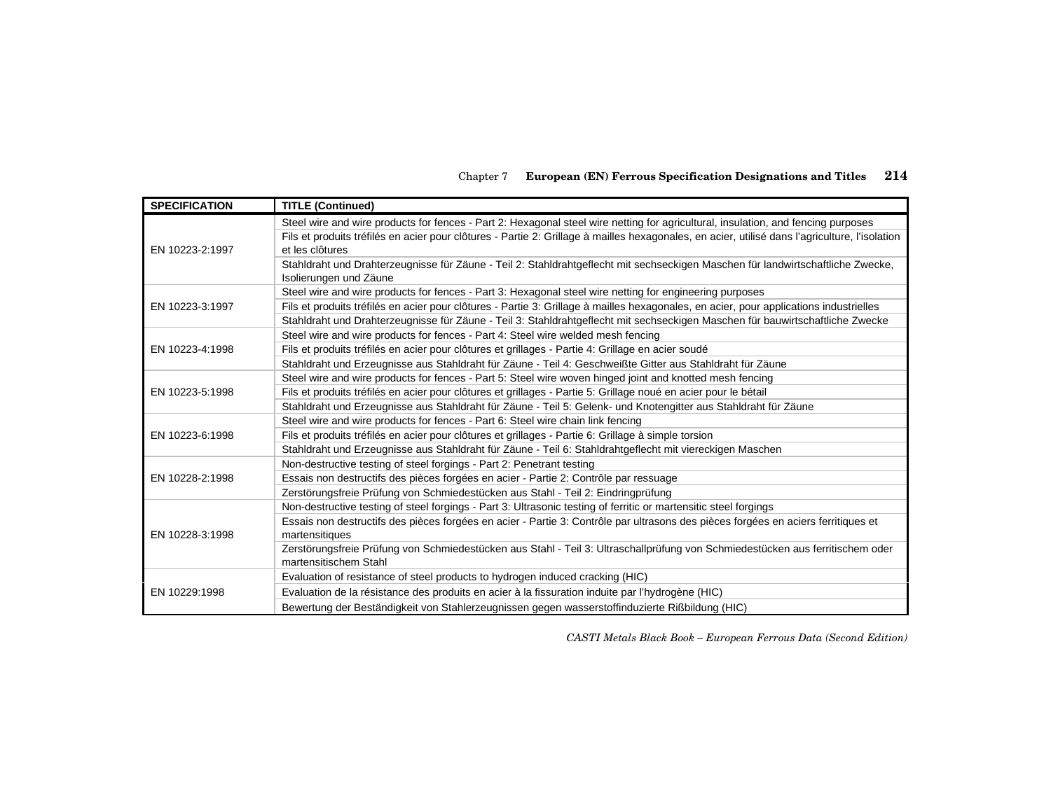| SPECIFICATION | TITLE (Continued) |
|---|---|
| EN 10223-2:1997 | Steel wire and wire products for fences - Part 2: Hexagonal steel wire netting for agricultural, insulation, and fencing purposes |
| | Fils et produits tréfilés en acier pour clôtures - Partie 2: Grillage à mailles hexagonales, en acier, utilisé dans l'agriculture, l'isolation et les clôtures |
| | Stahldraht und Drahterzeugnisse für Zäune - Teil 2: Stahldrahtgeflecht mit sechseckigen Maschen für landwirtschaftliche Zwecke, Isolierungen und Zäune |
| EN 10223-3:1997 | Steel wire and wire products for fences - Part 3: Hexagonal steel wire netting for engineering purposes |
| | Fils et produits tréfilés en acier pour clôtures - Partie 3: Grillage à mailles hexagonales, en acier, pour applications industrielles |
| | Stahldraht und Drahterzeugnisse für Zäune - Teil 3: Stahldrahtgeflecht mit sechseckigen Maschen für bauwirtschaftliche Zwecke |
| EN 10223-4:1998 | Steel wire and wire products for fences - Part 4: Steel wire welded mesh fencing |
| | Fils et produits tréfilés en acier pour clôtures et grillages - Partie 4: Grillage en acier soudé |
| | Stahldraht und Erzeugnisse aus Stahldraht für Zäune - Teil 4: Geschweißte Gitter aus Stahldraht für Zäune |
| EN 10223-5:1998 | Steel wire and wire products for fences - Part 5: Steel wire woven hinged joint and knotted mesh fencing |
| | Fils et produits tréfilés en acier pour clôtures et grillages - Partie 5: Grillage noué en acier pour le bétail |
| | Stahldraht und Erzeugnisse aus Stahldraht für Zäune - Teil 5: Gelenk- und Knotengitter aus Stahldraht für Zäune |
| EN 10223-6:1998 | Steel wire and wire products for fences - Part 6: Steel wire chain link fencing |
| | Fils et produits tréfilés en acier pour clôtures et grillages - Partie 6: Grillage à simple torsion |
| | Stahldraht und Erzeugnisse aus Stahldraht für Zäune - Teil 6: Stahldrahtgeflecht mit viereckigen Maschen |
| EN 10228-2:1998 | Non-destructive testing of steel forgings - Part 2: Penetrant testing |
| | Essais non destructifs des pièces forgées en acier - Partie 2: Contrôle par ressuage |
| | Zerstörungsfreie Prüfung von Schmiedestücken aus Stahl - Teil 2: Eindringprüfung |
| EN 10228-3:1998 | Non-destructive testing of steel forgings - Part 3: Ultrasonic testing of ferritic or martensitic steel forgings |
| | Essais non destructifs des pièces forgées en acier - Partie 3: Contrôle par ultrasons des pièces forgées en aciers ferritiques et martensitiques |
| | Zerstörungsfreie Prüfung von Schmiedestücken aus Stahl - Teil 3: Ultraschallprüfung von Schmiedestücken aus ferritischem oder martensitischem Stahl |
| EN 10229:1998 | Evaluation of resistance of steel products to hydrogen induced cracking (HIC) |
| | Evaluation de la résistance des produits en acier à la fissuration induite par l'hydrogène (HIC) |
| | Bewertung der Beständigkeit von Stahlerzeugnissen gegen wasserstoffinduzierte Rißbildung (HIC) |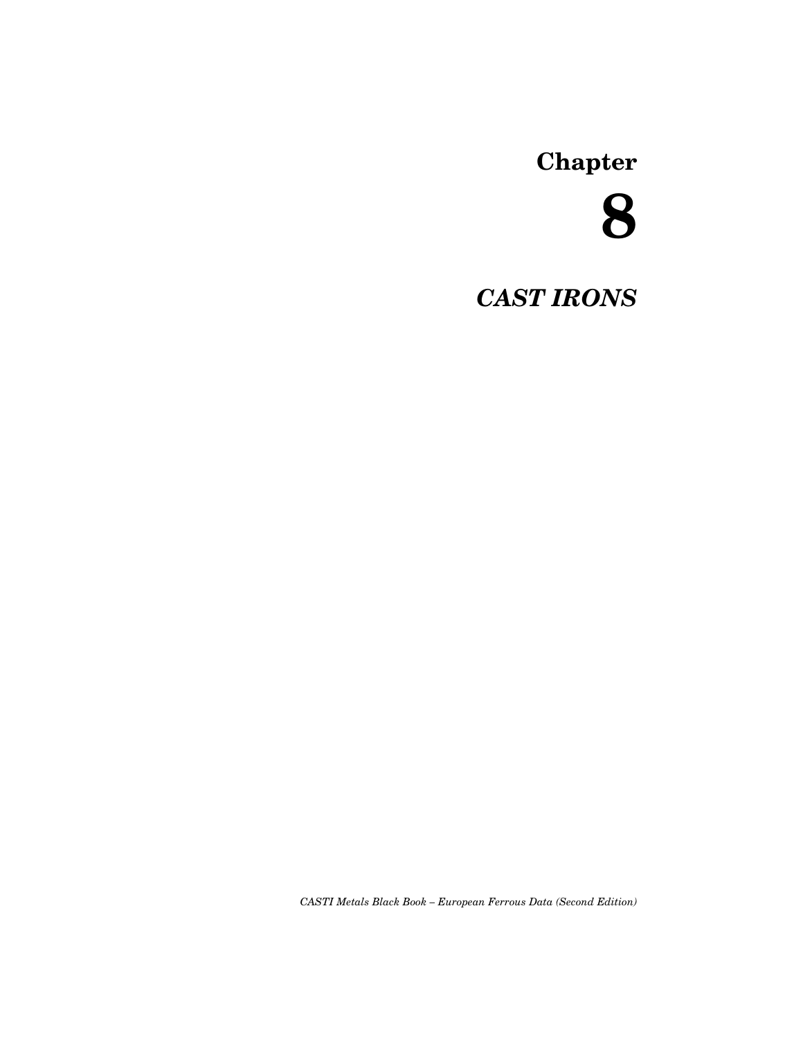# Chapter

# 8

## *CAST IRONS*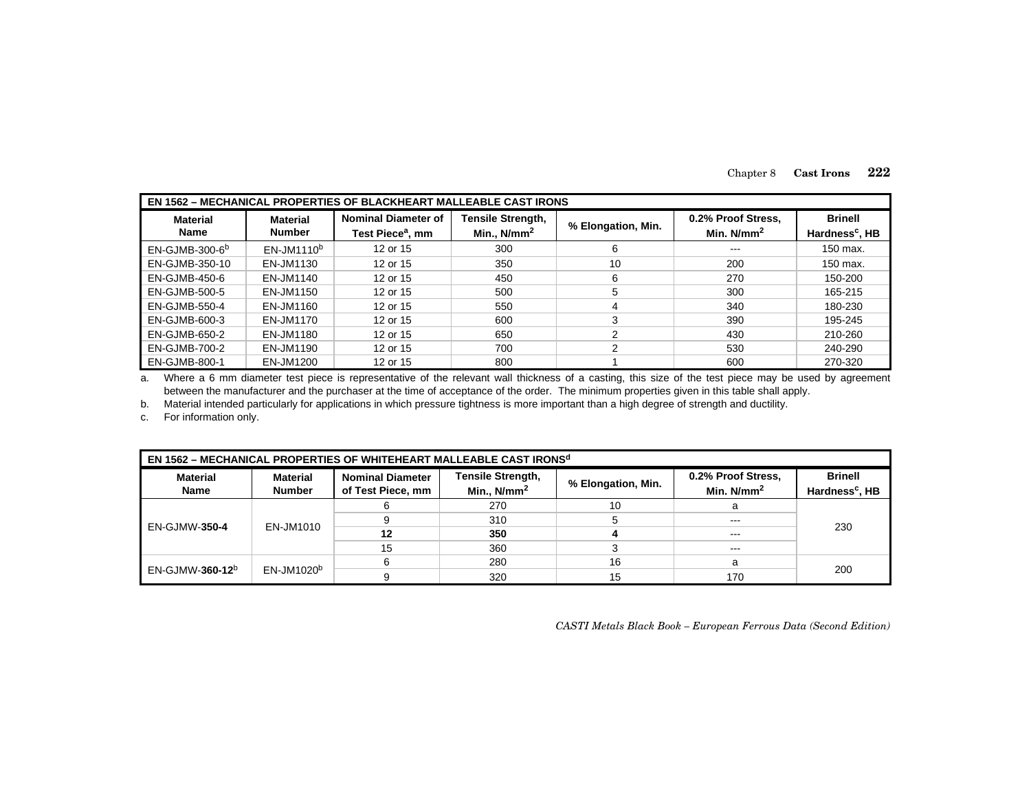| EN 1562 – MECHANICAL PROPERTIES OF BLACKHEART MALLEABLE CAST IRONS | | | | | | |
|---|---|---|---|---|---|---|
| **Material Name** | **Material Number** | **Nominal Diameter of Test Piece[a], mm** | **Tensile Strength, Min., N/mm²** | **% Elongation, Min.** | **0.2% Proof Stress, Min. N/mm²** | **Brinell Hardness[c], HB** |
| EN-GJMB-300-6[b] | EN-JM1110[b] | 12 or 15 | 300 | 6 | --- | 150 max. |
| EN-GJMB-350-10 | EN-JM1130 | 12 or 15 | 350 | 10 | 200 | 150 max. |
| EN-GJMB-450-6 | EN-JM1140 | 12 or 15 | 450 | 6 | 270 | 150-200 |
| EN-GJMB-500-5 | EN-JM1150 | 12 or 15 | 500 | 5 | 300 | 165-215 |
| EN-GJMB-550-4 | EN-JM1160 | 12 or 15 | 550 | 4 | 340 | 180-230 |
| EN-GJMB-600-3 | EN-JM1170 | 12 or 15 | 600 | 3 | 390 | 195-245 |
| EN-GJMB-650-2 | EN-JM1180 | 12 or 15 | 650 | 2 | 430 | 210-260 |
| EN-GJMB-700-2 | EN-JM1190 | 12 or 15 | 700 | 2 | 530 | 240-290 |
| EN-GJMB-800-1 | EN-JM1200 | 12 or 15 | 800 | 1 | 600 | 270-320 |

a. Where a 6 mm diameter test piece is representative of the relevant wall thickness of a casting, this size of the test piece may be used by agreement between the manufacturer and the purchaser at the time of acceptance of the order. The minimum properties given in this table shall apply.

b. Material intended particularly for applications in which pressure tightness is more important than a high degree of strength and ductility.

c. For information only.

| EN 1562 – MECHANICAL PROPERTIES OF WHITEHEART MALLEABLE CAST IRONS[d] | | | | | | |
|---|---|---|---|---|---|---|
| **Material Name** | **Material Number** | **Nominal Diameter of Test Piece, mm** | **Tensile Strength, Min., N/mm²** | **% Elongation, Min.** | **0.2% Proof Stress, Min. N/mm²** | **Brinell Hardness[c], HB** |
| EN-GJMW-**350-4** | EN-JM1010 | 6 | 270 | 10 | a | 230 |
| | | 9 | 310 | 5 | --- | |
| | | **12** | **350** | **4** | --- | |
| | | 15 | 360 | 3 | --- | |
| EN-GJMW-**360-12**[b] | EN-JM1020[b] | 6 | 280 | 16 | a | 200 |
| | | 9 | 320 | 15 | 170 | |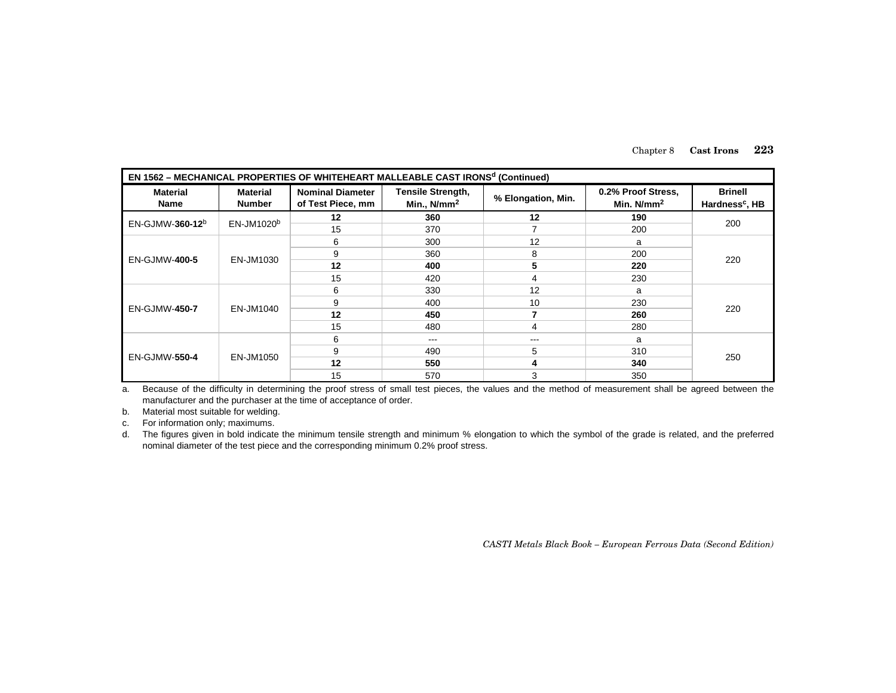| EN 1562 – MECHANICAL PROPERTIES OF WHITEHEART MALLEABLE CAST IRONS[d] (Continued) | | | | | | |
|---|---|---|---|---|---|---|
| **Material Name** | **Material Number** | **Nominal Diameter of Test Piece, mm** | **Tensile Strength, Min., N/mm²** | **% Elongation, Min.** | **0.2% Proof Stress, Min. N/mm²** | **Brinell Hardness[c], HB** |
| EN-GJMW-**360-12**[b] | EN-JM1020[b] | **12** | **360** | **12** | **190** | 200 |
| | | 15 | 370 | 7 | 200 | |
| EN-GJMW-**400-5** | EN-JM1030 | 6 | 300 | 12 | a | 220 |
| | | 9 | 360 | 8 | 200 | |
| | | **12** | **400** | **5** | **220** | |
| | | 15 | 420 | 4 | 230 | |
| EN-GJMW-**450-7** | EN-JM1040 | 6 | 330 | 12 | a | 220 |
| | | 9 | 400 | 10 | 230 | |
| | | **12** | **450** | **7** | **260** | |
| | | 15 | 480 | 4 | 280 | |
| EN-GJMW-**550-4** | EN-JM1050 | 6 | --- | --- | a | 250 |
| | | 9 | 490 | 5 | 310 | |
| | | **12** | **550** | **4** | **340** | |
| | | 15 | 570 | 3 | 350 | |

a. Because of the difficulty in determining the proof stress of small test pieces, the values and the method of measurement shall be agreed between the manufacturer and the purchaser at the time of acceptance of order.

b. Material most suitable for welding.

c. For information only; maximums.

d. The figures given in bold indicate the minimum tensile strength and minimum % elongation to which the symbol of the grade is related, and the preferred nominal diameter of the test piece and the corresponding minimum 0.2% proof stress.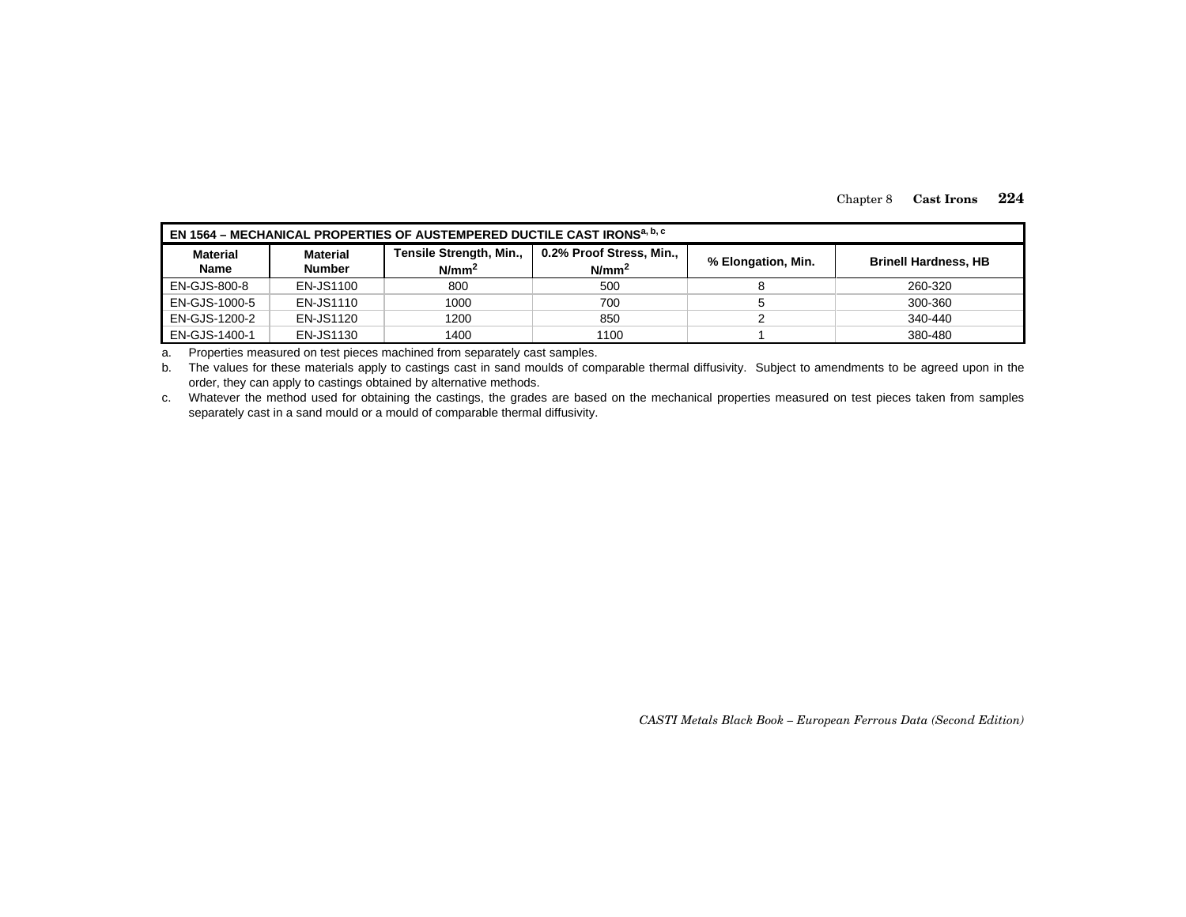| EN 1564 – MECHANICAL PROPERTIES OF AUSTEMPERED DUCTILE CAST IRONS[a, b, c] | | | | | |
|---|---|---|---|---|---|
| **Material Name** | **Material Number** | **Tensile Strength, Min., $N/mm^2$** | **0.2% Proof Stress, Min., $N/mm^2$** | **% Elongation, Min.** | **Brinell Hardness, HB** |
| EN-GJS-800-8 | EN-JS1100 | 800 | 500 | 8 | 260-320 |
| EN-GJS-1000-5 | EN-JS1110 | 1000 | 700 | 5 | 300-360 |
| EN-GJS-1200-2 | EN-JS1120 | 1200 | 850 | 2 | 340-440 |
| EN-GJS-1400-1 | EN-JS1130 | 1400 | 1100 | 1 | 380-480 |

a. Properties measured on test pieces machined from separately cast samples.

b. The values for these materials apply to castings cast in sand moulds of comparable thermal diffusivity. Subject to amendments to be agreed upon in the order, they can apply to castings obtained by alternative methods.

c. Whatever the method used for obtaining the castings, the grades are based on the mechanical properties measured on test pieces taken from samples separately cast in a sand mould or a mould of comparable thermal diffusivity.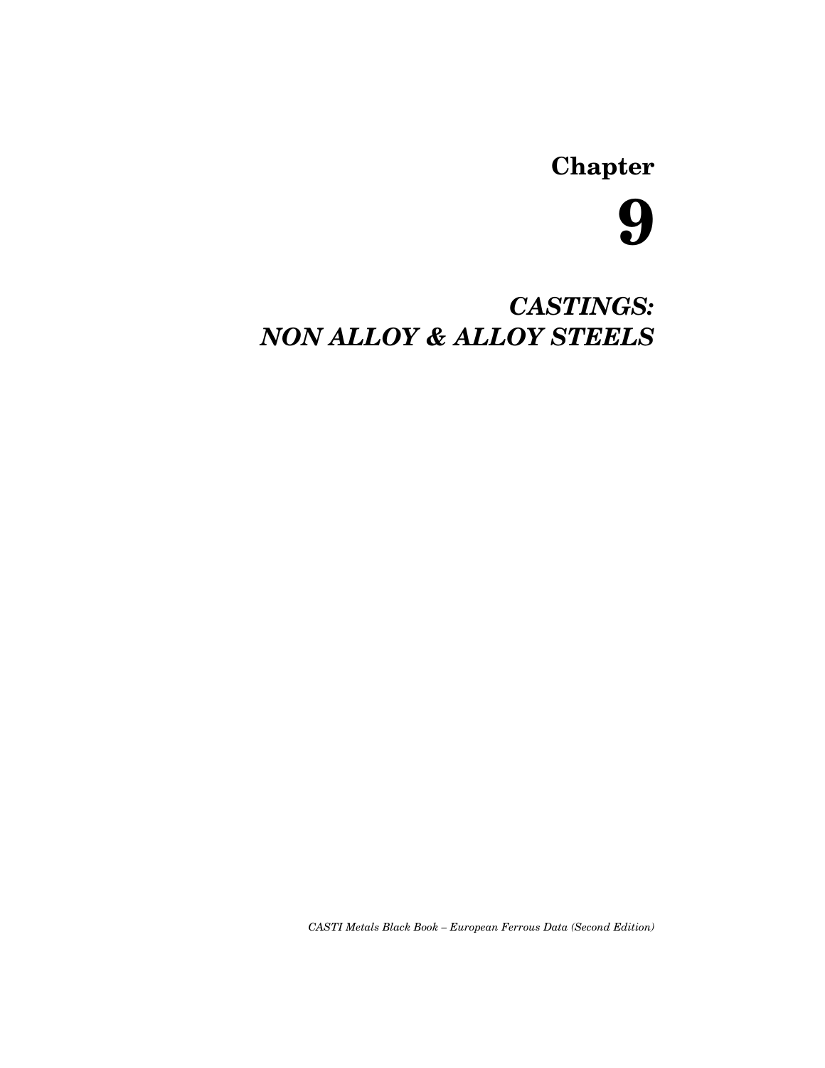# Chapter 9

## *CASTINGS: NON ALLOY & ALLOY STEELS*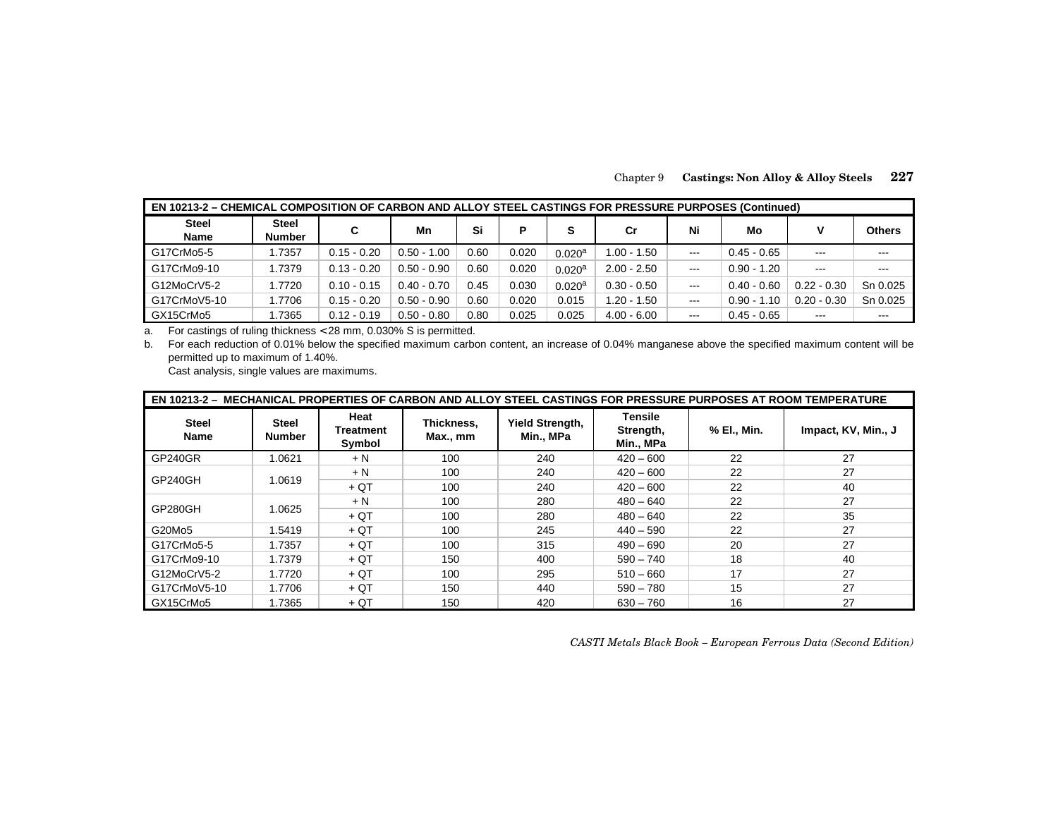| EN 10213-2 – CHEMICAL COMPOSITION OF CARBON AND ALLOY STEEL CASTINGS FOR PRESSURE PURPOSES (Continued) | | | | | | | | | | | |
|---|---|---|---|---|---|---|---|---|---|---|---|
| Steel Name | Steel Number | C | Mn | Si | P | S | Cr | Ni | Mo | V | Others |
| G17CrMo5-5 | 1.7357 | 0.15 - 0.20 | 0.50 - 1.00 | 0.60 | 0.020 | 0.020[a] | 1.00 - 1.50 | --- | 0.45 - 0.65 | --- | --- |
| G17CrMo9-10 | 1.7379 | 0.13 - 0.20 | 0.50 - 0.90 | 0.60 | 0.020 | 0.020[a] | 2.00 - 2.50 | --- | 0.90 - 1.20 | --- | --- |
| G12MoCrV5-2 | 1.7720 | 0.10 - 0.15 | 0.40 - 0.70 | 0.45 | 0.030 | 0.020[a] | 0.30 - 0.50 | --- | 0.40 - 0.60 | 0.22 - 0.30 | Sn 0.025 |
| G17CrMoV5-10 | 1.7706 | 0.15 - 0.20 | 0.50 - 0.90 | 0.60 | 0.020 | 0.015 | 1.20 - 1.50 | --- | 0.90 - 1.10 | 0.20 - 0.30 | Sn 0.025 |
| GX15CrMo5 | 1.7365 | 0.12 - 0.19 | 0.50 - 0.80 | 0.80 | 0.025 | 0.025 | 4.00 - 6.00 | --- | 0.45 - 0.65 | --- | --- |

a. For castings of ruling thickness < 28 mm, 0.030% S is permitted.

b. For each reduction of 0.01% below the specified maximum carbon content, an increase of 0.04% manganese above the specified maximum content will be permitted up to maximum of 1.40%.

Cast analysis, single values are maximums.

| EN 10213-2 – MECHANICAL PROPERTIES OF CARBON AND ALLOY STEEL CASTINGS FOR PRESSURE PURPOSES AT ROOM TEMPERATURE | | | | | | | |
|---|---|---|---|---|---|---|---|
| Steel Name | Steel Number | Heat Treatment Symbol | Thickness, Max., mm | Yield Strength, Min., MPa | Tensile Strength, Min., MPa | % El., Min. | Impact, KV, Min., J |
| GP240GR | 1.0621 | + N | 100 | 240 | 420 – 600 | 22 | 27 |
| GP240GH | 1.0619 | + N | 100 | 240 | 420 – 600 | 22 | 27 |
| | | + QT | 100 | 240 | 420 – 600 | 22 | 40 |
| GP280GH | 1.0625 | + N | 100 | 280 | 480 – 640 | 22 | 27 |
| | | + QT | 100 | 280 | 480 – 640 | 22 | 35 |
| G20Mo5 | 1.5419 | + QT | 100 | 245 | 440 – 590 | 22 | 27 |
| G17CrMo5-5 | 1.7357 | + QT | 100 | 315 | 490 – 690 | 20 | 27 |
| G17CrMo9-10 | 1.7379 | + QT | 150 | 400 | 590 – 740 | 18 | 40 |
| G12MoCrV5-2 | 1.7720 | + QT | 100 | 295 | 510 – 660 | 17 | 27 |
| G17CrMoV5-10 | 1.7706 | + QT | 150 | 440 | 590 – 780 | 15 | 27 |
| GX15CrMo5 | 1.7365 | + QT | 150 | 420 | 630 – 760 | 16 | 27 |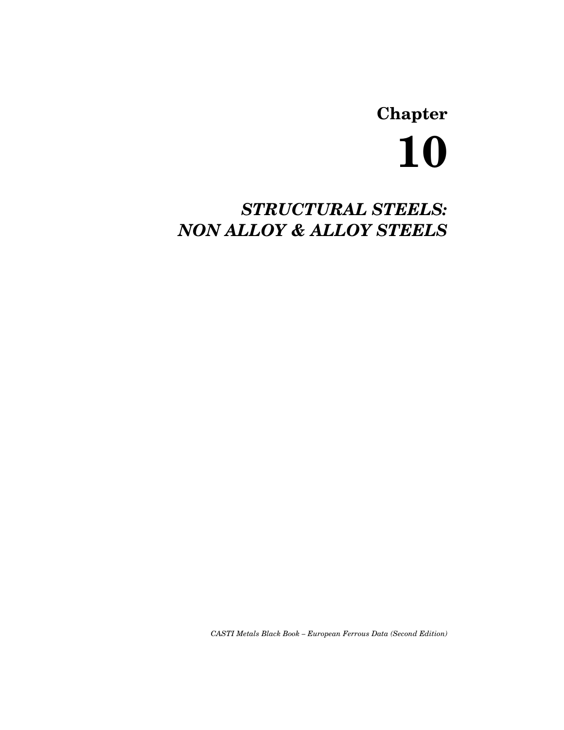# Chapter 10

## *STRUCTURAL STEELS: NON ALLOY & ALLOY STEELS*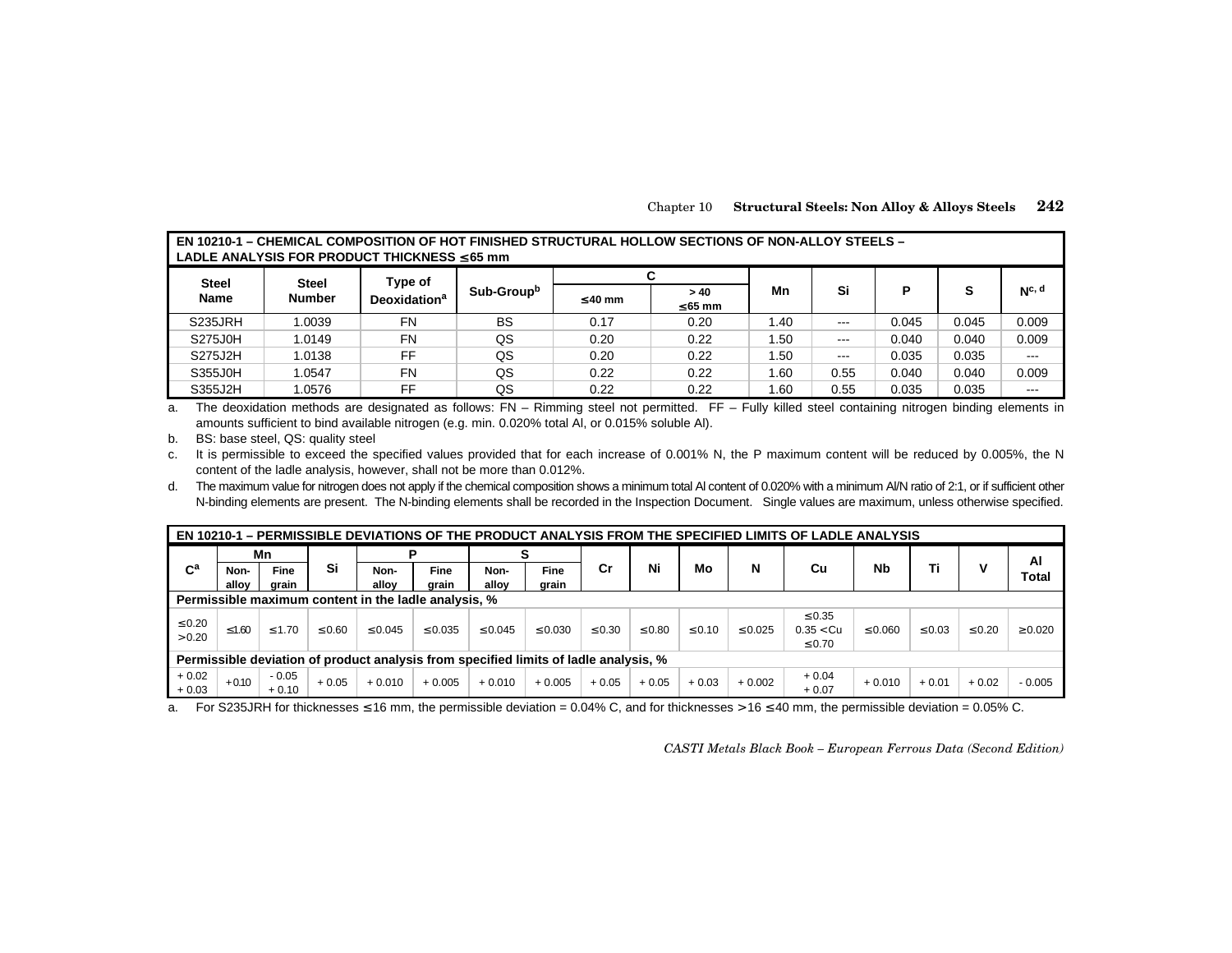**EN 10210-1 – CHEMICAL COMPOSITION OF HOT FINISHED STRUCTURAL HOLLOW SECTIONS OF NON-ALLOY STEELS – LADLE ANALYSIS FOR PRODUCT THICKNESS ≤65 mm**

| Steel Name | Steel Number | Type of Deoxidation[a] | Sub-Group[b] | C | | Mn | Si | P | S | N[c, d] |
|---|---|---|---|---|---|---|---|---|---|---|
| | | | | ≤40 mm | > 40 ≤65 mm | | | | | |
| S235JRH | 1.0039 | FN | BS | 0.17 | 0.20 | 1.40 | --- | 0.045 | 0.045 | 0.009 |
| S275J0H | 1.0149 | FN | QS | 0.20 | 0.22 | 1.50 | --- | 0.040 | 0.040 | 0.009 |
| S275J2H | 1.0138 | FF | QS | 0.20 | 0.22 | 1.50 | --- | 0.035 | 0.035 | --- |
| S355J0H | 1.0547 | FN | QS | 0.22 | 0.22 | 1.60 | 0.55 | 0.040 | 0.040 | 0.009 |
| S355J2H | 1.0576 | FF | QS | 0.22 | 0.22 | 1.60 | 0.55 | 0.035 | 0.035 | --- |

a. The deoxidation methods are designated as follows: FN – Rimming steel not permitted. FF – Fully killed steel containing nitrogen binding elements in amounts sufficient to bind available nitrogen (e.g. min. 0.020% total Al, or 0.015% soluble Al).

b. BS: base steel, QS: quality steel

c. It is permissible to exceed the specified values provided that for each increase of 0.001% N, the P maximum content will be reduced by 0.005%, the N content of the ladle analysis, however, shall not be more than 0.012%.

d. The maximum value for nitrogen does not apply if the chemical composition shows a minimum total Al content of 0.020% with a minimum Al/N ratio of 2:1, or if sufficient other N-binding elements are present. The N-binding elements shall be recorded in the Inspection Document. Single values are maximum, unless otherwise specified.

**EN 10210-1 – PERMISSIBLE DEVIATIONS OF THE PRODUCT ANALYSIS FROM THE SPECIFIED LIMITS OF LADLE ANALYSIS**

| C[a] | Mn | | Si | P | | S | | Cr | Ni | Mo | N | Cu | Nb | Ti | V | Al Total |
|---|---|---|---|---|---|---|---|---|---|---|---|---|---|---|---|---|
| | Non-alloy | Fine grain | | Non-alloy | Fine grain | Non-alloy | Fine grain | | | | | | | | | |
| **Permissible maximum content in the ladle analysis, %** | | | | | | | | | | | | | | | | |
| ≤0.20 >0.20 | ≤1.60 | ≤1.70 | ≤0.60 | ≤0.045 | ≤0.035 | ≤0.045 | ≤0.030 | ≤0.30 | ≤0.80 | ≤0.10 | ≤0.025 | ≤0.35 0.35 <Cu ≤0.70 | ≤0.060 | ≤0.03 | ≤0.20 | ≥0.020 |
| **Permissible deviation of product analysis from specified limits of ladle analysis, %** | | | | | | | | | | | | | | | | |
| + 0.02 + 0.03 | + 0.10 | - 0.05 + 0.10 | + 0.05 | + 0.010 | + 0.005 | + 0.010 | + 0.005 | + 0.05 | + 0.05 | + 0.03 | + 0.002 | + 0.04 + 0.07 | + 0.010 | + 0.01 | + 0.02 | - 0.005 |

a. For S235JRH for thicknesses ≤16 mm, the permissible deviation = 0.04% C, and for thicknesses >16 ≤40 mm, the permissible deviation = 0.05% C.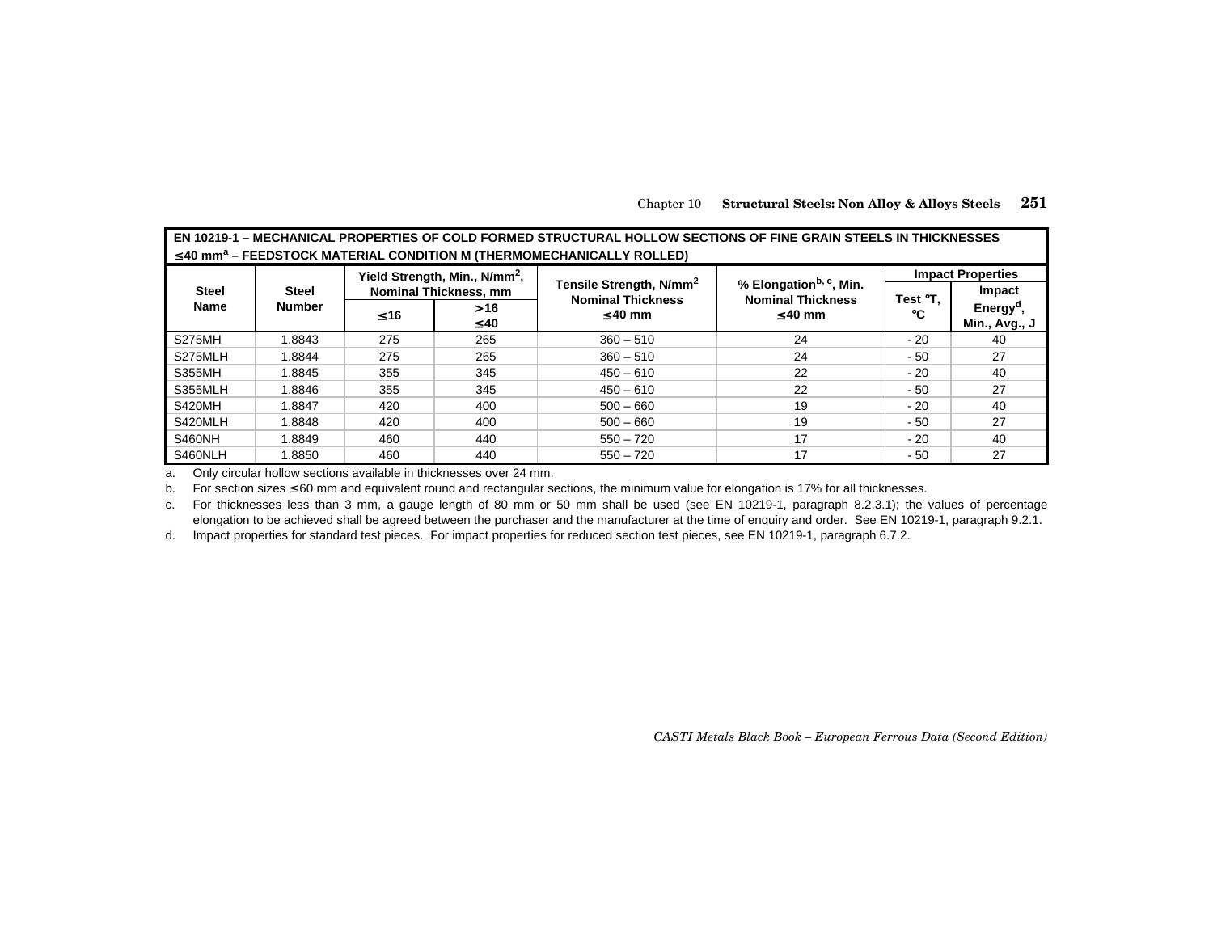**EN 10219-1 – MECHANICAL PROPERTIES OF COLD FORMED STRUCTURAL HOLLOW SECTIONS OF FINE GRAIN STEELS IN THICKNESSES ≤40 mm[a] – FEEDSTOCK MATERIAL CONDITION M (THERMOMECHANICALLY ROLLED)**

| Steel Name | Steel Number | Yield Strength, Min., N/mm², Nominal Thickness, mm | | Tensile Strength, N/mm² Nominal Thickness ≤40 mm | % Elongation[b, c], Min. Nominal Thickness ≤40 mm | Impact Properties | |
|---|---|---|---|---|---|---|---|
| | | ≤16 | >16 ≤40 | | | Test °T, °C | Impact Energy[d], Min., Avg., J |
| S275MH | 1.8843 | 275 | 265 | 360 – 510 | 24 | - 20 | 40 |
| S275MLH | 1.8844 | 275 | 265 | 360 – 510 | 24 | - 50 | 27 |
| S355MH | 1.8845 | 355 | 345 | 450 – 610 | 22 | - 20 | 40 |
| S355MLH | 1.8846 | 355 | 345 | 450 – 610 | 22 | - 50 | 27 |
| S420MH | 1.8847 | 420 | 400 | 500 – 660 | 19 | - 20 | 40 |
| S420MLH | 1.8848 | 420 | 400 | 500 – 660 | 19 | - 50 | 27 |
| S460NH | 1.8849 | 460 | 440 | 550 – 720 | 17 | - 20 | 40 |
| S460NLH | 1.8850 | 460 | 440 | 550 – 720 | 17 | - 50 | 27 |

a. Only circular hollow sections available in thicknesses over 24 mm.

b. For section sizes ≤60 mm and equivalent round and rectangular sections, the minimum value for elongation is 17% for all thicknesses.

c. For thicknesses less than 3 mm, a gauge length of 80 mm or 50 mm shall be used (see EN 10219-1, paragraph 8.2.3.1); the values of percentage elongation to be achieved shall be agreed between the purchaser and the manufacturer at the time of enquiry and order. See EN 10219-1, paragraph 9.2.1.

d. Impact properties for standard test pieces. For impact properties for reduced section test pieces, see EN 10219-1, paragraph 6.7.2.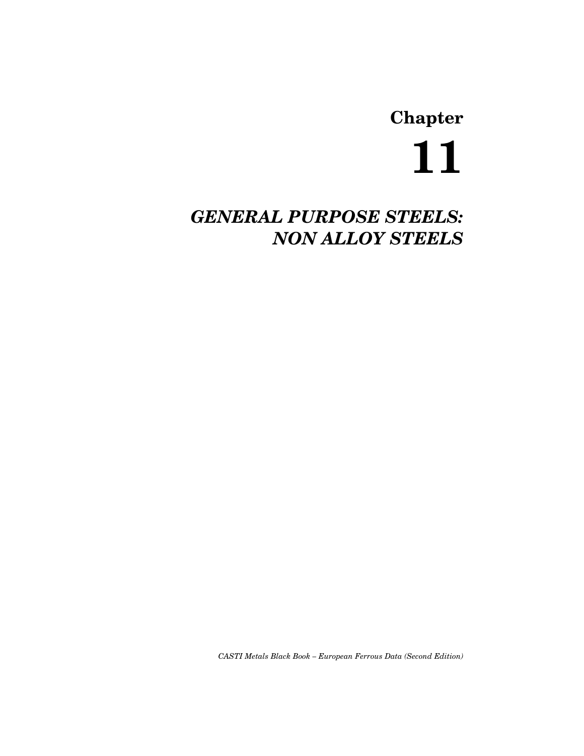# Chapter

# 11

## *GENERAL PURPOSE STEELS: NON ALLOY STEELS*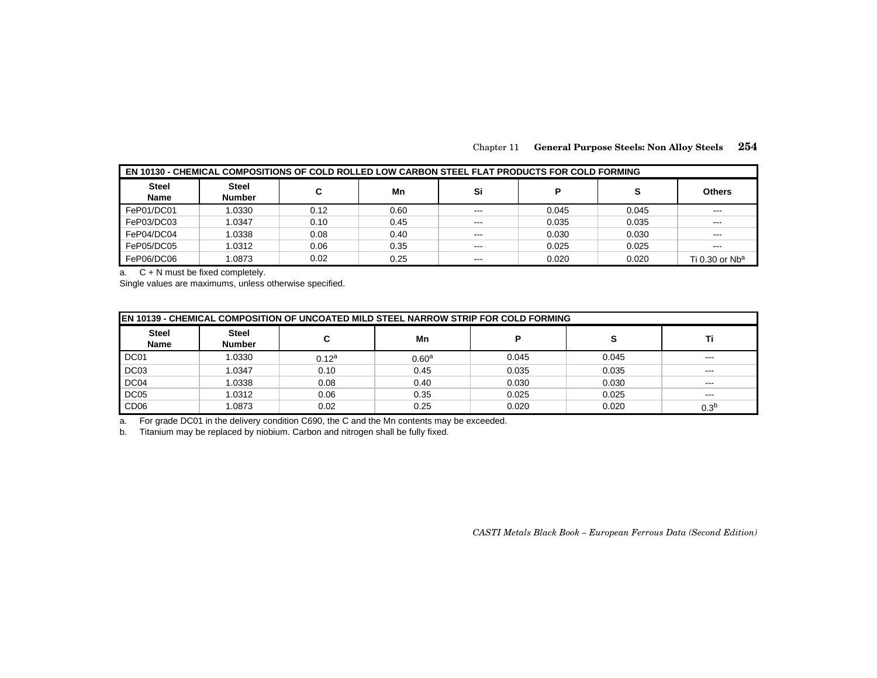| EN 10130 - CHEMICAL COMPOSITIONS OF COLD ROLLED LOW CARBON STEEL FLAT PRODUCTS FOR COLD FORMING | | | | | | | |
|---|---|---|---|---|---|---|---|
| **Steel Name** | **Steel Number** | **C** | **Mn** | **Si** | **P** | **S** | **Others** |
| FeP01/DC01 | 1.0330 | 0.12 | 0.60 | --- | 0.045 | 0.045 | --- |
| FeP03/DC03 | 1.0347 | 0.10 | 0.45 | --- | 0.035 | 0.035 | --- |
| FeP04/DC04 | 1.0338 | 0.08 | 0.40 | --- | 0.030 | 0.030 | --- |
| FeP05/DC05 | 1.0312 | 0.06 | 0.35 | --- | 0.025 | 0.025 | --- |
| FeP06/DC06 | 1.0873 | 0.02 | 0.25 | --- | 0.020 | 0.020 | Ti 0.30 or Nb[a] |

a. C + N must be fixed completely.
Single values are maximums, unless otherwise specified.

| EN 10139 - CHEMICAL COMPOSITION OF UNCOATED MILD STEEL NARROW STRIP FOR COLD FORMING | | | | | | |
|---|---|---|---|---|---|---|
| **Steel Name** | **Steel Number** | **C** | **Mn** | **P** | **S** | **Ti** |
| DC01 | 1.0330 | 0.12[a] | 0.60[a] | 0.045 | 0.045 | --- |
| DC03 | 1.0347 | 0.10 | 0.45 | 0.035 | 0.035 | --- |
| DC04 | 1.0338 | 0.08 | 0.40 | 0.030 | 0.030 | --- |
| DC05 | 1.0312 | 0.06 | 0.35 | 0.025 | 0.025 | --- |
| CD06 | 1.0873 | 0.02 | 0.25 | 0.020 | 0.020 | 0.3[b] |

a. For grade DC01 in the delivery condition C690, the C and the Mn contents may be exceeded.
b. Titanium may be replaced by niobium. Carbon and nitrogen shall be fully fixed.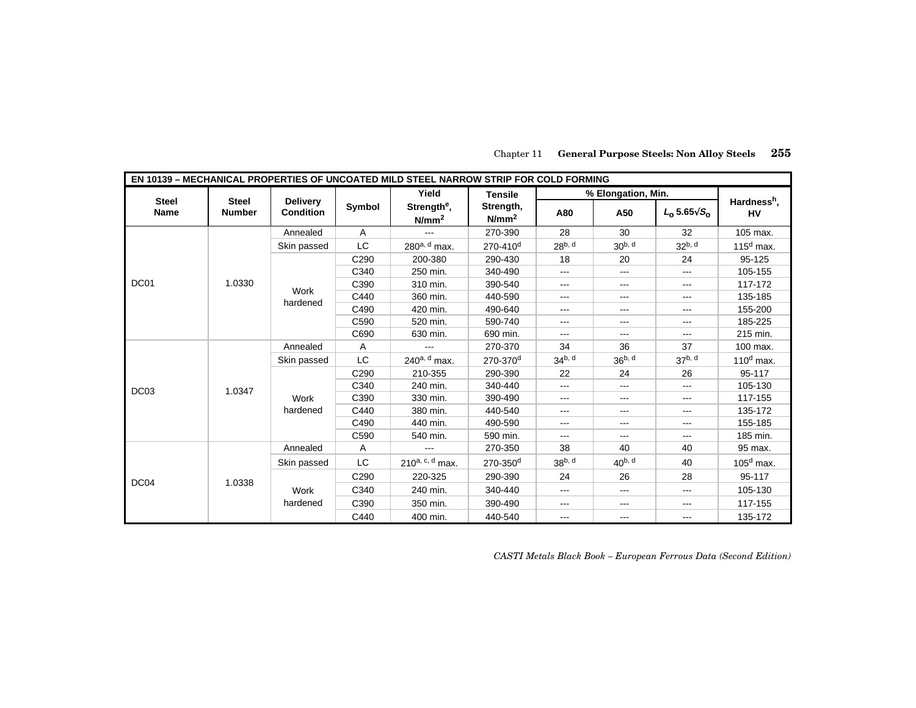| EN 10139 – MECHANICAL PROPERTIES OF UNCOATED MILD STEEL NARROW STRIP FOR COLD FORMING | | | | | | | | | |
|---|---|---|---|---|---|---|---|---|---|
| Steel Name | Steel Number | Delivery Condition | Symbol | Yield Strength[e], $N/mm^2$ | Tensile Strength, $N/mm^2$ | % Elongation, Min. | | | Hardness[h], HV |
| | | | | | | A80 | A50 | $L_o$ 5.65$\sqrt{S_o}$ | |
| DC01 | 1.0330 | Annealed | A | --- | 270-390 | 28 | 30 | 32 | 105 max. |
| | | Skin passed | LC | 280[a, d] max. | 270-410[d] | 28[b, d] | 30[b, d] | 32[b, d] | 115[d] max. |
| | | Work hardened | C290 | 200-380 | 290-430 | 18 | 20 | 24 | 95-125 |
| | | | C340 | 250 min. | 340-490 | --- | --- | --- | 105-155 |
| | | | C390 | 310 min. | 390-540 | --- | --- | --- | 117-172 |
| | | | C440 | 360 min. | 440-590 | --- | --- | --- | 135-185 |
| | | | C490 | 420 min. | 490-640 | --- | --- | --- | 155-200 |
| | | | C590 | 520 min. | 590-740 | --- | --- | --- | 185-225 |
| | | | C690 | 630 min. | 690 min. | --- | --- | --- | 215 min. |
| DC03 | 1.0347 | Annealed | A | --- | 270-370 | 34 | 36 | 37 | 100 max. |
| | | Skin passed | LC | 240[a, d] max. | 270-370[d] | 34[b, d] | 36[b, d] | 37[b, d] | 110[d] max. |
| | | Work hardened | C290 | 210-355 | 290-390 | 22 | 24 | 26 | 95-117 |
| | | | C340 | 240 min. | 340-440 | --- | --- | --- | 105-130 |
| | | | C390 | 330 min. | 390-490 | --- | --- | --- | 117-155 |
| | | | C440 | 380 min. | 440-540 | --- | --- | --- | 135-172 |
| | | | C490 | 440 min. | 490-590 | --- | --- | --- | 155-185 |
| | | | C590 | 540 min. | 590 min. | --- | --- | --- | 185 min. |
| DC04 | 1.0338 | Annealed | A | --- | 270-350 | 38 | 40 | 40 | 95 max. |
| | | Skin passed | LC | 210[a, c, d] max. | 270-350[d] | 38[b, d] | 40[b, d] | 40 | 105[d] max. |
| | | Work hardened | C290 | 220-325 | 290-390 | 24 | 26 | 28 | 95-117 |
| | | | C340 | 240 min. | 340-440 | --- | --- | --- | 105-130 |
| | | | C390 | 350 min. | 390-490 | --- | --- | --- | 117-155 |
| | | | C440 | 400 min. | 440-540 | --- | --- | --- | 135-172 |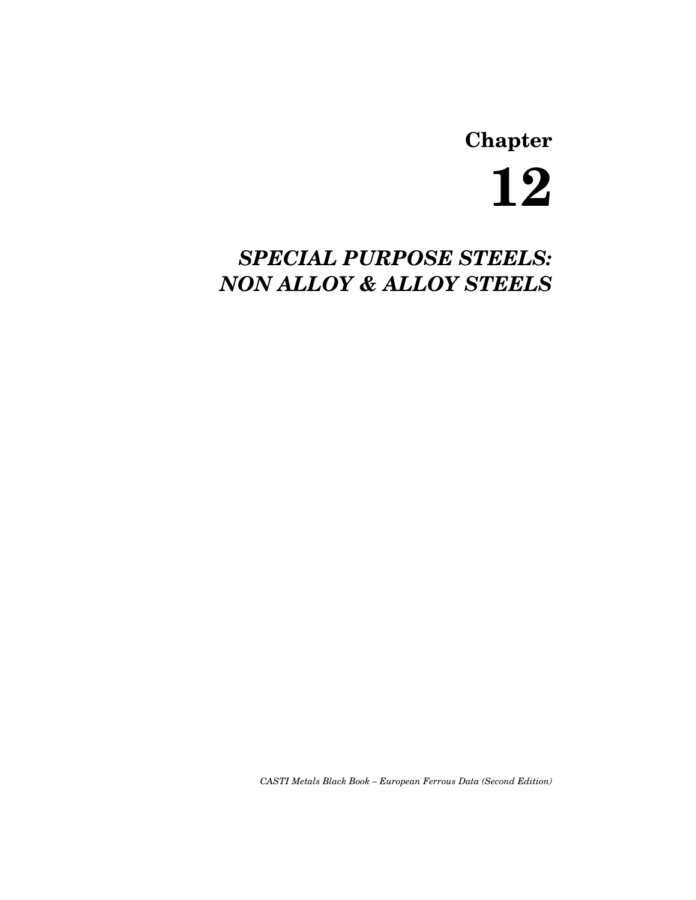# Chapter 12

## *SPECIAL PURPOSE STEELS: NON ALLOY & ALLOY STEELS*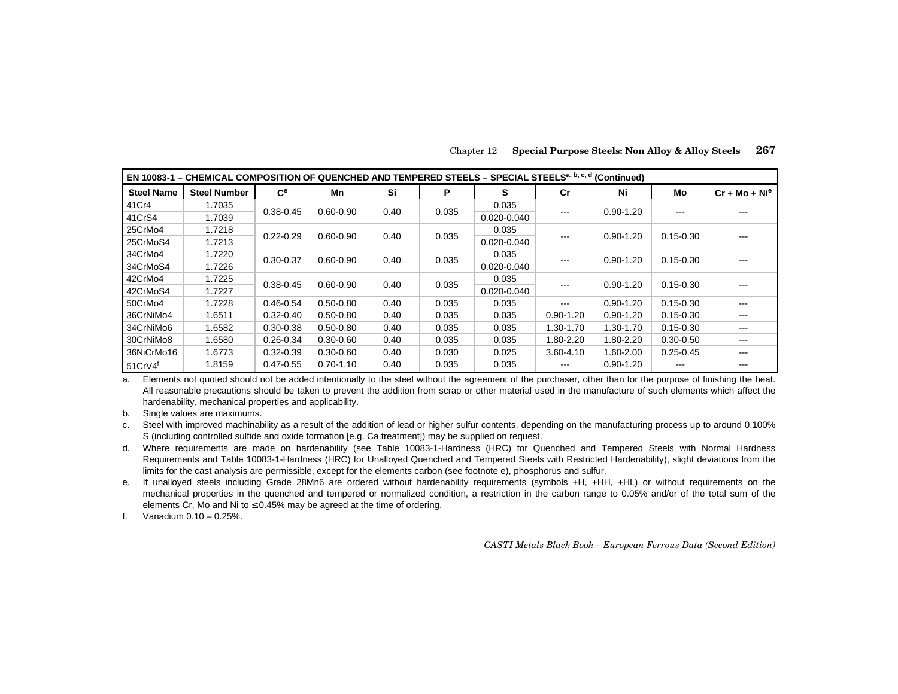| EN 10083-1 – CHEMICAL COMPOSITION OF QUENCHED AND TEMPERED STEELS – SPECIAL STEELS[a, b, c, d] (Continued) | | | | | | | | | | |
|---|---|---|---|---|---|---|---|---|---|---|
| Steel Name | Steel Number | C[e] | Mn | Si | P | S | Cr | Ni | Mo | Cr + Mo + Ni[e] |
| 41Cr4 | 1.7035 | 0.38-0.45 | 0.60-0.90 | 0.40 | 0.035 | 0.035 | --- | 0.90-1.20 | --- | --- |
| 41CrS4 | 1.7039 | 0.38-0.45 | 0.60-0.90 | 0.40 | 0.035 | 0.020-0.040 | --- | 0.90-1.20 | --- | --- |
| 25CrMo4 | 1.7218 | 0.22-0.29 | 0.60-0.90 | 0.40 | 0.035 | 0.035 | --- | 0.90-1.20 | 0.15-0.30 | --- |
| 25CrMoS4 | 1.7213 | 0.22-0.29 | 0.60-0.90 | 0.40 | 0.035 | 0.020-0.040 | --- | 0.90-1.20 | 0.15-0.30 | --- |
| 34CrMo4 | 1.7220 | 0.30-0.37 | 0.60-0.90 | 0.40 | 0.035 | 0.035 | --- | 0.90-1.20 | 0.15-0.30 | --- |
| 34CrMoS4 | 1.7226 | 0.30-0.37 | 0.60-0.90 | 0.40 | 0.035 | 0.020-0.040 | --- | 0.90-1.20 | 0.15-0.30 | --- |
| 42CrMo4 | 1.7225 | 0.38-0.45 | 0.60-0.90 | 0.40 | 0.035 | 0.035 | --- | 0.90-1.20 | 0.15-0.30 | --- |
| 42CrMoS4 | 1.7227 | 0.38-0.45 | 0.60-0.90 | 0.40 | 0.035 | 0.020-0.040 | --- | 0.90-1.20 | 0.15-0.30 | --- |
| 50CrMo4 | 1.7228 | 0.46-0.54 | 0.50-0.80 | 0.40 | 0.035 | 0.035 | --- | 0.90-1.20 | 0.15-0.30 | --- |
| 36CrNiMo4 | 1.6511 | 0.32-0.40 | 0.50-0.80 | 0.40 | 0.035 | 0.035 | 0.90-1.20 | 0.90-1.20 | 0.15-0.30 | --- |
| 34CrNiMo6 | 1.6582 | 0.30-0.38 | 0.50-0.80 | 0.40 | 0.035 | 0.035 | 1.30-1.70 | 1.30-1.70 | 0.15-0.30 | --- |
| 30CrNiMo8 | 1.6580 | 0.26-0.34 | 0.30-0.60 | 0.40 | 0.035 | 0.035 | 1.80-2.20 | 1.80-2.20 | 0.30-0.50 | --- |
| 36NiCrMo16 | 1.6773 | 0.32-0.39 | 0.30-0.60 | 0.40 | 0.030 | 0.025 | 3.60-4.10 | 1.60-2.00 | 0.25-0.45 | --- |
| 51CrV4[f] | 1.8159 | 0.47-0.55 | 0.70-1.10 | 0.40 | 0.035 | 0.035 | --- | 0.90-1.20 | --- | --- |

a. Elements not quoted should not be added intentionally to the steel without the agreement of the purchaser, other than for the purpose of finishing the heat. All reasonable precautions should be taken to prevent the addition from scrap or other material used in the manufacture of such elements which affect the hardenability, mechanical properties and applicability.

b. Single values are maximums.

c. Steel with improved machinability as a result of the addition of lead or higher sulfur contents, depending on the manufacturing process up to around 0.100% S (including controlled sulfide and oxide formation [e.g. Ca treatment]) may be supplied on request.

d. Where requirements are made on hardenability (see Table 10083-1-Hardness (HRC) for Quenched and Tempered Steels with Normal Hardness Requirements and Table 10083-1-Hardness (HRC) for Unalloyed Quenched and Tempered Steels with Restricted Hardenability), slight deviations from the limits for the cast analysis are permissible, except for the elements carbon (see footnote e), phosphorus and sulfur.

e. If unalloyed steels including Grade 28Mn6 are ordered without hardenability requirements (symbols +H, +HH, +HL) or without requirements on the mechanical properties in the quenched and tempered or normalized condition, a restriction in the carbon range to 0.05% and/or of the total sum of the elements Cr, Mo and Ni to ≤ 0.45% may be agreed at the time of ordering.

f. Vanadium 0.10 – 0.25%.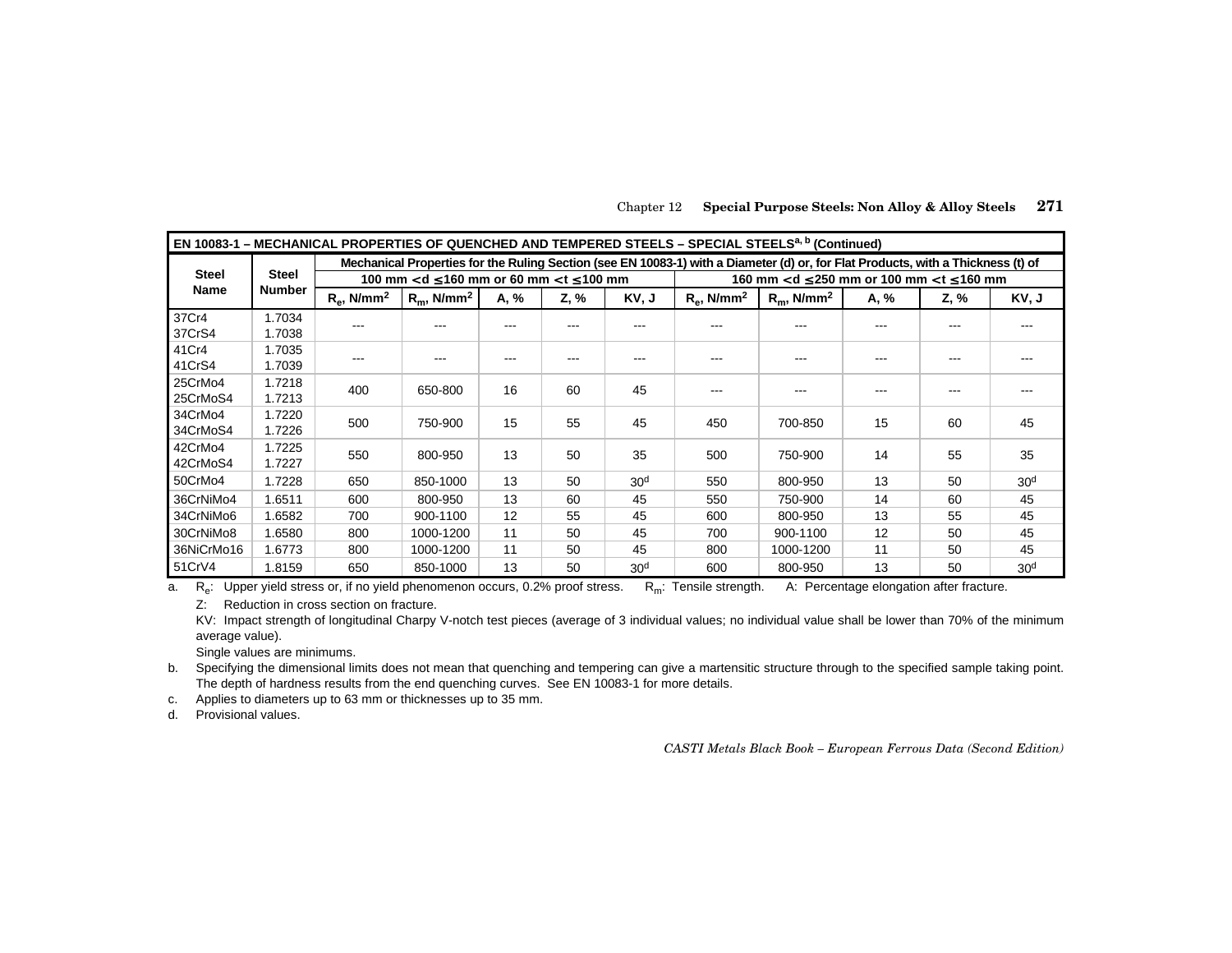| EN 10083-1 – MECHANICAL PROPERTIES OF QUENCHED AND TEMPERED STEELS – SPECIAL STEELS[a, b] (Continued) | | | | | | | | | | | |
|---|---|---|---|---|---|---|---|---|---|---|---|
| Steel Name | Steel Number | Mechanical Properties for the Ruling Section (see EN 10083-1) with a Diameter (d) or, for Flat Products, with a Thickness (t) of | | | | | | | | | |
| | | 100 mm < d ≤ 160 mm or 60 mm < t ≤ 100 mm | | | | | 160 mm < d ≤ 250 mm or 100 mm < t ≤ 160 mm | | | | |
| | | $R_e$, N/mm² | $R_m$, N/mm² | A, % | Z, % | KV, J | $R_e$, N/mm² | $R_m$, N/mm² | A, % | Z, % | KV, J |
| 37Cr4<br>37CrS4 | 1.7034<br>1.7038 | --- | --- | --- | --- | --- | --- | --- | --- | --- | --- |
| 41Cr4<br>41CrS4 | 1.7035<br>1.7039 | --- | --- | --- | --- | --- | --- | --- | --- | --- | --- |
| 25CrMo4<br>25CrMoS4 | 1.7218<br>1.7213 | 400 | 650-800 | 16 | 60 | 45 | --- | --- | --- | --- | --- |
| 34CrMo4<br>34CrMoS4 | 1.7220<br>1.7226 | 500 | 750-900 | 15 | 55 | 45 | 450 | 700-850 | 15 | 60 | 45 |
| 42CrMo4<br>42CrMoS4 | 1.7225<br>1.7227 | 550 | 800-950 | 13 | 50 | 35 | 500 | 750-900 | 14 | 55 | 35 |
| 50CrMo4 | 1.7228 | 650 | 850-1000 | 13 | 50 | 30[d] | 550 | 800-950 | 13 | 50 | 30[d] |
| 36CrNiMo4 | 1.6511 | 600 | 800-950 | 13 | 60 | 45 | 550 | 750-900 | 14 | 60 | 45 |
| 34CrNiMo6 | 1.6582 | 700 | 900-1100 | 12 | 55 | 45 | 600 | 800-950 | 13 | 55 | 45 |
| 30CrNiMo8 | 1.6580 | 800 | 1000-1200 | 11 | 50 | 45 | 700 | 900-1100 | 12 | 50 | 45 |
| 36NiCrMo16 | 1.6773 | 800 | 1000-1200 | 11 | 50 | 45 | 800 | 1000-1200 | 11 | 50 | 45 |
| 51CrV4 | 1.8159 | 650 | 850-1000 | 13 | 50 | 30[d] | 600 | 800-950 | 13 | 50 | 30[d] |

a. $R_e$: Upper yield stress or, if no yield phenomenon occurs, 0.2% proof stress. $R_m$: Tensile strength. A: Percentage elongation after fracture.
Z: Reduction in cross section on fracture.
KV: Impact strength of longitudinal Charpy V-notch test pieces (average of 3 individual values; no individual value shall be lower than 70% of the minimum average value).
Single values are minimums.

b. Specifying the dimensional limits does not mean that quenching and tempering can give a martensitic structure through to the specified sample taking point. The depth of hardness results from the end quenching curves. See EN 10083-1 for more details.

c. Applies to diameters up to 63 mm or thicknesses up to 35 mm.

d. Provisional values.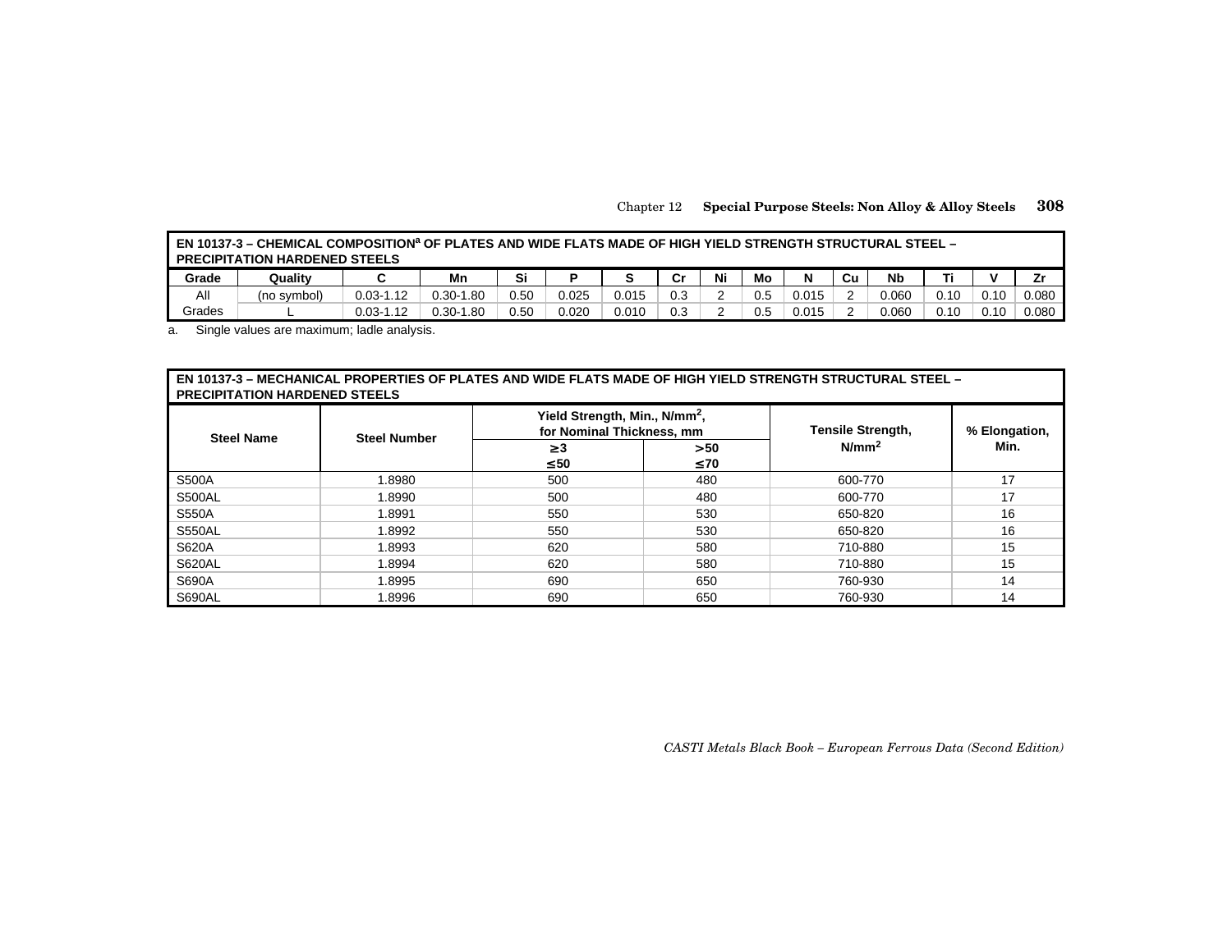**EN 10137-3 – CHEMICAL COMPOSITION[a] OF PLATES AND WIDE FLATS MADE OF HIGH YIELD STRENGTH STRUCTURAL STEEL – PRECIPITATION HARDENED STEELS**

| Grade | Quality | C | Mn | Si | P | S | Cr | Ni | Mo | N | Cu | Nb | Ti | V | Zr |
|---|---|---|---|---|---|---|---|---|---|---|---|---|---|---|---|
| All Grades | (no symbol) | 0.03-1.12 | 0.30-1.80 | 0.50 | 0.025 | 0.015 | 0.3 | 2 | 0.5 | 0.015 | 2 | 0.060 | 0.10 | 0.10 | 0.080 |
| | L | 0.03-1.12 | 0.30-1.80 | 0.50 | 0.020 | 0.010 | 0.3 | 2 | 0.5 | 0.015 | 2 | 0.060 | 0.10 | 0.10 | 0.080 |

a. Single values are maximum; ladle analysis.

**EN 10137-3 – MECHANICAL PROPERTIES OF PLATES AND WIDE FLATS MADE OF HIGH YIELD STRENGTH STRUCTURAL STEEL – PRECIPITATION HARDENED STEELS**

| Steel Name | Steel Number | Yield Strength, Min., $N/mm^2$, for Nominal Thickness, mm | | Tensile Strength, $N/mm^2$ | % Elongation, Min. |
|---|---|---|---|---|---|
| | | ≥3 ≤50 | >50 ≤70 | | |
| S500A | 1.8980 | 500 | 480 | 600-770 | 17 |
| S500AL | 1.8990 | 500 | 480 | 600-770 | 17 |
| S550A | 1.8991 | 550 | 530 | 650-820 | 16 |
| S550AL | 1.8992 | 550 | 530 | 650-820 | 16 |
| S620A | 1.8993 | 620 | 580 | 710-880 | 15 |
| S620AL | 1.8994 | 620 | 580 | 710-880 | 15 |
| S690A | 1.8995 | 690 | 650 | 760-930 | 14 |
| S690AL | 1.8996 | 690 | 650 | 760-930 | 14 |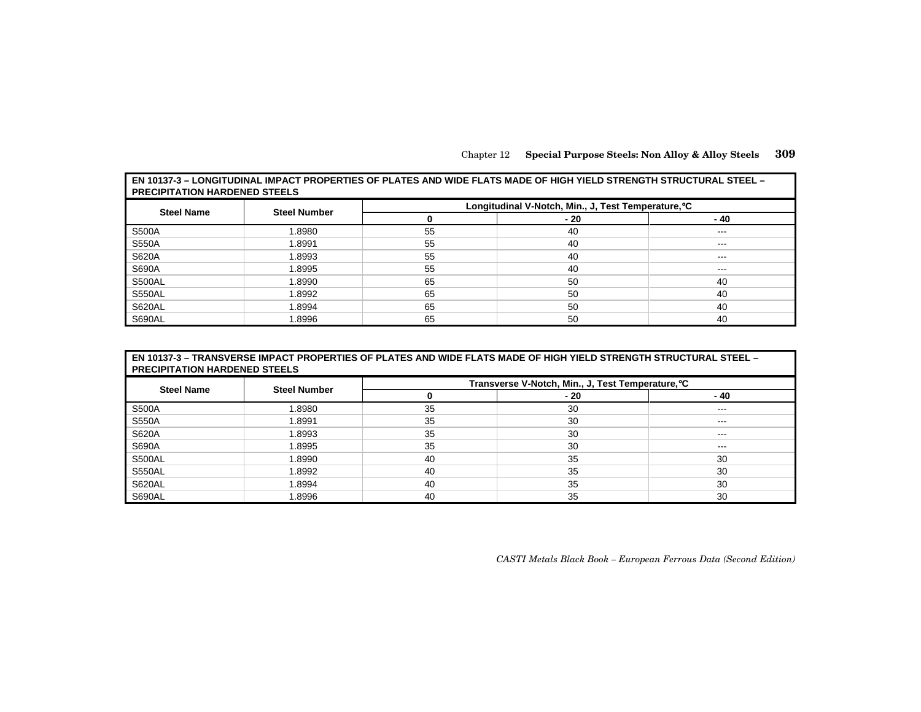**EN 10137-3 – LONGITUDINAL IMPACT PROPERTIES OF PLATES AND WIDE FLATS MADE OF HIGH YIELD STRENGTH STRUCTURAL STEEL – PRECIPITATION HARDENED STEELS**

| Steel Name | Steel Number | Longitudinal V-Notch, Min., J, Test Temperature, °C | | |
|---|---|---|---|---|
| | | 0 | - 20 | - 40 |
| S500A | 1.8980 | 55 | 40 | --- |
| S550A | 1.8991 | 55 | 40 | --- |
| S620A | 1.8993 | 55 | 40 | --- |
| S690A | 1.8995 | 55 | 40 | --- |
| S500AL | 1.8990 | 65 | 50 | 40 |
| S550AL | 1.8992 | 65 | 50 | 40 |
| S620AL | 1.8994 | 65 | 50 | 40 |
| S690AL | 1.8996 | 65 | 50 | 40 |

**EN 10137-3 – TRANSVERSE IMPACT PROPERTIES OF PLATES AND WIDE FLATS MADE OF HIGH YIELD STRENGTH STRUCTURAL STEEL – PRECIPITATION HARDENED STEELS**

| Steel Name | Steel Number | Transverse V-Notch, Min., J, Test Temperature, °C | | |
|---|---|---|---|---|
| | | 0 | - 20 | - 40 |
| S500A | 1.8980 | 35 | 30 | --- |
| S550A | 1.8991 | 35 | 30 | --- |
| S620A | 1.8993 | 35 | 30 | --- |
| S690A | 1.8995 | 35 | 30 | --- |
| S500AL | 1.8990 | 40 | 35 | 30 |
| S550AL | 1.8992 | 40 | 35 | 30 |
| S620AL | 1.8994 | 40 | 35 | 30 |
| S690AL | 1.8996 | 40 | 35 | 30 |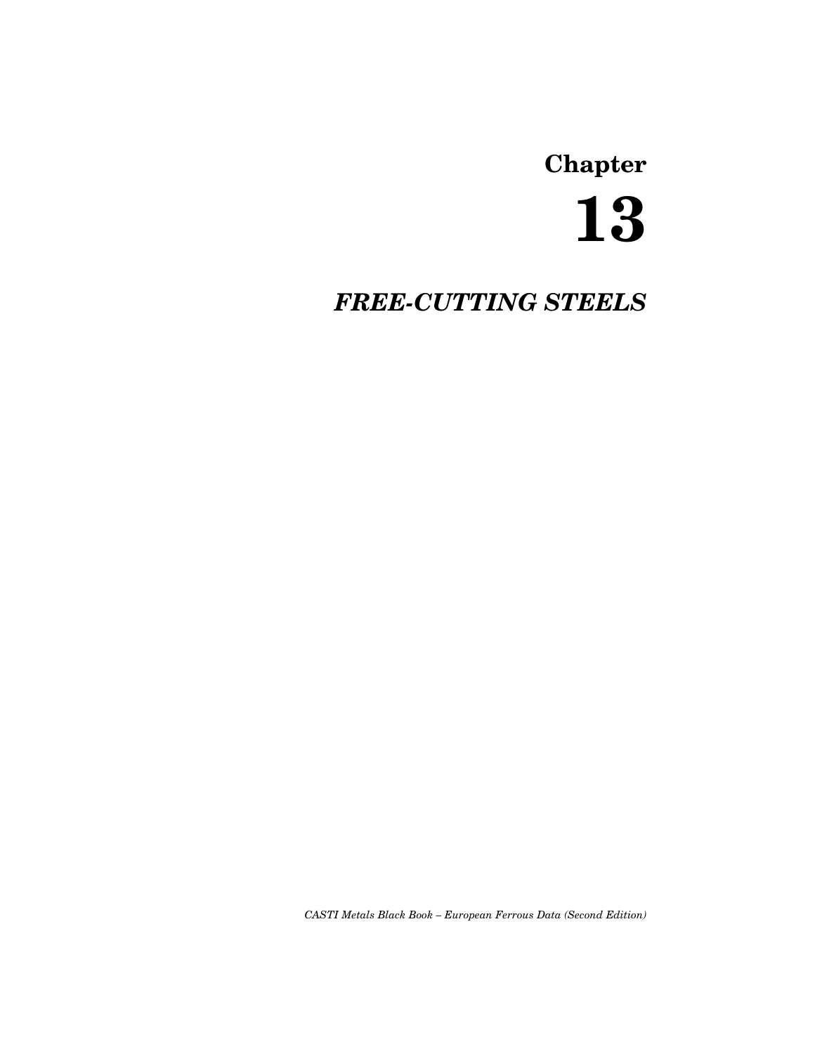# Chapter 13

## *FREE-CUTTING STEELS*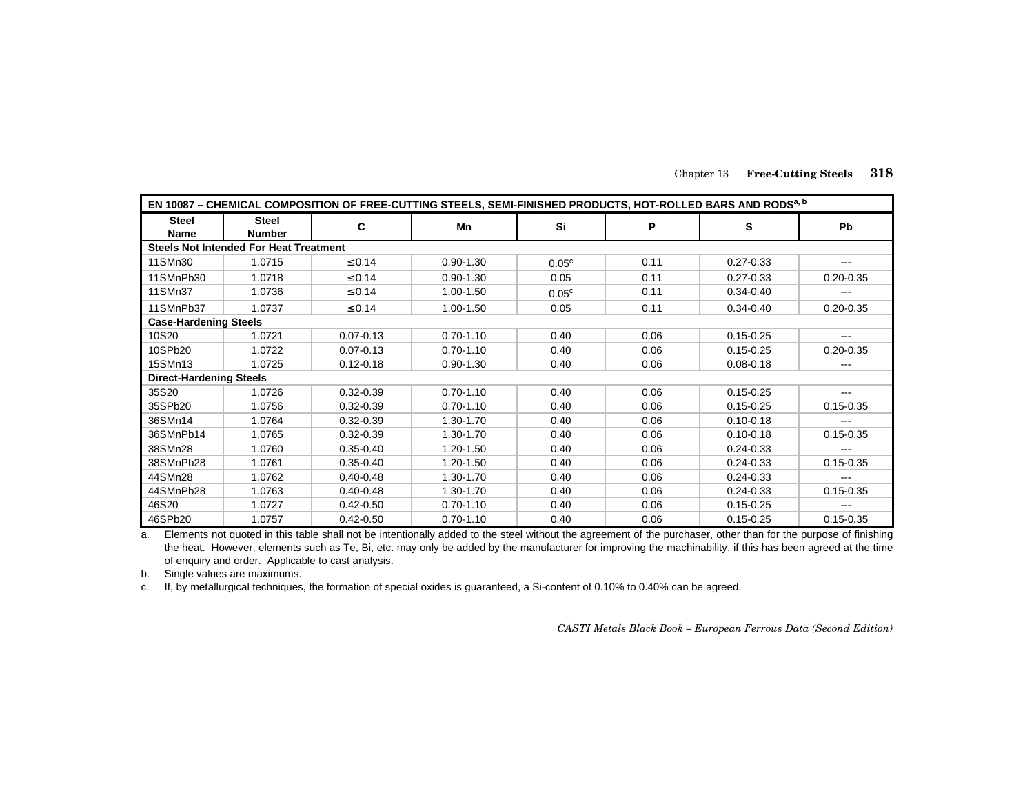| EN 10087 – CHEMICAL COMPOSITION OF FREE-CUTTING STEELS, SEMI-FINISHED PRODUCTS, HOT-ROLLED BARS AND RODS[a, b] | | | | | | | |
|---|---|---|---|---|---|---|---|
| Steel Name | Steel Number | C | Mn | Si | P | S | Pb |
| **Steels Not Intended For Heat Treatment** | | | | | | | |
| 11SMn30 | 1.0715 | ≤ 0.14 | 0.90-1.30 | 0.05[c] | 0.11 | 0.27-0.33 | --- |
| 11SMnPb30 | 1.0718 | ≤ 0.14 | 0.90-1.30 | 0.05 | 0.11 | 0.27-0.33 | 0.20-0.35 |
| 11SMn37 | 1.0736 | ≤ 0.14 | 1.00-1.50 | 0.05[c] | 0.11 | 0.34-0.40 | --- |
| 11SMnPb37 | 1.0737 | ≤ 0.14 | 1.00-1.50 | 0.05 | 0.11 | 0.34-0.40 | 0.20-0.35 |
| **Case-Hardening Steels** | | | | | | | |
| 10S20 | 1.0721 | 0.07-0.13 | 0.70-1.10 | 0.40 | 0.06 | 0.15-0.25 | --- |
| 10SPb20 | 1.0722 | 0.07-0.13 | 0.70-1.10 | 0.40 | 0.06 | 0.15-0.25 | 0.20-0.35 |
| 15SMn13 | 1.0725 | 0.12-0.18 | 0.90-1.30 | 0.40 | 0.06 | 0.08-0.18 | --- |
| **Direct-Hardening Steels** | | | | | | | |
| 35S20 | 1.0726 | 0.32-0.39 | 0.70-1.10 | 0.40 | 0.06 | 0.15-0.25 | --- |
| 35SPb20 | 1.0756 | 0.32-0.39 | 0.70-1.10 | 0.40 | 0.06 | 0.15-0.25 | 0.15-0.35 |
| 36SMn14 | 1.0764 | 0.32-0.39 | 1.30-1.70 | 0.40 | 0.06 | 0.10-0.18 | --- |
| 36SMnPb14 | 1.0765 | 0.32-0.39 | 1.30-1.70 | 0.40 | 0.06 | 0.10-0.18 | 0.15-0.35 |
| 38SMn28 | 1.0760 | 0.35-0.40 | 1.20-1.50 | 0.40 | 0.06 | 0.24-0.33 | --- |
| 38SMnPb28 | 1.0761 | 0.35-0.40 | 1.20-1.50 | 0.40 | 0.06 | 0.24-0.33 | 0.15-0.35 |
| 44SMn28 | 1.0762 | 0.40-0.48 | 1.30-1.70 | 0.40 | 0.06 | 0.24-0.33 | --- |
| 44SMnPb28 | 1.0763 | 0.40-0.48 | 1.30-1.70 | 0.40 | 0.06 | 0.24-0.33 | 0.15-0.35 |
| 46S20 | 1.0727 | 0.42-0.50 | 0.70-1.10 | 0.40 | 0.06 | 0.15-0.25 | --- |
| 46SPb20 | 1.0757 | 0.42-0.50 | 0.70-1.10 | 0.40 | 0.06 | 0.15-0.25 | 0.15-0.35 |

a. Elements not quoted in this table shall not be intentionally added to the steel without the agreement of the purchaser, other than for the purpose of finishing the heat. However, elements such as Te, Bi, etc. may only be added by the manufacturer for improving the machinability, if this has been agreed at the time of enquiry and order. Applicable to cast analysis.

b. Single values are maximums.

c. If, by metallurgical techniques, the formation of special oxides is guaranteed, a Si-content of 0.10% to 0.40% can be agreed.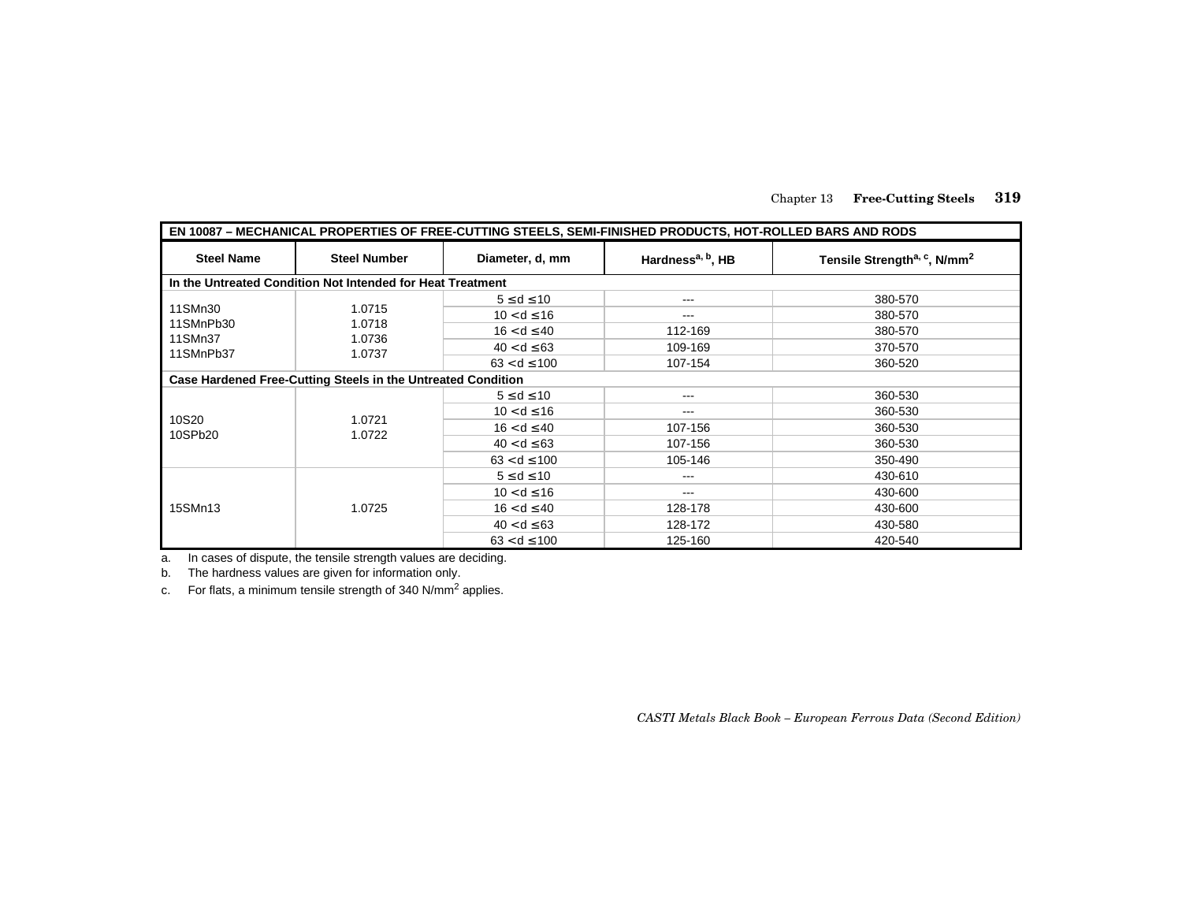| EN 10087 – MECHANICAL PROPERTIES OF FREE-CUTTING STEELS, SEMI-FINISHED PRODUCTS, HOT-ROLLED BARS AND RODS | | | | |
|---|---|---|---|---|
| **Steel Name** | **Steel Number** | **Diameter, d, mm** | **Hardness[a, b], HB** | **Tensile Strength[a, c], N/mm$^2$** |
| **In the Untreated Condition Not Intended for Heat Treatment** | | | | |
| 11SMn30<br>11SMnPb30<br>11SMn37<br>11SMnPb37 | 1.0715<br>1.0718<br>1.0736<br>1.0737 | 5 ≤ d ≤ 10 | --- | 380-570 |
| | | 10 < d ≤ 16 | --- | 380-570 |
| | | 16 < d ≤ 40 | 112-169 | 380-570 |
| | | 40 < d ≤ 63 | 109-169 | 370-570 |
| | | 63 < d ≤ 100 | 107-154 | 360-520 |
| **Case Hardened Free-Cutting Steels in the Untreated Condition** | | | | |
| 10S20<br>10SPb20 | 1.0721<br>1.0722 | 5 ≤ d ≤ 10 | --- | 360-530 |
| | | 10 < d ≤ 16 | --- | 360-530 |
| | | 16 < d ≤ 40 | 107-156 | 360-530 |
| | | 40 < d ≤ 63 | 107-156 | 360-530 |
| | | 63 < d ≤ 100 | 105-146 | 350-490 |
| 15SMn13 | 1.0725 | 5 ≤ d ≤ 10 | --- | 430-610 |
| | | 10 < d ≤ 16 | --- | 430-600 |
| | | 16 < d ≤ 40 | 128-178 | 430-600 |
| | | 40 < d ≤ 63 | 128-172 | 430-580 |
| | | 63 < d ≤ 100 | 125-160 | 420-540 |

a. In cases of dispute, the tensile strength values are deciding.

b. The hardness values are given for information only.

c. For flats, a minimum tensile strength of 340 N/mm$^2$ applies.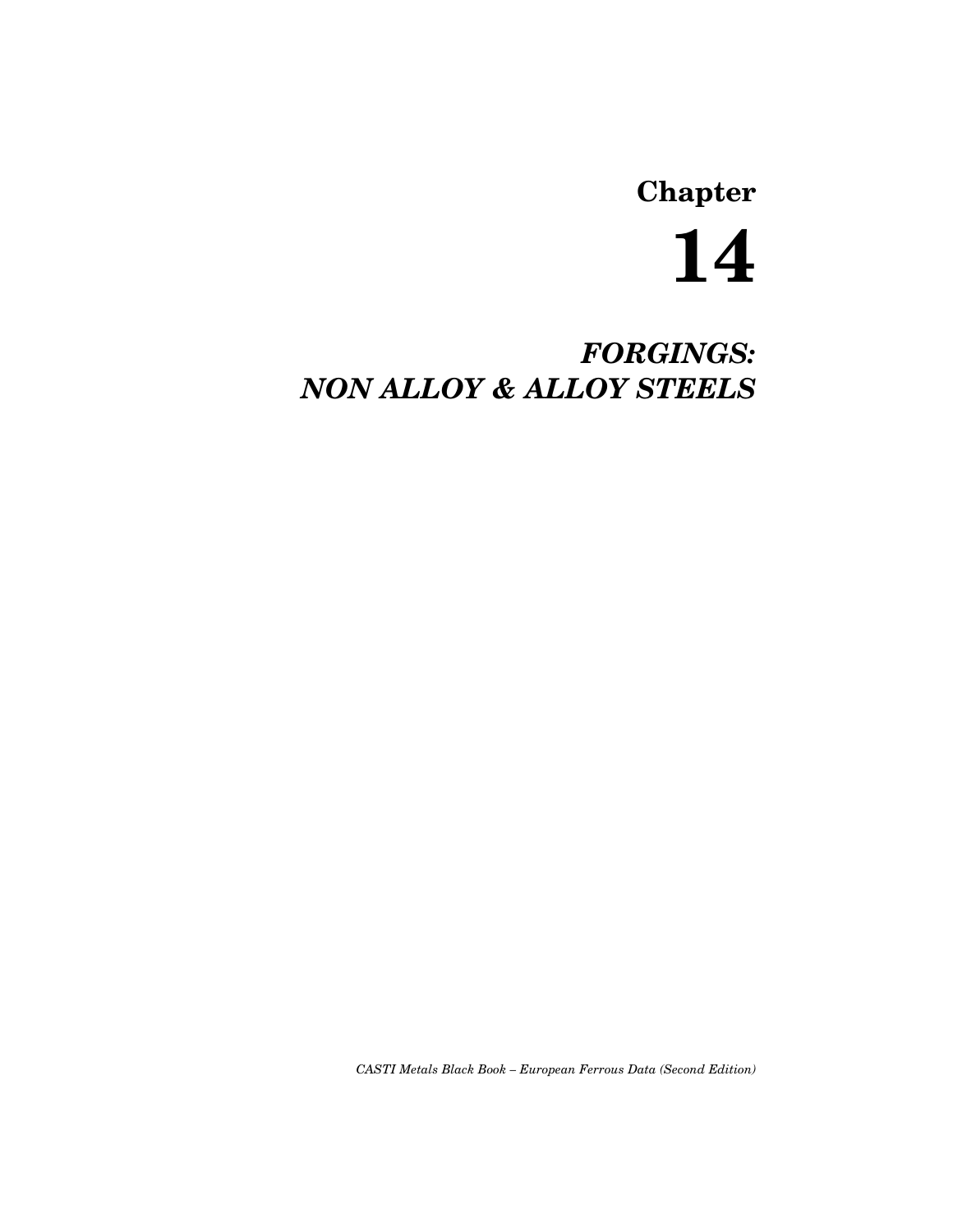# Chapter 14

# *FORGINGS: NON ALLOY & ALLOY STEELS*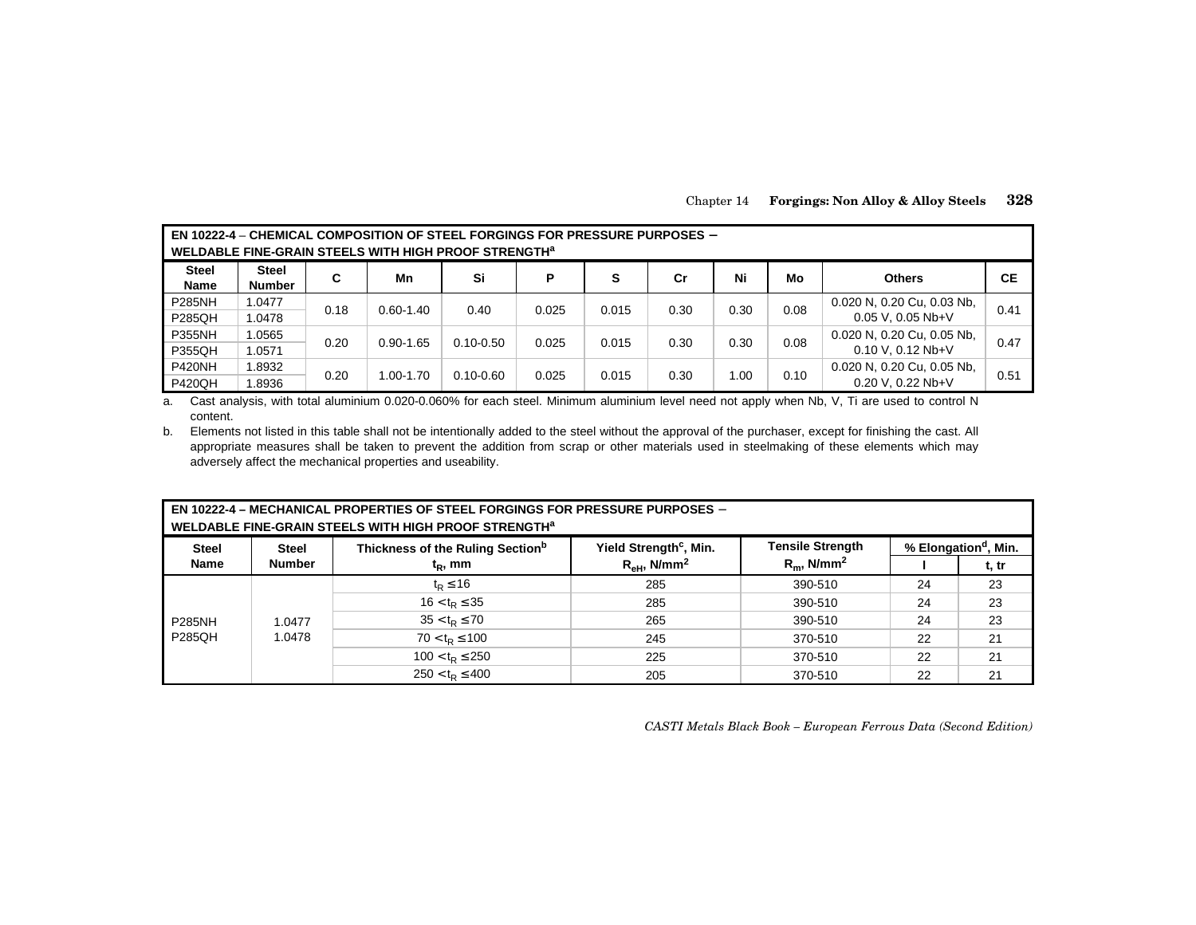**EN 10222-4 – CHEMICAL COMPOSITION OF STEEL FORGINGS FOR PRESSURE PURPOSES – WELDABLE FINE-GRAIN STEELS WITH HIGH PROOF STRENGTH[a]**

| Steel Name | Steel Number | C | Mn | Si | P | S | Cr | Ni | Mo | Others | CE |
|---|---|---|---|---|---|---|---|---|---|---|---|
| P285NH | 1.0477 | 0.18 | 0.60-1.40 | 0.40 | 0.025 | 0.015 | 0.30 | 0.30 | 0.08 | 0.020 N, 0.20 Cu, 0.03 Nb, 0.05 V, 0.05 Nb+V | 0.41 |
| P285QH | 1.0478 | | | | | | | | | | |
| P355NH | 1.0565 | 0.20 | 0.90-1.65 | 0.10-0.50 | 0.025 | 0.015 | 0.30 | 0.30 | 0.08 | 0.020 N, 0.20 Cu, 0.05 Nb, 0.10 V, 0.12 Nb+V | 0.47 |
| P355QH | 1.0571 | | | | | | | | | | |
| P420NH | 1.8932 | 0.20 | 1.00-1.70 | 0.10-0.60 | 0.025 | 0.015 | 0.30 | 1.00 | 0.10 | 0.020 N, 0.20 Cu, 0.05 Nb, 0.20 V, 0.22 Nb+V | 0.51 |
| P420QH | 1.8936 | | | | | | | | | | |

a. Cast analysis, with total aluminium 0.020-0.060% for each steel. Minimum aluminium level need not apply when Nb, V, Ti are used to control N content.

b. Elements not listed in this table shall not be intentionally added to the steel without the approval of the purchaser, except for finishing the cast. All appropriate measures shall be taken to prevent the addition from scrap or other materials used in steelmaking of these elements which may adversely affect the mechanical properties and useability.

**EN 10222-4 – MECHANICAL PROPERTIES OF STEEL FORGINGS FOR PRESSURE PURPOSES – WELDABLE FINE-GRAIN STEELS WITH HIGH PROOF STRENGTH[a]**

| Steel Name | Steel Number | Thickness of the Ruling Section[b] $t_R$, mm | Yield Strength[c], Min. $R_{eH}$, N/mm$^2$ | Tensile Strength $R_m$, N/mm$^2$ | % Elongation[d], Min. | |
|---|---|---|---|---|---|---|
| | | | | | l | t, tr |
| P285NH P285QH | 1.0477 1.0478 | $t_R \leq 16$ | 285 | 390-510 | 24 | 23 |
| | | $16 < t_R \leq 35$ | 285 | 390-510 | 24 | 23 |
| | | $35 < t_R \leq 70$ | 265 | 390-510 | 24 | 23 |
| | | $70 < t_R \leq 100$ | 245 | 370-510 | 22 | 21 |
| | | $100 < t_R \leq 250$ | 225 | 370-510 | 22 | 21 |
| | | $250 < t_R \leq 400$ | 205 | 370-510 | 22 | 21 |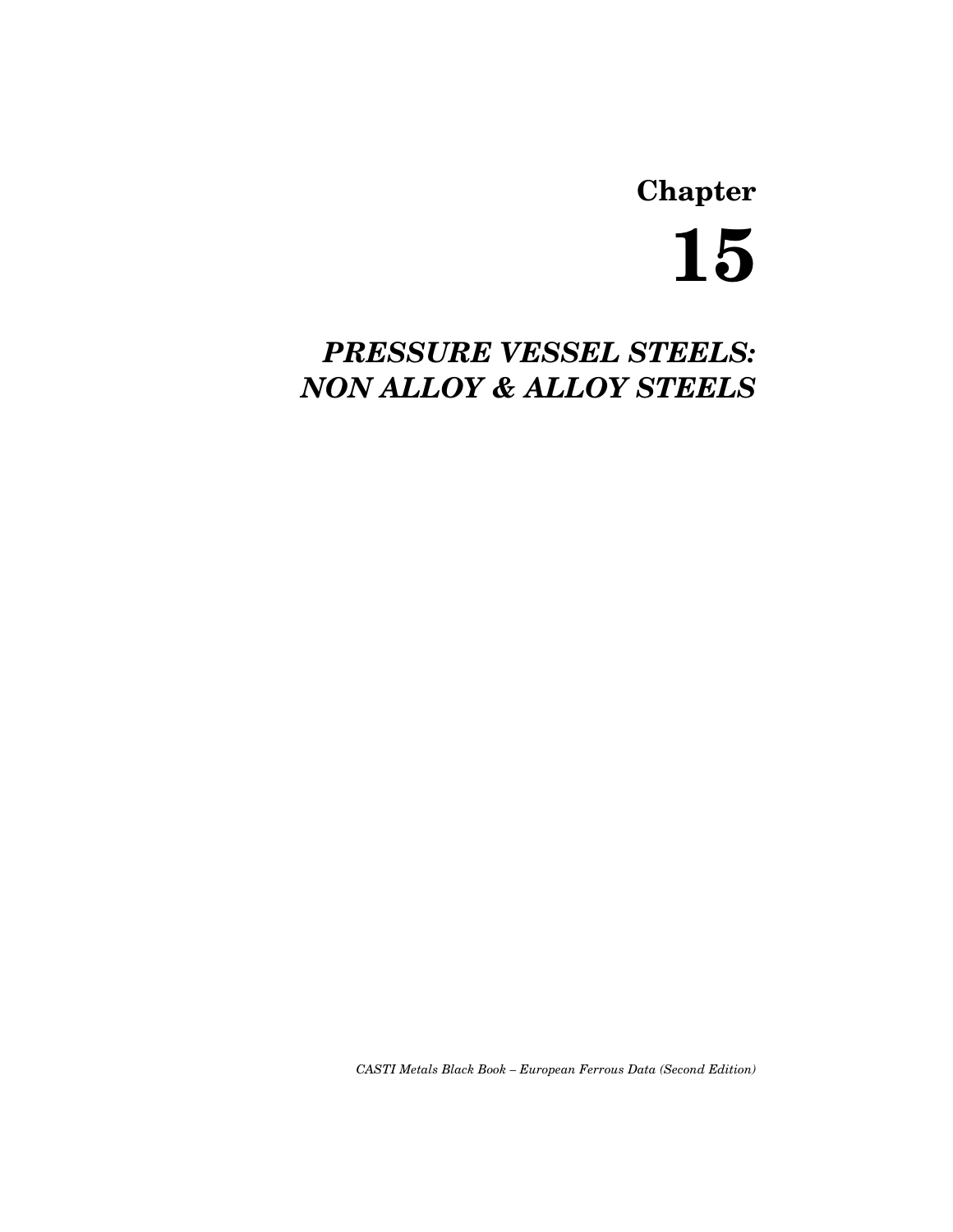# Chapter

# 15

## *PRESSURE VESSEL STEELS: NON ALLOY & ALLOY STEELS*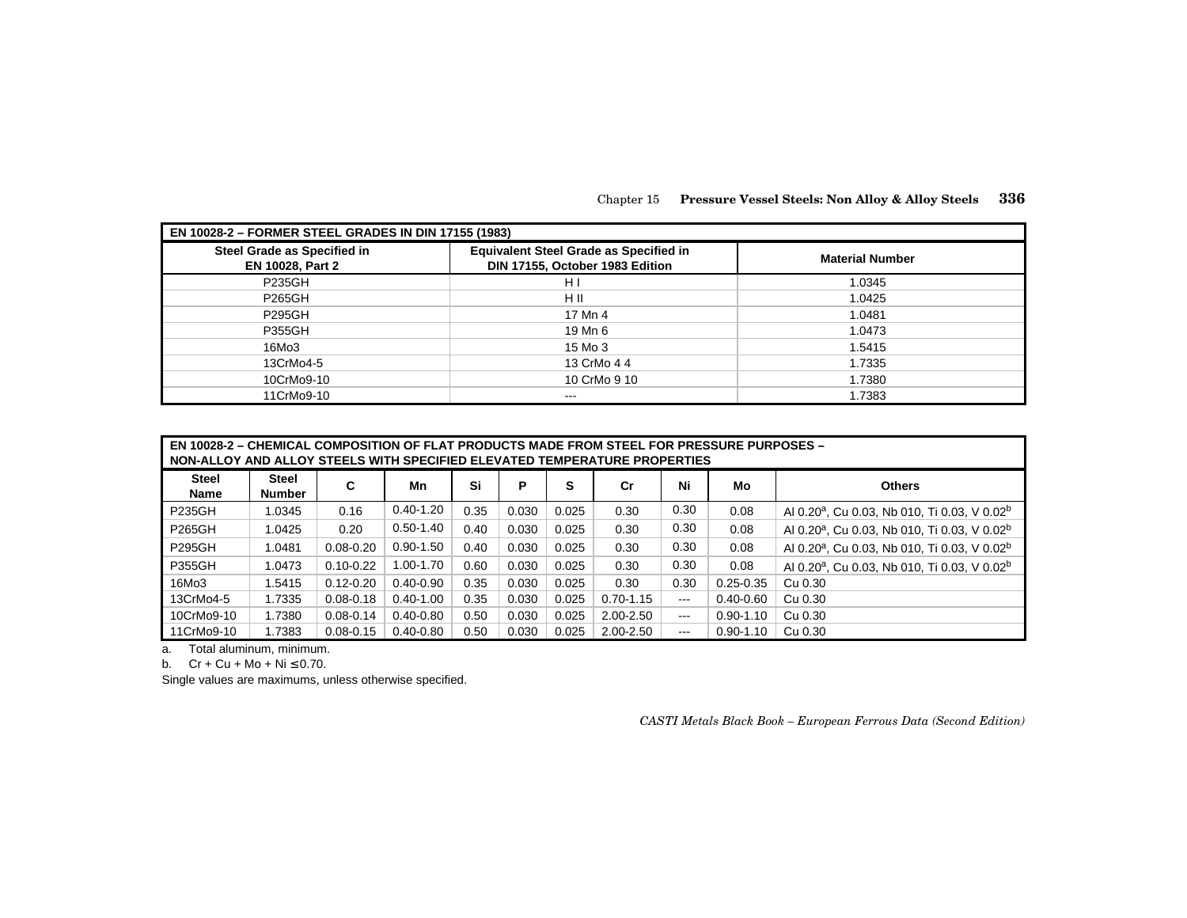| EN 10028-2 – FORMER STEEL GRADES IN DIN 17155 (1983) | | |
|---|---|---|
| **Steel Grade as Specified in EN 10028, Part 2** | **Equivalent Steel Grade as Specified in DIN 17155, October 1983 Edition** | **Material Number** |
| P235GH | H I | 1.0345 |
| P265GH | H II | 1.0425 |
| P295GH | 17 Mn 4 | 1.0481 |
| P355GH | 19 Mn 6 | 1.0473 |
| 16Mo3 | 15 Mo 3 | 1.5415 |
| 13CrMo4-5 | 13 CrMo 4 4 | 1.7335 |
| 10CrMo9-10 | 10 CrMo 9 10 | 1.7380 |
| 11CrMo9-10 | --- | 1.7383 |

| EN 10028-2 – CHEMICAL COMPOSITION OF FLAT PRODUCTS MADE FROM STEEL FOR PRESSURE PURPOSES – NON-ALLOY AND ALLOY STEELS WITH SPECIFIED ELEVATED TEMPERATURE PROPERTIES | | | | | | | | | | |
|---|---|---|---|---|---|---|---|---|---|---|
| **Steel Name** | **Steel Number** | **C** | **Mn** | **Si** | **P** | **S** | **Cr** | **Ni** | **Mo** | **Others** |
| P235GH | 1.0345 | 0.16 | 0.40-1.20 | 0.35 | 0.030 | 0.025 | 0.30 | 0.30 | 0.08 | Al 0.20[a], Cu 0.03, Nb 010, Ti 0.03, V 0.02[b] |
| P265GH | 1.0425 | 0.20 | 0.50-1.40 | 0.40 | 0.030 | 0.025 | 0.30 | 0.30 | 0.08 | Al 0.20[a], Cu 0.03, Nb 010, Ti 0.03, V 0.02[b] |
| P295GH | 1.0481 | 0.08-0.20 | 0.90-1.50 | 0.40 | 0.030 | 0.025 | 0.30 | 0.30 | 0.08 | Al 0.20[a], Cu 0.03, Nb 010, Ti 0.03, V 0.02[b] |
| P355GH | 1.0473 | 0.10-0.22 | 1.00-1.70 | 0.60 | 0.030 | 0.025 | 0.30 | 0.30 | 0.08 | Al 0.20[a], Cu 0.03, Nb 010, Ti 0.03, V 0.02[b] |
| 16Mo3 | 1.5415 | 0.12-0.20 | 0.40-0.90 | 0.35 | 0.030 | 0.025 | 0.30 | 0.30 | 0.25-0.35 | Cu 0.30 |
| 13CrMo4-5 | 1.7335 | 0.08-0.18 | 0.40-1.00 | 0.35 | 0.030 | 0.025 | 0.70-1.15 | --- | 0.40-0.60 | Cu 0.30 |
| 10CrMo9-10 | 1.7380 | 0.08-0.14 | 0.40-0.80 | 0.50 | 0.030 | 0.025 | 2.00-2.50 | --- | 0.90-1.10 | Cu 0.30 |
| 11CrMo9-10 | 1.7383 | 0.08-0.15 | 0.40-0.80 | 0.50 | 0.030 | 0.025 | 2.00-2.50 | --- | 0.90-1.10 | Cu 0.30 |

a. Total aluminum, minimum.

b. Cr + Cu + Mo + Ni ≤ 0.70.

Single values are maximums, unless otherwise specified.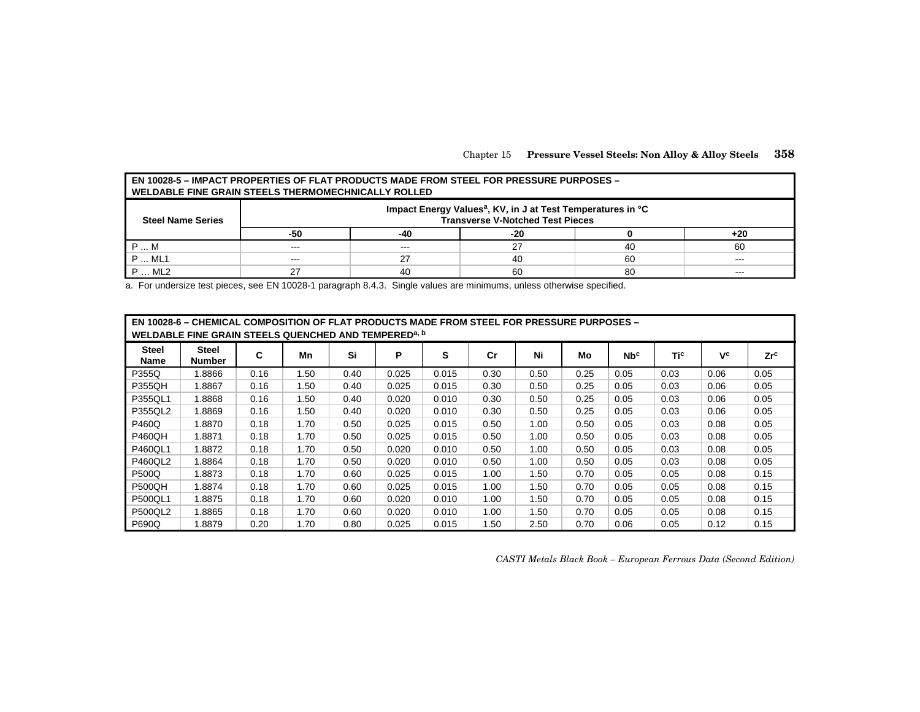| EN 10028-5 – IMPACT PROPERTIES OF FLAT PRODUCTS MADE FROM STEEL FOR PRESSURE PURPOSES – WELDABLE FINE GRAIN STEELS THERMOMECHNICALLY ROLLED | | | | | |
|---|---|---|---|---|---|
| **Steel Name Series** | **Impact Energy Values[a], KV, in J at Test Temperatures in °C Transverse V-Notched Test Pieces** | | | | |
| | **-50** | **-40** | **-20** | **0** | **+20** |
| P ... M | --- | --- | 27 | 40 | 60 |
| P ... ML1 | --- | 27 | 40 | 60 | --- |
| P … ML2 | 27 | 40 | 60 | 80 | --- |

a. For undersize test pieces, see EN 10028-1 paragraph 8.4.3. Single values are minimums, unless otherwise specified.

| EN 10028-6 – CHEMICAL COMPOSITION OF FLAT PRODUCTS MADE FROM STEEL FOR PRESSURE PURPOSES – WELDABLE FINE GRAIN STEELS QUENCHED AND TEMPERED[a, b] | | | | | | | | | | | | | |
|---|---|---|---|---|---|---|---|---|---|---|---|---|---|
| **Steel Name** | **Steel Number** | **C** | **Mn** | **Si** | **P** | **S** | **Cr** | **Ni** | **Mo** | **Nb[c]** | **Ti[c]** | **V[c]** | **Zr[c]** |
| P355Q | 1.8866 | 0.16 | 1.50 | 0.40 | 0.025 | 0.015 | 0.30 | 0.50 | 0.25 | 0.05 | 0.03 | 0.06 | 0.05 |
| P355QH | 1.8867 | 0.16 | 1.50 | 0.40 | 0.025 | 0.015 | 0.30 | 0.50 | 0.25 | 0.05 | 0.03 | 0.06 | 0.05 |
| P355QL1 | 1.8868 | 0.16 | 1.50 | 0.40 | 0.020 | 0.010 | 0.30 | 0.50 | 0.25 | 0.05 | 0.03 | 0.06 | 0.05 |
| P355QL2 | 1.8869 | 0.16 | 1.50 | 0.40 | 0.020 | 0.010 | 0.30 | 0.50 | 0.25 | 0.05 | 0.03 | 0.06 | 0.05 |
| P460Q | 1.8870 | 0.18 | 1.70 | 0.50 | 0.025 | 0.015 | 0.50 | 1.00 | 0.50 | 0.05 | 0.03 | 0.08 | 0.05 |
| P460QH | 1.8871 | 0.18 | 1.70 | 0.50 | 0.025 | 0.015 | 0.50 | 1.00 | 0.50 | 0.05 | 0.03 | 0.08 | 0.05 |
| P460QL1 | 1.8872 | 0.18 | 1.70 | 0.50 | 0.020 | 0.010 | 0.50 | 1.00 | 0.50 | 0.05 | 0.03 | 0.08 | 0.05 |
| P460QL2 | 1.8864 | 0.18 | 1.70 | 0.50 | 0.020 | 0.010 | 0.50 | 1.00 | 0.50 | 0.05 | 0.03 | 0.08 | 0.05 |
| P500Q | 1.8873 | 0.18 | 1.70 | 0.60 | 0.025 | 0.015 | 1.00 | 1.50 | 0.70 | 0.05 | 0.05 | 0.08 | 0.15 |
| P500QH | 1.8874 | 0.18 | 1.70 | 0.60 | 0.025 | 0.015 | 1.00 | 1.50 | 0.70 | 0.05 | 0.05 | 0.08 | 0.15 |
| P500QL1 | 1.8875 | 0.18 | 1.70 | 0.60 | 0.020 | 0.010 | 1.00 | 1.50 | 0.70 | 0.05 | 0.05 | 0.08 | 0.15 |
| P500QL2 | 1.8865 | 0.18 | 1.70 | 0.60 | 0.020 | 0.010 | 1.00 | 1.50 | 0.70 | 0.05 | 0.05 | 0.08 | 0.15 |
| P690Q | 1.8879 | 0.20 | 1.70 | 0.80 | 0.025 | 0.015 | 1.50 | 2.50 | 0.70 | 0.06 | 0.05 | 0.12 | 0.15 |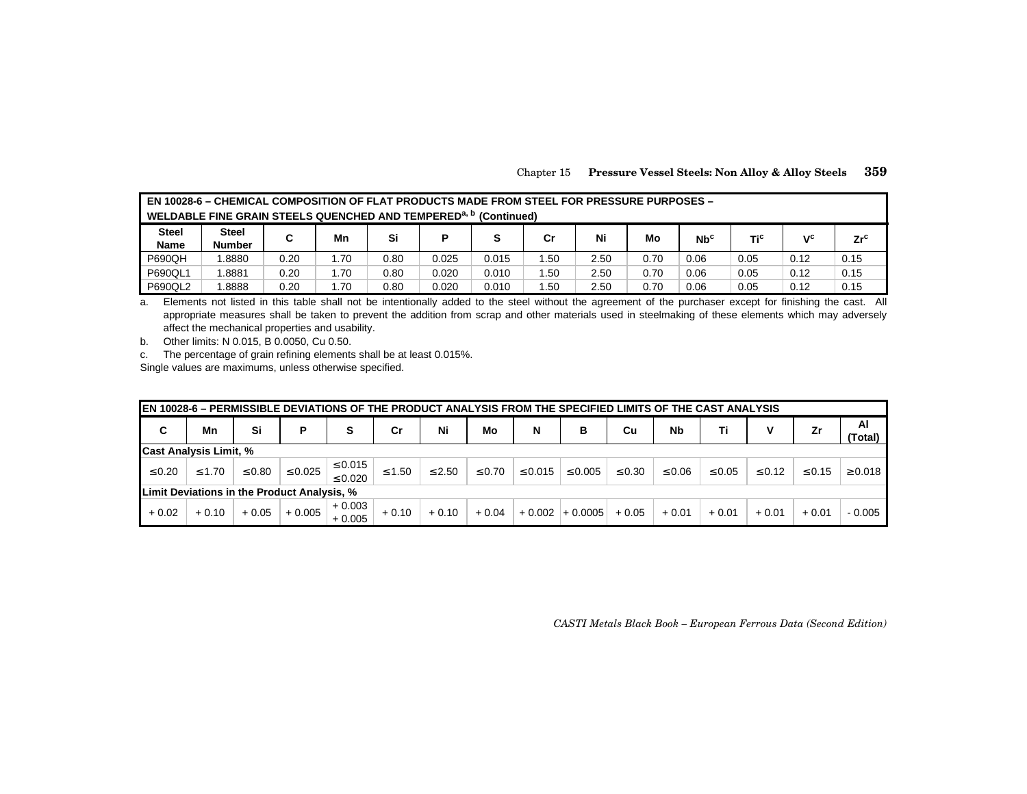| EN 10028-6 – CHEMICAL COMPOSITION OF FLAT PRODUCTS MADE FROM STEEL FOR PRESSURE PURPOSES – WELDABLE FINE GRAIN STEELS QUENCHED AND TEMPERED[a, b] (Continued) | | | | | | | | | | | | | |
|---|---|---|---|---|---|---|---|---|---|---|---|---|---|
| **Steel Name** | **Steel Number** | **C** | **Mn** | **Si** | **P** | **S** | **Cr** | **Ni** | **Mo** | **Nb[c]** | **Ti[c]** | **V[c]** | **Zr[c]** |
| P690QH | 1.8880 | 0.20 | 1.70 | 0.80 | 0.025 | 0.015 | 1.50 | 2.50 | 0.70 | 0.06 | 0.05 | 0.12 | 0.15 |
| P690QL1 | 1.8881 | 0.20 | 1.70 | 0.80 | 0.020 | 0.010 | 1.50 | 2.50 | 0.70 | 0.06 | 0.05 | 0.12 | 0.15 |
| P690QL2 | 1.8888 | 0.20 | 1.70 | 0.80 | 0.020 | 0.010 | 1.50 | 2.50 | 0.70 | 0.06 | 0.05 | 0.12 | 0.15 |

a. Elements not listed in this table shall not be intentionally added to the steel without the agreement of the purchaser except for finishing the cast. All appropriate measures shall be taken to prevent the addition from scrap and other materials used in steelmaking of these elements which may adversely affect the mechanical properties and usability.

b. Other limits: N 0.015, B 0.0050, Cu 0.50.

c. The percentage of grain refining elements shall be at least 0.015%.

Single values are maximums, unless otherwise specified.

| EN 10028-6 – PERMISSIBLE DEVIATIONS OF THE PRODUCT ANALYSIS FROM THE SPECIFIED LIMITS OF THE CAST ANALYSIS | | | | | | | | | | | | | | | |
|---|---|---|---|---|---|---|---|---|---|---|---|---|---|---|---|
| **C** | **Mn** | **Si** | **P** | **S** | **Cr** | **Ni** | **Mo** | **N** | **B** | **Cu** | **Nb** | **Ti** | **V** | **Zr** | **Al (Total)** |
| **Cast Analysis Limit, %** | | | | | | | | | | | | | | | |
| ≤0.20 | ≤1.70 | ≤0.80 | ≤0.025 | ≤0.015 ≤0.020 | ≤1.50 | ≤2.50 | ≤0.70 | ≤0.015 | ≤0.005 | ≤0.30 | ≤0.06 | ≤0.05 | ≤0.12 | ≤0.15 | ≥0.018 |
| **Limit Deviations in the Product Analysis, %** | | | | | | | | | | | | | | | |
| + 0.02 | + 0.10 | + 0.05 | + 0.005 | + 0.003 + 0.005 | + 0.10 | + 0.10 | + 0.04 | + 0.002 | + 0.0005 | + 0.05 | + 0.01 | + 0.01 | + 0.01 | + 0.01 | - 0.005 |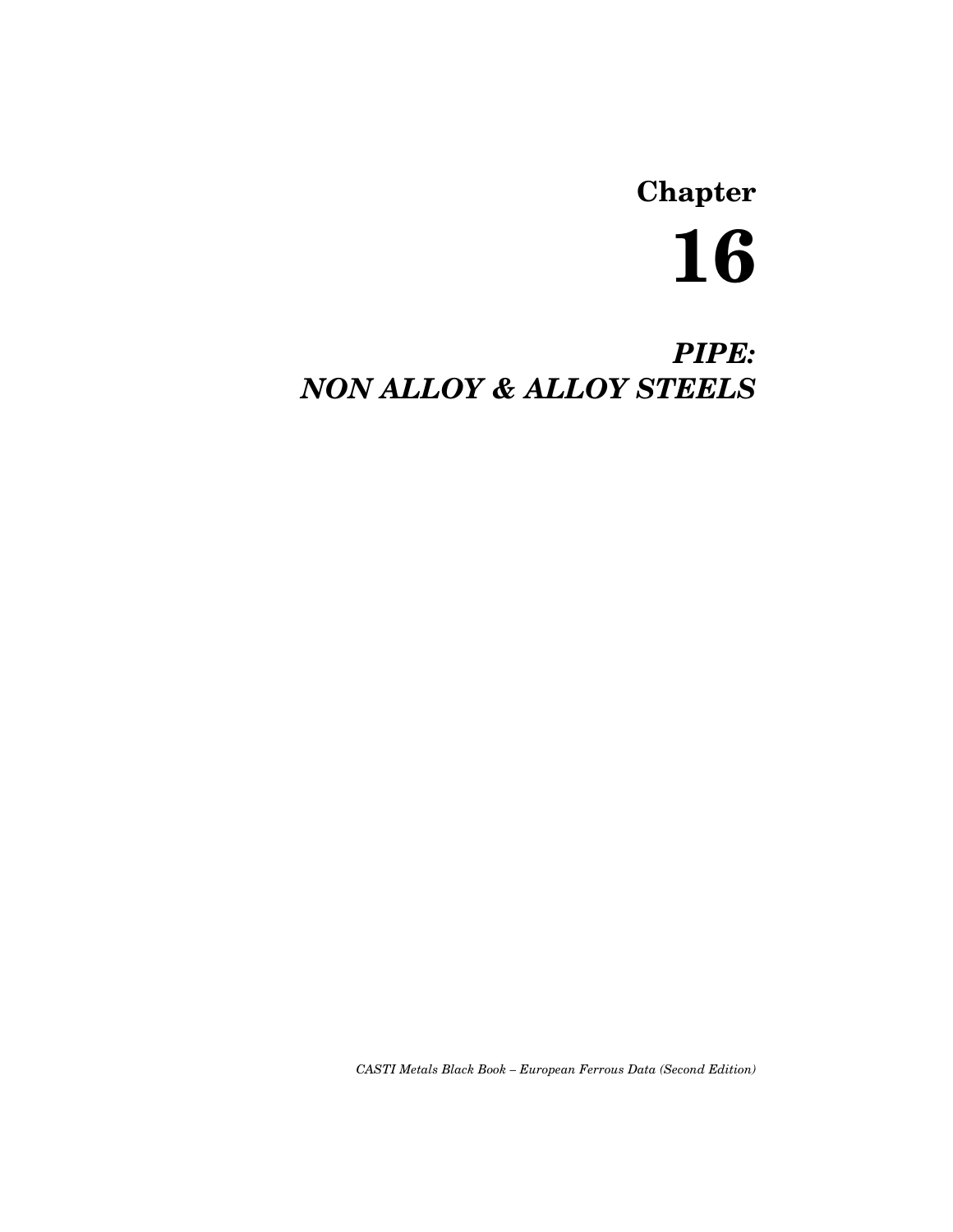# Chapter 16

## *PIPE: NON ALLOY & ALLOY STEELS*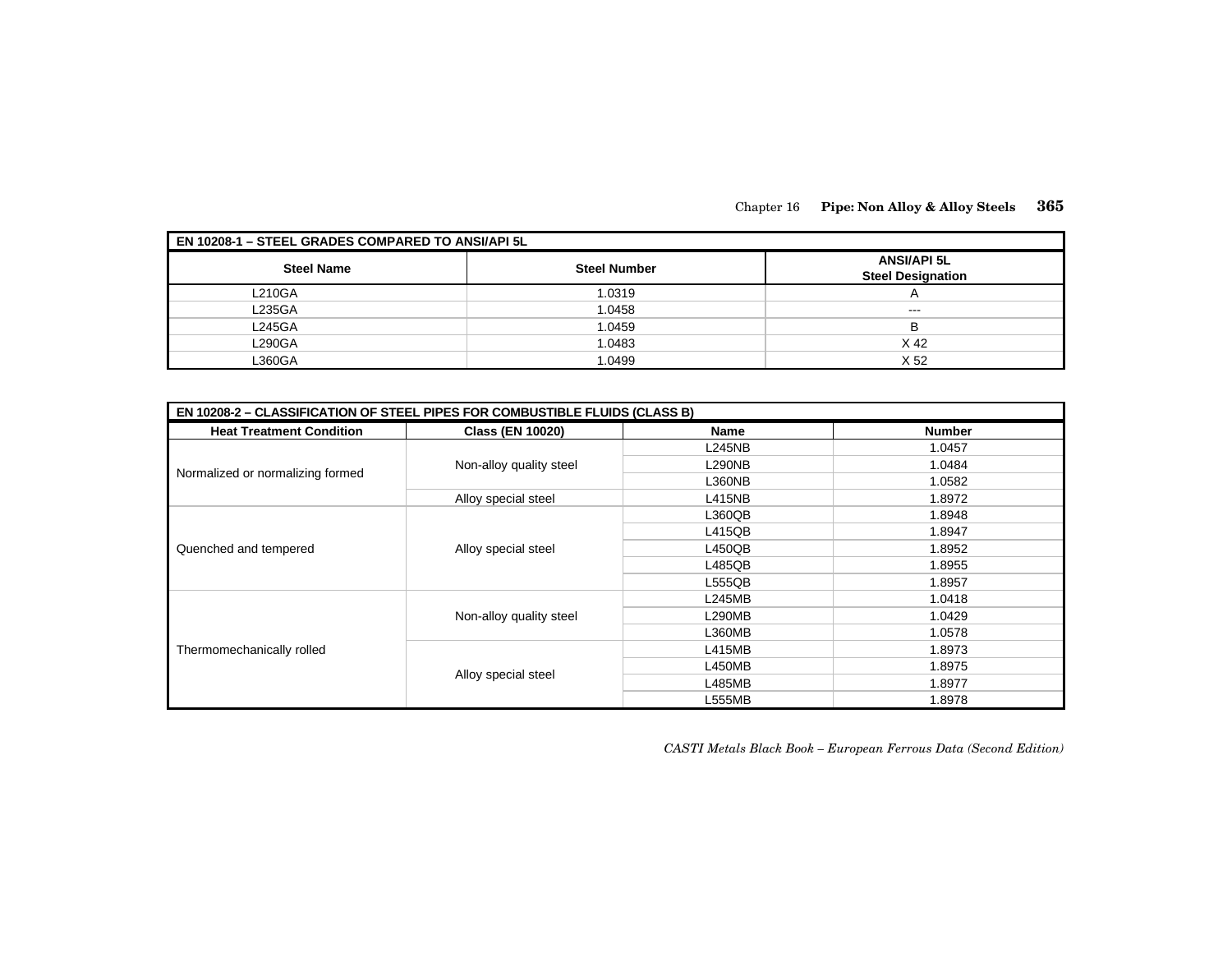| EN 10208-1 – STEEL GRADES COMPARED TO ANSI/API 5L | | |
|---|---|---|
| **Steel Name** | **Steel Number** | **ANSI/API 5L Steel Designation** |
| L210GA | 1.0319 | A |
| L235GA | 1.0458 | --- |
| L245GA | 1.0459 | B |
| L290GA | 1.0483 | X 42 |
| L360GA | 1.0499 | X 52 |

| EN 10208-2 – CLASSIFICATION OF STEEL PIPES FOR COMBUSTIBLE FLUIDS (CLASS B) | | | |
|---|---|---|---|
| **Heat Treatment Condition** | **Class (EN 10020)** | **Name** | **Number** |
| Normalized or normalizing formed | Non-alloy quality steel | L245NB | 1.0457 |
| | | L290NB | 1.0484 |
| | | L360NB | 1.0582 |
| | Alloy special steel | L415NB | 1.8972 |
| Quenched and tempered | Alloy special steel | L360QB | 1.8948 |
| | | L415QB | 1.8947 |
| | | L450QB | 1.8952 |
| | | L485QB | 1.8955 |
| | | L555QB | 1.8957 |
| Thermomechanically rolled | Non-alloy quality steel | L245MB | 1.0418 |
| | | L290MB | 1.0429 |
| | | L360MB | 1.0578 |
| | Alloy special steel | L415MB | 1.8973 |
| | | L450MB | 1.8975 |
| | | L485MB | 1.8977 |
| | | L555MB | 1.8978 |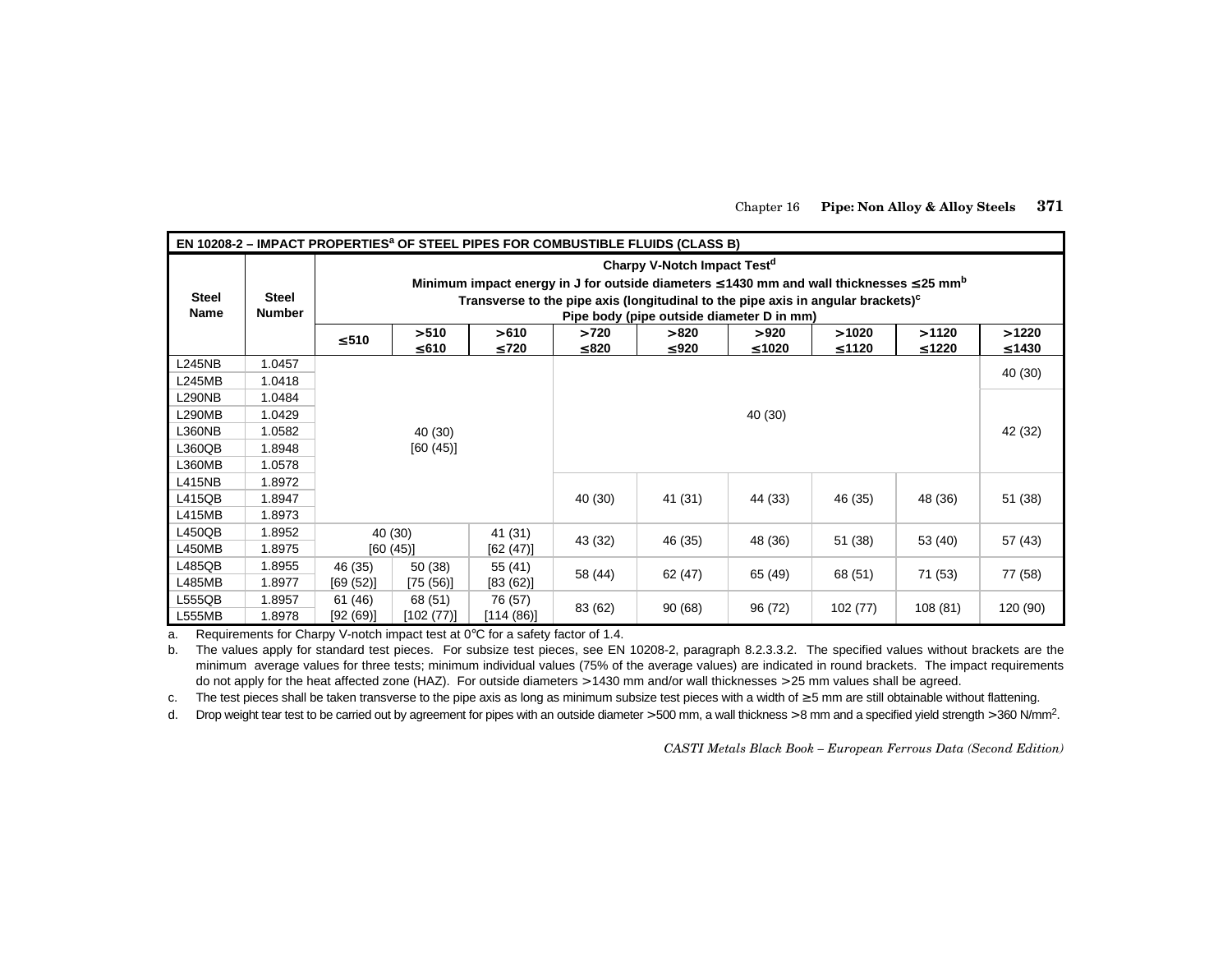**EN 10208-2 – IMPACT PROPERTIES[a] OF STEEL PIPES FOR COMBUSTIBLE FLUIDS (CLASS B)**

| Steel Name | Steel Number | Charpy V-Notch Impact Test[d] Minimum impact energy in J for outside diameters ≤1430 mm and wall thicknesses ≤25 mm[b] Transverse to the pipe axis (longitudinal to the pipe axis in angular brackets)[c] Pipe body (pipe outside diameter D in mm) | | | | | | | | |
|---|---|---|---|---|---|---|---|---|---|---|
| | | ≤510 | >510 ≤610 | >610 ≤720 | >720 ≤820 | >820 ≤920 | >920 ≤1020 | >1020 ≤1120 | >1120 ≤1220 | >1220 ≤1430 |
| L245NB | 1.0457 | 40 (30) [60 (45)] | 40 (30) [60 (45)] | 40 (30) [60 (45)] | 40 (30) | 40 (30) | 40 (30) | 40 (30) | 40 (30) | 40 (30) |
| L245MB | 1.0418 | 40 (30) [60 (45)] | 40 (30) [60 (45)] | 40 (30) [60 (45)] | 40 (30) | 40 (30) | 40 (30) | 40 (30) | 40 (30) | 40 (30) |
| L290NB | 1.0484 | 40 (30) [60 (45)] | 40 (30) [60 (45)] | 40 (30) [60 (45)] | 40 (30) | 40 (30) | 40 (30) | 40 (30) | 40 (30) | 42 (32) |
| L290MB | 1.0429 | 40 (30) [60 (45)] | 40 (30) [60 (45)] | 40 (30) [60 (45)] | 40 (30) | 40 (30) | 40 (30) | 40 (30) | 40 (30) | 42 (32) |
| L360NB | 1.0582 | 40 (30) [60 (45)] | 40 (30) [60 (45)] | 40 (30) [60 (45)] | 40 (30) | 40 (30) | 40 (30) | 40 (30) | 40 (30) | 42 (32) |
| L360QB | 1.8948 | 40 (30) [60 (45)] | 40 (30) [60 (45)] | 40 (30) [60 (45)] | 40 (30) | 40 (30) | 40 (30) | 40 (30) | 40 (30) | 42 (32) |
| L360MB | 1.0578 | 40 (30) [60 (45)] | 40 (30) [60 (45)] | 40 (30) [60 (45)] | 40 (30) | 40 (30) | 40 (30) | 40 (30) | 40 (30) | 42 (32) |
| L415NB | 1.8972 | 40 (30) [60 (45)] | 40 (30) [60 (45)] | 40 (30) [60 (45)] | 40 (30) | 41 (31) | 44 (33) | 46 (35) | 48 (36) | 51 (38) |
| L415QB | 1.8947 | 40 (30) [60 (45)] | 40 (30) [60 (45)] | 40 (30) [60 (45)] | 40 (30) | 41 (31) | 44 (33) | 46 (35) | 48 (36) | 51 (38) |
| L415MB | 1.8973 | 40 (30) [60 (45)] | 40 (30) [60 (45)] | 40 (30) [60 (45)] | 40 (30) | 41 (31) | 44 (33) | 46 (35) | 48 (36) | 51 (38) |
| L450QB | 1.8952 | 40 (30) [60 (45)] | 40 (30) [60 (45)] | 41 (31) [62 (47)] | 43 (32) | 46 (35) | 48 (36) | 51 (38) | 53 (40) | 57 (43) |
| L450MB | 1.8975 | 40 (30) [60 (45)] | 40 (30) [60 (45)] | 41 (31) [62 (47)] | 43 (32) | 46 (35) | 48 (36) | 51 (38) | 53 (40) | 57 (43) |
| L485QB | 1.8955 | 46 (35) [69 (52)] | 50 (38) [75 (56)] | 55 (41) [83 (62)] | 58 (44) | 62 (47) | 65 (49) | 68 (51) | 71 (53) | 77 (58) |
| L485MB | 1.8977 | 46 (35) [69 (52)] | 50 (38) [75 (56)] | 55 (41) [83 (62)] | 58 (44) | 62 (47) | 65 (49) | 68 (51) | 71 (53) | 77 (58) |
| L555QB | 1.8957 | 61 (46) [92 (69)] | 68 (51) [102 (77)] | 76 (57) [114 (86)] | 83 (62) | 90 (68) | 96 (72) | 102 (77) | 108 (81) | 120 (90) |
| L555MB | 1.8978 | 61 (46) [92 (69)] | 68 (51) [102 (77)] | 76 (57) [114 (86)] | 83 (62) | 90 (68) | 96 (72) | 102 (77) | 108 (81) | 120 (90) |

a. Requirements for Charpy V-notch impact test at 0°C for a safety factor of 1.4.

b. The values apply for standard test pieces. For subsize test pieces, see EN 10208-2, paragraph 8.2.3.3.2. The specified values without brackets are the minimum average values for three tests; minimum individual values (75% of the average values) are indicated in round brackets. The impact requirements do not apply for the heat affected zone (HAZ). For outside diameters >1430 mm and/or wall thicknesses >25 mm values shall be agreed.

c. The test pieces shall be taken transverse to the pipe axis as long as minimum subsize test pieces with a width of ≥5 mm are still obtainable without flattening.

d. Drop weight tear test to be carried out by agreement for pipes with an outside diameter >500 mm, a wall thickness >8 mm and a specified yield strength >360 N/mm$^2$.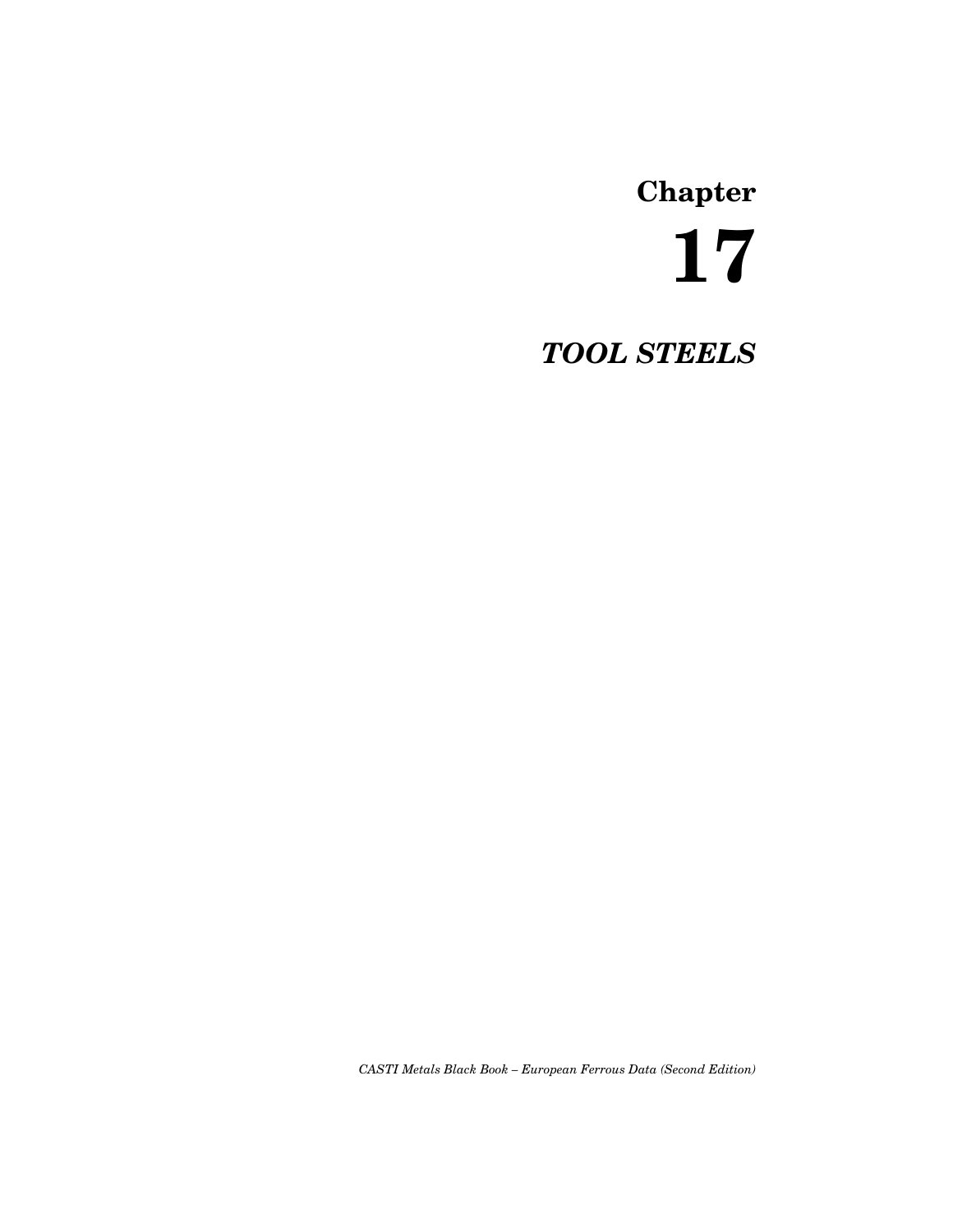# Chapter 17

# *TOOL STEELS*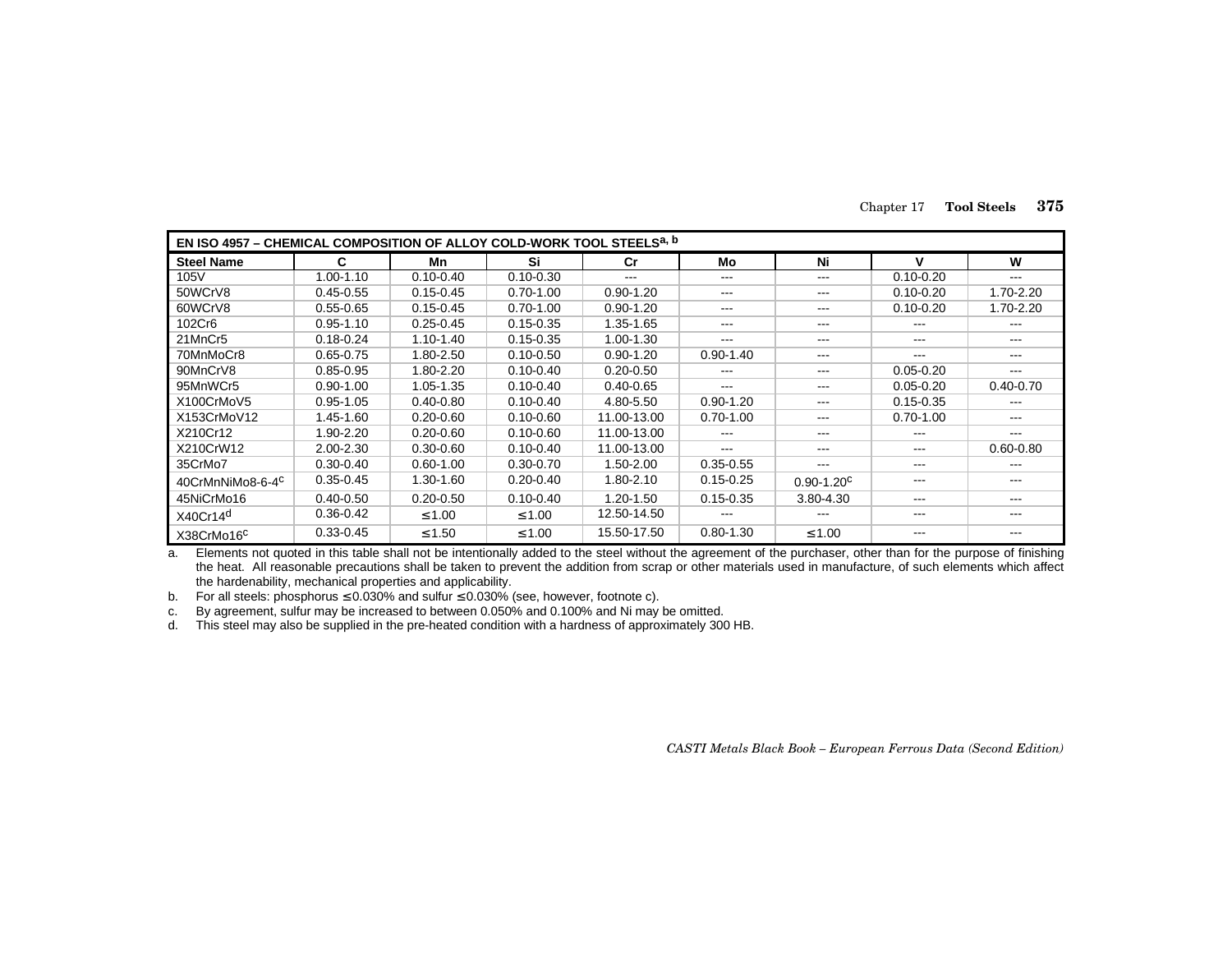| EN ISO 4957 – CHEMICAL COMPOSITION OF ALLOY COLD-WORK TOOL STEELS[a, b] | | | | | | | | |
|---|---|---|---|---|---|---|---|---|
| **Steel Name** | **C** | **Mn** | **Si** | **Cr** | **Mo** | **Ni** | **V** | **W** |
| 105V | 1.00-1.10 | 0.10-0.40 | 0.10-0.30 | --- | --- | --- | 0.10-0.20 | --- |
| 50WCrV8 | 0.45-0.55 | 0.15-0.45 | 0.70-1.00 | 0.90-1.20 | --- | --- | 0.10-0.20 | 1.70-2.20 |
| 60WCrV8 | 0.55-0.65 | 0.15-0.45 | 0.70-1.00 | 0.90-1.20 | --- | --- | 0.10-0.20 | 1.70-2.20 |
| 102Cr6 | 0.95-1.10 | 0.25-0.45 | 0.15-0.35 | 1.35-1.65 | --- | --- | --- | --- |
| 21MnCr5 | 0.18-0.24 | 1.10-1.40 | 0.15-0.35 | 1.00-1.30 | --- | --- | --- | --- |
| 70MnMoCr8 | 0.65-0.75 | 1.80-2.50 | 0.10-0.50 | 0.90-1.20 | 0.90-1.40 | --- | --- | --- |
| 90MnCrV8 | 0.85-0.95 | 1.80-2.20 | 0.10-0.40 | 0.20-0.50 | --- | --- | 0.05-0.20 | --- |
| 95MnWCr5 | 0.90-1.00 | 1.05-1.35 | 0.10-0.40 | 0.40-0.65 | --- | --- | 0.05-0.20 | 0.40-0.70 |
| X100CrMoV5 | 0.95-1.05 | 0.40-0.80 | 0.10-0.40 | 4.80-5.50 | 0.90-1.20 | --- | 0.15-0.35 | --- |
| X153CrMoV12 | 1.45-1.60 | 0.20-0.60 | 0.10-0.60 | 11.00-13.00 | 0.70-1.00 | --- | 0.70-1.00 | --- |
| X210Cr12 | 1.90-2.20 | 0.20-0.60 | 0.10-0.60 | 11.00-13.00 | --- | --- | --- | --- |
| X210CrW12 | 2.00-2.30 | 0.30-0.60 | 0.10-0.40 | 11.00-13.00 | --- | --- | --- | 0.60-0.80 |
| 35CrMo7 | 0.30-0.40 | 0.60-1.00 | 0.30-0.70 | 1.50-2.00 | 0.35-0.55 | --- | --- | --- |
| 40CrMnNiMo8-6-4[c] | 0.35-0.45 | 1.30-1.60 | 0.20-0.40 | 1.80-2.10 | 0.15-0.25 | 0.90-1.20[c] | --- | --- |
| 45NiCrMo16 | 0.40-0.50 | 0.20-0.50 | 0.10-0.40 | 1.20-1.50 | 0.15-0.35 | 3.80-4.30 | --- | --- |
| X40Cr14[d] | 0.36-0.42 | ≤ 1.00 | ≤ 1.00 | 12.50-14.50 | --- | --- | --- | --- |
| X38CrMo16[c] | 0.33-0.45 | ≤ 1.50 | ≤ 1.00 | 15.50-17.50 | 0.80-1.30 | ≤ 1.00 | --- | --- |

a. Elements not quoted in this table shall not be intentionally added to the steel without the agreement of the purchaser, other than for the purpose of finishing the heat. All reasonable precautions shall be taken to prevent the addition from scrap or other materials used in manufacture, of such elements which affect the hardenability, mechanical properties and applicability.

b. For all steels: phosphorus ≤ 0.030% and sulfur ≤ 0.030% (see, however, footnote c).

c. By agreement, sulfur may be increased to between 0.050% and 0.100% and Ni may be omitted.

d. This steel may also be supplied in the pre-heated condition with a hardness of approximately 300 HB.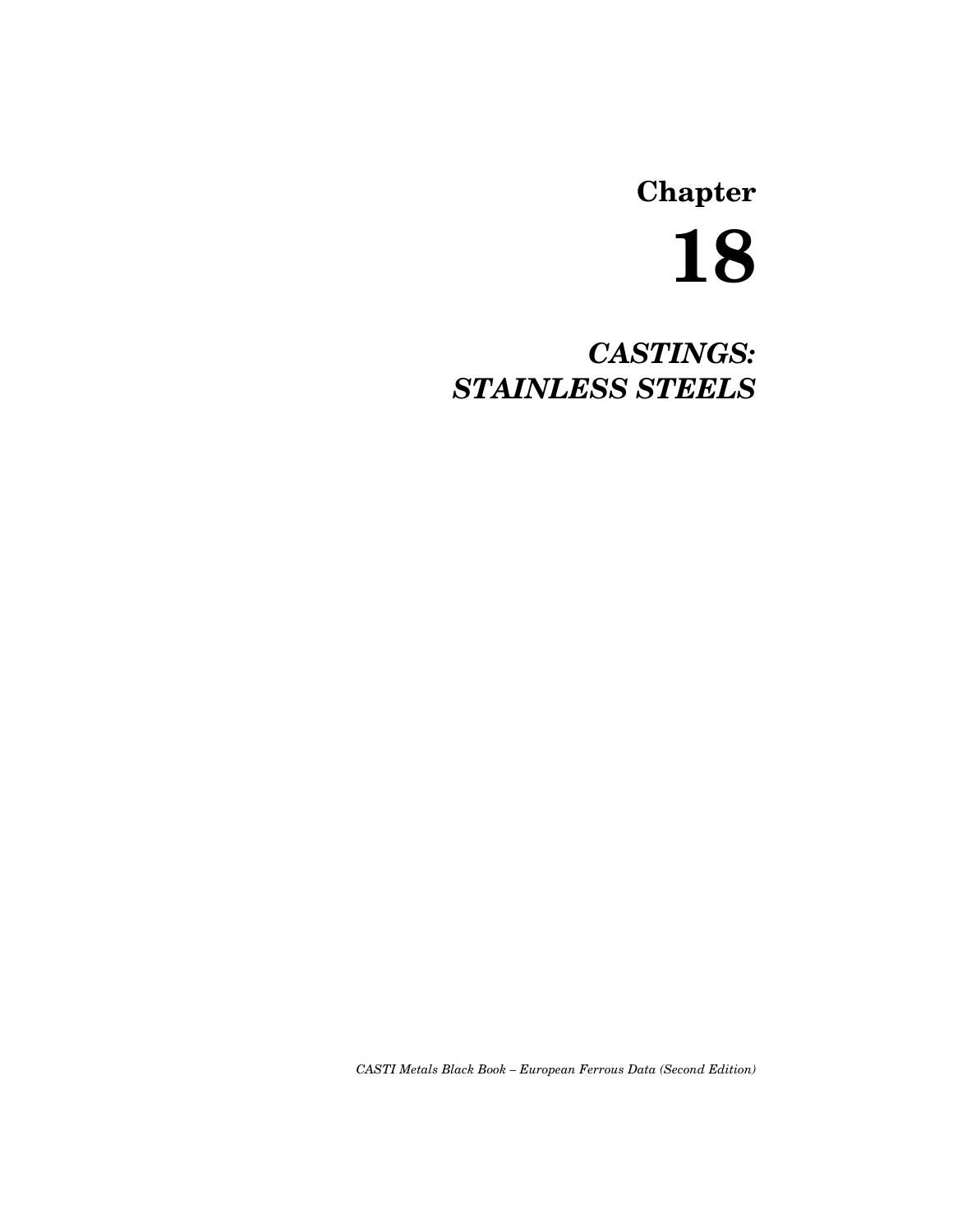# Chapter

# 18

## *CASTINGS: STAINLESS STEELS*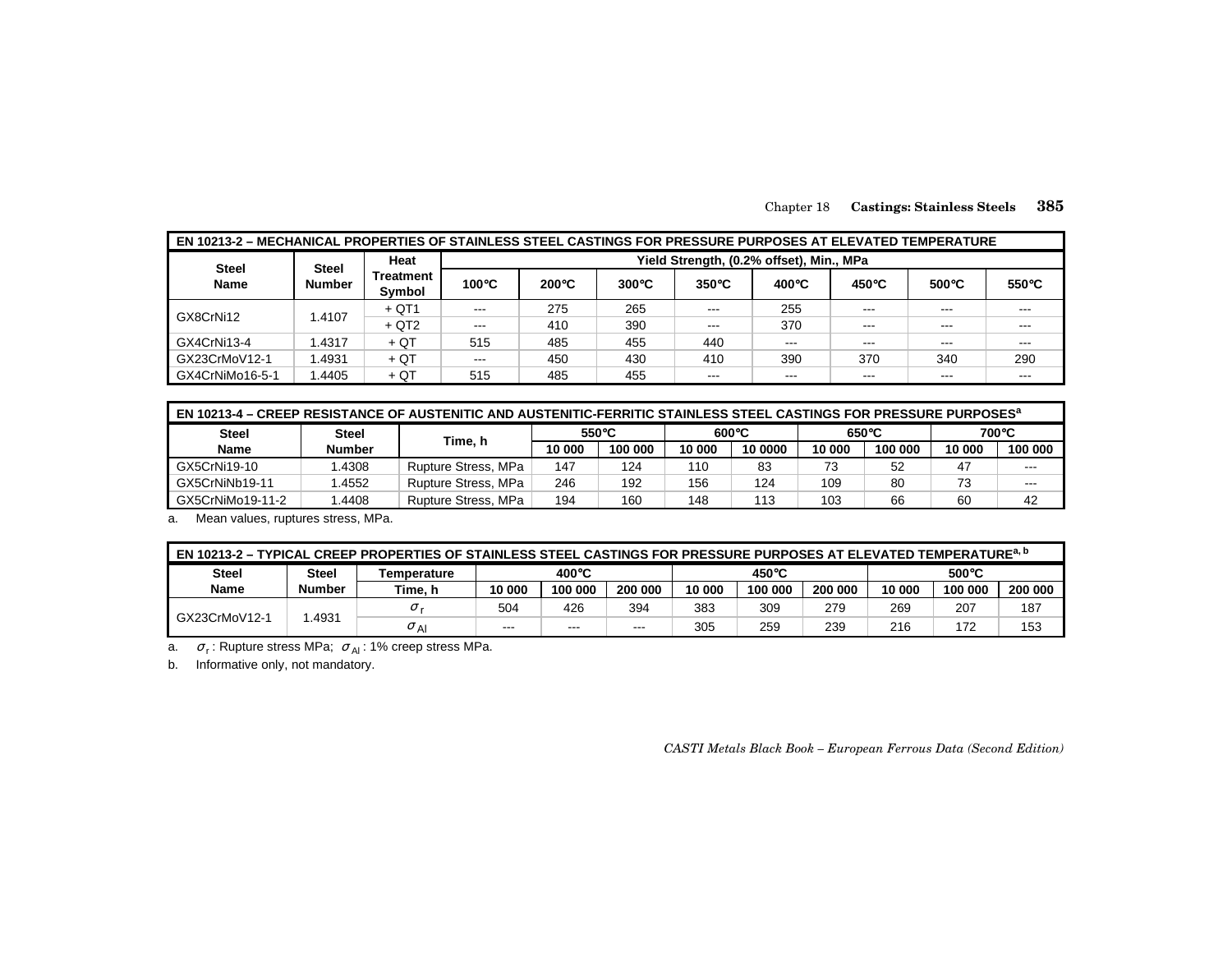| EN 10213-2 – MECHANICAL PROPERTIES OF STAINLESS STEEL CASTINGS FOR PRESSURE PURPOSES AT ELEVATED TEMPERATURE | | | | | | | | | | |
|---|---|---|---|---|---|---|---|---|---|---|
| Steel Name | Steel Number | Heat Treatment Symbol | Yield Strength, (0.2% offset), Min., MPa | | | | | | | |
| | | | 100°C | 200°C | 300°C | 350°C | 400°C | 450°C | 500°C | 550°C |
| GX8CrNi12 | 1.4107 | + QT1 | --- | 275 | 265 | --- | 255 | --- | --- | --- |
| | | + QT2 | --- | 410 | 390 | --- | 370 | --- | --- | --- |
| GX4CrNi13-4 | 1.4317 | + QT | 515 | 485 | 455 | 440 | --- | --- | --- | --- |
| GX23CrMoV12-1 | 1.4931 | + QT | --- | 450 | 430 | 410 | 390 | 370 | 340 | 290 |
| GX4CrNiMo16-5-1 | 1.4405 | + QT | 515 | 485 | 455 | --- | --- | --- | --- | --- |

| EN 10213-4 – CREEP RESISTANCE OF AUSTENITIC AND AUSTENITIC-FERRITIC STAINLESS STEEL CASTINGS FOR PRESSURE PURPOSES[a] | | | | | | | | | | |
|---|---|---|---|---|---|---|---|---|---|---|
| Steel Name | Steel Number | Time, h | 550°C | | 600°C | | 650°C | | 700°C | |
| | | | 10 000 | 100 000 | 10 000 | 10 0000 | 10 000 | 100 000 | 10 000 | 100 000 |
| GX5CrNi19-10 | 1.4308 | Rupture Stress, MPa | 147 | 124 | 110 | 83 | 73 | 52 | 47 | --- |
| GX5CrNiNb19-11 | 1.4552 | Rupture Stress, MPa | 246 | 192 | 156 | 124 | 109 | 80 | 73 | --- |
| GX5CrNiMo19-11-2 | 1.4408 | Rupture Stress, MPa | 194 | 160 | 148 | 113 | 103 | 66 | 60 | 42 |

a. Mean values, ruptures stress, MPa.

| EN 10213-2 – TYPICAL CREEP PROPERTIES OF STAINLESS STEEL CASTINGS FOR PRESSURE PURPOSES AT ELEVATED TEMPERATURE[a, b] | | | | | | | | | | | |
|---|---|---|---|---|---|---|---|---|---|---|---|
| Steel Name | Steel Number | Temperature | 400°C | | | 450°C | | | 500°C | | |
| | | Time, h | 10 000 | 100 000 | 200 000 | 10 000 | 100 000 | 200 000 | 10 000 | 100 000 | 200 000 |
| GX23CrMoV12-1 | 1.4931 | $\sigma_r$ | 504 | 426 | 394 | 383 | 309 | 279 | 269 | 207 | 187 |
| | | $\sigma_{Al}$ | --- | --- | --- | 305 | 259 | 239 | 216 | 172 | 153 |

a. $\sigma_r$ : Rupture stress MPa; $\sigma_{Al}$ : 1% creep stress MPa.

b. Informative only, not mandatory.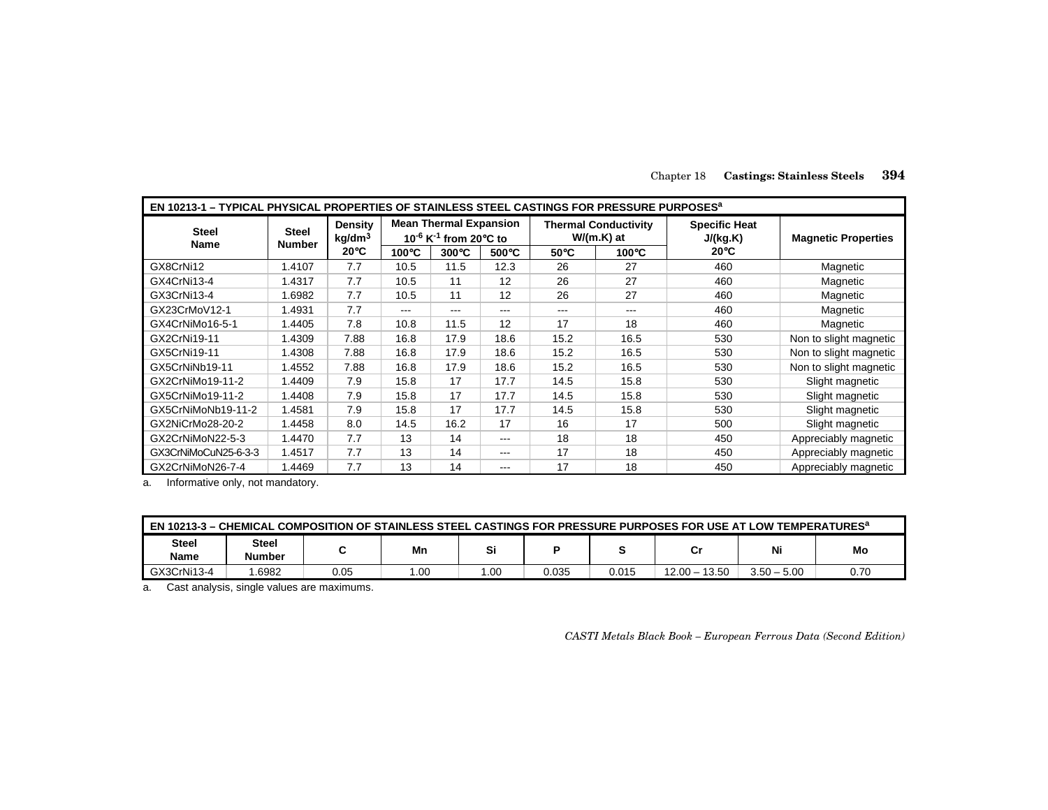| EN 10213-1 – TYPICAL PHYSICAL PROPERTIES OF STAINLESS STEEL CASTINGS FOR PRESSURE PURPOSES[a] | | | | | | | | | |
|---|---|---|---|---|---|---|---|---|---|
| Steel Name | Steel Number | Density $kg/dm^3$ | Mean Thermal Expansion $10^{-6}$ $K^{-1}$ from 20°C to | | | Thermal Conductivity W/(m.K) at | | Specific Heat J/(kg.K) | Magnetic Properties |
| | | 20°C | 100°C | 300°C | 500°C | 50°C | 100°C | 20°C | |
| GX8CrNi12 | 1.4107 | 7.7 | 10.5 | 11.5 | 12.3 | 26 | 27 | 460 | Magnetic |
| GX4CrNi13-4 | 1.4317 | 7.7 | 10.5 | 11 | 12 | 26 | 27 | 460 | Magnetic |
| GX3CrNi13-4 | 1.6982 | 7.7 | 10.5 | 11 | 12 | 26 | 27 | 460 | Magnetic |
| GX23CrMoV12-1 | 1.4931 | 7.7 | --- | --- | --- | --- | --- | 460 | Magnetic |
| GX4CrNiMo16-5-1 | 1.4405 | 7.8 | 10.8 | 11.5 | 12 | 17 | 18 | 460 | Magnetic |
| GX2CrNi19-11 | 1.4309 | 7.88 | 16.8 | 17.9 | 18.6 | 15.2 | 16.5 | 530 | Non to slight magnetic |
| GX5CrNi19-11 | 1.4308 | 7.88 | 16.8 | 17.9 | 18.6 | 15.2 | 16.5 | 530 | Non to slight magnetic |
| GX5CrNiNb19-11 | 1.4552 | 7.88 | 16.8 | 17.9 | 18.6 | 15.2 | 16.5 | 530 | Non to slight magnetic |
| GX2CrNiMo19-11-2 | 1.4409 | 7.9 | 15.8 | 17 | 17.7 | 14.5 | 15.8 | 530 | Slight magnetic |
| GX5CrNiMo19-11-2 | 1.4408 | 7.9 | 15.8 | 17 | 17.7 | 14.5 | 15.8 | 530 | Slight magnetic |
| GX5CrNiMoNb19-11-2 | 1.4581 | 7.9 | 15.8 | 17 | 17.7 | 14.5 | 15.8 | 530 | Slight magnetic |
| GX2NiCrMo28-20-2 | 1.4458 | 8.0 | 14.5 | 16.2 | 17 | 16 | 17 | 500 | Slight magnetic |
| GX2CrNiMoN22-5-3 | 1.4470 | 7.7 | 13 | 14 | --- | 18 | 18 | 450 | Appreciably magnetic |
| GX3CrNiMoCuN25-6-3-3 | 1.4517 | 7.7 | 13 | 14 | --- | 17 | 18 | 450 | Appreciably magnetic |
| GX2CrNiMoN26-7-4 | 1.4469 | 7.7 | 13 | 14 | --- | 17 | 18 | 450 | Appreciably magnetic |

a. Informative only, not mandatory.

| EN 10213-3 – CHEMICAL COMPOSITION OF STAINLESS STEEL CASTINGS FOR PRESSURE PURPOSES FOR USE AT LOW TEMPERATURES[a] | | | | | | | | | |
|---|---|---|---|---|---|---|---|---|---|
| Steel Name | Steel Number | C | Mn | Si | P | S | Cr | Ni | Mo |
| GX3CrNi13-4 | 1.6982 | 0.05 | 1.00 | 1.00 | 0.035 | 0.015 | 12.00 – 13.50 | 3.50 – 5.00 | 0.70 |

a. Cast analysis, single values are maximums.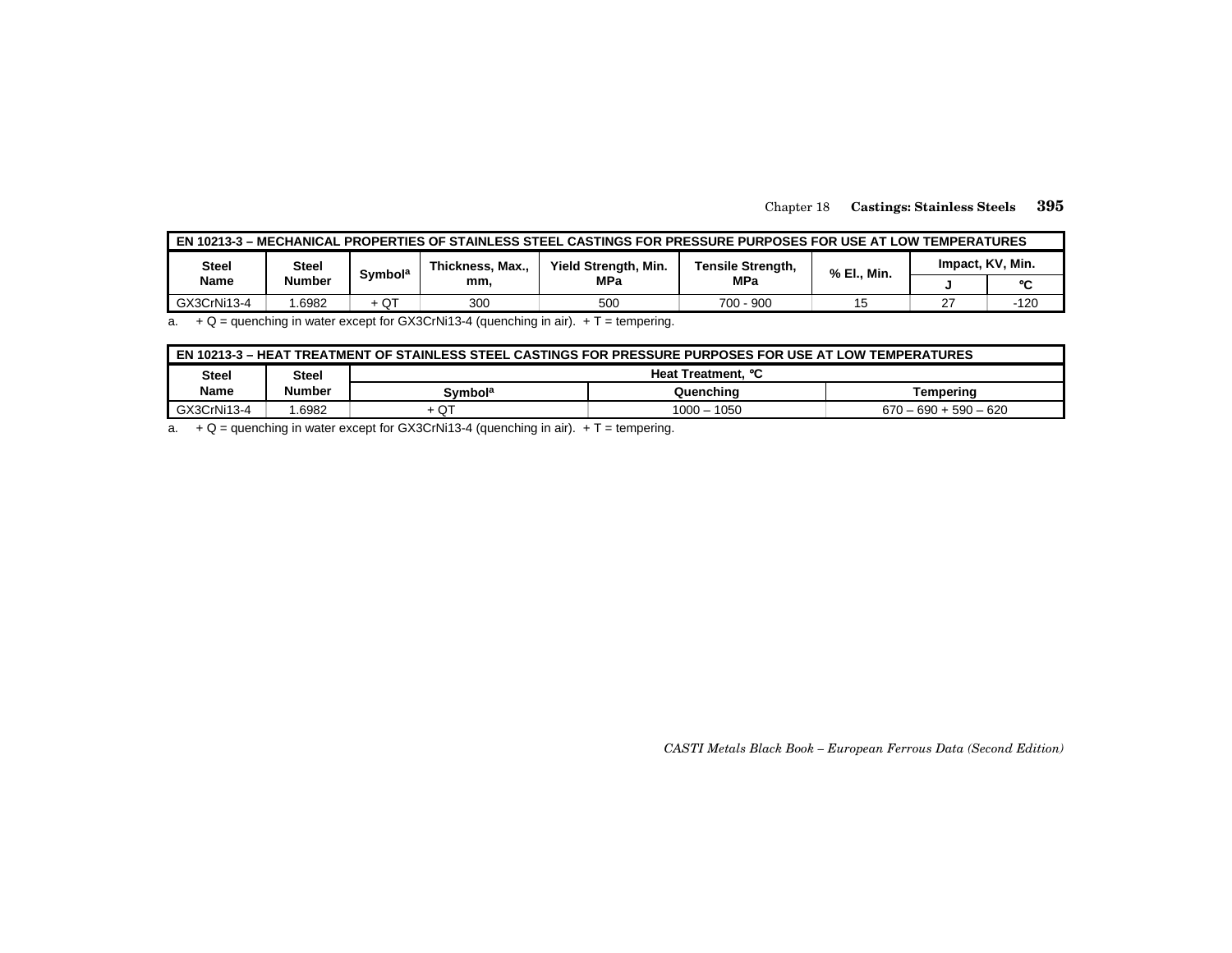| EN 10213-3 – MECHANICAL PROPERTIES OF STAINLESS STEEL CASTINGS FOR PRESSURE PURPOSES FOR USE AT LOW TEMPERATURES | | | | | | | | |
|---|---|---|---|---|---|---|---|---|
| Steel Name | Steel Number | Symbol[a] | Thickness, Max., mm, | Yield Strength, Min. MPa | Tensile Strength, MPa | % El., Min. | Impact, KV, Min. | |
| | | | | | | | J | °C |
| GX3CrNi13-4 | 1.6982 | + QT | 300 | 500 | 700 - 900 | 15 | 27 | -120 |

a. + Q = quenching in water except for GX3CrNi13-4 (quenching in air). + T = tempering.

| EN 10213-3 – HEAT TREATMENT OF STAINLESS STEEL CASTINGS FOR PRESSURE PURPOSES FOR USE AT LOW TEMPERATURES | | | | |
|---|---|---|---|---|
| Steel Name | Steel Number | Heat Treatment, °C | | |
| | | Symbol[a] | Quenching | Tempering |
| GX3CrNi13-4 | 1.6982 | + QT | 1000 – 1050 | 670 – 690 + 590 – 620 |

a. + Q = quenching in water except for GX3CrNi13-4 (quenching in air). + T = tempering.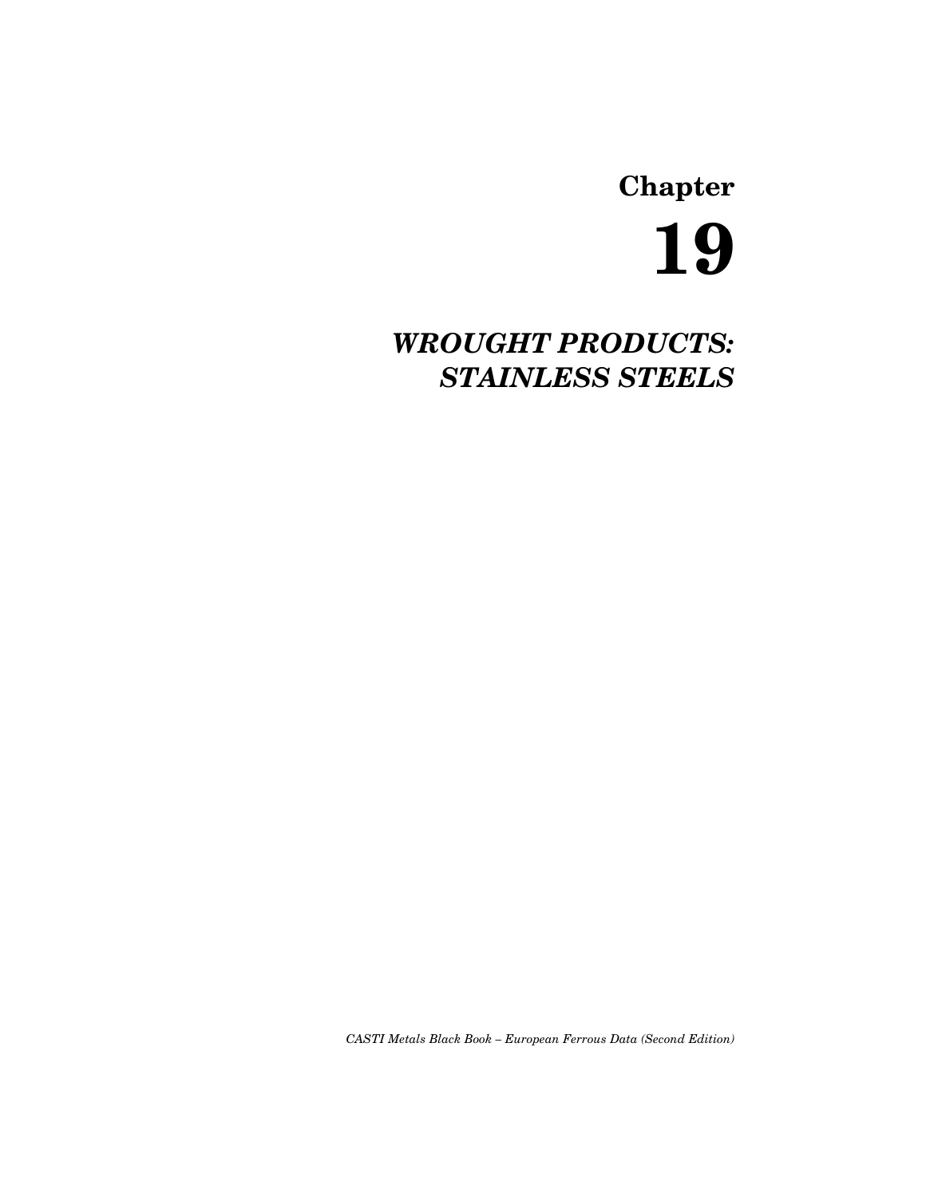# Chapter

# 19

## *WROUGHT PRODUCTS: STAINLESS STEELS*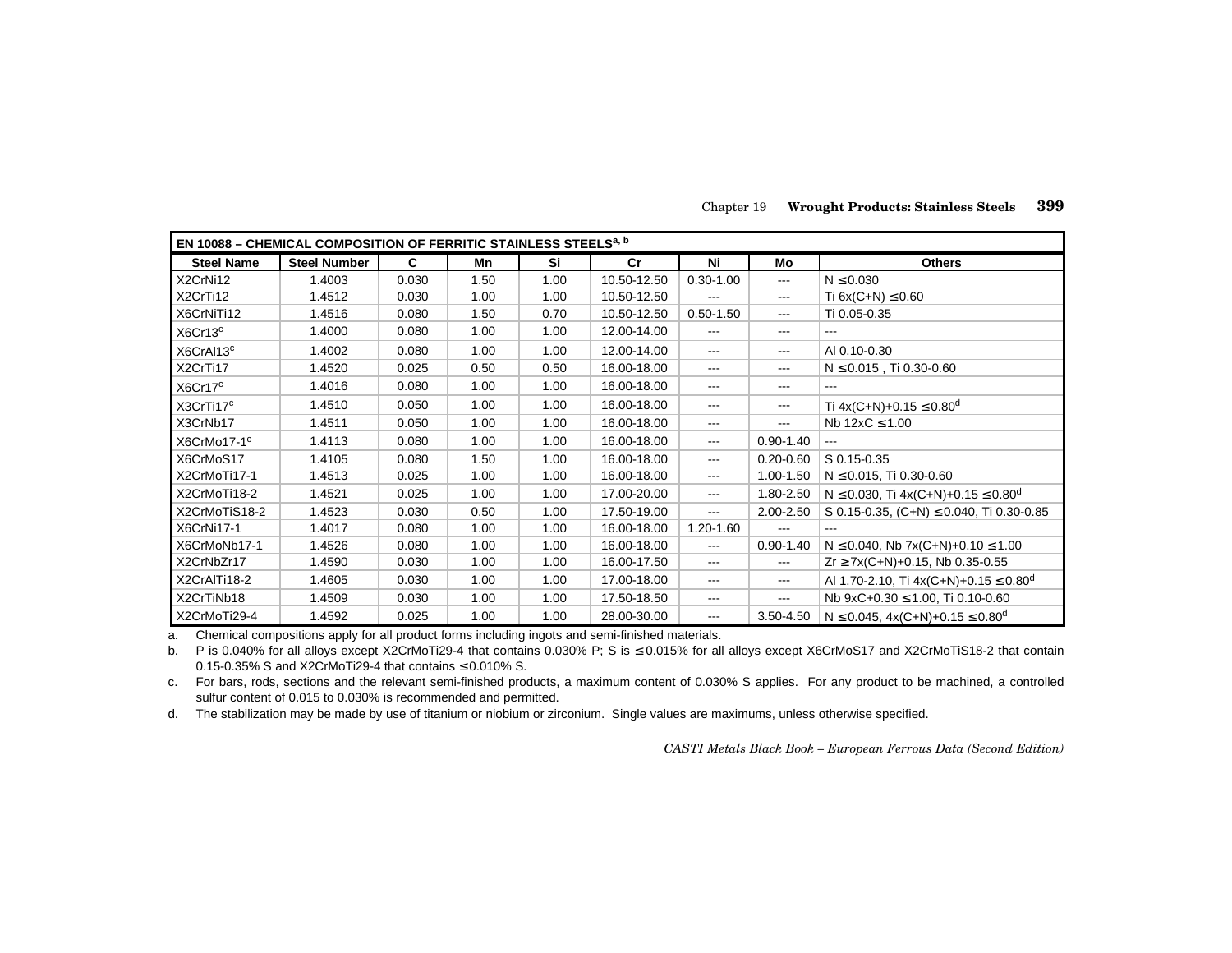| EN 10088 – CHEMICAL COMPOSITION OF FERRITIC STAINLESS STEELS[a, b] | | | | | | | | |
|---|---|---|---|---|---|---|---|---|
| **Steel Name** | **Steel Number** | **C** | **Mn** | **Si** | **Cr** | **Ni** | **Mo** | **Others** |
| X2CrNi12 | 1.4003 | 0.030 | 1.50 | 1.00 | 10.50-12.50 | 0.30-1.00 | --- | N ≤ 0.030 |
| X2CrTi12 | 1.4512 | 0.030 | 1.00 | 1.00 | 10.50-12.50 | --- | --- | Ti 6x(C+N) ≤ 0.60 |
| X6CrNiTi12 | 1.4516 | 0.080 | 1.50 | 0.70 | 10.50-12.50 | 0.50-1.50 | --- | Ti 0.05-0.35 |
| X6Cr13[c] | 1.4000 | 0.080 | 1.00 | 1.00 | 12.00-14.00 | --- | --- | --- |
| X6CrAl13[c] | 1.4002 | 0.080 | 1.00 | 1.00 | 12.00-14.00 | --- | --- | Al 0.10-0.30 |
| X2CrTi17 | 1.4520 | 0.025 | 0.50 | 0.50 | 16.00-18.00 | --- | --- | N ≤ 0.015 , Ti 0.30-0.60 |
| X6Cr17[c] | 1.4016 | 0.080 | 1.00 | 1.00 | 16.00-18.00 | --- | --- | --- |
| X3CrTi17[c] | 1.4510 | 0.050 | 1.00 | 1.00 | 16.00-18.00 | --- | --- | Ti 4x(C+N)+0.15 ≤ 0.80[d] |
| X3CrNb17 | 1.4511 | 0.050 | 1.00 | 1.00 | 16.00-18.00 | --- | --- | Nb 12xC ≤ 1.00 |
| X6CrMo17-1[c] | 1.4113 | 0.080 | 1.00 | 1.00 | 16.00-18.00 | --- | 0.90-1.40 | --- |
| X6CrMoS17 | 1.4105 | 0.080 | 1.50 | 1.00 | 16.00-18.00 | --- | 0.20-0.60 | S 0.15-0.35 |
| X2CrMoTi17-1 | 1.4513 | 0.025 | 1.00 | 1.00 | 16.00-18.00 | --- | 1.00-1.50 | N ≤ 0.015, Ti 0.30-0.60 |
| X2CrMoTi18-2 | 1.4521 | 0.025 | 1.00 | 1.00 | 17.00-20.00 | --- | 1.80-2.50 | N ≤ 0.030, Ti 4x(C+N)+0.15 ≤ 0.80[d] |
| X2CrMoTiS18-2 | 1.4523 | 0.030 | 0.50 | 1.00 | 17.50-19.00 | --- | 2.00-2.50 | S 0.15-0.35, (C+N) ≤ 0.040, Ti 0.30-0.85 |
| X6CrNi17-1 | 1.4017 | 0.080 | 1.00 | 1.00 | 16.00-18.00 | 1.20-1.60 | --- | --- |
| X6CrMoNb17-1 | 1.4526 | 0.080 | 1.00 | 1.00 | 16.00-18.00 | --- | 0.90-1.40 | N ≤ 0.040, Nb 7x(C+N)+0.10 ≤ 1.00 |
| X2CrNbZr17 | 1.4590 | 0.030 | 1.00 | 1.00 | 16.00-17.50 | --- | --- | Zr ≥ 7x(C+N)+0.15, Nb 0.35-0.55 |
| X2CrAlTi18-2 | 1.4605 | 0.030 | 1.00 | 1.00 | 17.00-18.00 | --- | --- | Al 1.70-2.10, Ti 4x(C+N)+0.15 ≤ 0.80[d] |
| X2CrTiNb18 | 1.4509 | 0.030 | 1.00 | 1.00 | 17.50-18.50 | --- | --- | Nb 9xC+0.30 ≤ 1.00, Ti 0.10-0.60 |
| X2CrMoTi29-4 | 1.4592 | 0.025 | 1.00 | 1.00 | 28.00-30.00 | --- | 3.50-4.50 | N ≤ 0.045, 4x(C+N)+0.15 ≤ 0.80[d] |

a. Chemical compositions apply for all product forms including ingots and semi-finished materials.

b. P is 0.040% for all alloys except X2CrMoTi29-4 that contains 0.030% P; S is ≤ 0.015% for all alloys except X6CrMoS17 and X2CrMoTiS18-2 that contain 0.15-0.35% S and X2CrMoTi29-4 that contains ≤ 0.010% S.

c. For bars, rods, sections and the relevant semi-finished products, a maximum content of 0.030% S applies. For any product to be machined, a controlled sulfur content of 0.015 to 0.030% is recommended and permitted.

d. The stabilization may be made by use of titanium or niobium or zirconium. Single values are maximums, unless otherwise specified.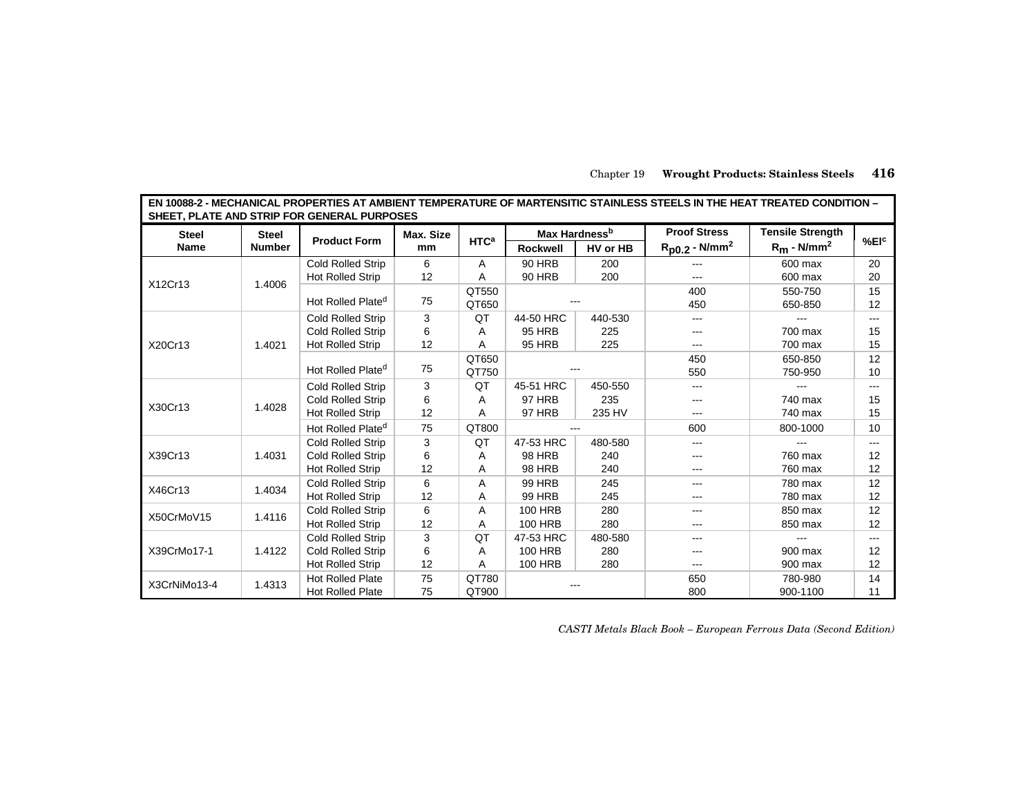**EN 10088-2 - MECHANICAL PROPERTIES AT AMBIENT TEMPERATURE OF MARTENSITIC STAINLESS STEELS IN THE HEAT TREATED CONDITION – SHEET, PLATE AND STRIP FOR GENERAL PURPOSES**

| Steel Name | Steel Number | Product Form | Max. Size mm | HTC[a] | Max Hardness[b] | | Proof Stress | Tensile Strength | %El[c] |
|---|---|---|---|---|---|---|---|---|---|
| | | | | | Rockwell | HV or HB | $R_{p0.2}$ - N/mm$^2$ | $R_m$ - N/mm$^2$ | |
| X12Cr13 | 1.4006 | Cold Rolled Strip | 6 | A | 90 HRB | 200 | --- | 600 max | 20 |
| | | Hot Rolled Strip | 12 | A | 90 HRB | 200 | --- | 600 max | 20 |
| | | Hot Rolled Plate[d] | 75 | QT550 | --- | | 400 | 550-750 | 15 |
| | | | | QT650 | | | 450 | 650-850 | 12 |
| X20Cr13 | 1.4021 | Cold Rolled Strip | 3 | QT | 44-50 HRC | 440-530 | --- | --- | --- |
| | | Cold Rolled Strip | 6 | A | 95 HRB | 225 | --- | 700 max | 15 |
| | | Hot Rolled Strip | 12 | A | 95 HRB | 225 | --- | 700 max | 15 |
| | | Hot Rolled Plate[d] | 75 | QT650 | --- | | 450 | 650-850 | 12 |
| | | | | QT750 | | | 550 | 750-950 | 10 |
| X30Cr13 | 1.4028 | Cold Rolled Strip | 3 | QT | 45-51 HRC | 450-550 | --- | --- | --- |
| | | Cold Rolled Strip | 6 | A | 97 HRB | 235 | --- | 740 max | 15 |
| | | Hot Rolled Strip | 12 | A | 97 HRB | 235 HV | --- | 740 max | 15 |
| | | Hot Rolled Plate[d] | 75 | QT800 | --- | | 600 | 800-1000 | 10 |
| X39Cr13 | 1.4031 | Cold Rolled Strip | 3 | QT | 47-53 HRC | 480-580 | --- | --- | --- |
| | | Cold Rolled Strip | 6 | A | 98 HRB | 240 | --- | 760 max | 12 |
| | | Hot Rolled Strip | 12 | A | 98 HRB | 240 | --- | 760 max | 12 |
| X46Cr13 | 1.4034 | Cold Rolled Strip | 6 | A | 99 HRB | 245 | --- | 780 max | 12 |
| | | Hot Rolled Strip | 12 | A | 99 HRB | 245 | --- | 780 max | 12 |
| X50CrMoV15 | 1.4116 | Cold Rolled Strip | 6 | A | 100 HRB | 280 | --- | 850 max | 12 |
| | | Hot Rolled Strip | 12 | A | 100 HRB | 280 | --- | 850 max | 12 |
| X39CrMo17-1 | 1.4122 | Cold Rolled Strip | 3 | QT | 47-53 HRC | 480-580 | --- | --- | --- |
| | | Cold Rolled Strip | 6 | A | 100 HRB | 280 | --- | 900 max | 12 |
| | | Hot Rolled Strip | 12 | A | 100 HRB | 280 | --- | 900 max | 12 |
| X3CrNiMo13-4 | 1.4313 | Hot Rolled Plate | 75 | QT780 | --- | | 650 | 780-980 | 14 |
| | | Hot Rolled Plate | 75 | QT900 | | | 800 | 900-1100 | 11 |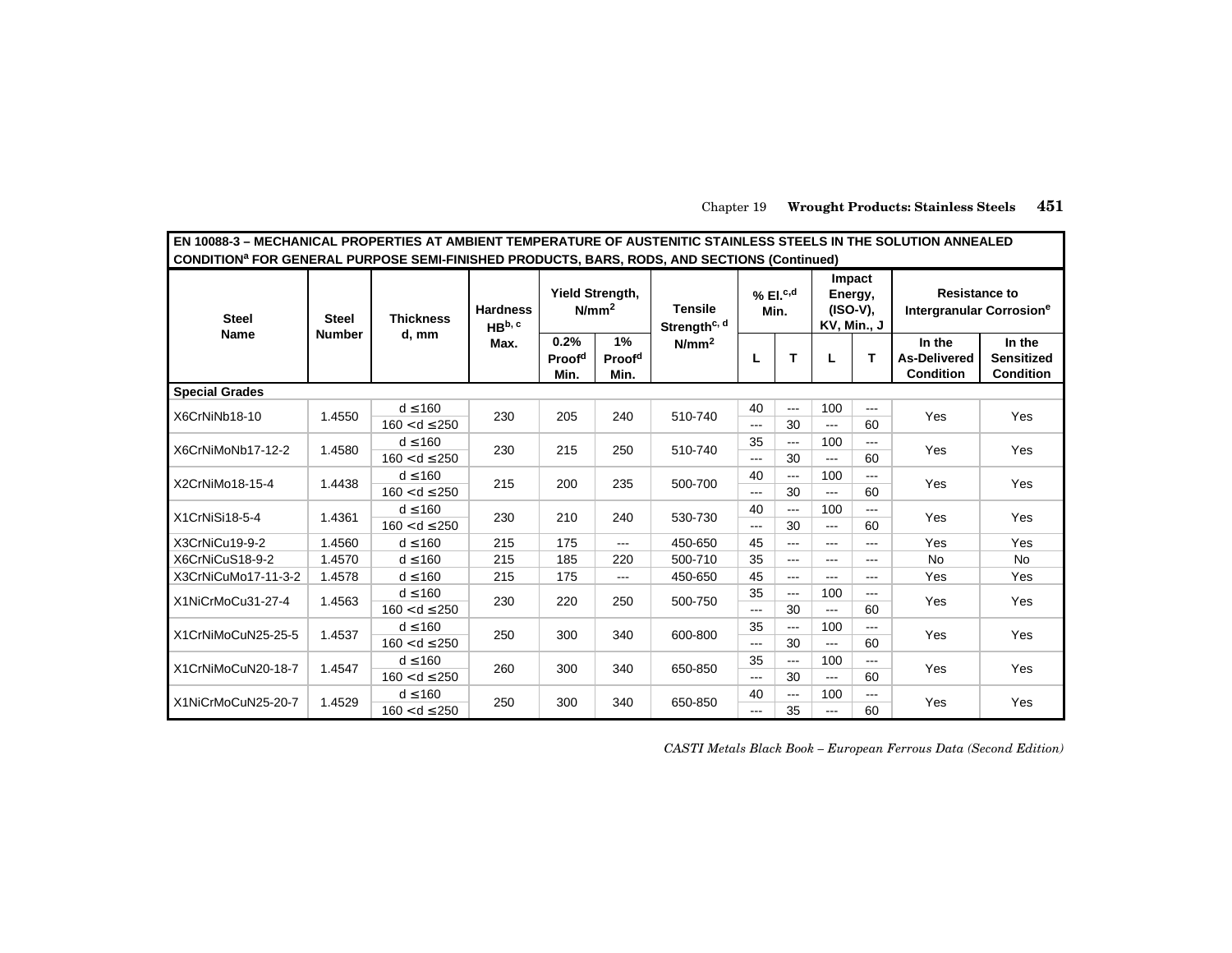**EN 10088-3 – MECHANICAL PROPERTIES AT AMBIENT TEMPERATURE OF AUSTENITIC STAINLESS STEELS IN THE SOLUTION ANNEALED CONDITION[a] FOR GENERAL PURPOSE SEMI-FINISHED PRODUCTS, BARS, RODS, AND SECTIONS (Continued)**

| Steel Name | Steel Number | Thickness d, mm | Hardness HB[b, c] Max. | Yield Strength, N/mm² | | Tensile Strength[c, d] N/mm² | % El.[c,d] Min. | | Impact Energy, (ISO-V), KV, Min., J | | Resistance to Intergranular Corrosion[e] | |
|---|---|---|---|---|---|---|---|---|---|---|---|---|
| | | | | 0.2% Proof[d] Min. | 1% Proof[d] Min. | | L | T | L | T | In the As-Delivered Condition | In the Sensitized Condition |
| **Special Grades** | | | | | | | | | | | | |
| X6CrNiNb18-10 | 1.4550 | d ≤160 | 230 | 205 | 240 | 510-740 | 40 | --- | 100 | --- | Yes | Yes |
| | | 160 <d ≤250 | | | | | --- | 30 | --- | 60 | | |
| X6CrNiMoNb17-12-2 | 1.4580 | d ≤160 | 230 | 215 | 250 | 510-740 | 35 | --- | 100 | --- | Yes | Yes |
| | | 160 <d ≤250 | | | | | --- | 30 | --- | 60 | | |
| X2CrNiMo18-15-4 | 1.4438 | d ≤160 | 215 | 200 | 235 | 500-700 | 40 | --- | 100 | --- | Yes | Yes |
| | | 160 <d ≤250 | | | | | --- | 30 | --- | 60 | | |
| X1CrNiSi18-5-4 | 1.4361 | d ≤160 | 230 | 210 | 240 | 530-730 | 40 | --- | 100 | --- | Yes | Yes |
| | | 160 <d ≤250 | | | | | --- | 30 | --- | 60 | | |
| X3CrNiCu19-9-2 | 1.4560 | d ≤160 | 215 | 175 | --- | 450-650 | 45 | --- | --- | --- | Yes | Yes |
| X6CrNiCuS18-9-2 | 1.4570 | d ≤160 | 215 | 185 | 220 | 500-710 | 35 | --- | --- | --- | No | No |
| X3CrNiCuMo17-11-3-2 | 1.4578 | d ≤160 | 215 | 175 | --- | 450-650 | 45 | --- | --- | --- | Yes | Yes |
| X1NiCrMoCu31-27-4 | 1.4563 | d ≤160 | 230 | 220 | 250 | 500-750 | 35 | --- | 100 | --- | Yes | Yes |
| | | 160 <d ≤250 | | | | | --- | 30 | --- | 60 | | |
| X1CrNiMoCuN25-25-5 | 1.4537 | d ≤160 | 250 | 300 | 340 | 600-800 | 35 | --- | 100 | --- | Yes | Yes |
| | | 160 <d ≤250 | | | | | --- | 30 | --- | 60 | | |
| X1CrNiMoCuN20-18-7 | 1.4547 | d ≤160 | 260 | 300 | 340 | 650-850 | 35 | --- | 100 | --- | Yes | Yes |
| | | 160 <d ≤250 | | | | | --- | 30 | --- | 60 | | |
| X1NiCrMoCuN25-20-7 | 1.4529 | d ≤160 | 250 | 300 | 340 | 650-850 | 40 | --- | 100 | --- | Yes | Yes |
| | | 160 <d ≤250 | | | | | --- | 35 | --- | 60 | | |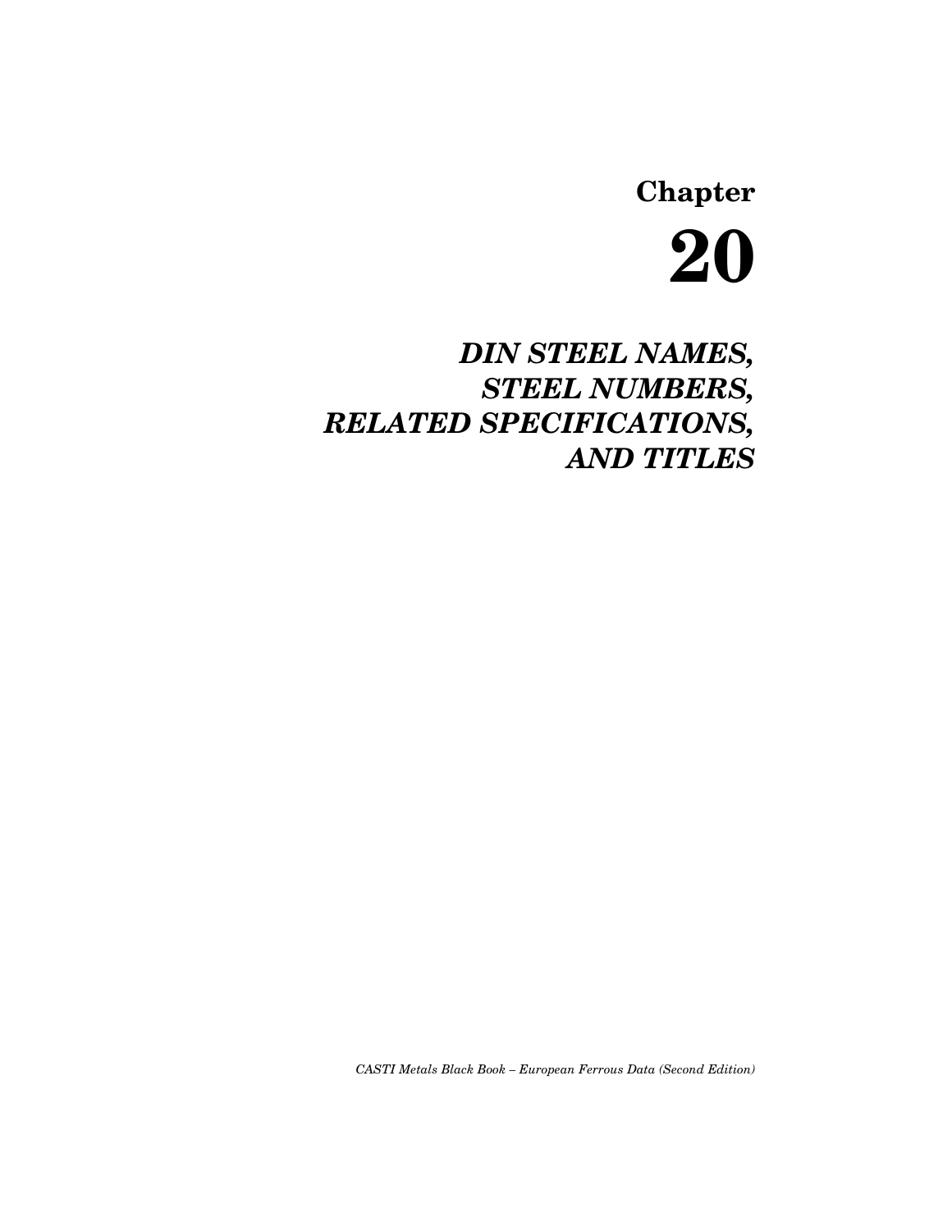# Chapter 20

## *DIN STEEL NAMES, STEEL NUMBERS, RELATED SPECIFICATIONS, AND TITLES*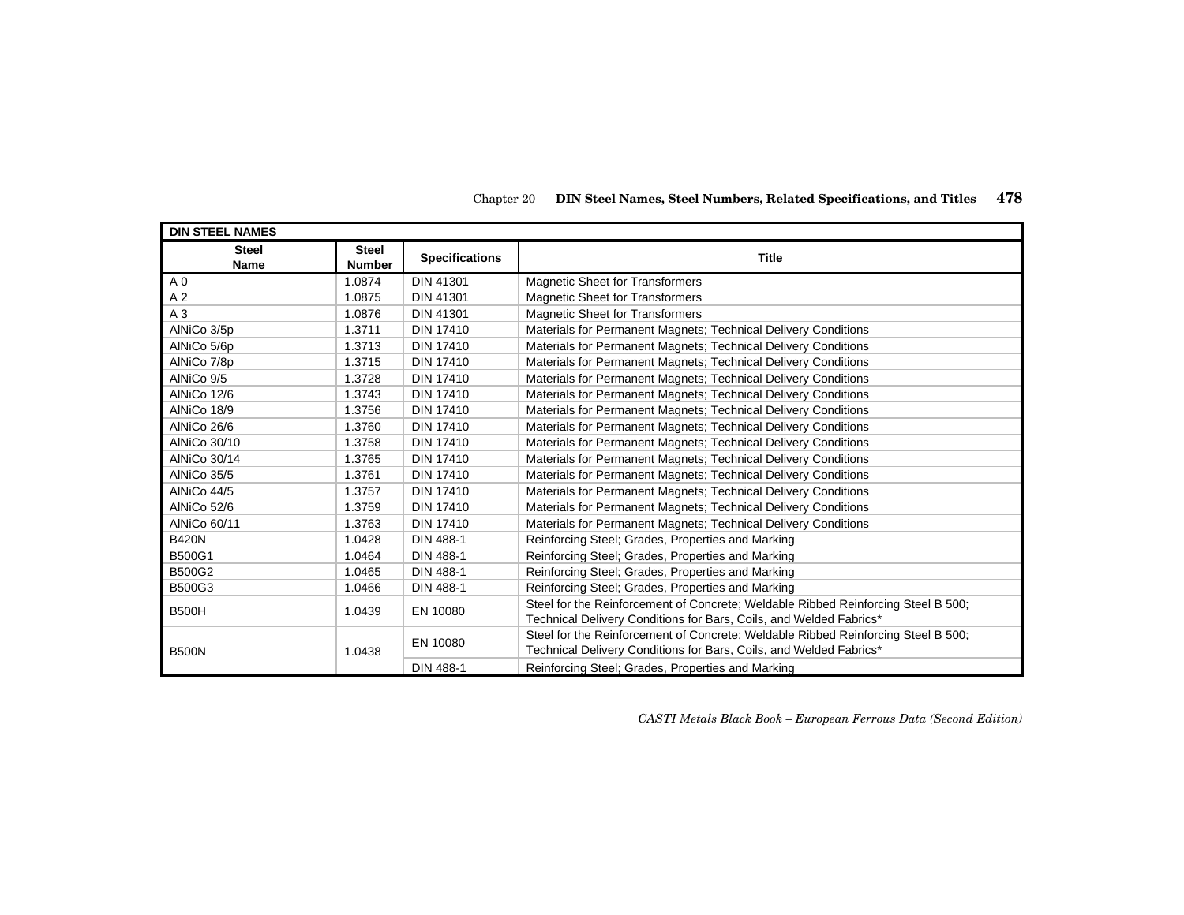| DIN STEEL NAMES | | | |
|---|---|---|---|
| **Steel Name** | **Steel Number** | **Specifications** | **Title** |
| A 0 | 1.0874 | DIN 41301 | Magnetic Sheet for Transformers |
| A 2 | 1.0875 | DIN 41301 | Magnetic Sheet for Transformers |
| A 3 | 1.0876 | DIN 41301 | Magnetic Sheet for Transformers |
| AlNiCo 3/5p | 1.3711 | DIN 17410 | Materials for Permanent Magnets; Technical Delivery Conditions |
| AlNiCo 5/6p | 1.3713 | DIN 17410 | Materials for Permanent Magnets; Technical Delivery Conditions |
| AlNiCo 7/8p | 1.3715 | DIN 17410 | Materials for Permanent Magnets; Technical Delivery Conditions |
| AlNiCo 9/5 | 1.3728 | DIN 17410 | Materials for Permanent Magnets; Technical Delivery Conditions |
| AlNiCo 12/6 | 1.3743 | DIN 17410 | Materials for Permanent Magnets; Technical Delivery Conditions |
| AlNiCo 18/9 | 1.3756 | DIN 17410 | Materials for Permanent Magnets; Technical Delivery Conditions |
| AlNiCo 26/6 | 1.3760 | DIN 17410 | Materials for Permanent Magnets; Technical Delivery Conditions |
| AlNiCo 30/10 | 1.3758 | DIN 17410 | Materials for Permanent Magnets; Technical Delivery Conditions |
| AlNiCo 30/14 | 1.3765 | DIN 17410 | Materials for Permanent Magnets; Technical Delivery Conditions |
| AlNiCo 35/5 | 1.3761 | DIN 17410 | Materials for Permanent Magnets; Technical Delivery Conditions |
| AlNiCo 44/5 | 1.3757 | DIN 17410 | Materials for Permanent Magnets; Technical Delivery Conditions |
| AlNiCo 52/6 | 1.3759 | DIN 17410 | Materials for Permanent Magnets; Technical Delivery Conditions |
| AlNiCo 60/11 | 1.3763 | DIN 17410 | Materials for Permanent Magnets; Technical Delivery Conditions |
| B420N | 1.0428 | DIN 488-1 | Reinforcing Steel; Grades, Properties and Marking |
| B500G1 | 1.0464 | DIN 488-1 | Reinforcing Steel; Grades, Properties and Marking |
| B500G2 | 1.0465 | DIN 488-1 | Reinforcing Steel; Grades, Properties and Marking |
| B500G3 | 1.0466 | DIN 488-1 | Reinforcing Steel; Grades, Properties and Marking |
| B500H | 1.0439 | EN 10080 | Steel for the Reinforcement of Concrete; Weldable Ribbed Reinforcing Steel B 500; Technical Delivery Conditions for Bars, Coils, and Welded Fabrics* |
| B500N | 1.0438 | EN 10080 | Steel for the Reinforcement of Concrete; Weldable Ribbed Reinforcing Steel B 500; Technical Delivery Conditions for Bars, Coils, and Welded Fabrics* |
| | | DIN 488-1 | Reinforcing Steel; Grades, Properties and Marking |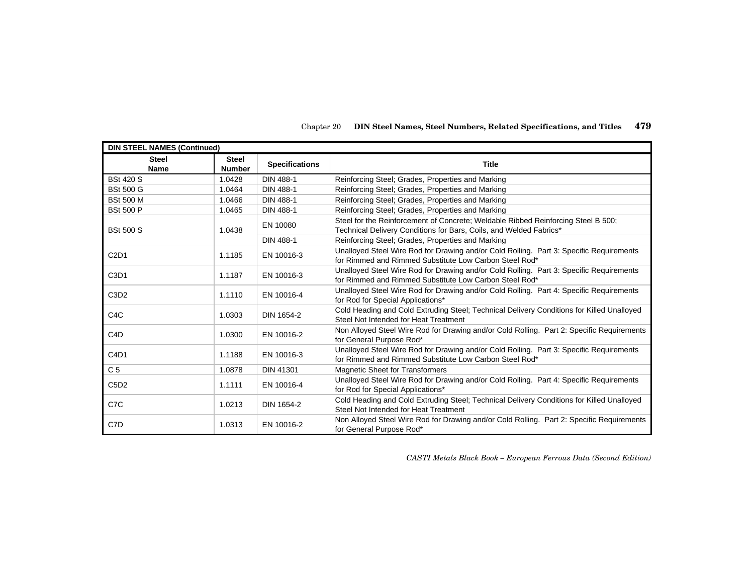| DIN STEEL NAMES (Continued) | | | |
|---|---|---|---|
| **Steel Name** | **Steel Number** | **Specifications** | **Title** |
| BSt 420 S | 1.0428 | DIN 488-1 | Reinforcing Steel; Grades, Properties and Marking |
| BSt 500 G | 1.0464 | DIN 488-1 | Reinforcing Steel; Grades, Properties and Marking |
| BSt 500 M | 1.0466 | DIN 488-1 | Reinforcing Steel; Grades, Properties and Marking |
| BSt 500 P | 1.0465 | DIN 488-1 | Reinforcing Steel; Grades, Properties and Marking |
| BSt 500 S | 1.0438 | EN 10080 | Steel for the Reinforcement of Concrete; Weldable Ribbed Reinforcing Steel B 500; Technical Delivery Conditions for Bars, Coils, and Welded Fabrics* |
| | | DIN 488-1 | Reinforcing Steel; Grades, Properties and Marking |
| C2D1 | 1.1185 | EN 10016-3 | Unalloyed Steel Wire Rod for Drawing and/or Cold Rolling. Part 3: Specific Requirements for Rimmed and Rimmed Substitute Low Carbon Steel Rod* |
| C3D1 | 1.1187 | EN 10016-3 | Unalloyed Steel Wire Rod for Drawing and/or Cold Rolling. Part 3: Specific Requirements for Rimmed and Rimmed Substitute Low Carbon Steel Rod* |
| C3D2 | 1.1110 | EN 10016-4 | Unalloyed Steel Wire Rod for Drawing and/or Cold Rolling. Part 4: Specific Requirements for Rod for Special Applications* |
| C4C | 1.0303 | DIN 1654-2 | Cold Heading and Cold Extruding Steel; Technical Delivery Conditions for Killed Unalloyed Steel Not Intended for Heat Treatment |
| C4D | 1.0300 | EN 10016-2 | Non Alloyed Steel Wire Rod for Drawing and/or Cold Rolling. Part 2: Specific Requirements for General Purpose Rod* |
| C4D1 | 1.1188 | EN 10016-3 | Unalloyed Steel Wire Rod for Drawing and/or Cold Rolling. Part 3: Specific Requirements for Rimmed and Rimmed Substitute Low Carbon Steel Rod* |
| C 5 | 1.0878 | DIN 41301 | Magnetic Sheet for Transformers |
| C5D2 | 1.1111 | EN 10016-4 | Unalloyed Steel Wire Rod for Drawing and/or Cold Rolling. Part 4: Specific Requirements for Rod for Special Applications* |
| C7C | 1.0213 | DIN 1654-2 | Cold Heading and Cold Extruding Steel; Technical Delivery Conditions for Killed Unalloyed Steel Not Intended for Heat Treatment |
| C7D | 1.0313 | EN 10016-2 | Non Alloyed Steel Wire Rod for Drawing and/or Cold Rolling. Part 2: Specific Requirements for General Purpose Rod* |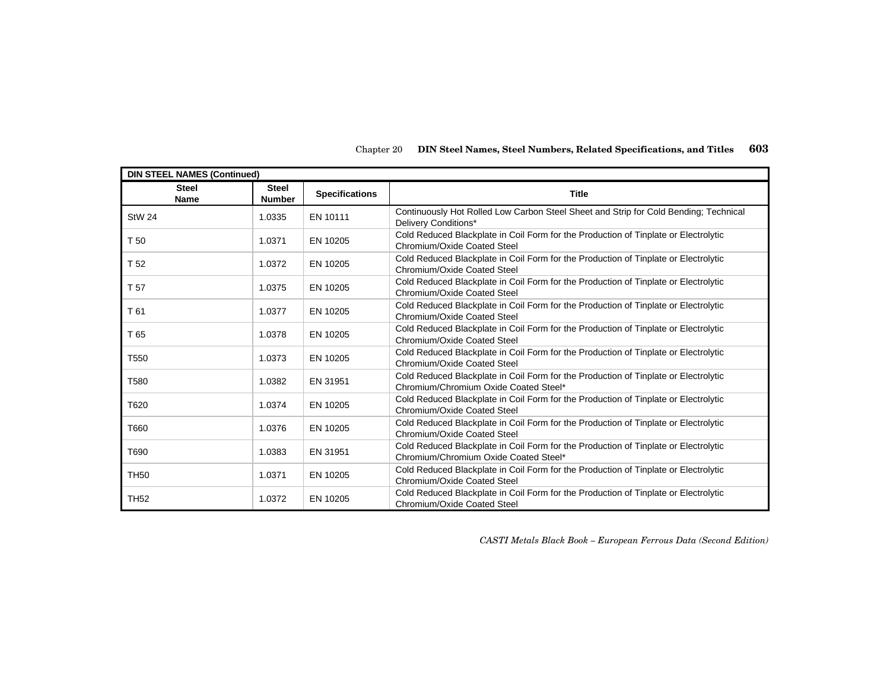| DIN STEEL NAMES (Continued) | | | |
|---|---|---|---|
| **Steel Name** | **Steel Number** | **Specifications** | **Title** |
| StW 24 | 1.0335 | EN 10111 | Continuously Hot Rolled Low Carbon Steel Sheet and Strip for Cold Bending; Technical Delivery Conditions* |
| T 50 | 1.0371 | EN 10205 | Cold Reduced Blackplate in Coil Form for the Production of Tinplate or Electrolytic Chromium/Oxide Coated Steel |
| T 52 | 1.0372 | EN 10205 | Cold Reduced Blackplate in Coil Form for the Production of Tinplate or Electrolytic Chromium/Oxide Coated Steel |
| T 57 | 1.0375 | EN 10205 | Cold Reduced Blackplate in Coil Form for the Production of Tinplate or Electrolytic Chromium/Oxide Coated Steel |
| T 61 | 1.0377 | EN 10205 | Cold Reduced Blackplate in Coil Form for the Production of Tinplate or Electrolytic Chromium/Oxide Coated Steel |
| T 65 | 1.0378 | EN 10205 | Cold Reduced Blackplate in Coil Form for the Production of Tinplate or Electrolytic Chromium/Oxide Coated Steel |
| T550 | 1.0373 | EN 10205 | Cold Reduced Blackplate in Coil Form for the Production of Tinplate or Electrolytic Chromium/Oxide Coated Steel |
| T580 | 1.0382 | EN 31951 | Cold Reduced Blackplate in Coil Form for the Production of Tinplate or Electrolytic Chromium/Chromium Oxide Coated Steel* |
| T620 | 1.0374 | EN 10205 | Cold Reduced Blackplate in Coil Form for the Production of Tinplate or Electrolytic Chromium/Oxide Coated Steel |
| T660 | 1.0376 | EN 10205 | Cold Reduced Blackplate in Coil Form for the Production of Tinplate or Electrolytic Chromium/Oxide Coated Steel |
| T690 | 1.0383 | EN 31951 | Cold Reduced Blackplate in Coil Form for the Production of Tinplate or Electrolytic Chromium/Chromium Oxide Coated Steel* |
| TH50 | 1.0371 | EN 10205 | Cold Reduced Blackplate in Coil Form for the Production of Tinplate or Electrolytic Chromium/Oxide Coated Steel |
| TH52 | 1.0372 | EN 10205 | Cold Reduced Blackplate in Coil Form for the Production of Tinplate or Electrolytic Chromium/Oxide Coated Steel |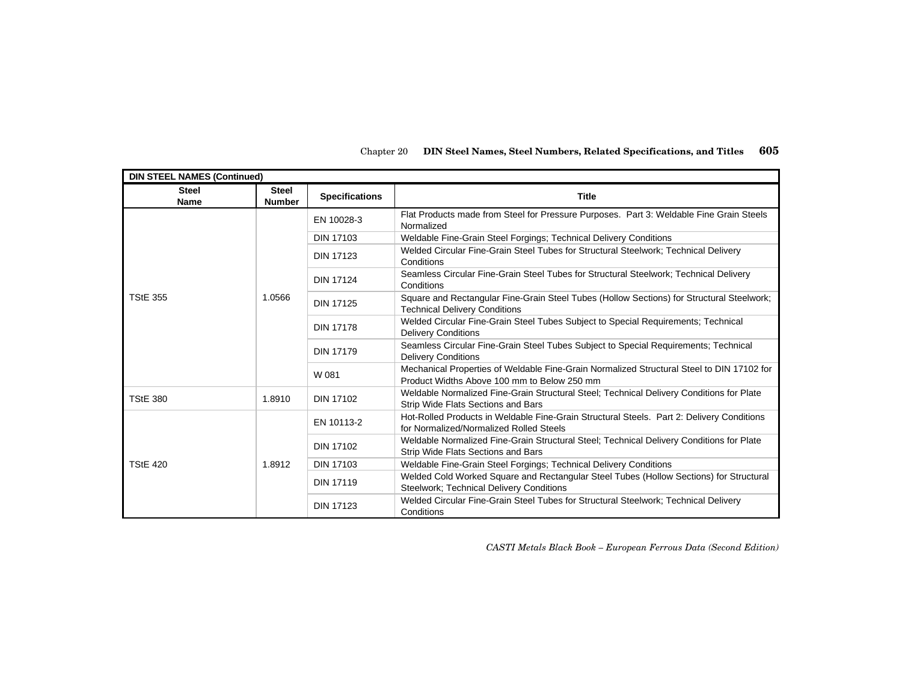| DIN STEEL NAMES (Continued) | | | |
|---|---|---|---|
| **Steel Name** | **Steel Number** | **Specifications** | **Title** |
| TStE 355 | 1.0566 | EN 10028-3 | Flat Products made from Steel for Pressure Purposes. Part 3: Weldable Fine Grain Steels Normalized |
| | | DIN 17103 | Weldable Fine-Grain Steel Forgings; Technical Delivery Conditions |
| | | DIN 17123 | Welded Circular Fine-Grain Steel Tubes for Structural Steelwork; Technical Delivery Conditions |
| | | DIN 17124 | Seamless Circular Fine-Grain Steel Tubes for Structural Steelwork; Technical Delivery Conditions |
| | | DIN 17125 | Square and Rectangular Fine-Grain Steel Tubes (Hollow Sections) for Structural Steelwork; Technical Delivery Conditions |
| | | DIN 17178 | Welded Circular Fine-Grain Steel Tubes Subject to Special Requirements; Technical Delivery Conditions |
| | | DIN 17179 | Seamless Circular Fine-Grain Steel Tubes Subject to Special Requirements; Technical Delivery Conditions |
| | | W 081 | Mechanical Properties of Weldable Fine-Grain Normalized Structural Steel to DIN 17102 for Product Widths Above 100 mm to Below 250 mm |
| TStE 380 | 1.8910 | DIN 17102 | Weldable Normalized Fine-Grain Structural Steel; Technical Delivery Conditions for Plate Strip Wide Flats Sections and Bars |
| TStE 420 | 1.8912 | EN 10113-2 | Hot-Rolled Products in Weldable Fine-Grain Structural Steels. Part 2: Delivery Conditions for Normalized/Normalized Rolled Steels |
| | | DIN 17102 | Weldable Normalized Fine-Grain Structural Steel; Technical Delivery Conditions for Plate Strip Wide Flats Sections and Bars |
| | | DIN 17103 | Weldable Fine-Grain Steel Forgings; Technical Delivery Conditions |
| | | DIN 17119 | Welded Cold Worked Square and Rectangular Steel Tubes (Hollow Sections) for Structural Steelwork; Technical Delivery Conditions |
| | | DIN 17123 | Welded Circular Fine-Grain Steel Tubes for Structural Steelwork; Technical Delivery Conditions |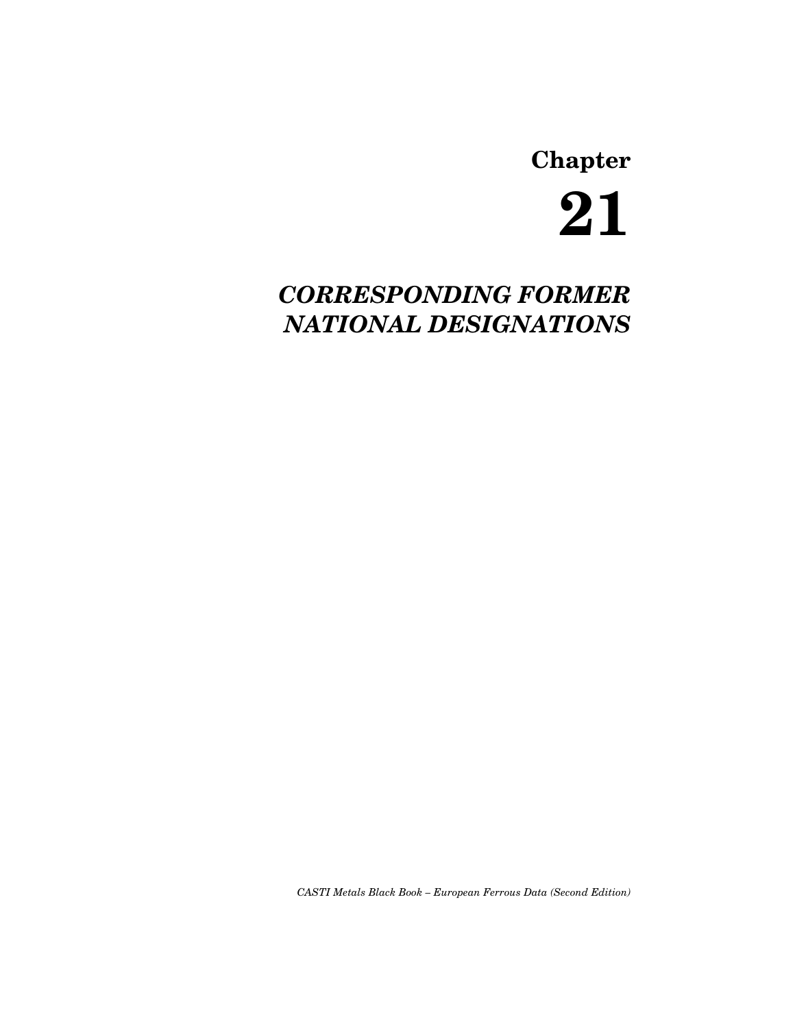# Chapter 21

## *CORRESPONDING FORMER NATIONAL DESIGNATIONS*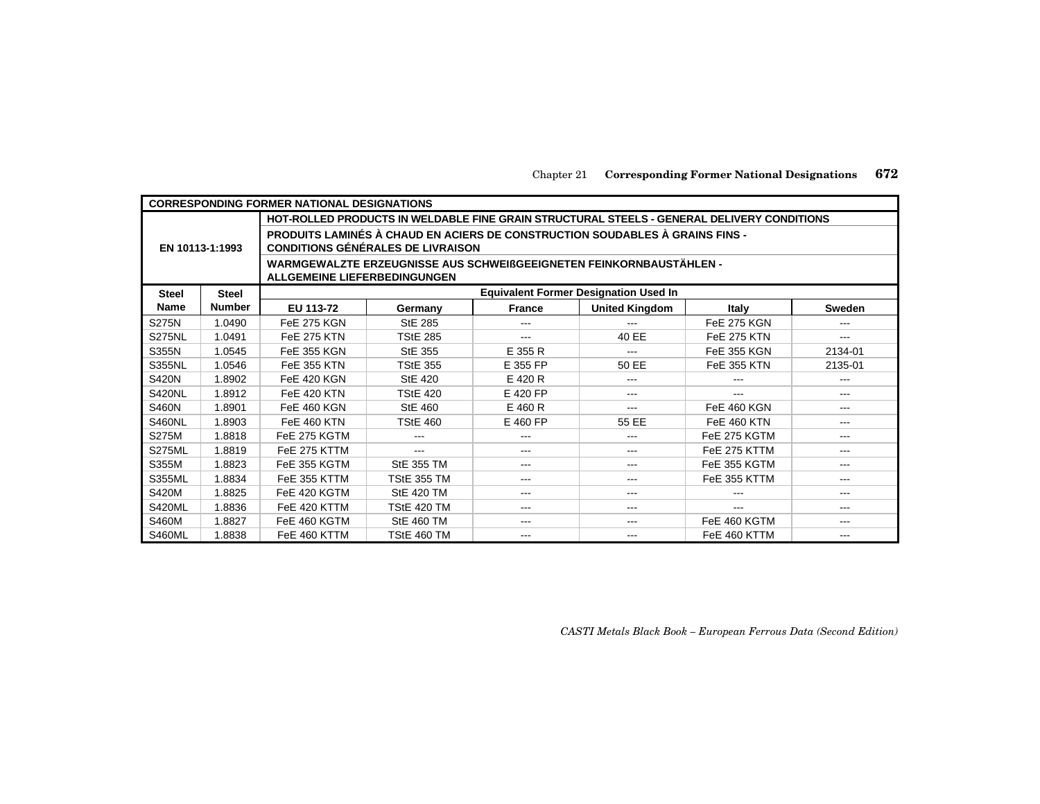| CORRESPONDING FORMER NATIONAL DESIGNATIONS | | | | | | | |
|---|---|---|---|---|---|---|---|
| EN 10113-1:1993 | | HOT-ROLLED PRODUCTS IN WELDABLE FINE GRAIN STRUCTURAL STEELS - GENERAL DELIVERY CONDITIONS | | | | | |
| | | PRODUITS LAMINÉS À CHAUD EN ACIERS DE CONSTRUCTION SOUDABLES À GRAINS FINS - CONDITIONS GÉNÉRALES DE LIVRAISON | | | | | |
| | | WARMGEWALZTE ERZEUGNISSE AUS SCHWEIßGEEIGNETEN FEINKORNBAUSTÄHLEN - ALLGEMEINE LIEFERBEDINGUNGEN | | | | | |
| Steel Name | Steel Number | Equivalent Former Designation Used In | | | | | |
| | | EU 113-72 | Germany | France | United Kingdom | Italy | Sweden |
| S275N | 1.0490 | FeE 275 KGN | StE 285 | --- | --- | FeE 275 KGN | --- |
| S275NL | 1.0491 | FeE 275 KTN | TStE 285 | --- | 40 EE | FeE 275 KTN | --- |
| S355N | 1.0545 | FeE 355 KGN | StE 355 | E 355 R | --- | FeE 355 KGN | 2134-01 |
| S355NL | 1.0546 | FeE 355 KTN | TStE 355 | E 355 FP | 50 EE | FeE 355 KTN | 2135-01 |
| S420N | 1.8902 | FeE 420 KGN | StE 420 | E 420 R | --- | --- | --- |
| S420NL | 1.8912 | FeE 420 KTN | TStE 420 | E 420 FP | --- | --- | --- |
| S460N | 1.8901 | FeE 460 KGN | StE 460 | E 460 R | --- | FeE 460 KGN | --- |
| S460NL | 1.8903 | FeE 460 KTN | TStE 460 | E 460 FP | 55 EE | FeE 460 KTN | --- |
| S275M | 1.8818 | FeE 275 KGTM | --- | --- | --- | FeE 275 KGTM | --- |
| S275ML | 1.8819 | FeE 275 KTTM | --- | --- | --- | FeE 275 KTTM | --- |
| S355M | 1.8823 | FeE 355 KGTM | StE 355 TM | --- | --- | FeE 355 KGTM | --- |
| S355ML | 1.8834 | FeE 355 KTTM | TStE 355 TM | --- | --- | FeE 355 KTTM | --- |
| S420M | 1.8825 | FeE 420 KGTM | StE 420 TM | --- | --- | --- | --- |
| S420ML | 1.8836 | FeE 420 KTTM | TStE 420 TM | --- | --- | --- | --- |
| S460M | 1.8827 | FeE 460 KGTM | StE 460 TM | --- | --- | FeE 460 KGTM | --- |
| S460ML | 1.8838 | FeE 460 KTTM | TStE 460 TM | --- | --- | FeE 460 KTTM | --- |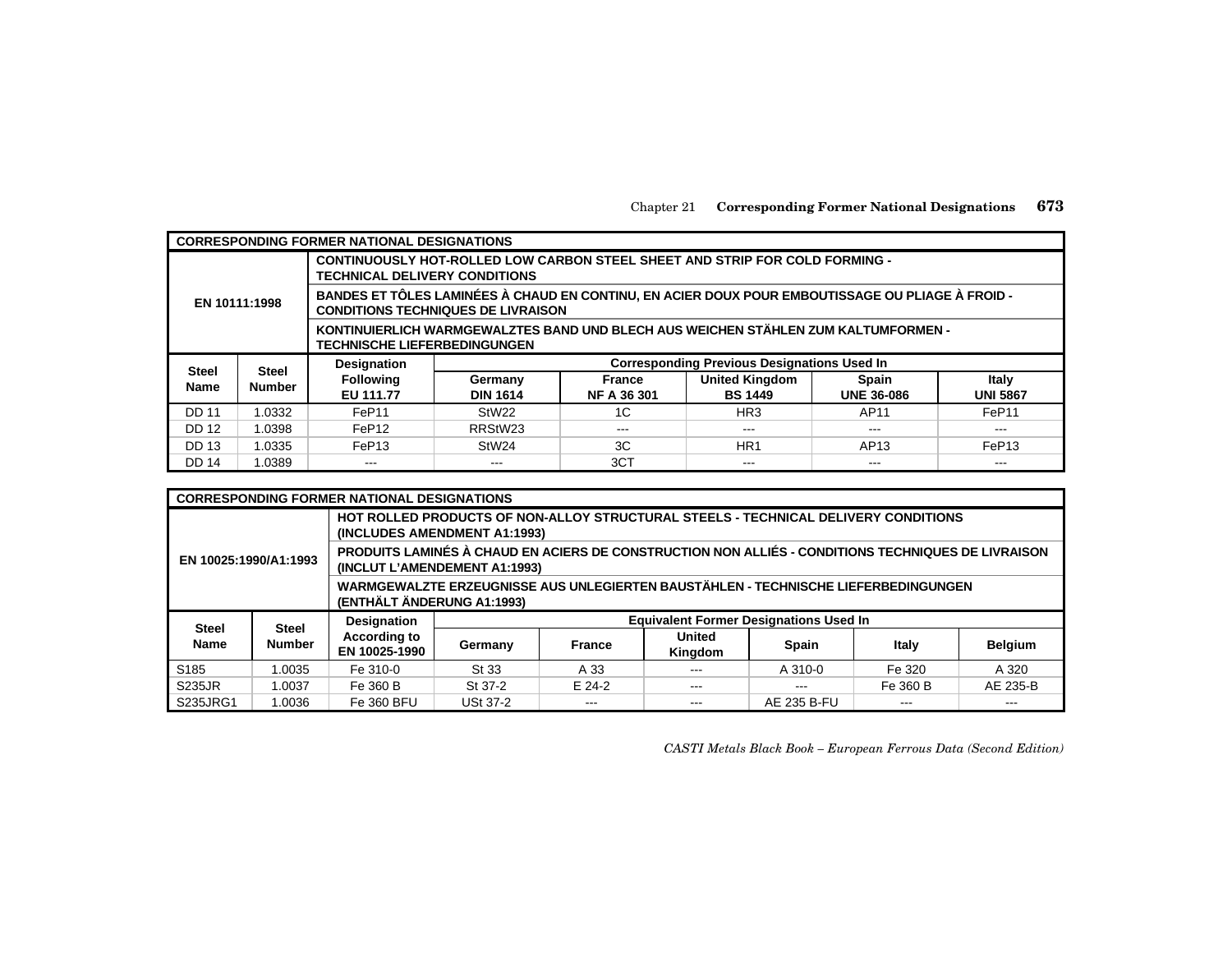| CORRESPONDING FORMER NATIONAL DESIGNATIONS | | | | | | | | |
|---|---|---|---|---|---|---|---|---|
| EN 10111:1998 | | CONTINUOUSLY HOT-ROLLED LOW CARBON STEEL SHEET AND STRIP FOR COLD FORMING - TECHNICAL DELIVERY CONDITIONS | | | | | | |
| | | BANDES ET TÔLES LAMINÉES À CHAUD EN CONTINU, EN ACIER DOUX POUR EMBOUTISSAGE OU PLIAGE À FROID - CONDITIONS TECHNIQUES DE LIVRAISON | | | | | | |
| | | KONTINUIERLICH WARMGEWALZTES BAND UND BLECH AUS WEICHEN STÄHLEN ZUM KALTUMFORMEN - TECHNISCHE LIEFERBEDINGUNGEN | | | | | | |
| Steel Name | Steel Number | Designation Following EU 111.77 | Corresponding Previous Designations Used In | | | | | |
| | | | Germany DIN 1614 | France NF A 36 301 | United Kingdom BS 1449 | Spain UNE 36-086 | Italy UNI 5867 | |
| DD 11 | 1.0332 | FeP11 | StW22 | 1C | HR3 | AP11 | FeP11 | |
| DD 12 | 1.0398 | FeP12 | RRStW23 | --- | --- | --- | --- | |
| DD 13 | 1.0335 | FeP13 | StW24 | 3C | HR1 | AP13 | FeP13 | |
| DD 14 | 1.0389 | --- | --- | 3CT | --- | --- | --- | |

| CORRESPONDING FORMER NATIONAL DESIGNATIONS | | | | | | | | |
|---|---|---|---|---|---|---|---|---|
| EN 10025:1990/A1:1993 | | HOT ROLLED PRODUCTS OF NON-ALLOY STRUCTURAL STEELS - TECHNICAL DELIVERY CONDITIONS (INCLUDES AMENDMENT A1:1993) | | | | | | |
| | | PRODUITS LAMINÉS À CHAUD EN ACIERS DE CONSTRUCTION NON ALLIÉS - CONDITIONS TECHNIQUES DE LIVRAISON (INCLUT L'AMENDEMENT A1:1993) | | | | | | |
| | | WARMGEWALZTE ERZEUGNISSE AUS UNLEGIERTEN BAUSTÄHLEN - TECHNISCHE LIEFERBEDINGUNGEN (ENTHÄLT ÄNDERUNG A1:1993) | | | | | | |
| Steel Name | Steel Number | Designation According to EN 10025-1990 | Equivalent Former Designations Used In | | | | | |
| | | | Germany | France | United Kingdom | Spain | Italy | Belgium |
| S185 | 1.0035 | Fe 310-0 | St 33 | A 33 | --- | A 310-0 | Fe 320 | A 320 |
| S235JR | 1.0037 | Fe 360 B | St 37-2 | E 24-2 | --- | --- | Fe 360 B | AE 235-B |
| S235JRG1 | 1.0036 | Fe 360 BFU | USt 37-2 | --- | --- | AE 235 B-FU | --- | --- |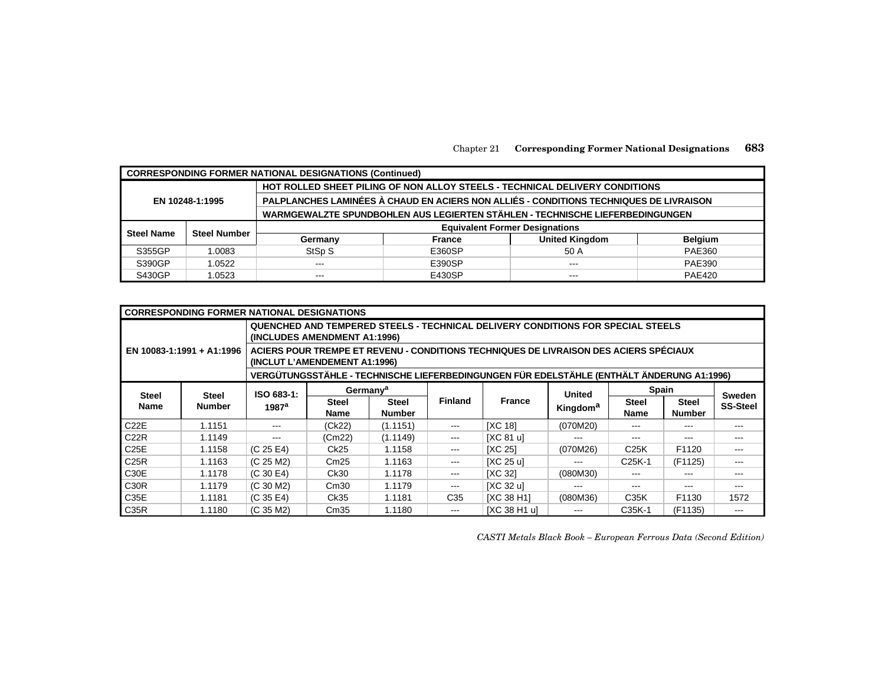| CORRESPONDING FORMER NATIONAL DESIGNATIONS (Continued) | | | | | |
|---|---|---|---|---|---|
| EN 10248-1:1995 | | HOT ROLLED SHEET PILING OF NON ALLOY STEELS - TECHNICAL DELIVERY CONDITIONS<br>PALPLANCHES LAMINÉES À CHAUD EN ACIERS NON ALLIÉS - CONDITIONS TECHNIQUES DE LIVRAISON<br>WARMGEWALZTE SPUNDBOHLEN AUS LEGIERTEN STÄHLEN - TECHNISCHE LIEFERBEDINGUNGEN | | | |
| Steel Name | Steel Number | Equivalent Former Designations | | | |
| | | Germany | France | United Kingdom | Belgium |
| S355GP | 1.0083 | StSp S | E360SP | 50 A | PAE360 |
| S390GP | 1.0522 | --- | E390SP | --- | PAE390 |
| S430GP | 1.0523 | --- | E430SP | --- | PAE420 |

| CORRESPONDING FORMER NATIONAL DESIGNATIONS | | | | | | | | | | |
|---|---|---|---|---|---|---|---|---|---|---|
| EN 10083-1:1991 + A1:1996 | | QUENCHED AND TEMPERED STEELS - TECHNICAL DELIVERY CONDITIONS FOR SPECIAL STEELS (INCLUDES AMENDMENT A1:1996)<br>ACIERS POUR TREMPE ET REVENU - CONDITIONS TECHNIQUES DE LIVRAISON DES ACIERS SPÉCIAUX (INCLUT L'AMENDEMENT A1:1996)<br>VERGÜTUNGSSTÄHLE - TECHNISCHE LIEFERBEDINGUNGEN FÜR EDELSTÄHLE (ENTHÄLT ÄNDERUNG A1:1996) | | | | | | | | |
| Steel Name | Steel Number | ISO 683-1: 1987[a] | Germany[a] | | Finland | France | United Kingdom[a] | Spain | | Sweden SS-Steel |
| | | | Steel Name | Steel Number | | | | Steel Name | Steel Number | |
| C22E | 1.1151 | --- | (Ck22) | (1.1151) | --- | [XC 18] | (070M20) | --- | --- | --- |
| C22R | 1.1149 | --- | (Cm22) | (1.1149) | --- | [XC 81 u] | --- | --- | --- | --- |
| C25E | 1.1158 | (C 25 E4) | Ck25 | 1.1158 | --- | [XC 25] | (070M26) | C25K | F1120 | --- |
| C25R | 1.1163 | (C 25 M2) | Cm25 | 1.1163 | --- | [XC 25 u] | --- | C25K-1 | (F1125) | --- |
| C30E | 1.1178 | (C 30 E4) | Ck30 | 1.1178 | --- | [XC 32] | (080M30) | --- | --- | --- |
| C30R | 1.1179 | (C 30 M2) | Cm30 | 1.1179 | --- | [XC 32 u] | --- | --- | --- | --- |
| C35E | 1.1181 | (C 35 E4) | Ck35 | 1.1181 | C35 | [XC 38 H1] | (080M36) | C35K | F1130 | 1572 |
| C35R | 1.1180 | (C 35 M2) | Cm35 | 1.1180 | --- | [XC 38 H1 u] | --- | C35K-1 | (F1135) | --- |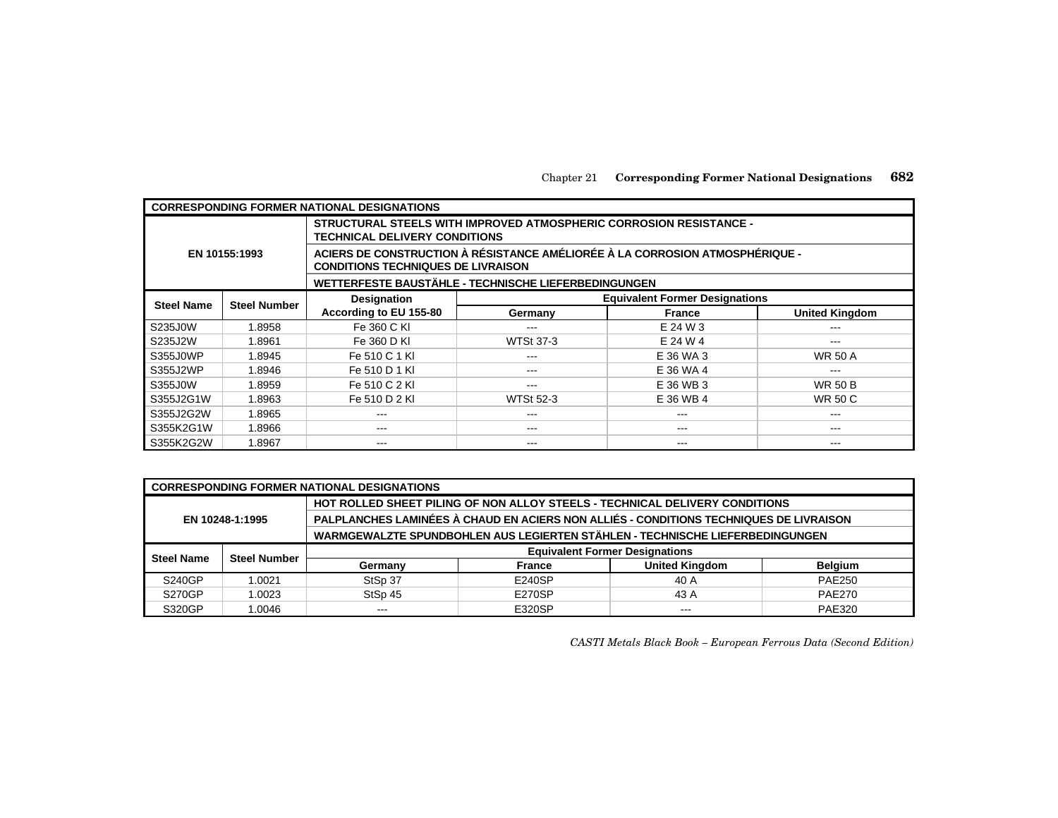| CORRESPONDING FORMER NATIONAL DESIGNATIONS | | | | | |
|---|---|---|---|---|---|
| EN 10155:1993 | | STRUCTURAL STEELS WITH IMPROVED ATMOSPHERIC CORROSION RESISTANCE - TECHNICAL DELIVERY CONDITIONS | | | |
| | | ACIERS DE CONSTRUCTION À RÉSISTANCE AMÉLIORÉE À LA CORROSION ATMOSPHÉRIQUE - CONDITIONS TECHNIQUES DE LIVRAISON | | | |
| | | WETTERFESTE BAUSTÄHLE - TECHNISCHE LIEFERBEDINGUNGEN | | | |
| **Steel Name** | **Steel Number** | **Designation According to EU 155-80** | **Equivalent Former Designations** | | |
| | | | **Germany** | **France** | **United Kingdom** |
| S235J0W | 1.8958 | Fe 360 C Kl | --- | E 24 W 3 | --- |
| S235J2W | 1.8961 | Fe 360 D Kl | WTSt 37-3 | E 24 W 4 | --- |
| S355J0WP | 1.8945 | Fe 510 C 1 Kl | --- | E 36 WA 3 | WR 50 A |
| S355J2WP | 1.8946 | Fe 510 D 1 Kl | --- | E 36 WA 4 | --- |
| S355J0W | 1.8959 | Fe 510 C 2 Kl | --- | E 36 WB 3 | WR 50 B |
| S355J2G1W | 1.8963 | Fe 510 D 2 Kl | WTSt 52-3 | E 36 WB 4 | WR 50 C |
| S355J2G2W | 1.8965 | --- | --- | --- | --- |
| S355K2G1W | 1.8966 | --- | --- | --- | --- |
| S355K2G2W | 1.8967 | --- | --- | --- | --- |

| CORRESPONDING FORMER NATIONAL DESIGNATIONS | | | | | |
|---|---|---|---|---|---|
| EN 10248-1:1995 | | HOT ROLLED SHEET PILING OF NON ALLOY STEELS - TECHNICAL DELIVERY CONDITIONS | | | |
| | | PALPLANCHES LAMINÉES À CHAUD EN ACIERS NON ALLIÉS - CONDITIONS TECHNIQUES DE LIVRAISON | | | |
| | | WARMGEWALZTE SPUNDBOHLEN AUS LEGIERTEN STÄHLEN - TECHNISCHE LIEFERBEDINGUNGEN | | | |
| **Steel Name** | **Steel Number** | **Equivalent Former Designations** | | | |
| | | **Germany** | **France** | **United Kingdom** | **Belgium** |
| S240GP | 1.0021 | StSp 37 | E240SP | 40 A | PAE250 |
| S270GP | 1.0023 | StSp 45 | E270SP | 43 A | PAE270 |
| S320GP | 1.0046 | --- | E320SP | --- | PAE320 |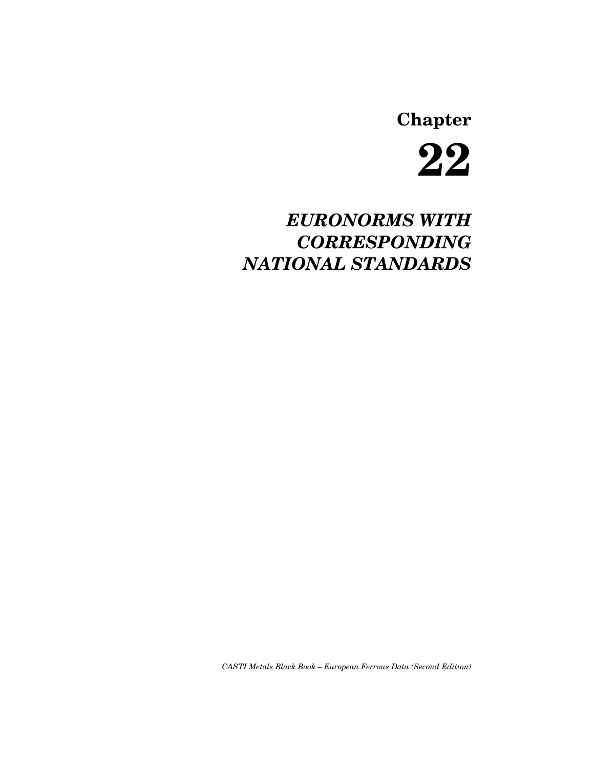# Chapter 22

## *EURONORMS WITH CORRESPONDING NATIONAL STANDARDS*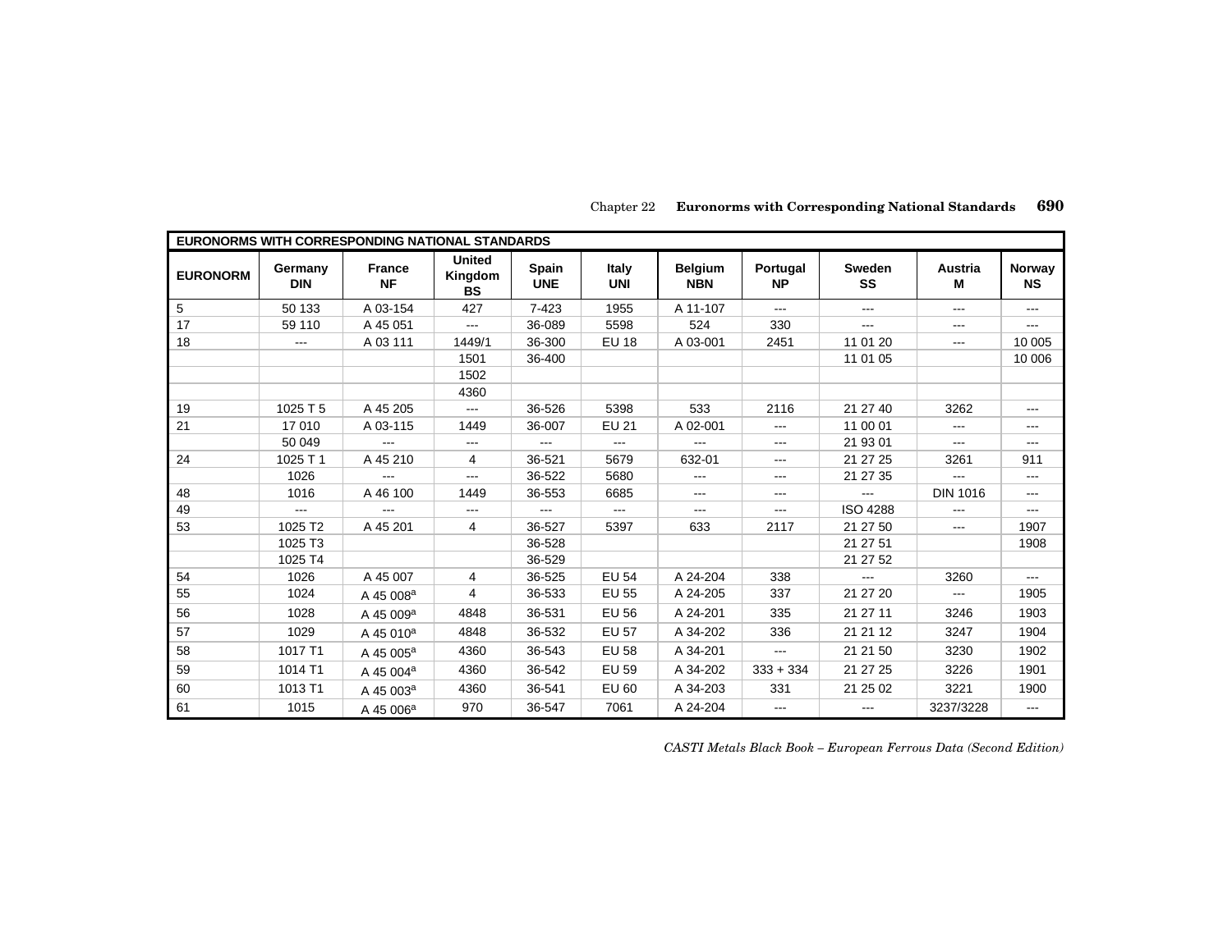| EURONORMS WITH CORRESPONDING NATIONAL STANDARDS | | | | | | | | | | |
|---|---|---|---|---|---|---|---|---|---|---|
| **EURONORM** | **Germany DIN** | **France NF** | **United Kingdom BS** | **Spain UNE** | **Italy UNI** | **Belgium NBN** | **Portugal NP** | **Sweden SS** | **Austria M** | **Norway NS** |
| 5 | 50 133 | A 03-154 | 427 | 7-423 | 1955 | A 11-107 | --- | --- | --- | --- |
| 17 | 59 110 | A 45 051 | --- | 36-089 | 5598 | 524 | 330 | --- | --- | --- |
| 18 | --- | A 03 111 | 1449/1 | 36-300 | EU 18 | A 03-001 | 2451 | 11 01 20 | --- | 10 005 |
| | | | 1501 | 36-400 | | | | 11 01 05 | | 10 006 |
| | | | 1502 | | | | | | | |
| | | | 4360 | | | | | | | |
| 19 | 1025 T 5 | A 45 205 | --- | 36-526 | 5398 | 533 | 2116 | 21 27 40 | 3262 | --- |
| 21 | 17 010 | A 03-115 | 1449 | 36-007 | EU 21 | A 02-001 | --- | 11 00 01 | --- | --- |
| | 50 049 | --- | --- | --- | --- | --- | --- | 21 93 01 | --- | --- |
| 24 | 1025 T 1 | A 45 210 | 4 | 36-521 | 5679 | 632-01 | --- | 21 27 25 | 3261 | 911 |
| | 1026 | --- | --- | 36-522 | 5680 | --- | --- | 21 27 35 | --- | --- |
| 48 | 1016 | A 46 100 | 1449 | 36-553 | 6685 | --- | --- | --- | DIN 1016 | --- |
| 49 | --- | --- | --- | --- | --- | --- | --- | ISO 4288 | --- | --- |
| 53 | 1025 T2 | A 45 201 | 4 | 36-527 | 5397 | 633 | 2117 | 21 27 50 | --- | 1907 |
| | 1025 T3 | | | 36-528 | | | | 21 27 51 | | 1908 |
| | 1025 T4 | | | 36-529 | | | | 21 27 52 | | |
| 54 | 1026 | A 45 007 | 4 | 36-525 | EU 54 | A 24-204 | 338 | --- | 3260 | --- |
| 55 | 1024 | A 45 008[a] | 4 | 36-533 | EU 55 | A 24-205 | 337 | 21 27 20 | --- | 1905 |
| 56 | 1028 | A 45 009[a] | 4848 | 36-531 | EU 56 | A 24-201 | 335 | 21 27 11 | 3246 | 1903 |
| 57 | 1029 | A 45 010[a] | 4848 | 36-532 | EU 57 | A 34-202 | 336 | 21 21 12 | 3247 | 1904 |
| 58 | 1017 T1 | A 45 005[a] | 4360 | 36-543 | EU 58 | A 34-201 | --- | 21 21 50 | 3230 | 1902 |
| 59 | 1014 T1 | A 45 004[a] | 4360 | 36-542 | EU 59 | A 34-202 | 333 + 334 | 21 27 25 | 3226 | 1901 |
| 60 | 1013 T1 | A 45 003[a] | 4360 | 36-541 | EU 60 | A 34-203 | 331 | 21 25 02 | 3221 | 1900 |
| 61 | 1015 | A 45 006[a] | 970 | 36-547 | 7061 | A 24-204 | --- | --- | 3237/3228 | --- |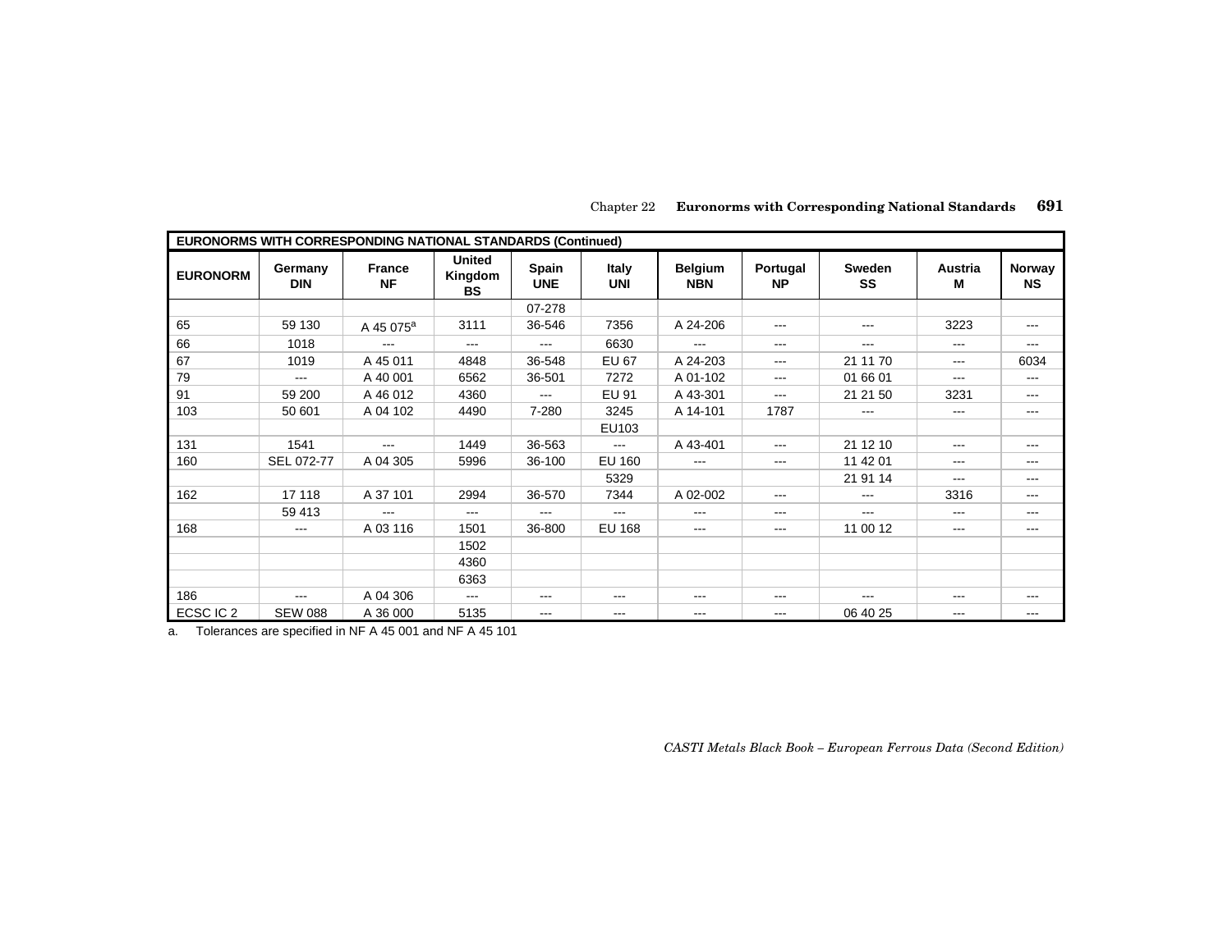| EURONORMS WITH CORRESPONDING NATIONAL STANDARDS (Continued) | | | | | | | | | | |
|---|---|---|---|---|---|---|---|---|---|---|
| **EURONORM** | **Germany DIN** | **France NF** | **United Kingdom BS** | **Spain UNE** | **Italy UNI** | **Belgium NBN** | **Portugal NP** | **Sweden SS** | **Austria M** | **Norway NS** |
| | | | | 07-278 | | | | | | |
| 65 | 59 130 | A 45 075[a] | 3111 | 36-546 | 7356 | A 24-206 | --- | --- | 3223 | --- |
| 66 | 1018 | --- | --- | --- | 6630 | --- | --- | --- | --- | --- |
| 67 | 1019 | A 45 011 | 4848 | 36-548 | EU 67 | A 24-203 | --- | 21 11 70 | --- | 6034 |
| 79 | --- | A 40 001 | 6562 | 36-501 | 7272 | A 01-102 | --- | 01 66 01 | --- | --- |
| 91 | 59 200 | A 46 012 | 4360 | --- | EU 91 | A 43-301 | --- | 21 21 50 | 3231 | --- |
| 103 | 50 601 | A 04 102 | 4490 | 7-280 | 3245 | A 14-101 | 1787 | --- | --- | --- |
| | | | | | EU103 | | | | | |
| 131 | 1541 | --- | 1449 | 36-563 | --- | A 43-401 | --- | 21 12 10 | --- | --- |
| 160 | SEL 072-77 | A 04 305 | 5996 | 36-100 | EU 160 | --- | --- | 11 42 01 | --- | --- |
| | | | | | 5329 | | | 21 91 14 | --- | --- |
| 162 | 17 118 | A 37 101 | 2994 | 36-570 | 7344 | A 02-002 | --- | --- | 3316 | --- |
| | 59 413 | --- | --- | --- | --- | --- | --- | --- | --- | --- |
| 168 | --- | A 03 116 | 1501 | 36-800 | EU 168 | --- | --- | 11 00 12 | --- | --- |
| | | | 1502 | | | | | | | |
| | | | 4360 | | | | | | | |
| | | | 6363 | | | | | | | |
| 186 | --- | A 04 306 | --- | --- | --- | --- | --- | --- | --- | --- |
| ECSC IC 2 | SEW 088 | A 36 000 | 5135 | --- | --- | --- | --- | 06 40 25 | --- | --- |

a. Tolerances are specified in NF A 45 001 and NF A 45 101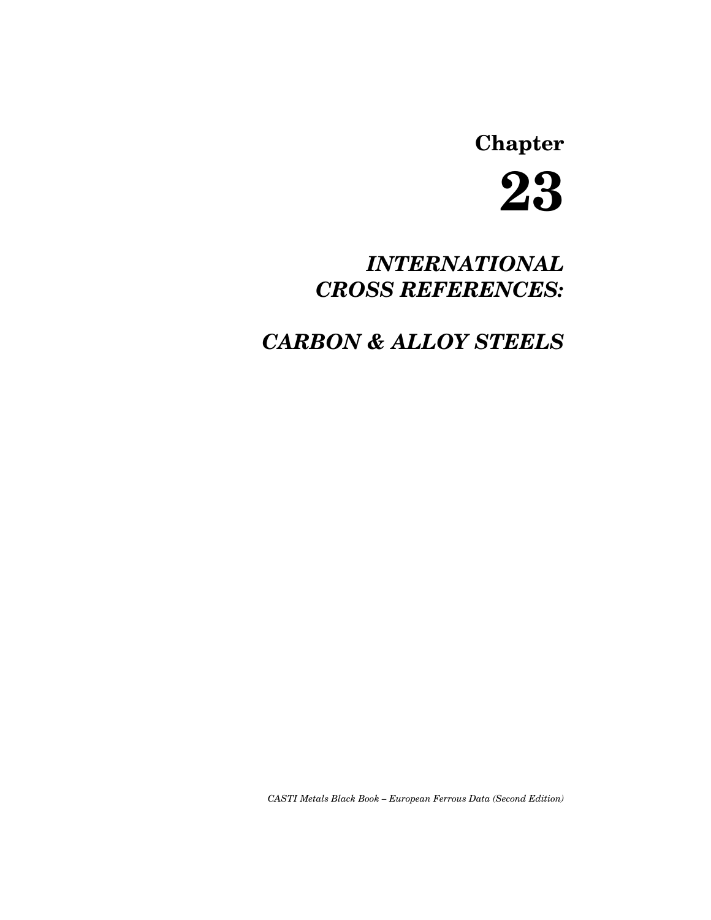# Chapter 23

## *INTERNATIONAL CROSS REFERENCES:*

## *CARBON & ALLOY STEELS*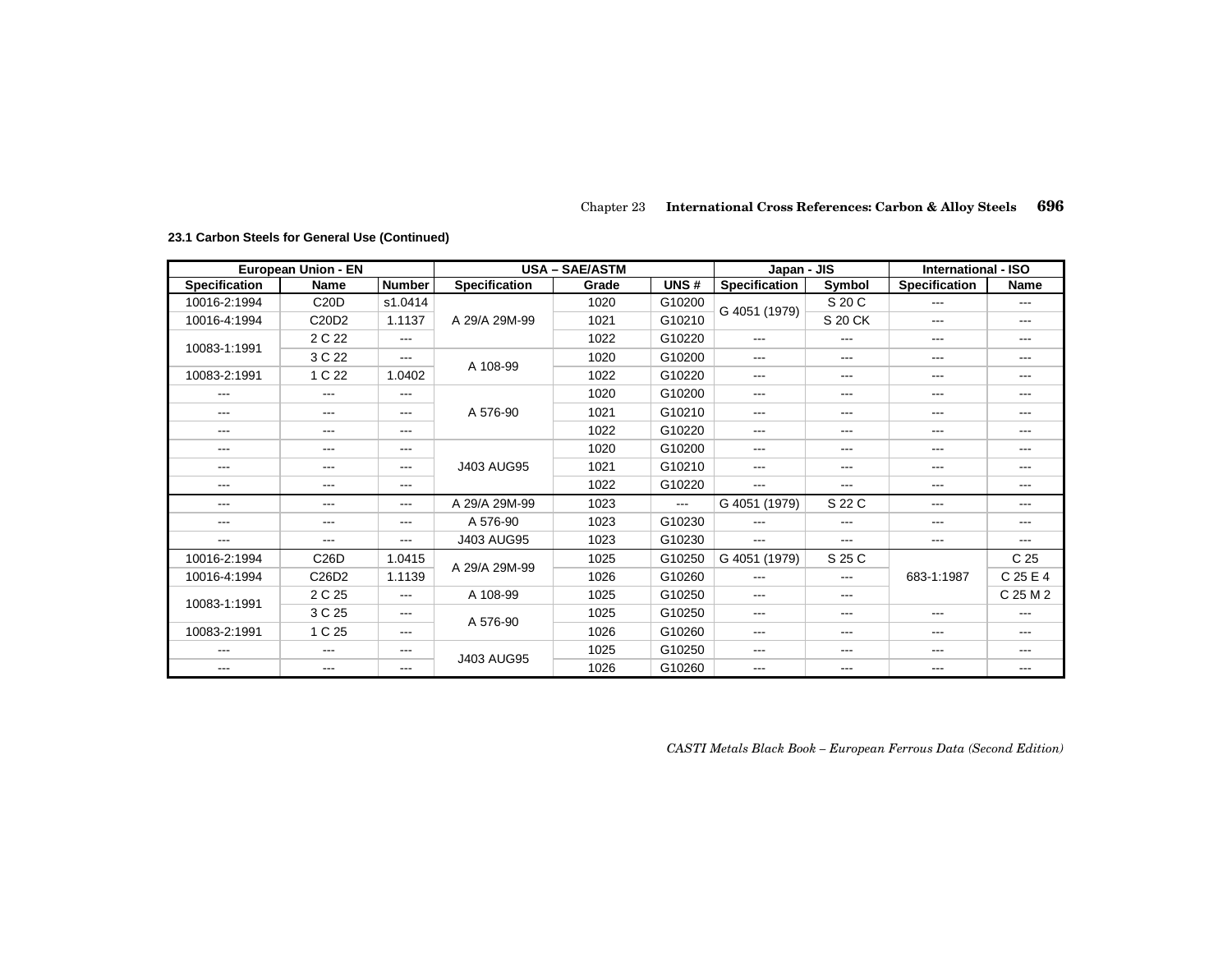### 23.1 Carbon Steels for General Use (Continued)

| European Union - EN | | | USA – SAE/ASTM | | | Japan - JIS | | International - ISO | |
|---|---|---|---|---|---|---|---|---|---|
| Specification | Name | Number | Specification | Grade | UNS # | Specification | Symbol | Specification | Name |
| 10016-2:1994 | C20D | s1.0414 | A 29/A 29M-99 | 1020 | G10200 | G 4051 (1979) | S 20 C | --- | --- |
| 10016-4:1994 | C20D2 | 1.1137 | A 29/A 29M-99 | 1021 | G10210 | G 4051 (1979) | S 20 CK | --- | --- |
| 10083-1:1991 | 2 C 22 | --- | A 29/A 29M-99 | 1022 | G10220 | --- | --- | --- | --- |
| 10083-1:1991 | 3 C 22 | --- | A 108-99 | 1020 | G10200 | --- | --- | --- | --- |
| 10083-2:1991 | 1 C 22 | 1.0402 | A 108-99 | 1022 | G10220 | --- | --- | --- | --- |
| --- | --- | --- | A 576-90 | 1020 | G10200 | --- | --- | --- | --- |
| --- | --- | --- | A 576-90 | 1021 | G10210 | --- | --- | --- | --- |
| --- | --- | --- | A 576-90 | 1022 | G10220 | --- | --- | --- | --- |
| --- | --- | --- | J403 AUG95 | 1020 | G10200 | --- | --- | --- | --- |
| --- | --- | --- | J403 AUG95 | 1021 | G10210 | --- | --- | --- | --- |
| --- | --- | --- | J403 AUG95 | 1022 | G10220 | --- | --- | --- | --- |
| --- | --- | --- | A 29/A 29M-99 | 1023 | --- | G 4051 (1979) | S 22 C | --- | --- |
| --- | --- | --- | A 576-90 | 1023 | G10230 | --- | --- | --- | --- |
| --- | --- | --- | J403 AUG95 | 1023 | G10230 | --- | --- | --- | --- |
| 10016-2:1994 | C26D | 1.0415 | A 29/A 29M-99 | 1025 | G10250 | G 4051 (1979) | S 25 C | 683-1:1987 | C 25 |
| 10016-4:1994 | C26D2 | 1.1139 | A 29/A 29M-99 | 1026 | G10260 | --- | --- | 683-1:1987 | C 25 E 4 |
| 10083-1:1991 | 2 C 25 | --- | A 108-99 | 1025 | G10250 | --- | --- | 683-1:1987 | C 25 M 2 |
| 10083-1:1991 | 3 C 25 | --- | A 576-90 | 1025 | G10250 | --- | --- | --- | --- |
| 10083-2:1991 | 1 C 25 | --- | A 576-90 | 1026 | G10260 | --- | --- | --- | --- |
| --- | --- | --- | J403 AUG95 | 1025 | G10250 | --- | --- | --- | --- |
| --- | --- | --- | J403 AUG95 | 1026 | G10260 | --- | --- | --- | --- |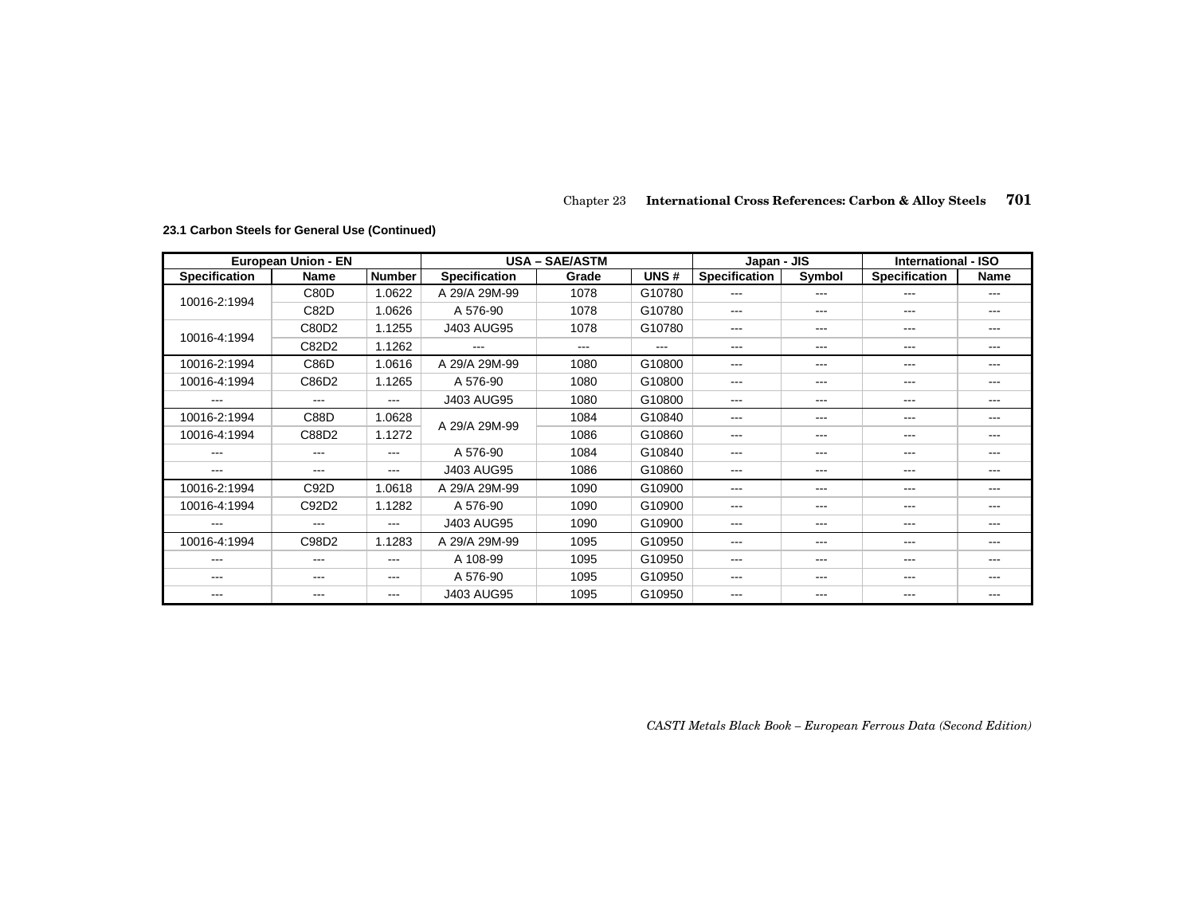### 23.1 Carbon Steels for General Use (Continued)

| European Union - EN | | | USA – SAE/ASTM | | | Japan - JIS | | International - ISO | |
|---|---|---|---|---|---|---|---|---|---|
| Specification | Name | Number | Specification | Grade | UNS # | Specification | Symbol | Specification | Name |
| 10016-2:1994 | C80D | 1.0622 | A 29/A 29M-99 | 1078 | G10780 | --- | --- | --- | --- |
| | C82D | 1.0626 | A 576-90 | 1078 | G10780 | --- | --- | --- | --- |
| 10016-4:1994 | C80D2 | 1.1255 | J403 AUG95 | 1078 | G10780 | --- | --- | --- | --- |
| | C82D2 | 1.1262 | --- | --- | --- | --- | --- | --- | --- |
| 10016-2:1994 | C86D | 1.0616 | A 29/A 29M-99 | 1080 | G10800 | --- | --- | --- | --- |
| 10016-4:1994 | C86D2 | 1.1265 | A 576-90 | 1080 | G10800 | --- | --- | --- | --- |
| --- | --- | --- | J403 AUG95 | 1080 | G10800 | --- | --- | --- | --- |
| 10016-2:1994 | C88D | 1.0628 | A 29/A 29M-99 | 1084 | G10840 | --- | --- | --- | --- |
| 10016-4:1994 | C88D2 | 1.1272 | | 1086 | G10860 | --- | --- | --- | --- |
| --- | --- | --- | A 576-90 | 1084 | G10840 | --- | --- | --- | --- |
| --- | --- | --- | J403 AUG95 | 1086 | G10860 | --- | --- | --- | --- |
| 10016-2:1994 | C92D | 1.0618 | A 29/A 29M-99 | 1090 | G10900 | --- | --- | --- | --- |
| 10016-4:1994 | C92D2 | 1.1282 | A 576-90 | 1090 | G10900 | --- | --- | --- | --- |
| --- | --- | --- | J403 AUG95 | 1090 | G10900 | --- | --- | --- | --- |
| 10016-4:1994 | C98D2 | 1.1283 | A 29/A 29M-99 | 1095 | G10950 | --- | --- | --- | --- |
| --- | --- | --- | A 108-99 | 1095 | G10950 | --- | --- | --- | --- |
| --- | --- | --- | A 576-90 | 1095 | G10950 | --- | --- | --- | --- |
| --- | --- | --- | J403 AUG95 | 1095 | G10950 | --- | --- | --- | --- |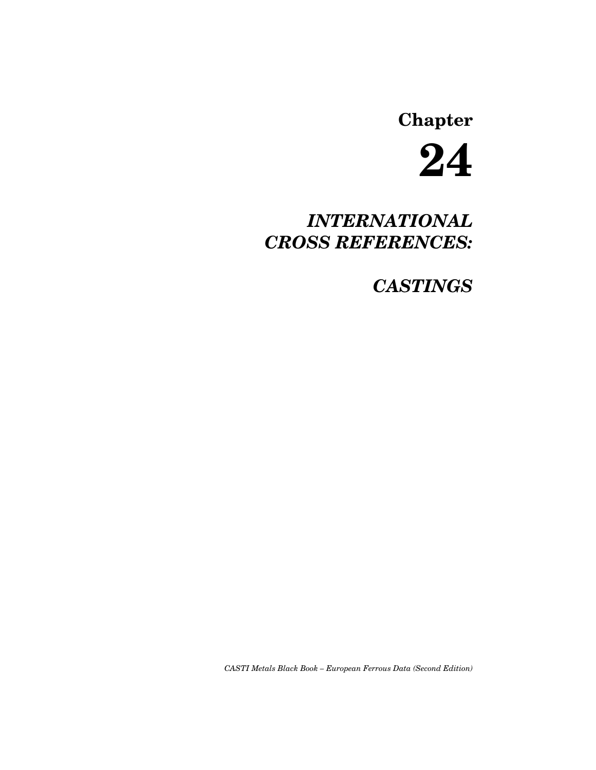# Chapter

# 24

## *INTERNATIONAL CROSS REFERENCES:*

## *CASTINGS*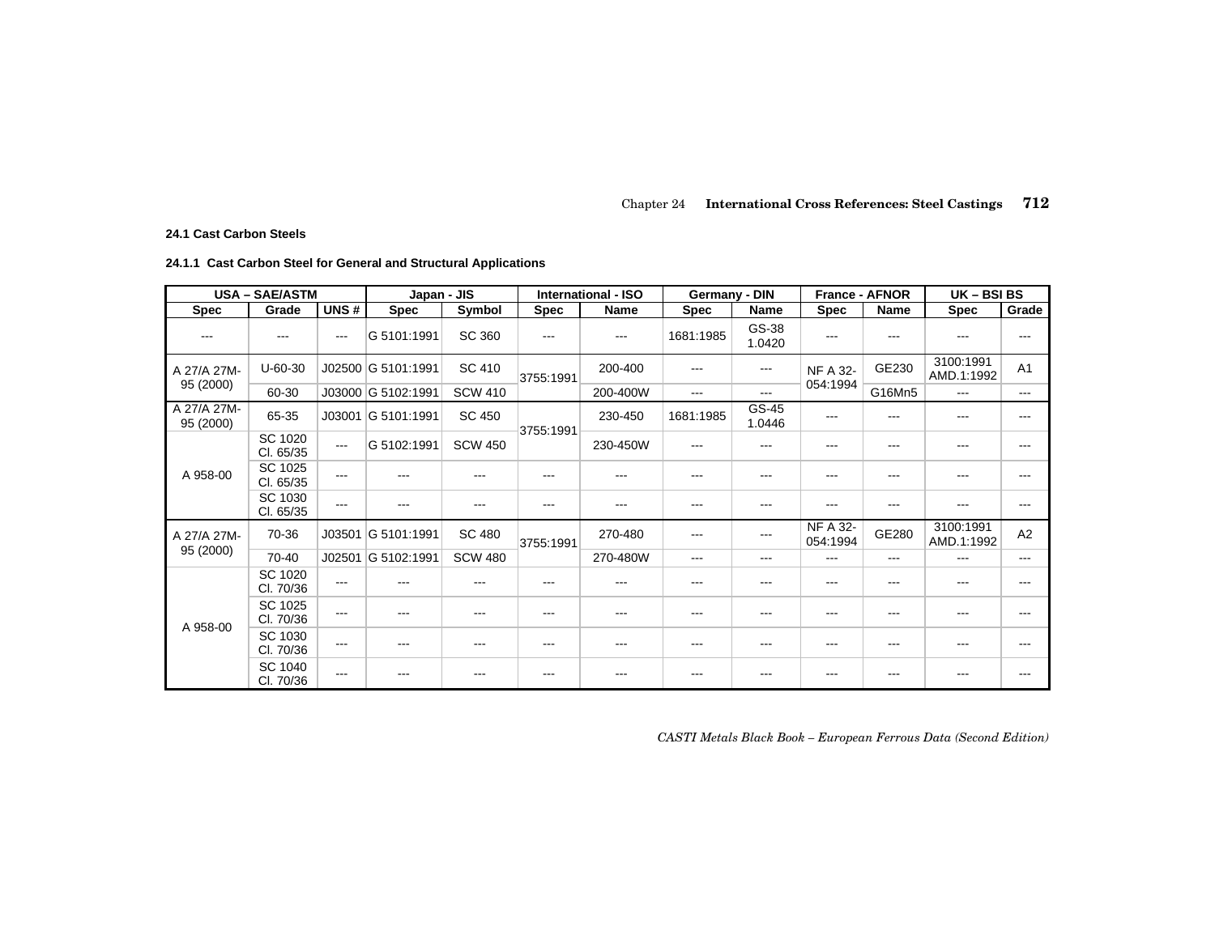### 24.1 Cast Carbon Steels

#### 24.1.1 Cast Carbon Steel for General and Structural Applications

| USA – SAE/ASTM | | | Japan - JIS | | International - ISO | | Germany - DIN | | France - AFNOR | | UK – BSI BS | |
|---|---|---|---|---|---|---|---|---|---|---|---|---|
| Spec | Grade | UNS # | Spec | Symbol | Spec | Name | Spec | Name | Spec | Name | Spec | Grade |
| --- | --- | --- | G 5101:1991 | SC 360 | --- | --- | 1681:1985 | GS-38 1.0420 | --- | --- | --- | --- |
| A 27/A 27M-95 (2000) | U-60-30 | J02500 | G 5101:1991 | SC 410 | 3755:1991 | 200-400 | --- | --- | NF A 32-054:1994 | GE230 | 3100:1991 AMD.1:1992 | A1 |
| | 60-30 | J03000 | G 5102:1991 | SCW 410 | | 200-400W | --- | --- | | G16Mn5 | --- | --- |
| A 27/A 27M-95 (2000) | 65-35 | J03001 | G 5101:1991 | SC 450 | 3755:1991 | 230-450 | 1681:1985 | GS-45 1.0446 | --- | --- | --- | --- |
| A 958-00 | SC 1020 Cl. 65/35 | --- | G 5102:1991 | SCW 450 | | 230-450W | --- | --- | --- | --- | --- | --- |
| | SC 1025 Cl. 65/35 | --- | --- | --- | --- | --- | --- | --- | --- | --- | --- | --- |
| | SC 1030 Cl. 65/35 | --- | --- | --- | --- | --- | --- | --- | --- | --- | --- | --- |
| A 27/A 27M-95 (2000) | 70-36 | J03501 | G 5101:1991 | SC 480 | 3755:1991 | 270-480 | --- | --- | NF A 32-054:1994 | GE280 | 3100:1991 AMD.1:1992 | A2 |
| | 70-40 | J02501 | G 5102:1991 | SCW 480 | | 270-480W | --- | --- | --- | --- | --- | --- |
| A 958-00 | SC 1020 Cl. 70/36 | --- | --- | --- | --- | --- | --- | --- | --- | --- | --- | --- |
| | SC 1025 Cl. 70/36 | --- | --- | --- | --- | --- | --- | --- | --- | --- | --- | --- |
| | SC 1030 Cl. 70/36 | --- | --- | --- | --- | --- | --- | --- | --- | --- | --- | --- |
| | SC 1040 Cl. 70/36 | --- | --- | --- | --- | --- | --- | --- | --- | --- | --- | --- |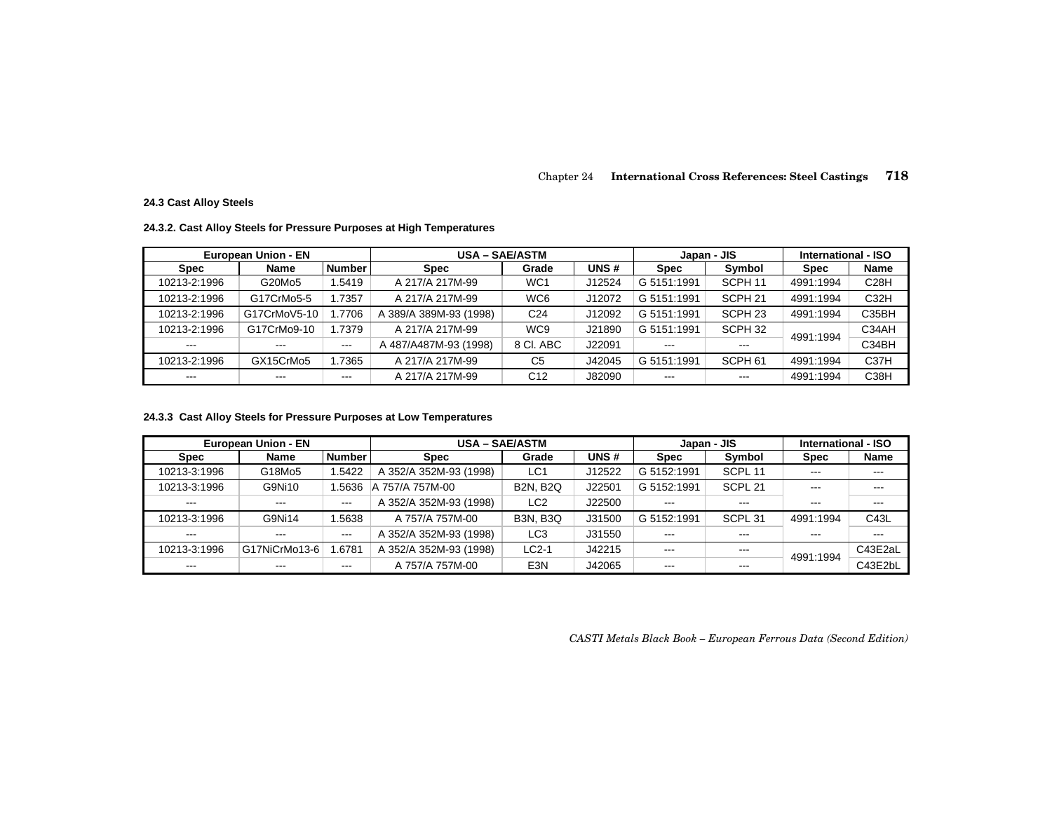### 24.3 Cast Alloy Steels

#### 24.3.2. Cast Alloy Steels for Pressure Purposes at High Temperatures

| European Union - EN | | | USA – SAE/ASTM | | | Japan - JIS | | International - ISO | |
|---|---|---|---|---|---|---|---|---|---|
| Spec | Name | Number | Spec | Grade | UNS # | Spec | Symbol | Spec | Name |
| 10213-2:1996 | G20Mo5 | 1.5419 | A 217/A 217M-99 | WC1 | J12524 | G 5151:1991 | SCPH 11 | 4991:1994 | C28H |
| 10213-2:1996 | G17CrMo5-5 | 1.7357 | A 217/A 217M-99 | WC6 | J12072 | G 5151:1991 | SCPH 21 | 4991:1994 | C32H |
| 10213-2:1996 | G17CrMoV5-10 | 1.7706 | A 389/A 389M-93 (1998) | C24 | J12092 | G 5151:1991 | SCPH 23 | 4991:1994 | C35BH |
| 10213-2:1996 | G17CrMo9-10 | 1.7379 | A 217/A 217M-99 | WC9 | J21890 | G 5151:1991 | SCPH 32 | 4991:1994 | C34AH |
| --- | --- | --- | A 487/A487M-93 (1998) | 8 Cl. ABC | J22091 | --- | --- | | C34BH |
| 10213-2:1996 | GX15CrMo5 | 1.7365 | A 217/A 217M-99 | C5 | J42045 | G 5151:1991 | SCPH 61 | 4991:1994 | C37H |
| --- | --- | --- | A 217/A 217M-99 | C12 | J82090 | --- | --- | 4991:1994 | C38H |

#### 24.3.3 Cast Alloy Steels for Pressure Purposes at Low Temperatures

| European Union - EN | | | USA – SAE/ASTM | | | Japan - JIS | | International - ISO | |
|---|---|---|---|---|---|---|---|---|---|
| Spec | Name | Number | Spec | Grade | UNS # | Spec | Symbol | Spec | Name |
| 10213-3:1996 | G18Mo5 | 1.5422 | A 352/A 352M-93 (1998) | LC1 | J12522 | G 5152:1991 | SCPL 11 | --- | --- |
| 10213-3:1996 | G9Ni10 | 1.5636 | A 757/A 757M-00 | B2N, B2Q | J22501 | G 5152:1991 | SCPL 21 | --- | --- |
| --- | --- | --- | A 352/A 352M-93 (1998) | LC2 | J22500 | --- | --- | --- | --- |
| 10213-3:1996 | G9Ni14 | 1.5638 | A 757/A 757M-00 | B3N, B3Q | J31500 | G 5152:1991 | SCPL 31 | 4991:1994 | C43L |
| --- | --- | --- | A 352/A 352M-93 (1998) | LC3 | J31550 | --- | --- | --- | --- |
| 10213-3:1996 | G17NiCrMo13-6 | 1.6781 | A 352/A 352M-93 (1998) | LC2-1 | J42215 | --- | --- | 4991:1994 | C43E2aL |
| --- | --- | --- | A 757/A 757M-00 | E3N | J42065 | --- | --- | | C43E2bL |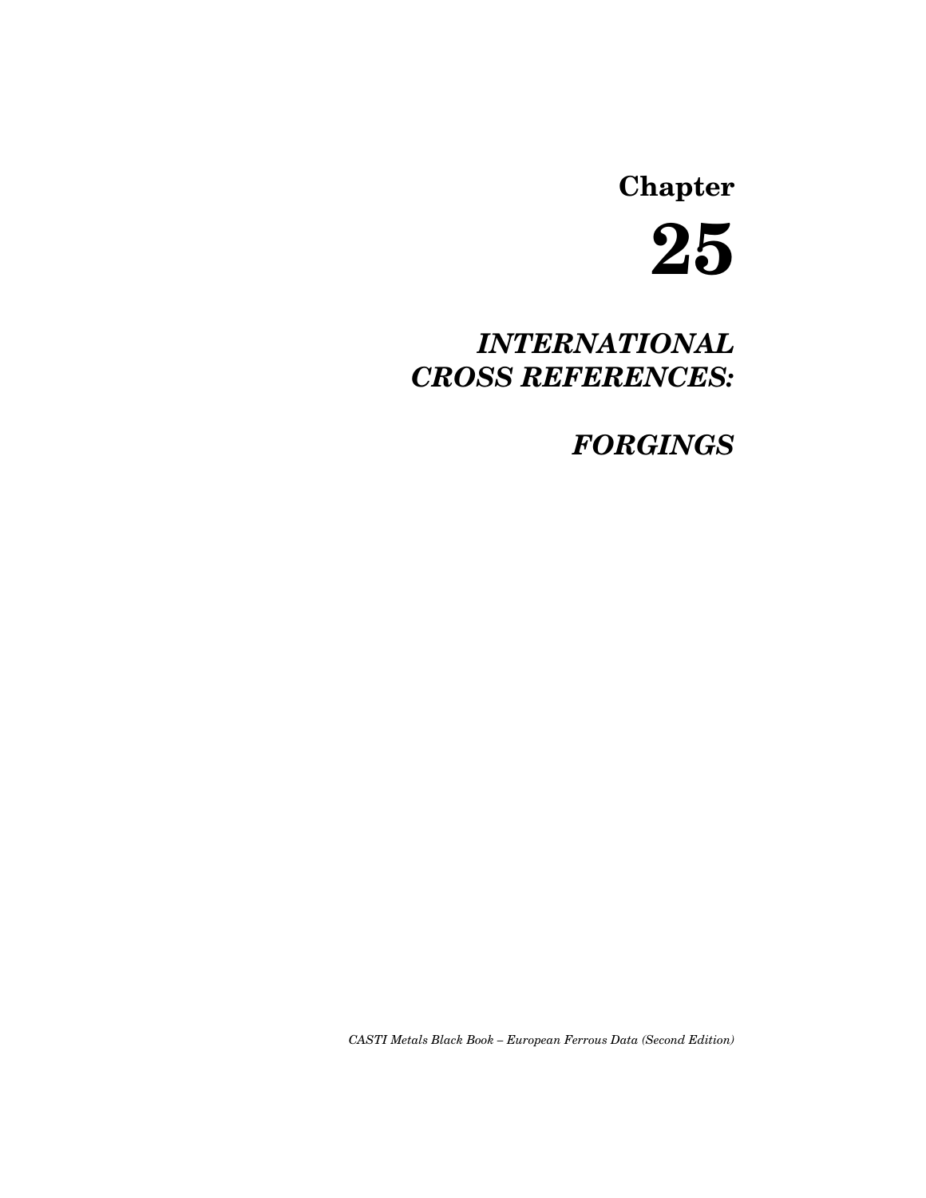# Chapter 25

## *INTERNATIONAL CROSS REFERENCES:*

## *FORGINGS*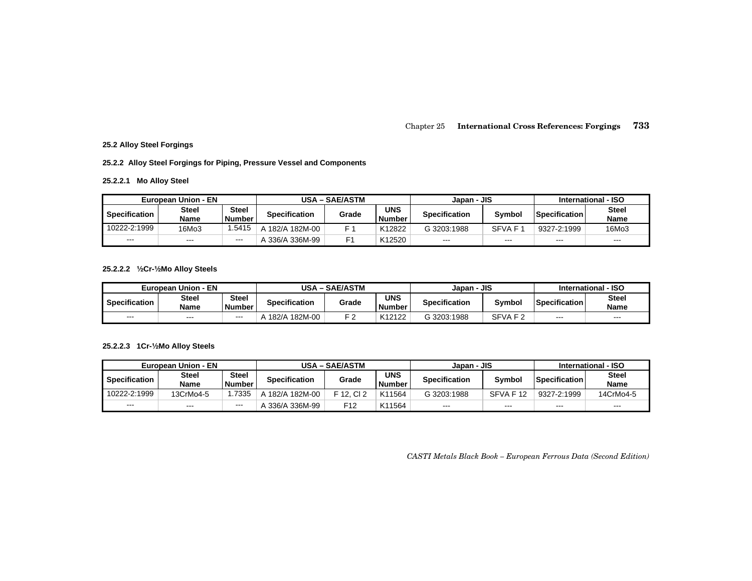### 25.2 Alloy Steel Forgings

#### 25.2.2 Alloy Steel Forgings for Piping, Pressure Vessel and Components

##### 25.2.2.1 Mo Alloy Steel

| European Union - EN | | | USA – SAE/ASTM | | | Japan - JIS | | International - ISO | |
|---|---|---|---|---|---|---|---|---|---|
| Specification | Steel Name | Steel Number | Specification | Grade | UNS Number | Specification | Symbol | Specification | Steel Name |
| 10222-2:1999 | 16Mo3 | 1.5415 | A 182/A 182M-00 | F 1 | K12822 | G 3203:1988 | SFVA F 1 | 9327-2:1999 | 16Mo3 |
| --- | --- | --- | A 336/A 336M-99 | F1 | K12520 | --- | --- | --- | --- |

##### 25.2.2.2 ½Cr-½Mo Alloy Steels

| European Union - EN | | | USA – SAE/ASTM | | | Japan - JIS | | International - ISO | |
|---|---|---|---|---|---|---|---|---|---|
| Specification | Steel Name | Steel Number | Specification | Grade | UNS Number | Specification | Symbol | Specification | Steel Name |
| --- | --- | --- | A 182/A 182M-00 | F 2 | K12122 | G 3203:1988 | SFVA F 2 | --- | --- |

##### 25.2.2.3 1Cr-½Mo Alloy Steels

| European Union - EN | | | USA – SAE/ASTM | | | Japan - JIS | | International - ISO | |
|---|---|---|---|---|---|---|---|---|---|
| Specification | Steel Name | Steel Number | Specification | Grade | UNS Number | Specification | Symbol | Specification | Steel Name |
| 10222-2:1999 | 13CrMo4-5 | 1.7335 | A 182/A 182M-00 | F 12, Cl 2 | K11564 | G 3203:1988 | SFVA F 12 | 9327-2:1999 | 14CrMo4-5 |
| --- | --- | --- | A 336/A 336M-99 | F12 | K11564 | --- | --- | --- | --- |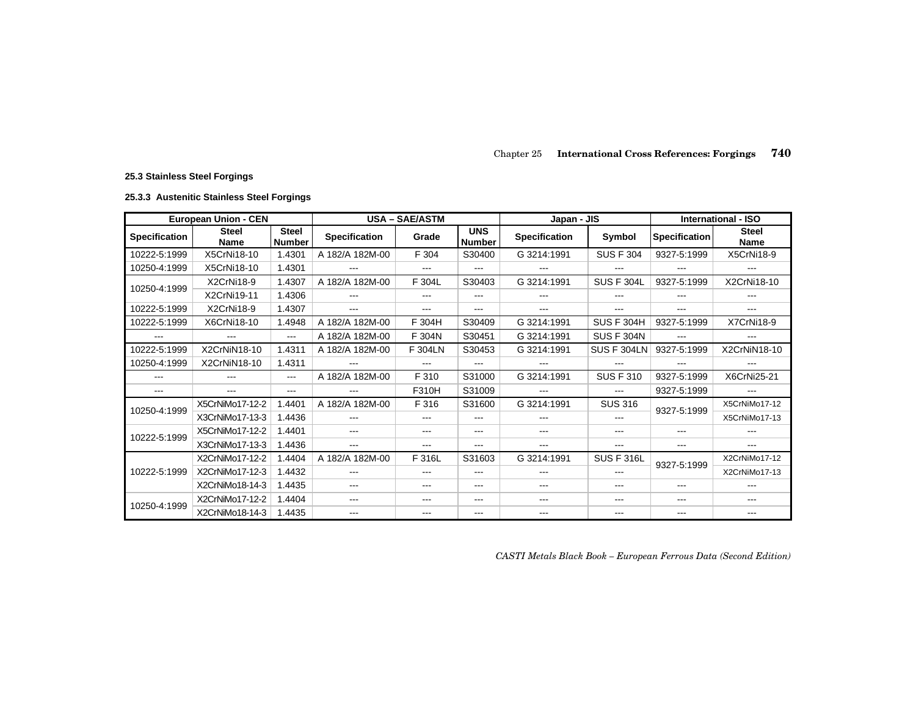### 25.3 Stainless Steel Forgings

#### 25.3.3 Austenitic Stainless Steel Forgings

| European Union - CEN | | | USA – SAE/ASTM | | | Japan - JIS | | International - ISO | |
|---|---|---|---|---|---|---|---|---|---|
| Specification | Steel Name | Steel Number | Specification | Grade | UNS Number | Specification | Symbol | Specification | Steel Name |
| 10222-5:1999 | X5CrNi18-10 | 1.4301 | A 182/A 182M-00 | F 304 | S30400 | G 3214:1991 | SUS F 304 | 9327-5:1999 | X5CrNi18-9 |
| 10250-4:1999 | X5CrNi18-10 | 1.4301 | --- | --- | --- | --- | --- | --- | --- |
| 10250-4:1999 | X2CrNi18-9 | 1.4307 | A 182/A 182M-00 | F 304L | S30403 | G 3214:1991 | SUS F 304L | 9327-5:1999 | X2CrNi18-10 |
| | X2CrNi19-11 | 1.4306 | --- | --- | --- | --- | --- | --- | --- |
| 10222-5:1999 | X2CrNi18-9 | 1.4307 | --- | --- | --- | --- | --- | --- | --- |
| 10222-5:1999 | X6CrNi18-10 | 1.4948 | A 182/A 182M-00 | F 304H | S30409 | G 3214:1991 | SUS F 304H | 9327-5:1999 | X7CrNi18-9 |
| --- | --- | --- | A 182/A 182M-00 | F 304N | S30451 | G 3214:1991 | SUS F 304N | --- | --- |
| 10222-5:1999 | X2CrNiN18-10 | 1.4311 | A 182/A 182M-00 | F 304LN | S30453 | G 3214:1991 | SUS F 304LN | 9327-5:1999 | X2CrNiN18-10 |
| 10250-4:1999 | X2CrNiN18-10 | 1.4311 | --- | --- | --- | --- | --- | --- | --- |
| --- | --- | --- | A 182/A 182M-00 | F 310 | S31000 | G 3214:1991 | SUS F 310 | 9327-5:1999 | X6CrNi25-21 |
| --- | --- | --- | --- | F310H | S31009 | --- | --- | 9327-5:1999 | --- |
| 10250-4:1999 | X5CrNiMo17-12-2 | 1.4401 | A 182/A 182M-00 | F 316 | S31600 | G 3214:1991 | SUS 316 | 9327-5:1999 | X5CrNiMo17-12 |
| | X3CrNiMo17-13-3 | 1.4436 | --- | --- | --- | --- | --- | | X5CrNiMo17-13 |
| 10222-5:1999 | X5CrNiMo17-12-2 | 1.4401 | --- | --- | --- | --- | --- | --- | --- |
| | X3CrNiMo17-13-3 | 1.4436 | --- | --- | --- | --- | --- | --- | --- |
| 10222-5:1999 | X2CrNiMo17-12-2 | 1.4404 | A 182/A 182M-00 | F 316L | S31603 | G 3214:1991 | SUS F 316L | 9327-5:1999 | X2CrNiMo17-12 |
| | X2CrNiMo17-12-3 | 1.4432 | --- | --- | --- | --- | --- | | X2CrNiMo17-13 |
| | X2CrNiMo18-14-3 | 1.4435 | --- | --- | --- | --- | --- | --- | --- |
| 10250-4:1999 | X2CrNiMo17-12-2 | 1.4404 | --- | --- | --- | --- | --- | --- | --- |
| | X2CrNiMo18-14-3 | 1.4435 | --- | --- | --- | --- | --- | --- | --- |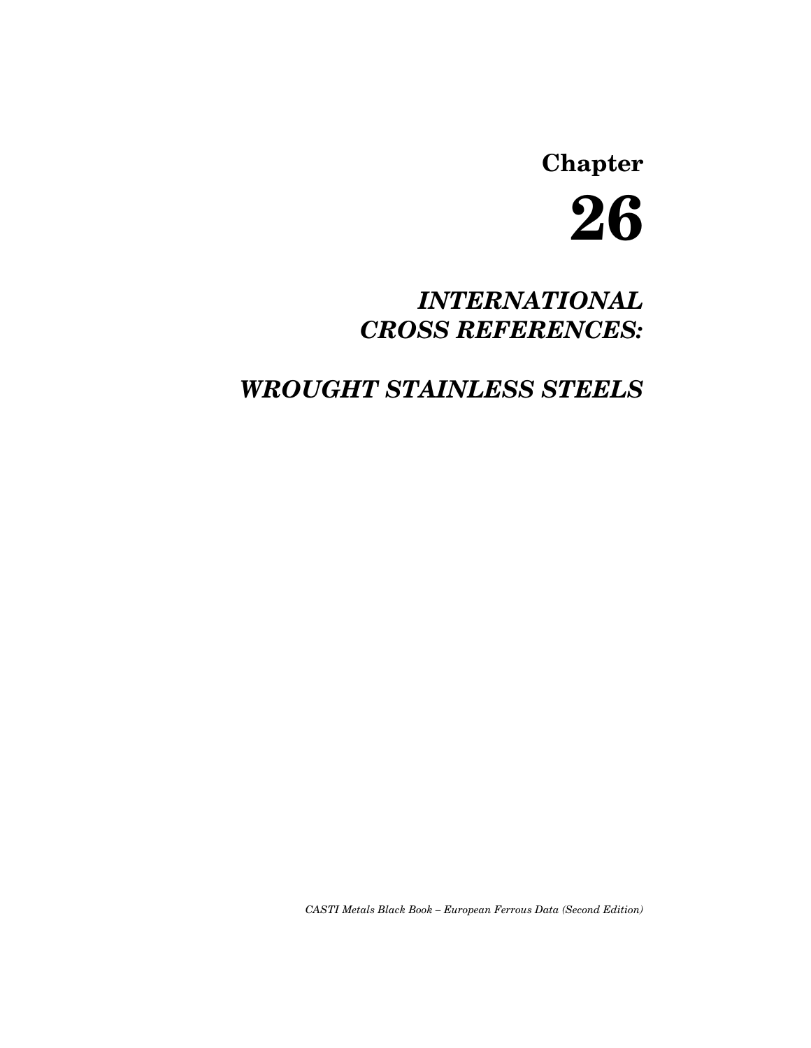# Chapter 26

## *INTERNATIONAL CROSS REFERENCES:*

## *WROUGHT STAINLESS STEELS*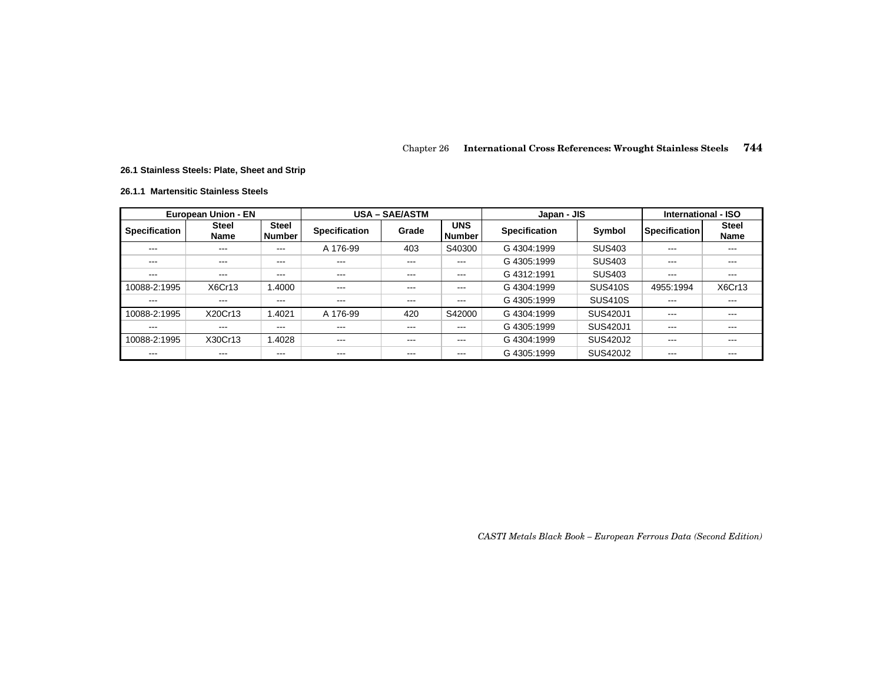## 26.1 Stainless Steels: Plate, Sheet and Strip

### 26.1.1 Martensitic Stainless Steels

| European Union - EN | | | USA – SAE/ASTM | | | Japan - JIS | | International - ISO | |
|---|---|---|---|---|---|---|---|---|---|
| Specification | Steel Name | Steel Number | Specification | Grade | UNS Number | Specification | Symbol | Specification | Steel Name |
| --- | --- | --- | A 176-99 | 403 | S40300 | G 4304:1999 | SUS403 | --- | --- |
| --- | --- | --- | --- | --- | --- | G 4305:1999 | SUS403 | --- | --- |
| --- | --- | --- | --- | --- | --- | G 4312:1991 | SUS403 | --- | --- |
| 10088-2:1995 | X6Cr13 | 1.4000 | --- | --- | --- | G 4304:1999 | SUS410S | 4955:1994 | X6Cr13 |
| --- | --- | --- | --- | --- | --- | G 4305:1999 | SUS410S | --- | --- |
| 10088-2:1995 | X20Cr13 | 1.4021 | A 176-99 | 420 | S42000 | G 4304:1999 | SUS420J1 | --- | --- |
| --- | --- | --- | --- | --- | --- | G 4305:1999 | SUS420J1 | --- | --- |
| 10088-2:1995 | X30Cr13 | 1.4028 | --- | --- | --- | G 4304:1999 | SUS420J2 | --- | --- |
| --- | --- | --- | --- | --- | --- | G 4305:1999 | SUS420J2 | --- | --- |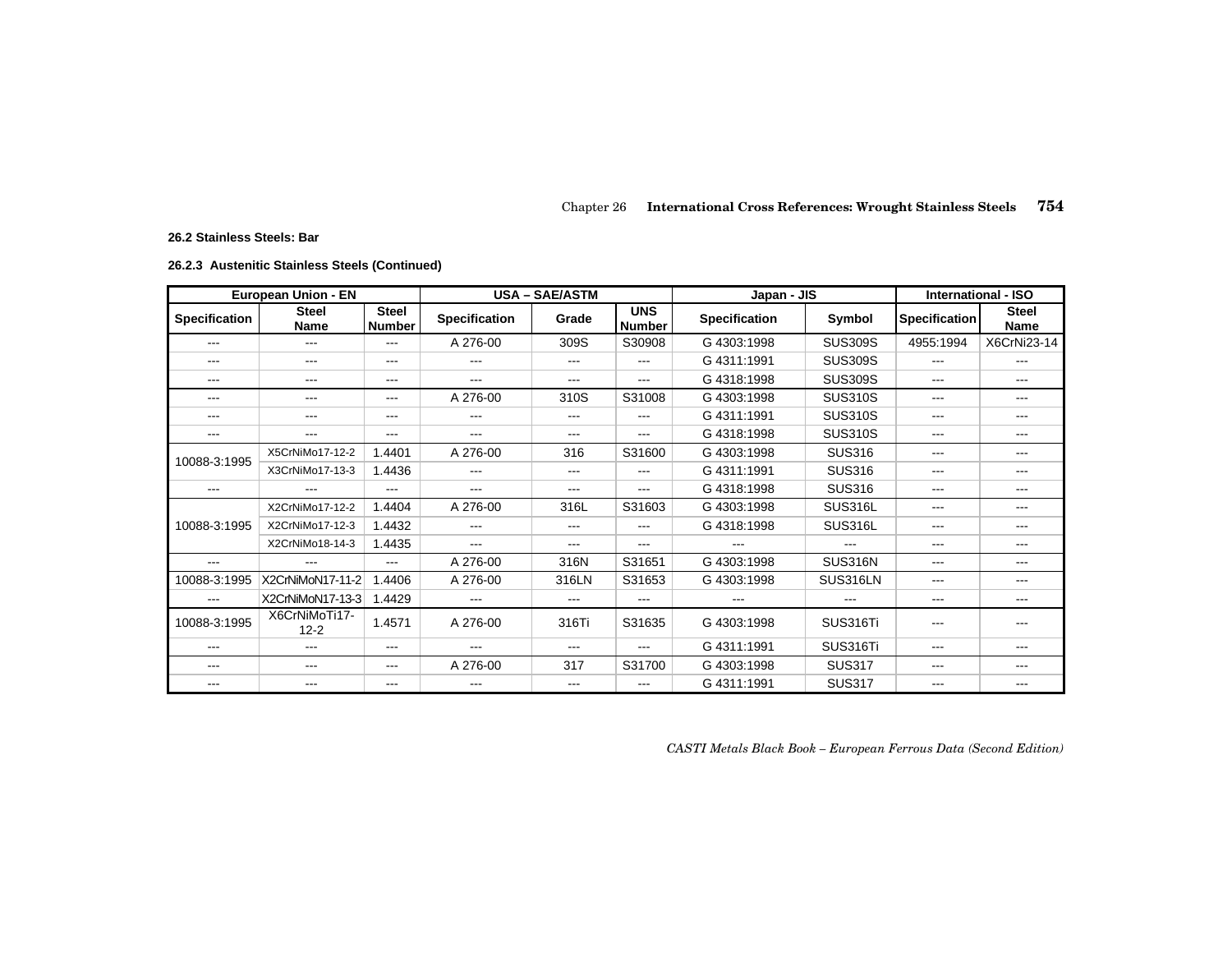**26.2 Stainless Steels: Bar**

**26.2.3 Austenitic Stainless Steels (Continued)**

| European Union - EN | | | USA – SAE/ASTM | | | Japan - JIS | | International - ISO | |
|---|---|---|---|---|---|---|---|---|---|
| **Specification** | **Steel Name** | **Steel Number** | **Specification** | **Grade** | **UNS Number** | **Specification** | **Symbol** | **Specification** | **Steel Name** |
| --- | --- | --- | A 276-00 | 309S | S30908 | G 4303:1998 | SUS309S | 4955:1994 | X6CrNi23-14 |
| --- | --- | --- | --- | --- | --- | G 4311:1991 | SUS309S | --- | --- |
| --- | --- | --- | --- | --- | --- | G 4318:1998 | SUS309S | --- | --- |
| --- | --- | --- | A 276-00 | 310S | S31008 | G 4303:1998 | SUS310S | --- | --- |
| --- | --- | --- | --- | --- | --- | G 4311:1991 | SUS310S | --- | --- |
| --- | --- | --- | --- | --- | --- | G 4318:1998 | SUS310S | --- | --- |
| 10088-3:1995 | X5CrNiMo17-12-2 | 1.4401 | A 276-00 | 316 | S31600 | G 4303:1998 | SUS316 | --- | --- |
| | X3CrNiMo17-13-3 | 1.4436 | --- | --- | --- | G 4311:1991 | SUS316 | --- | --- |
| --- | --- | --- | --- | --- | --- | G 4318:1998 | SUS316 | --- | --- |
| 10088-3:1995 | X2CrNiMo17-12-2 | 1.4404 | A 276-00 | 316L | S31603 | G 4303:1998 | SUS316L | --- | --- |
| | X2CrNiMo17-12-3 | 1.4432 | --- | --- | --- | G 4318:1998 | SUS316L | --- | --- |
| | X2CrNiMo18-14-3 | 1.4435 | --- | --- | --- | --- | --- | --- | --- |
| --- | --- | --- | A 276-00 | 316N | S31651 | G 4303:1998 | SUS316N | --- | --- |
| 10088-3:1995 | X2CrNiMoN17-11-2 | 1.4406 | A 276-00 | 316LN | S31653 | G 4303:1998 | SUS316LN | --- | --- |
| --- | X2CrNiMoN17-13-3 | 1.4429 | --- | --- | --- | --- | --- | --- | --- |
| 10088-3:1995 | X6CrNiMoTi17-12-2 | 1.4571 | A 276-00 | 316Ti | S31635 | G 4303:1998 | SUS316Ti | --- | --- |
| --- | --- | --- | --- | --- | --- | G 4311:1991 | SUS316Ti | --- | --- |
| --- | --- | --- | A 276-00 | 317 | S31700 | G 4303:1998 | SUS317 | --- | --- |
| --- | --- | --- | --- | --- | --- | G 4311:1991 | SUS317 | --- | --- |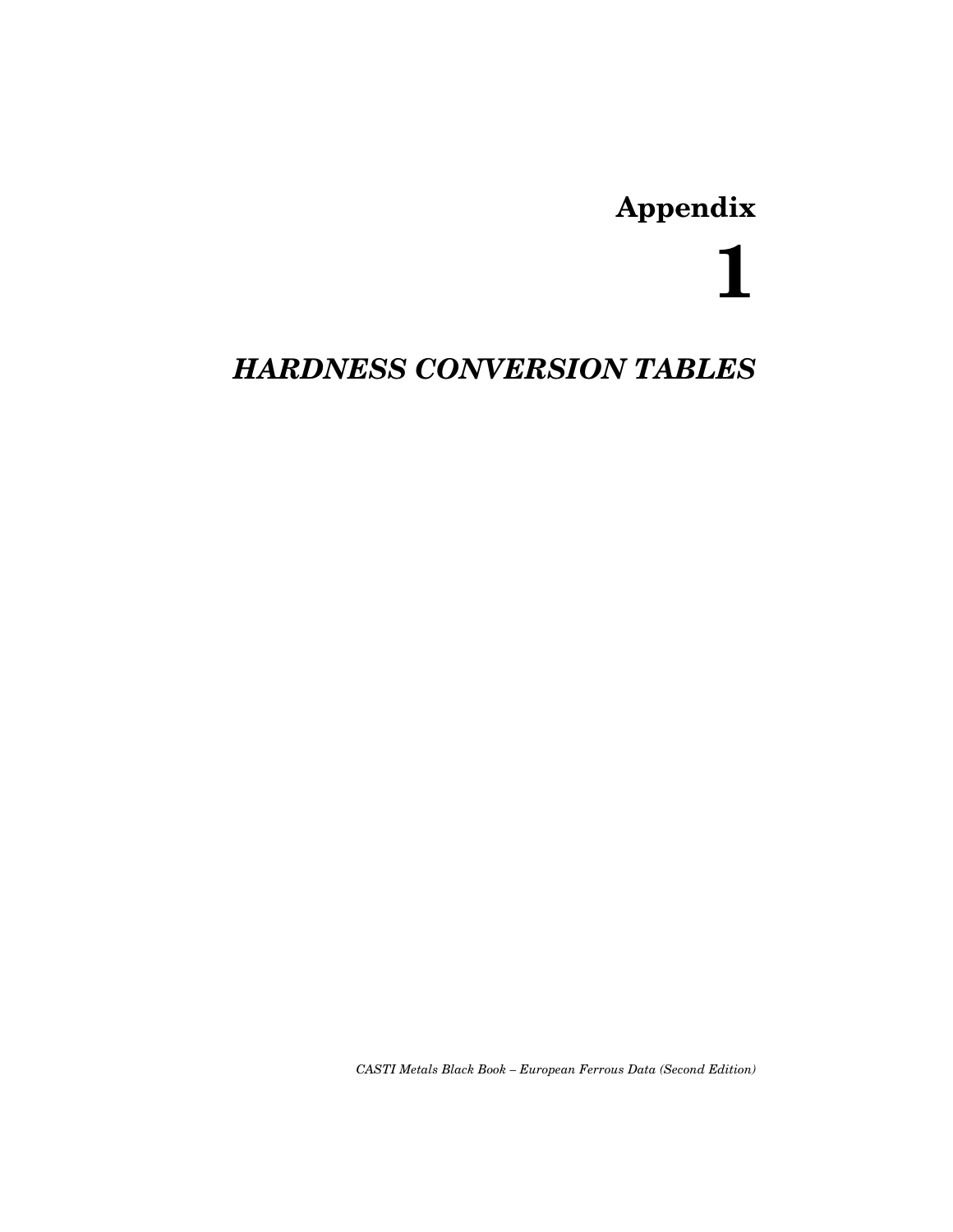# Appendix 1

## *HARDNESS CONVERSION TABLES*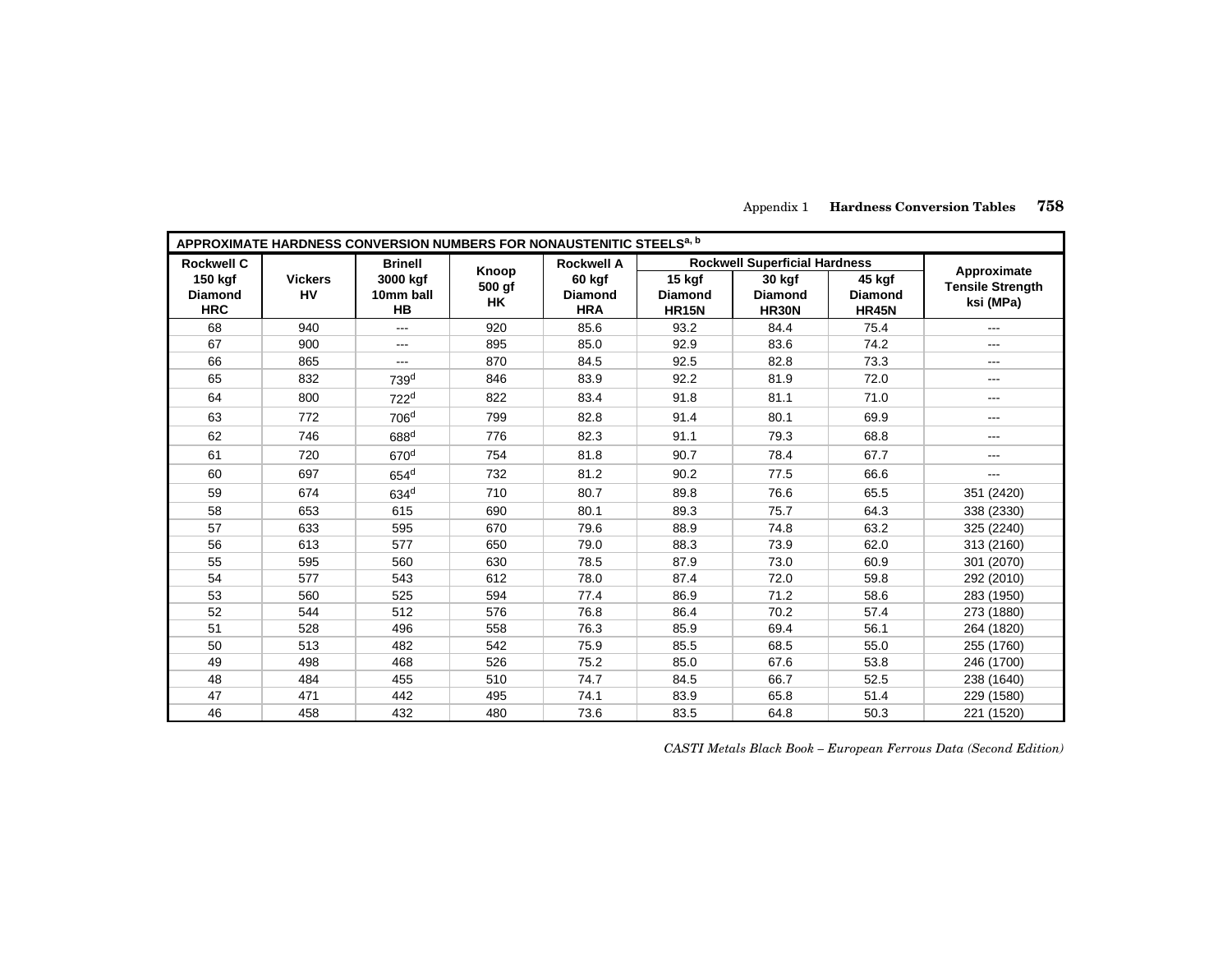| APPROXIMATE HARDNESS CONVERSION NUMBERS FOR NONAUSTENITIC STEELS[a, b] | | | | | | | | |
|---|---|---|---|---|---|---|---|---|
| Rockwell C 150 kgf Diamond HRC | Vickers HV | Brinell 3000 kgf 10mm ball HB | Knoop 500 gf HK | Rockwell A 60 kgf Diamond HRA | Rockwell Superficial Hardness | | | Approximate Tensile Strength ksi (MPa) |
| | | | | | 15 kgf Diamond HR15N | 30 kgf Diamond HR30N | 45 kgf Diamond HR45N | |
| 68 | 940 | --- | 920 | 85.6 | 93.2 | 84.4 | 75.4 | --- |
| 67 | 900 | --- | 895 | 85.0 | 92.9 | 83.6 | 74.2 | --- |
| 66 | 865 | --- | 870 | 84.5 | 92.5 | 82.8 | 73.3 | --- |
| 65 | 832 | 739[d] | 846 | 83.9 | 92.2 | 81.9 | 72.0 | --- |
| 64 | 800 | 722[d] | 822 | 83.4 | 91.8 | 81.1 | 71.0 | --- |
| 63 | 772 | 706[d] | 799 | 82.8 | 91.4 | 80.1 | 69.9 | --- |
| 62 | 746 | 688[d] | 776 | 82.3 | 91.1 | 79.3 | 68.8 | --- |
| 61 | 720 | 670[d] | 754 | 81.8 | 90.7 | 78.4 | 67.7 | --- |
| 60 | 697 | 654[d] | 732 | 81.2 | 90.2 | 77.5 | 66.6 | --- |
| 59 | 674 | 634[d] | 710 | 80.7 | 89.8 | 76.6 | 65.5 | 351 (2420) |
| 58 | 653 | 615 | 690 | 80.1 | 89.3 | 75.7 | 64.3 | 338 (2330) |
| 57 | 633 | 595 | 670 | 79.6 | 88.9 | 74.8 | 63.2 | 325 (2240) |
| 56 | 613 | 577 | 650 | 79.0 | 88.3 | 73.9 | 62.0 | 313 (2160) |
| 55 | 595 | 560 | 630 | 78.5 | 87.9 | 73.0 | 60.9 | 301 (2070) |
| 54 | 577 | 543 | 612 | 78.0 | 87.4 | 72.0 | 59.8 | 292 (2010) |
| 53 | 560 | 525 | 594 | 77.4 | 86.9 | 71.2 | 58.6 | 283 (1950) |
| 52 | 544 | 512 | 576 | 76.8 | 86.4 | 70.2 | 57.4 | 273 (1880) |
| 51 | 528 | 496 | 558 | 76.3 | 85.9 | 69.4 | 56.1 | 264 (1820) |
| 50 | 513 | 482 | 542 | 75.9 | 85.5 | 68.5 | 55.0 | 255 (1760) |
| 49 | 498 | 468 | 526 | 75.2 | 85.0 | 67.6 | 53.8 | 246 (1700) |
| 48 | 484 | 455 | 510 | 74.7 | 84.5 | 66.7 | 52.5 | 238 (1640) |
| 47 | 471 | 442 | 495 | 74.1 | 83.9 | 65.8 | 51.4 | 229 (1580) |
| 46 | 458 | 432 | 480 | 73.6 | 83.5 | 64.8 | 50.3 | 221 (1520) |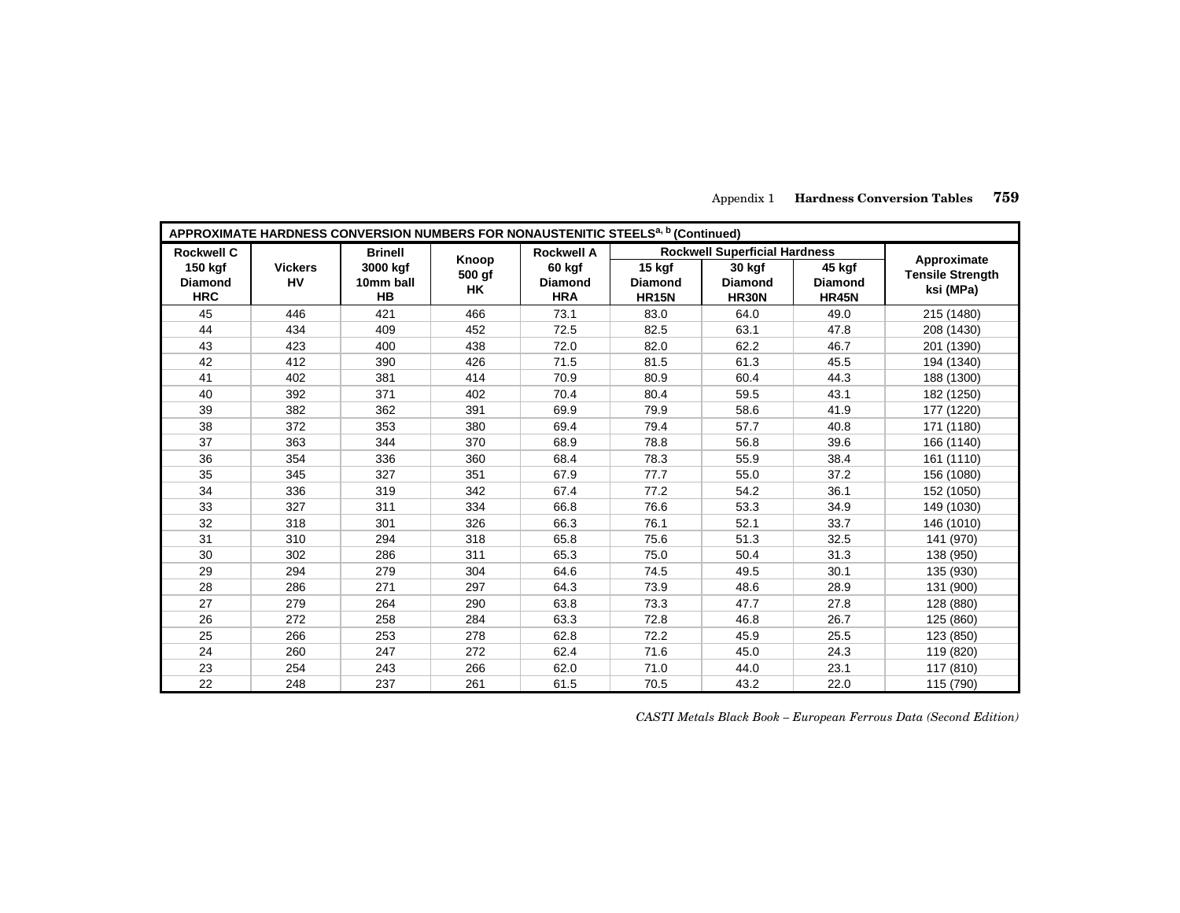| APPROXIMATE HARDNESS CONVERSION NUMBERS FOR NONAUSTENITIC STEELS[a, b] (Continued) | | | | | | | | |
|---|---|---|---|---|---|---|---|---|
| Rockwell C 150 kgf Diamond HRC | Vickers HV | Brinell 3000 kgf 10mm ball HB | Knoop 500 gf HK | Rockwell A 60 kgf Diamond HRA | Rockwell Superficial Hardness | | | Approximate Tensile Strength ksi (MPa) |
| | | | | | 15 kgf Diamond HR15N | 30 kgf Diamond HR30N | 45 kgf Diamond HR45N | |
| 45 | 446 | 421 | 466 | 73.1 | 83.0 | 64.0 | 49.0 | 215 (1480) |
| 44 | 434 | 409 | 452 | 72.5 | 82.5 | 63.1 | 47.8 | 208 (1430) |
| 43 | 423 | 400 | 438 | 72.0 | 82.0 | 62.2 | 46.7 | 201 (1390) |
| 42 | 412 | 390 | 426 | 71.5 | 81.5 | 61.3 | 45.5 | 194 (1340) |
| 41 | 402 | 381 | 414 | 70.9 | 80.9 | 60.4 | 44.3 | 188 (1300) |
| 40 | 392 | 371 | 402 | 70.4 | 80.4 | 59.5 | 43.1 | 182 (1250) |
| 39 | 382 | 362 | 391 | 69.9 | 79.9 | 58.6 | 41.9 | 177 (1220) |
| 38 | 372 | 353 | 380 | 69.4 | 79.4 | 57.7 | 40.8 | 171 (1180) |
| 37 | 363 | 344 | 370 | 68.9 | 78.8 | 56.8 | 39.6 | 166 (1140) |
| 36 | 354 | 336 | 360 | 68.4 | 78.3 | 55.9 | 38.4 | 161 (1110) |
| 35 | 345 | 327 | 351 | 67.9 | 77.7 | 55.0 | 37.2 | 156 (1080) |
| 34 | 336 | 319 | 342 | 67.4 | 77.2 | 54.2 | 36.1 | 152 (1050) |
| 33 | 327 | 311 | 334 | 66.8 | 76.6 | 53.3 | 34.9 | 149 (1030) |
| 32 | 318 | 301 | 326 | 66.3 | 76.1 | 52.1 | 33.7 | 146 (1010) |
| 31 | 310 | 294 | 318 | 65.8 | 75.6 | 51.3 | 32.5 | 141 (970) |
| 30 | 302 | 286 | 311 | 65.3 | 75.0 | 50.4 | 31.3 | 138 (950) |
| 29 | 294 | 279 | 304 | 64.6 | 74.5 | 49.5 | 30.1 | 135 (930) |
| 28 | 286 | 271 | 297 | 64.3 | 73.9 | 48.6 | 28.9 | 131 (900) |
| 27 | 279 | 264 | 290 | 63.8 | 73.3 | 47.7 | 27.8 | 128 (880) |
| 26 | 272 | 258 | 284 | 63.3 | 72.8 | 46.8 | 26.7 | 125 (860) |
| 25 | 266 | 253 | 278 | 62.8 | 72.2 | 45.9 | 25.5 | 123 (850) |
| 24 | 260 | 247 | 272 | 62.4 | 71.6 | 45.0 | 24.3 | 119 (820) |
| 23 | 254 | 243 | 266 | 62.0 | 71.0 | 44.0 | 23.1 | 117 (810) |
| 22 | 248 | 237 | 261 | 61.5 | 70.5 | 43.2 | 22.0 | 115 (790) |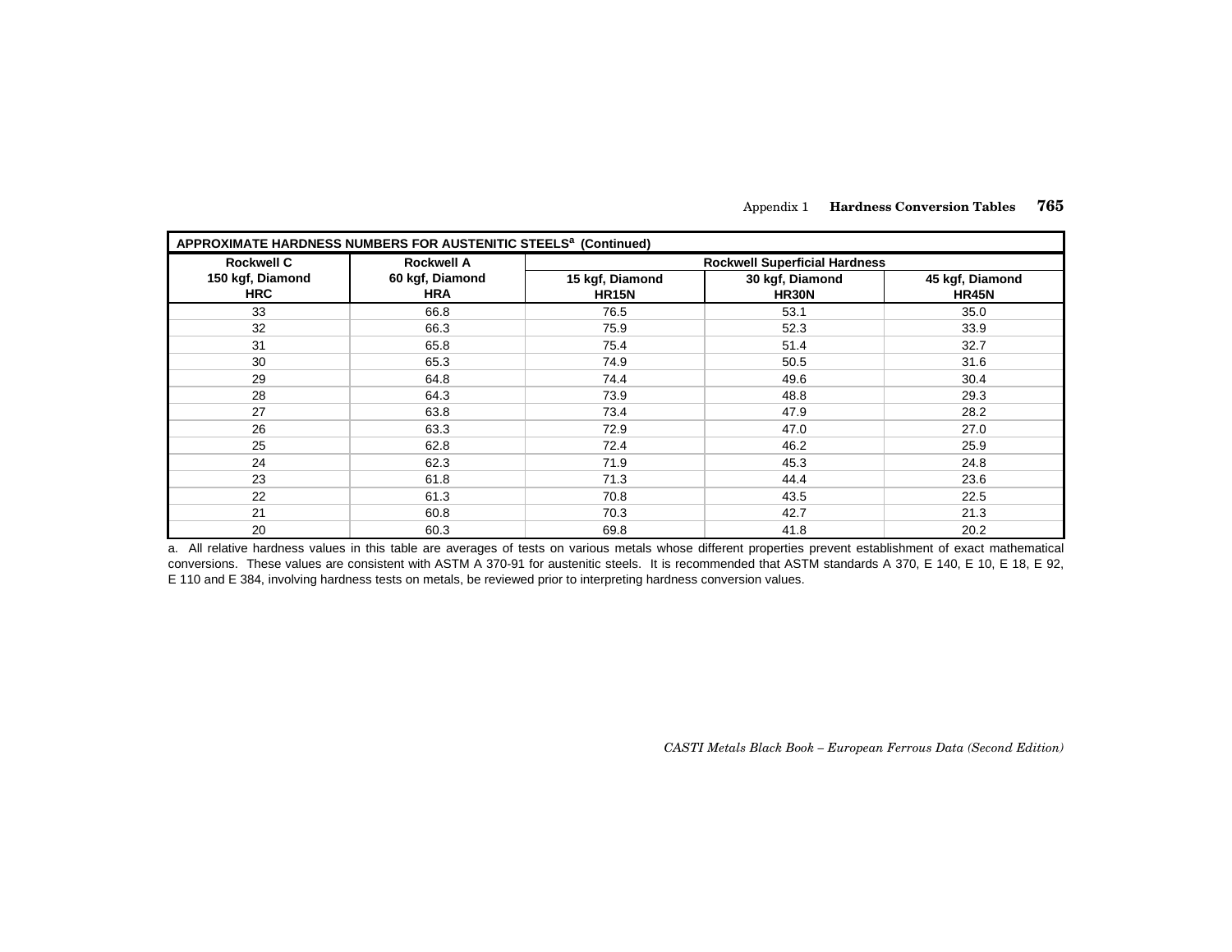| APPROXIMATE HARDNESS NUMBERS FOR AUSTENITIC STEELS[a] (Continued) | | | | |
|---|---|---|---|---|
| Rockwell C | Rockwell A | Rockwell Superficial Hardness | | |
| 150 kgf, Diamond HRC | 60 kgf, Diamond HRA | 15 kgf, Diamond HR15N | 30 kgf, Diamond HR30N | 45 kgf, Diamond HR45N |
| 33 | 66.8 | 76.5 | 53.1 | 35.0 |
| 32 | 66.3 | 75.9 | 52.3 | 33.9 |
| 31 | 65.8 | 75.4 | 51.4 | 32.7 |
| 30 | 65.3 | 74.9 | 50.5 | 31.6 |
| 29 | 64.8 | 74.4 | 49.6 | 30.4 |
| 28 | 64.3 | 73.9 | 48.8 | 29.3 |
| 27 | 63.8 | 73.4 | 47.9 | 28.2 |
| 26 | 63.3 | 72.9 | 47.0 | 27.0 |
| 25 | 62.8 | 72.4 | 46.2 | 25.9 |
| 24 | 62.3 | 71.9 | 45.3 | 24.8 |
| 23 | 61.8 | 71.3 | 44.4 | 23.6 |
| 22 | 61.3 | 70.8 | 43.5 | 22.5 |
| 21 | 60.8 | 70.3 | 42.7 | 21.3 |
| 20 | 60.3 | 69.8 | 41.8 | 20.2 |

a. All relative hardness values in this table are averages of tests on various metals whose different properties prevent establishment of exact mathematical conversions. These values are consistent with ASTM A 370-91 for austenitic steels. It is recommended that ASTM standards A 370, E 140, E 10, E 18, E 92, E 110 and E 384, involving hardness tests on metals, be reviewed prior to interpreting hardness conversion values.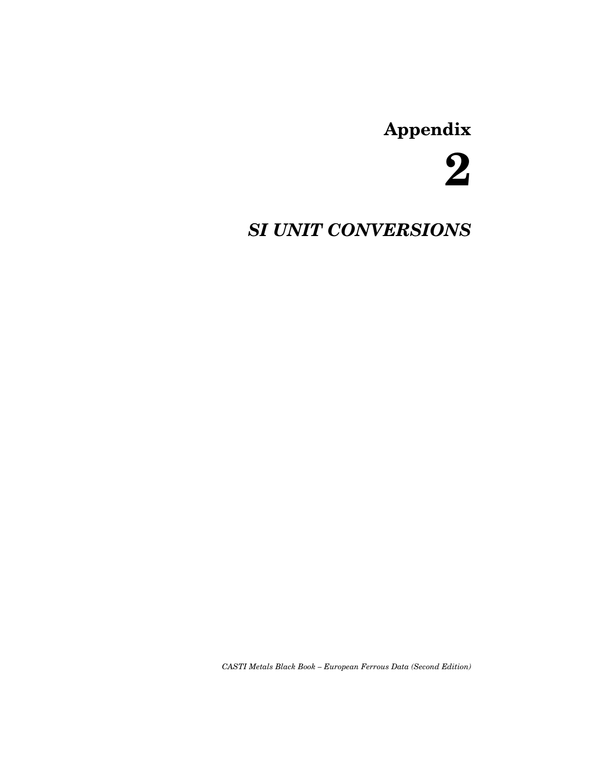# Appendix

# 2

## *SI UNIT CONVERSIONS*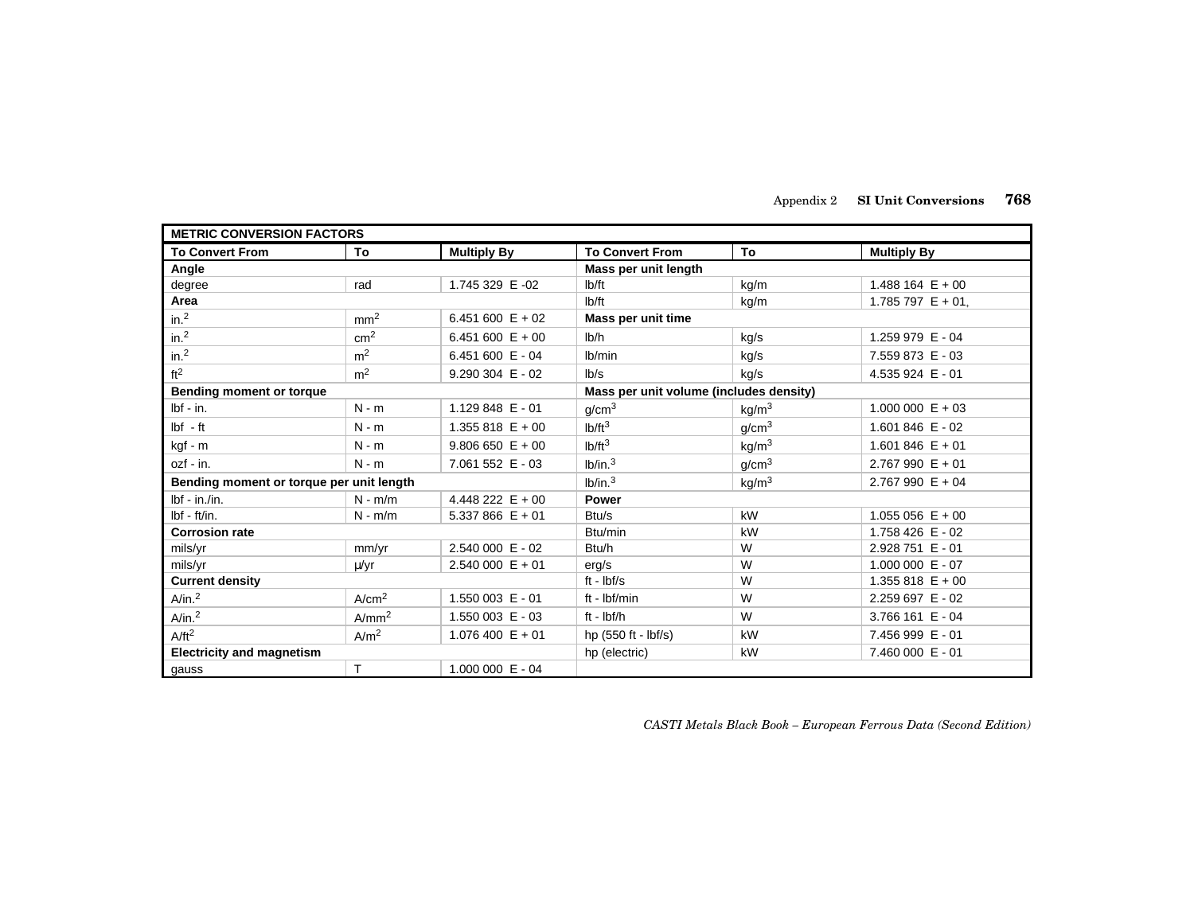| METRIC CONVERSION FACTORS | | | | | |
|---|---|---|---|---|---|
| **To Convert From** | **To** | **Multiply By** | **To Convert From** | **To** | **Multiply By** |
| **Angle** | | | **Mass per unit length** | | |
| degree | rad | 1.745 329 E -02 | lb/ft | kg/m | 1.488 164 E + 00 |
| **Area** | | | lb/ft | kg/m | 1.785 797 E + 01 |
| in.$^2$ | mm$^2$ | 6.451 600 E + 02 | **Mass per unit time** | | |
| in.$^2$ | cm$^2$ | 6.451 600 E + 00 | lb/h | kg/s | 1.259 979 E - 04 |
| in.$^2$ | m$^2$ | 6.451 600 E - 04 | lb/min | kg/s | 7.559 873 E - 03 |
| ft$^2$ | m$^2$ | 9.290 304 E - 02 | lb/s | kg/s | 4.535 924 E - 01 |
| **Bending moment or torque** | | | **Mass per unit volume (includes density)** | | |
| lbf - in. | N - m | 1.129 848 E - 01 | g/cm$^3$ | kg/m$^3$ | 1.000 000 E + 03 |
| lbf - ft | N - m | 1.355 818 E + 00 | lb/ft$^3$ | g/cm$^3$ | 1.601 846 E - 02 |
| kgf - m | N - m | 9.806 650 E + 00 | lb/ft$^3$ | kg/m$^3$ | 1.601 846 E + 01 |
| ozf - in. | N - m | 7.061 552 E - 03 | lb/in.$^3$ | g/cm$^3$ | 2.767 990 E + 01 |
| **Bending moment or torque per unit length** | | | lb/in.$^3$ | kg/m$^3$ | 2.767 990 E + 04 |
| lbf - in./in. | N - m/m | 4.448 222 E + 00 | **Power** | | |
| lbf - ft/in. | N - m/m | 5.337 866 E + 01 | Btu/s | kW | 1.055 056 E + 00 |
| **Corrosion rate** | | | Btu/min | kW | 1.758 426 E - 02 |
| mils/yr | mm/yr | 2.540 000 E - 02 | Btu/h | W | 2.928 751 E - 01 |
| mils/yr | µ/yr | 2.540 000 E + 01 | erg/s | W | 1.000 000 E - 07 |
| **Current density** | | | ft - lbf/s | W | 1.355 818 E + 00 |
| A/in.$^2$ | A/cm$^2$ | 1.550 003 E - 01 | ft - lbf/min | W | 2.259 697 E - 02 |
| A/in.$^2$ | A/mm$^2$ | 1.550 003 E - 03 | ft - lbf/h | W | 3.766 161 E - 04 |
| A/ft$^2$ | A/m$^2$ | 1.076 400 E + 01 | hp (550 ft - lbf/s) | kW | 7.456 999 E - 01 |
| **Electricity and magnetism** | | | hp (electric) | kW | 7.460 000 E - 01 |
| gauss | T | 1.000 000 E - 04 | | | |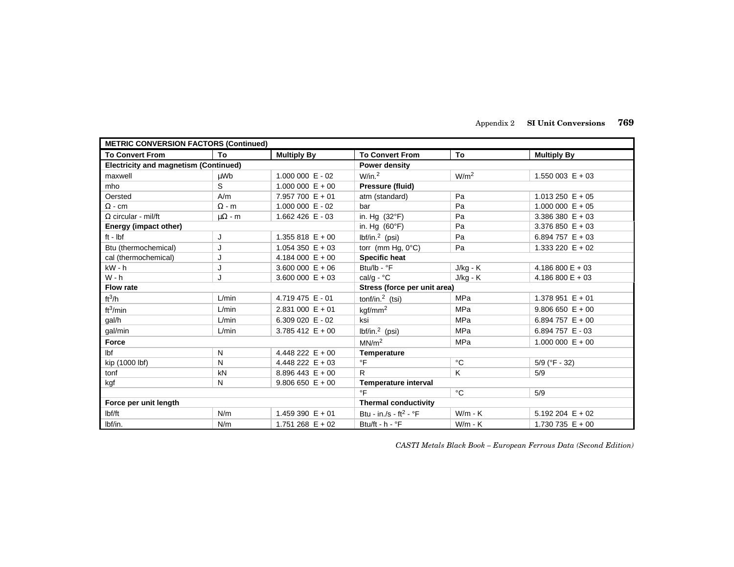| METRIC CONVERSION FACTORS (Continued) | | | | | |
|---|---|---|---|---|---|
| **To Convert From** | **To** | **Multiply By** | **To Convert From** | **To** | **Multiply By** |
| **Electricity and magnetism (Continued)** | | | **Power density** | | |
| maxwell | μWb | 1.000 000 E - 02 | W/in.$^2$ | W/m$^2$ | 1.550 003 E + 03 |
| mho | S | 1.000 000 E + 00 | **Pressure (fluid)** | | |
| Oersted | A/m | 7.957 700 E + 01 | atm (standard) | Pa | 1.013 250 E + 05 |
| Ω - cm | Ω - m | 1.000 000 E - 02 | bar | Pa | 1.000 000 E + 05 |
| Ω circular - mil/ft | μΩ - m | 1.662 426 E - 03 | in. Hg (32°F) | Pa | 3.386 380 E + 03 |
| **Energy (impact other)** | | | in. Hg (60°F) | Pa | 3.376 850 E + 03 |
| ft - lbf | J | 1.355 818 E + 00 | lbf/in.$^2$ (psi) | Pa | 6.894 757 E + 03 |
| Btu (thermochemical) | J | 1.054 350 E + 03 | torr (mm Hg, 0°C) | Pa | 1.333 220 E + 02 |
| cal (thermochemical) | J | 4.184 000 E + 00 | **Specific heat** | | |
| kW - h | J | 3.600 000 E + 06 | Btu/lb - °F | J/kg - K | 4.186 800 E + 03 |
| W - h | J | 3.600 000 E + 03 | cal/g - °C | J/kg - K | 4.186 800 E + 03 |
| **Flow rate** | | | **Stress (force per unit area)** | | |
| ft$^3$/h | L/min | 4.719 475 E - 01 | tonf/in.$^2$ (tsi) | MPa | 1.378 951 E + 01 |
| ft$^3$/min | L/min | 2.831 000 E + 01 | kgf/mm$^2$ | MPa | 9.806 650 E + 00 |
| gal/h | L/min | 6.309 020 E - 02 | ksi | MPa | 6.894 757 E + 00 |
| gal/min | L/min | 3.785 412 E + 00 | lbf/in.$^2$ (psi) | MPa | 6.894 757 E - 03 |
| **Force** | | | MN/m$^2$ | MPa | 1.000 000 E + 00 |
| lbf | N | 4.448 222 E + 00 | **Temperature** | | |
| kip (1000 lbf) | N | 4.448 222 E + 03 | °F | °C | 5/9 (°F - 32) |
| tonf | kN | 8.896 443 E + 00 | R | K | 5/9 |
| kgf | N | 9.806 650 E + 00 | **Temperature interval** | | |
| | | | °F | °C | 5/9 |
| **Force per unit length** | | | **Thermal conductivity** | | |
| lbf/ft | N/m | 1.459 390 E + 01 | Btu - in./s - ft$^2$ - °F | W/m - K | 5.192 204 E + 02 |
| lbf/in. | N/m | 1.751 268 E + 02 | Btu/ft - h - °F | W/m - K | 1.730 735 E + 00 |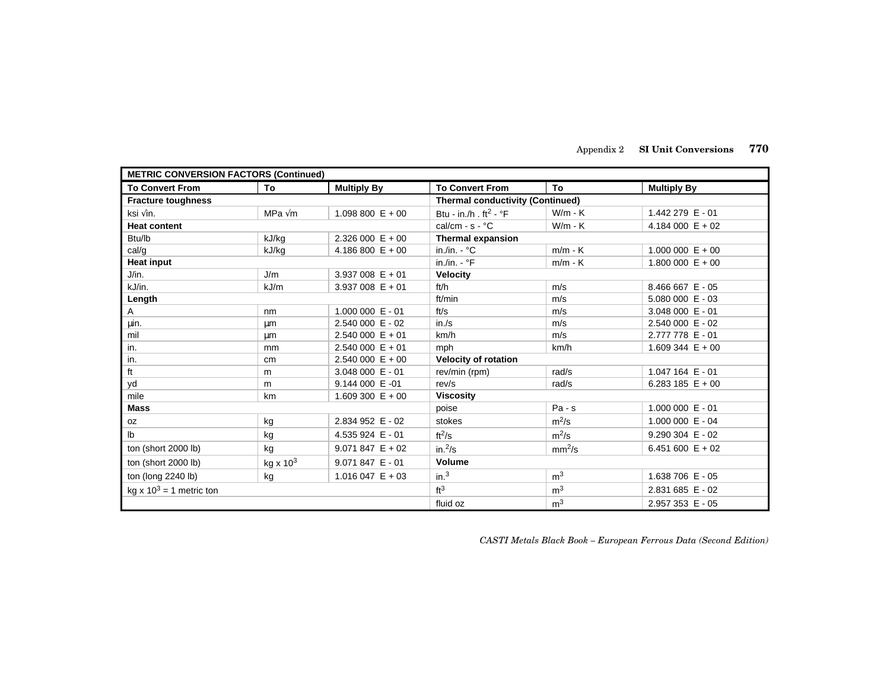| METRIC CONVERSION FACTORS (Continued) | | | | | |
|---|---|---|---|---|---|
| **To Convert From** | **To** | **Multiply By** | **To Convert From** | **To** | **Multiply By** |
| **Fracture toughness** | | | **Thermal conductivity (Continued)** | | |
| ksi √in. | MPa √m | 1.098 800 E + 00 | Btu - in./h . $ft^2$ - °F | W/m - K | 1.442 279 E - 01 |
| **Heat content** | | | cal/cm - s - °C | W/m - K | 4.184 000 E + 02 |
| Btu/lb | kJ/kg | 2.326 000 E + 00 | **Thermal expansion** | | |
| cal/g | kJ/kg | 4.186 800 E + 00 | in./in. - °C | m/m - K | 1.000 000 E + 00 |
| **Heat input** | | | in./in. - °F | m/m - K | 1.800 000 E + 00 |
| J/in. | J/m | 3.937 008 E + 01 | **Velocity** | | |
| kJ/in. | kJ/m | 3.937 008 E + 01 | ft/h | m/s | 8.466 667 E - 05 |
| **Length** | | | ft/min | m/s | 5.080 000 E - 03 |
| A | nm | 1.000 000 E - 01 | ft/s | m/s | 3.048 000 E - 01 |
| µin. | µm | 2.540 000 E - 02 | in./s | m/s | 2.540 000 E - 02 |
| mil | µm | 2.540 000 E + 01 | km/h | m/s | 2.777 778 E - 01 |
| in. | mm | 2.540 000 E + 01 | mph | km/h | 1.609 344 E + 00 |
| in. | cm | 2.540 000 E + 00 | **Velocity of rotation** | | |
| ft | m | 3.048 000 E - 01 | rev/min (rpm) | rad/s | 1.047 164 E - 01 |
| yd | m | 9.144 000 E -01 | rev/s | rad/s | 6.283 185 E + 00 |
| mile | km | 1.609 300 E + 00 | **Viscosity** | | |
| **Mass** | | | poise | Pa - s | 1.000 000 E - 01 |
| oz | kg | 2.834 952 E - 02 | stokes | $m^2$/s | 1.000 000 E - 04 |
| lb | kg | 4.535 924 E - 01 | $ft^2$/s | $m^2$/s | 9.290 304 E - 02 |
| ton (short 2000 lb) | kg | 9.071 847 E + 02 | in.$^2$/s | $mm^2$/s | 6.451 600 E + 02 |
| ton (short 2000 lb) | kg x $10^3$ | 9.071 847 E - 01 | **Volume** | | |
| ton (long 2240 lb) | kg | 1.016 047 E + 03 | in.$^3$ | $m^3$ | 1.638 706 E - 05 |
| kg x $10^3$ = 1 metric ton | | | $ft^3$ | $m^3$ | 2.831 685 E - 02 |
| | | | fluid oz | $m^3$ | 2.957 353 E - 05 |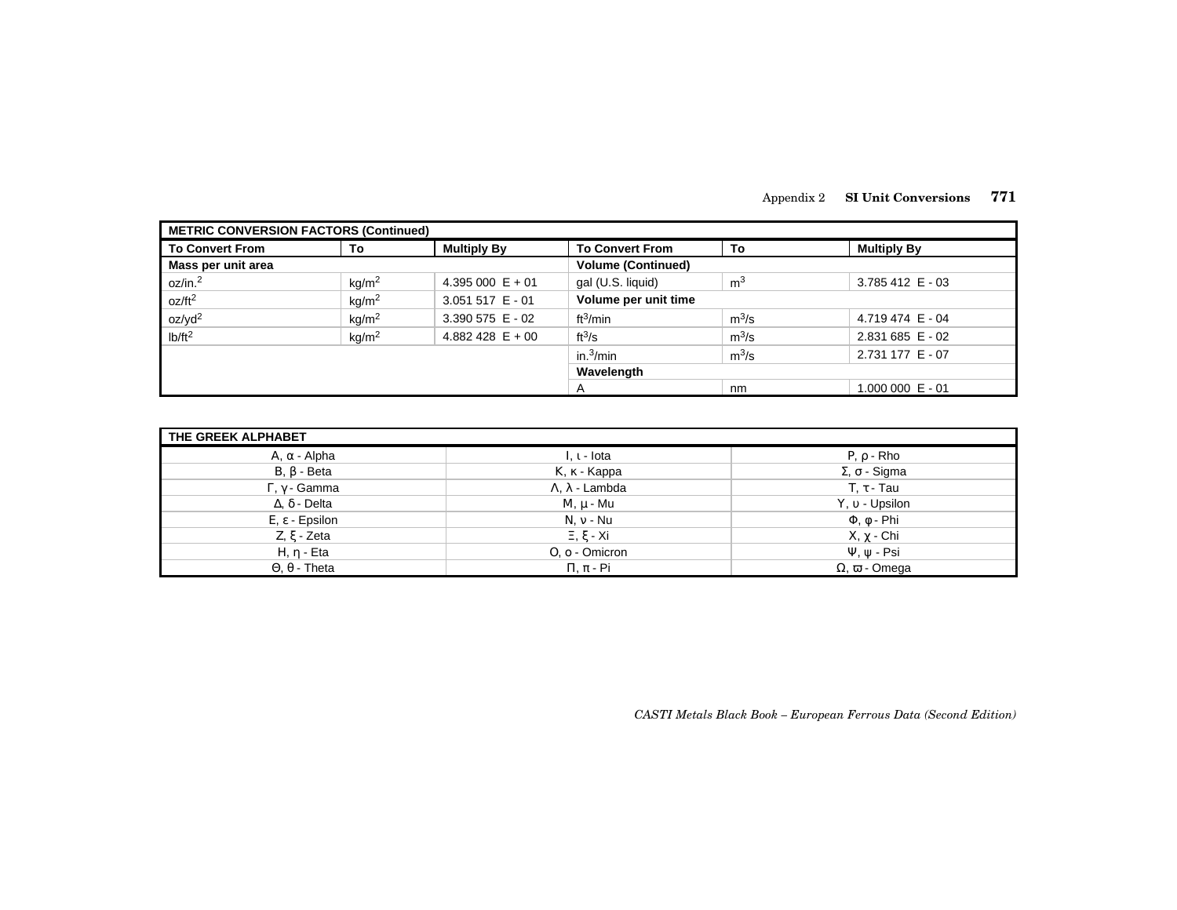| METRIC CONVERSION FACTORS (Continued) | | | | | |
|---|---|---|---|---|---|
| **To Convert From** | **To** | **Multiply By** | **To Convert From** | **To** | **Multiply By** |
| **Mass per unit area** | | | **Volume (Continued)** | | |
| oz/in.$^2$ | kg/m$^2$ | 4.395 000 E + 01 | gal (U.S. liquid) | m$^3$ | 3.785 412 E - 03 |
| oz/ft$^2$ | kg/m$^2$ | 3.051 517 E - 01 | **Volume per unit time** | | |
| oz/yd$^2$ | kg/m$^2$ | 3.390 575 E - 02 | ft$^3$/min | m$^3$/s | 4.719 474 E - 04 |
| lb/ft$^2$ | kg/m$^2$ | 4.882 428 E + 00 | ft$^3$/s | m$^3$/s | 2.831 685 E - 02 |
| | | | in.$^3$/min | m$^3$/s | 2.731 177 E - 07 |
| | | | **Wavelength** | | |
| | | | A | nm | 1.000 000 E - 01 |

| THE GREEK ALPHABET | | |
|---|---|---|
| Α, α - Alpha | Ι, ι - Iota | Ρ, ρ - Rho |
| Β, β - Beta | Κ, κ - Kappa | Σ, σ - Sigma |
| Γ, γ - Gamma | Λ, λ - Lambda | Τ, τ - Tau |
| Δ, δ - Delta | Μ, μ - Mu | Υ, υ - Upsilon |
| Ε, ε - Epsilon | Ν, ν - Nu | Φ, φ - Phi |
| Ζ, ξ - Zeta | Ξ, ξ - Xi | Χ, χ - Chi |
| Η, η - Eta | Ο, ο - Omicron | Ψ, ψ - Psi |
| Θ, θ - Theta | Π, π - Pi | Ω, ϖ - Omega |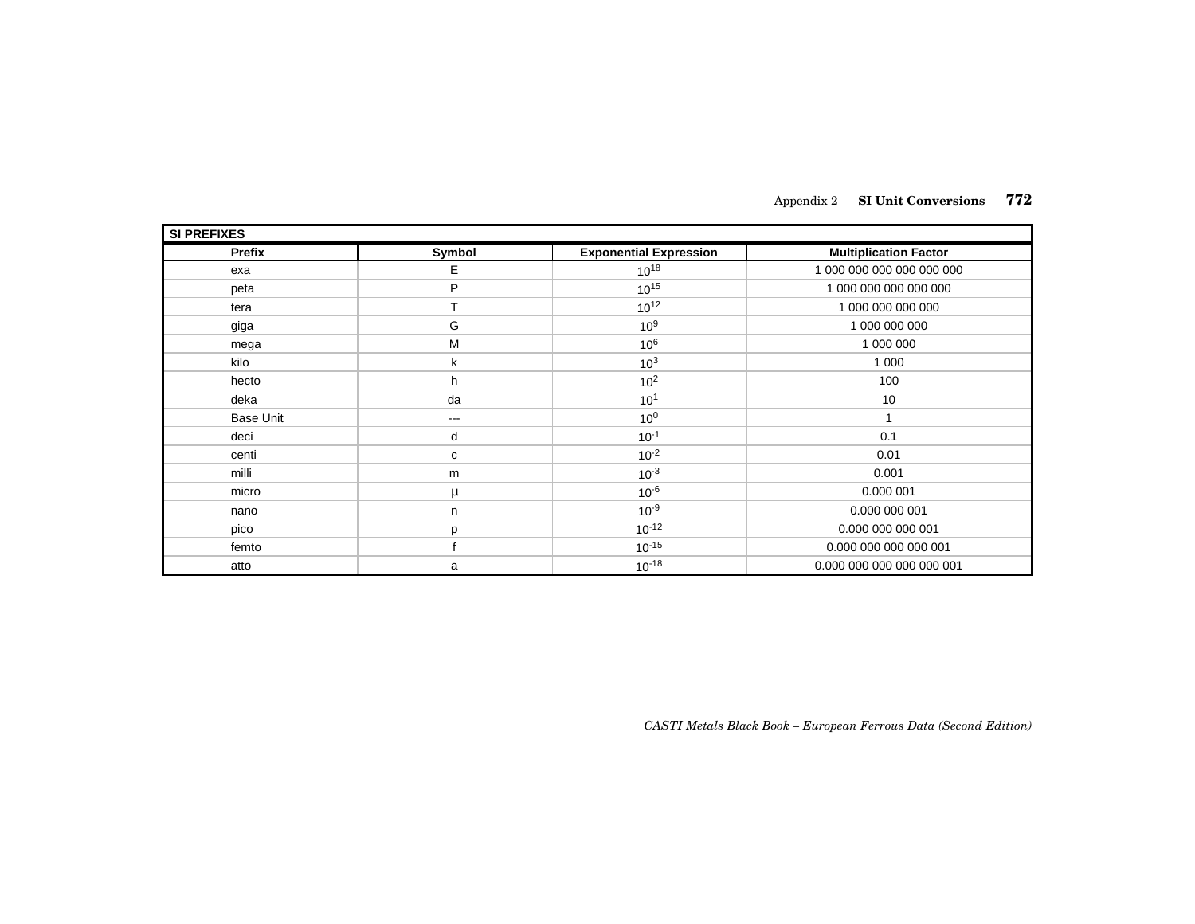| SI PREFIXES | | | |
|---|---|---|---|
| **Prefix** | **Symbol** | **Exponential Expression** | **Multiplication Factor** |
| exa | E | $10^{18}$ | 1 000 000 000 000 000 000 |
| peta | P | $10^{15}$ | 1 000 000 000 000 000 |
| tera | T | $10^{12}$ | 1 000 000 000 000 |
| giga | G | $10^{9}$ | 1 000 000 000 |
| mega | M | $10^{6}$ | 1 000 000 |
| kilo | k | $10^{3}$ | 1 000 |
| hecto | h | $10^{2}$ | 100 |
| deka | da | $10^{1}$ | 10 |
| Base Unit | --- | $10^{0}$ | 1 |
| deci | d | $10^{-1}$ | 0.1 |
| centi | c | $10^{-2}$ | 0.01 |
| milli | m | $10^{-3}$ | 0.001 |
| micro | µ | $10^{-6}$ | 0.000 001 |
| nano | n | $10^{-9}$ | 0.000 000 001 |
| pico | p | $10^{-12}$ | 0.000 000 000 001 |
| femto | f | $10^{-15}$ | 0.000 000 000 000 001 |
| atto | a | $10^{-18}$ | 0.000 000 000 000 000 001 |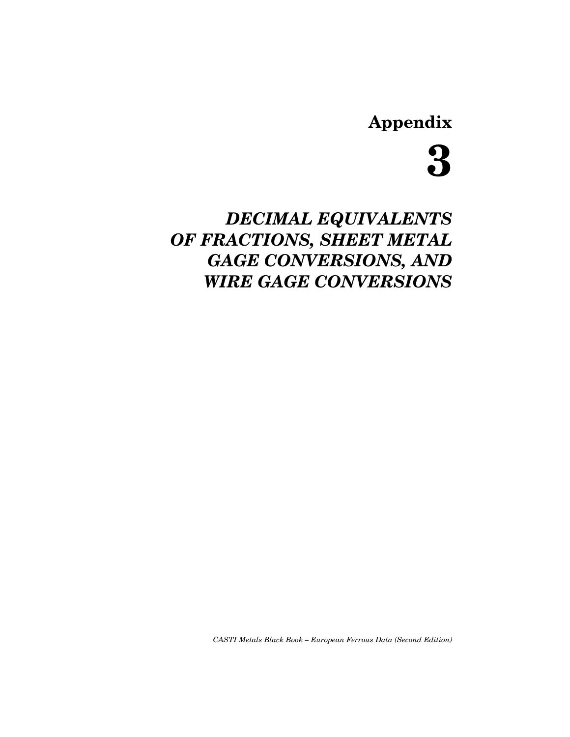# Appendix

# 3

## *DECIMAL EQUIVALENTS OF FRACTIONS, SHEET METAL GAGE CONVERSIONS, AND WIRE GAGE CONVERSIONS*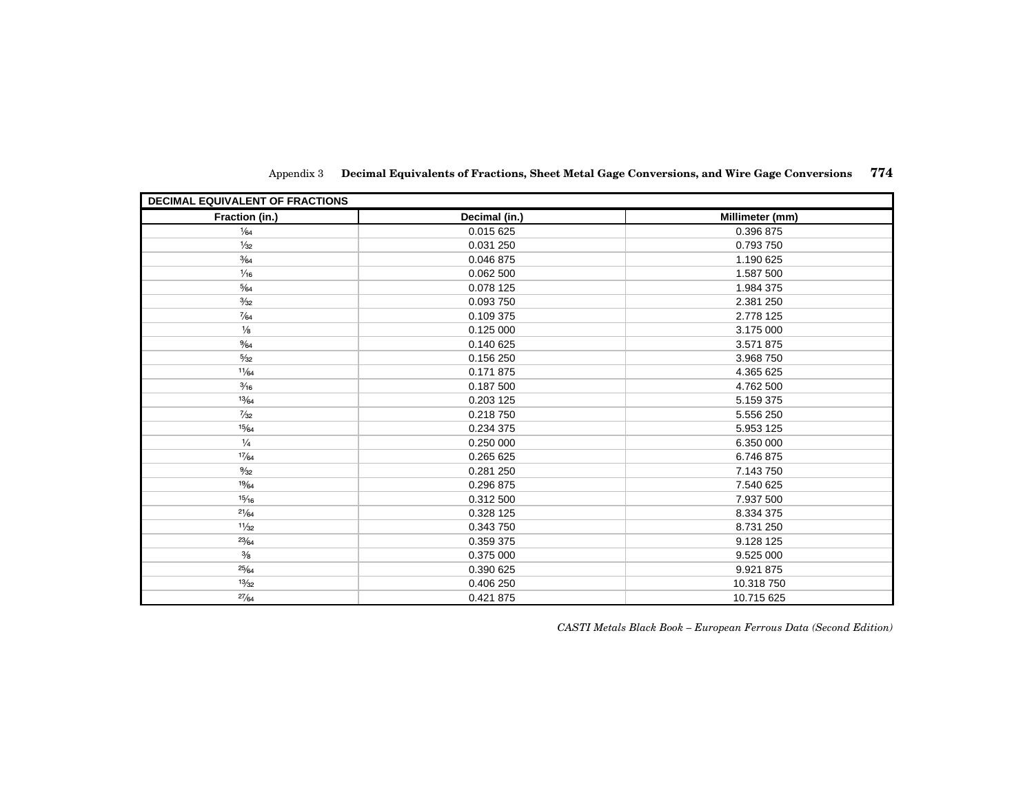**DECIMAL EQUIVALENT OF FRACTIONS**

| Fraction (in.) | Decimal (in.) | Millimeter (mm) |
|---|---|---|
| 1/64 | 0.015 625 | 0.396 875 |
| 1/32 | 0.031 250 | 0.793 750 |
| 3/64 | 0.046 875 | 1.190 625 |
| 1/16 | 0.062 500 | 1.587 500 |
| 5/64 | 0.078 125 | 1.984 375 |
| 3/32 | 0.093 750 | 2.381 250 |
| 7/64 | 0.109 375 | 2.778 125 |
| 1/8 | 0.125 000 | 3.175 000 |
| 9/64 | 0.140 625 | 3.571 875 |
| 5/32 | 0.156 250 | 3.968 750 |
| 11/64 | 0.171 875 | 4.365 625 |
| 3/16 | 0.187 500 | 4.762 500 |
| 13/64 | 0.203 125 | 5.159 375 |
| 7/32 | 0.218 750 | 5.556 250 |
| 15/64 | 0.234 375 | 5.953 125 |
| 1/4 | 0.250 000 | 6.350 000 |
| 17/64 | 0.265 625 | 6.746 875 |
| 9/32 | 0.281 250 | 7.143 750 |
| 19/64 | 0.296 875 | 7.540 625 |
| 15/16 | 0.312 500 | 7.937 500 |
| 21/64 | 0.328 125 | 8.334 375 |
| 11/32 | 0.343 750 | 8.731 250 |
| 23/64 | 0.359 375 | 9.128 125 |
| 3/8 | 0.375 000 | 9.525 000 |
| 25/64 | 0.390 625 | 9.921 875 |
| 13/32 | 0.406 250 | 10.318 750 |
| 27/64 | 0.421 875 | 10.715 625 |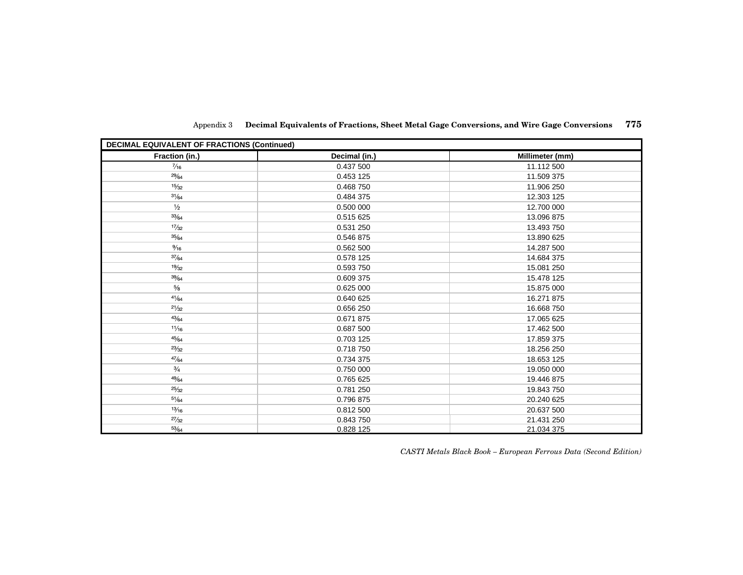| DECIMAL EQUIVALENT OF FRACTIONS (Continued) | | |
|---|---|---|
| Fraction (in.) | Decimal (in.) | Millimeter (mm) |
| 7⁄16 | 0.437 500 | 11.112 500 |
| 29⁄64 | 0.453 125 | 11.509 375 |
| 15⁄32 | 0.468 750 | 11.906 250 |
| 31⁄64 | 0.484 375 | 12.303 125 |
| 1⁄2 | 0.500 000 | 12.700 000 |
| 33⁄64 | 0.515 625 | 13.096 875 |
| 17⁄32 | 0.531 250 | 13.493 750 |
| 35⁄64 | 0.546 875 | 13.890 625 |
| 9⁄16 | 0.562 500 | 14.287 500 |
| 37⁄64 | 0.578 125 | 14.684 375 |
| 19⁄32 | 0.593 750 | 15.081 250 |
| 39⁄64 | 0.609 375 | 15.478 125 |
| 5⁄8 | 0.625 000 | 15.875 000 |
| 41⁄64 | 0.640 625 | 16.271 875 |
| 21⁄32 | 0.656 250 | 16.668 750 |
| 43⁄64 | 0.671 875 | 17.065 625 |
| 11⁄16 | 0.687 500 | 17.462 500 |
| 45⁄64 | 0.703 125 | 17.859 375 |
| 23⁄32 | 0.718 750 | 18.256 250 |
| 47⁄64 | 0.734 375 | 18.653 125 |
| 3⁄4 | 0.750 000 | 19.050 000 |
| 49⁄64 | 0.765 625 | 19.446 875 |
| 25⁄32 | 0.781 250 | 19.843 750 |
| 51⁄64 | 0.796 875 | 20.240 625 |
| 13⁄16 | 0.812 500 | 20.637 500 |
| 27⁄32 | 0.843 750 | 21.431 250 |
| 53⁄64 | 0.828 125 | 21.034 375 |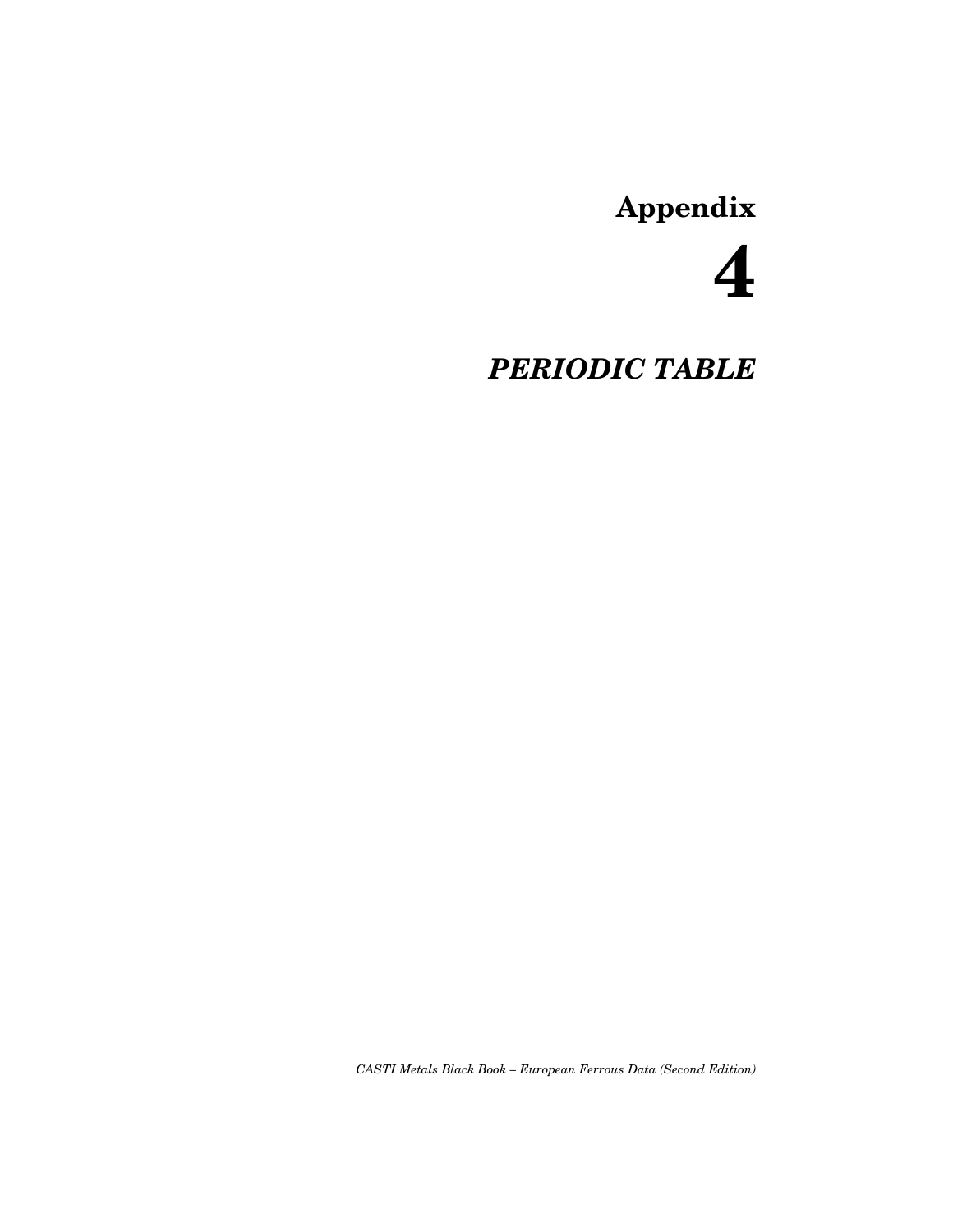# Appendix

# 4

## *PERIODIC TABLE*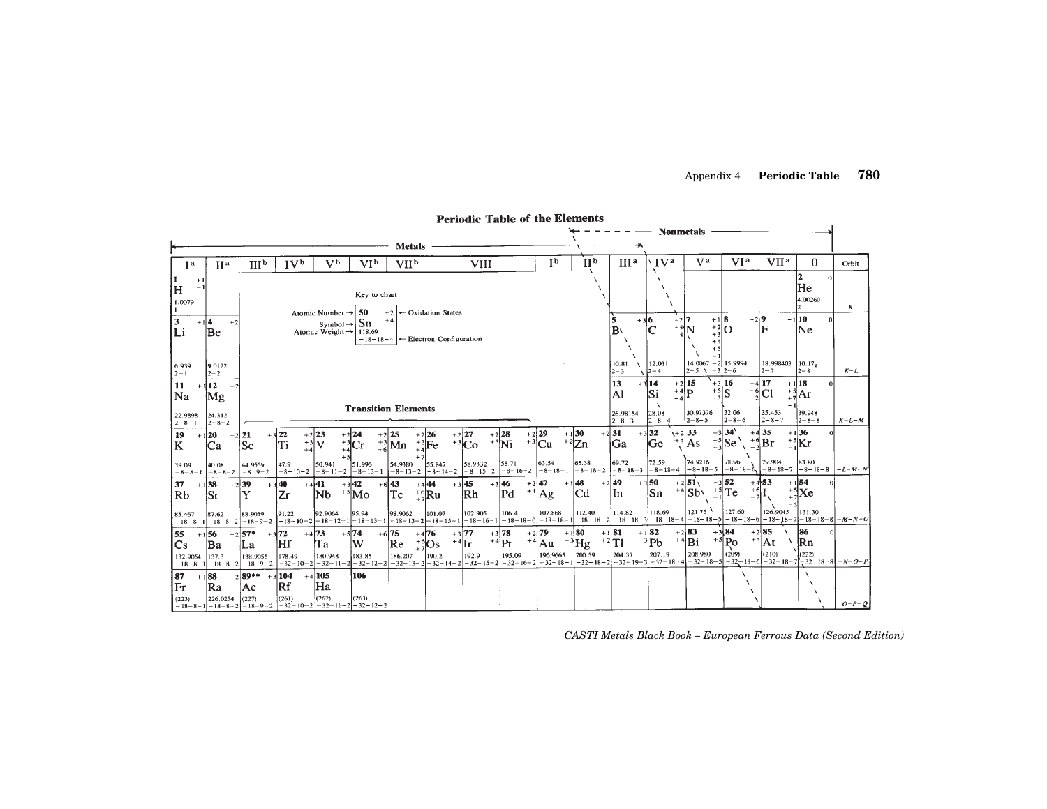# Periodic Table of the Elements

**Key to chart:**

| | 50 Sn | |
|---|---|---|
| Atomic Number → | 50 | +2, +4 ← Oxidation States |
| Symbol → | Sn | |
| Atomic Weight → | 118.69 | |
| | −18−18−4 | ← Electron Configuration |

Metals ← → | ← Nonmetals →

**Transition Elements**

| Ia | IIa | IIIb | IVb | Vb | VIb | VIIb | VIII | VIII | VIII | Ib | IIb | IIIa | IVa | Va | VIa | VIIa | 0 | Orbit |
|---|---|---|---|---|---|---|---|---|---|---|---|---|---|---|---|---|---|---|
| 1 H +1 −1 1.0079 1 | | | | | | | | | | | | | | | | | 2 He 0 4.00260 2 | K |
| 3 Li +1 6.939 2−1 | 4 Be +2 9.0122 2−2 | | | | | | | | | | | 5 B +3 10.81 2−3 | 6 C +2 +4 −4 12.011 2−4 | 7 N +1 +2 +3 +4 +5 −1 −2 −3 14.0067 2−5 | 8 O −2 15.9994 2−6 | 9 F −1 18.998403 2−7 | 10 Ne 0 10.179 2−8 | K−L |
| 11 Na +1 22.9898 2−8−1 | 12 Mg +2 24.312 2−8−2 | | | | | | | | | | | 13 Al +3 26.98154 2−8−3 | 14 Si +2 +4 −4 28.08 2−8−4 | 15 P +3 +5 −3 30.97376 2−8−5 | 16 S +4 +6 −2 32.06 2−8−6 | 17 Cl +1 +5 +7 −1 35.453 2−8−7 | 18 Ar 0 39.948 2−8−8 | K−L−M |
| 19 K +1 39.09 −8−8−1 | 20 Ca +2 40.08 −8−8−2 | 21 Sc +3 44.9559 −8−9−2 | 22 Ti +2 +3 +4 47.9 −8−10−2 | 23 V +2 +3 +4 +5 50.941 −8−11−2 | 24 Cr +2 +3 +6 51.996 −8−13−1 | 25 Mn +2 +3 +4 +7 54.9380 −8−13−2 | 26 Fe +2 +3 55.847 −8−14−2 | 27 Co +2 +3 58.9332 −8−15−2 | 28 Ni +2 +3 58.71 −8−16−2 | 29 Cu +1 +2 63.54 −8−18−1 | 30 Zn +2 65.38 −8−18−2 | 31 Ga +3 69.72 −8−18−3 | 32 Ge +2 +4 72.59 −8−18−4 | 33 As +3 +5 −3 74.9216 −8−18−5 | 34 Se +4 +6 −2 78.96 −8−18−6 | 35 Br +1 +5 −1 79.904 −8−18−7 | 36 Kr 0 83.80 −8−18−8 | −L−M−N |
| 37 Rb +1 85.467 −18−8−1 | 38 Sr +2 87.62 −18−8−2 | 39 Y +3 88.9059 −18−9−2 | 40 Zr +4 91.22 −18−10−2 | 41 Nb +3 +5 92.9064 −18−12−1 | 42 Mo +6 95.94 −18−13−1 | 43 Tc +4 +6 +7 98.9062 −18−13−2 | 44 Ru +3 101.07 −18−15−1 | 45 Rh +3 102.905 −18−16−1 | 46 Pd +2 +4 106.4 −18−18−0 | 47 Ag +1 107.868 −18−18−1 | 48 Cd +2 112.40 −18−18−2 | 49 In +3 114.82 −18−18−3 | 50 Sn +2 +4 118.69 −18−18−4 | 51 Sb +3 +5 −1 121.75 −18−18−5 | 52 Te +4 +6 −2 127.60 −18−18−6 | 53 I +1 +5 +7 −1 126.9045 −18−18−7 | 54 Xe 0 131.30 −18−18−8 | −M−N−O |
| 55 Cs +1 132.9054 −18−8−1 | 56 Ba +2 137.3 −18−8−2 | 57* La +3 138.9055 −18−9−2 | 72 Hf +4 178.49 −32−10−2 | 73 Ta +5 180.948 −32−11−2 | 74 W +6 183.85 −32−12−2 | 75 Re +4 +6 +7 186.207 −32−13−2 | 76 Os +3 +4 190.2 −32−14−2 | 77 Ir +3 +4 192.9 −32−15−2 | 78 Pt +2 +4 195.09 −32−16−2 | 79 Au +1 +3 196.9665 −32−18−1 | 80 Hg +1 +2 200.59 −32−18−2 | 81 Tl +1 +3 204.37 −32−18−3 | 82 Pb +2 +4 207.19 −32−18−4 | 83 Bi +3 +5 208.980 −32−18−5 | 84 Po +2 +4 (209) −32−18−6 | 85 At (210) −32−18−7 | 86 Rn 0 (222) −32−18−8 | −N−O−P |
| 87 Fr +1 (223) −18−8−1 | 88 Ra +2 226.0254 −18−8−2 | 89** Ac +3 (227) −18−9−2 | 104 Rf +4 (261) −32−10−2 | 105 Ha (262) −32−11−2 | 106 (263) −32−12−2 | | | | | | | | | | | | | O−P−Q |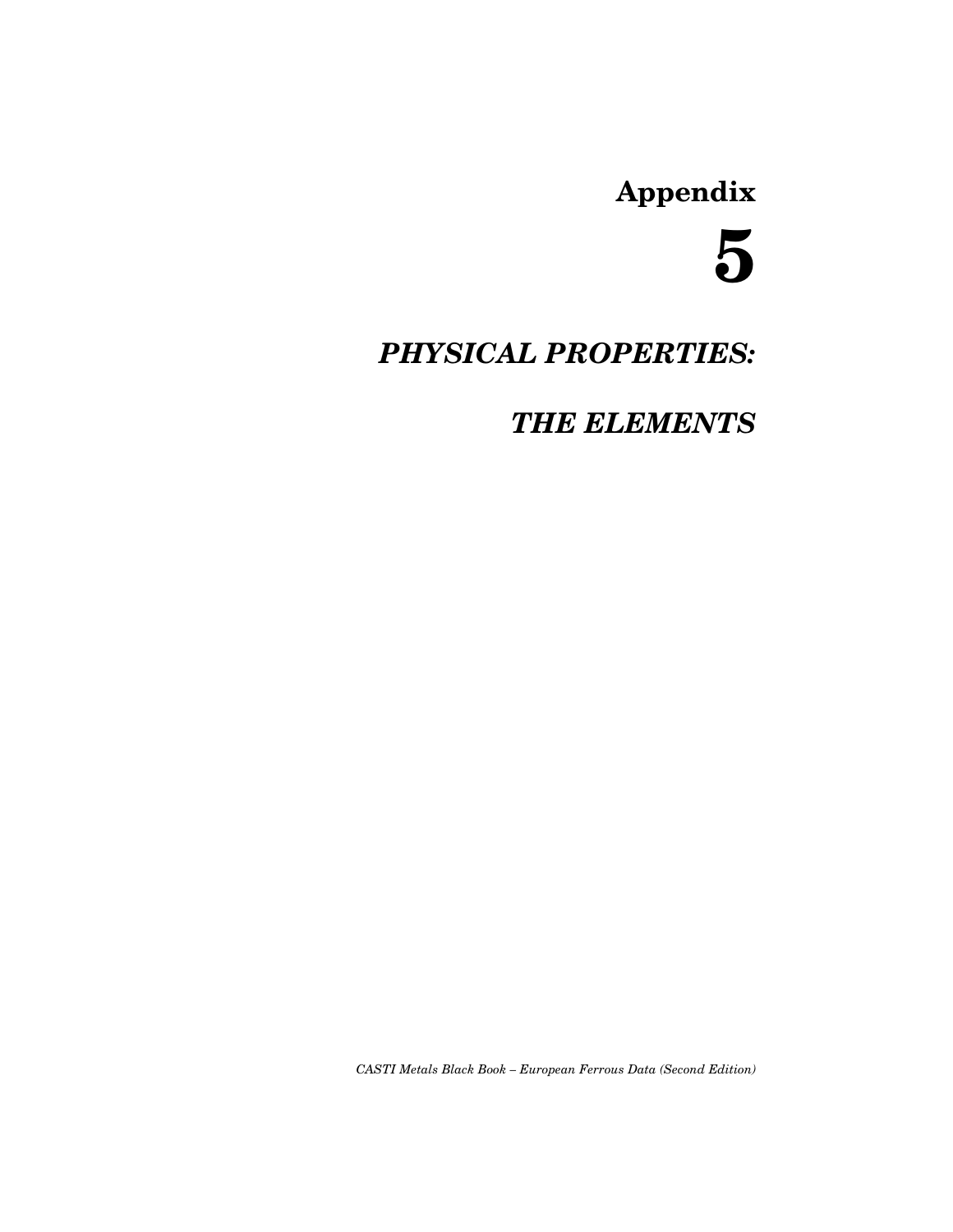# Appendix 5

## *PHYSICAL PROPERTIES:*

## *THE ELEMENTS*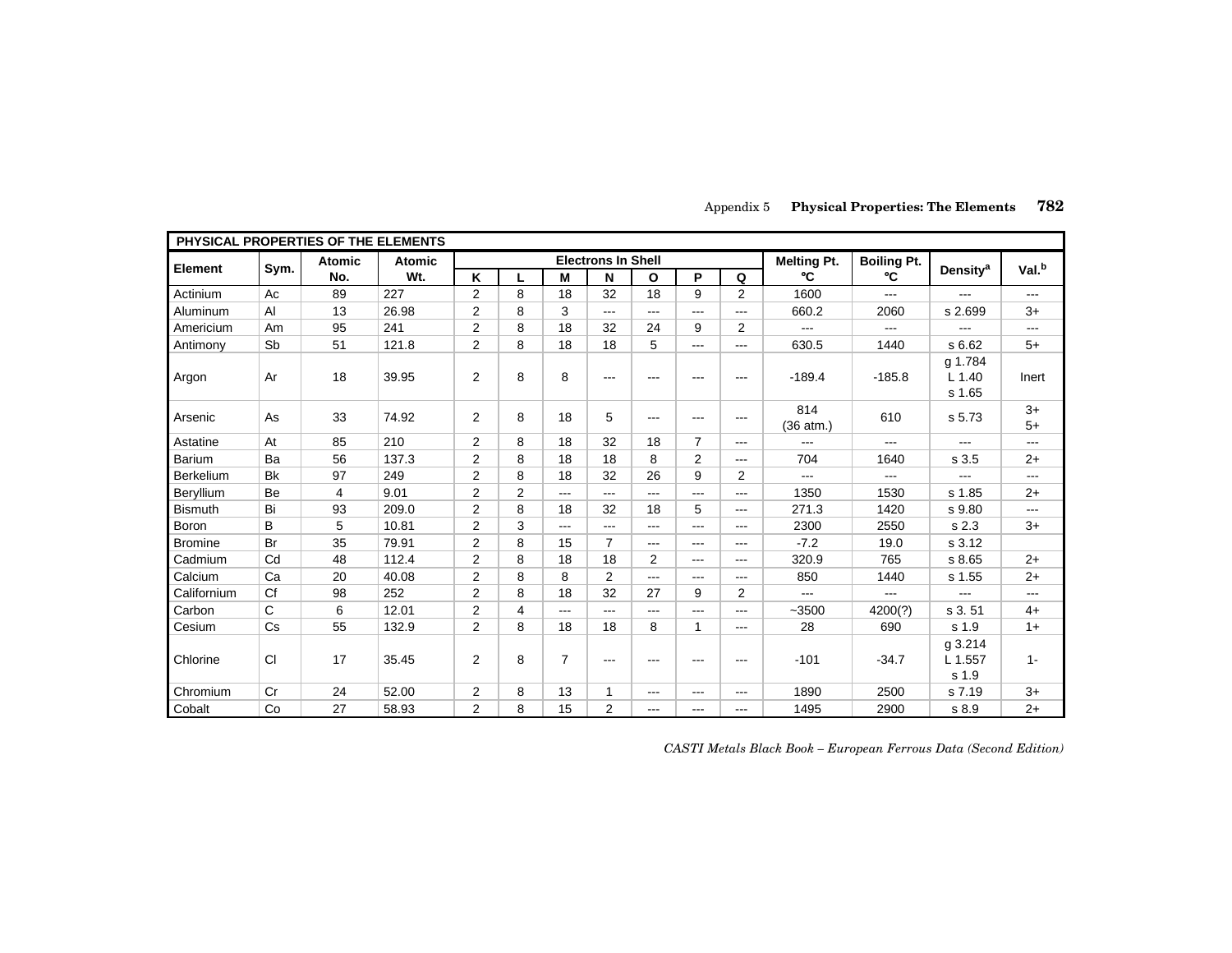| PHYSICAL PROPERTIES OF THE ELEMENTS | | | | | | | | | | | | | | | |
|---|---|---|---|---|---|---|---|---|---|---|---|---|---|---|---|
| Element | Sym. | Atomic No. | Atomic Wt. | Electrons In Shell | | | | | | | Melting Pt. °C | Boiling Pt. °C | Density[a] | Val.[b] |
| | | | | K | L | M | N | O | P | Q | | | | |
| Actinium | Ac | 89 | 227 | 2 | 8 | 18 | 32 | 18 | 9 | 2 | 1600 | --- | --- | --- |
| Aluminum | Al | 13 | 26.98 | 2 | 8 | 3 | --- | --- | --- | --- | 660.2 | 2060 | s 2.699 | 3+ |
| Americium | Am | 95 | 241 | 2 | 8 | 18 | 32 | 24 | 9 | 2 | --- | --- | --- | --- |
| Antimony | Sb | 51 | 121.8 | 2 | 8 | 18 | 18 | 5 | --- | --- | 630.5 | 1440 | s 6.62 | 5+ |
| Argon | Ar | 18 | 39.95 | 2 | 8 | 8 | --- | --- | --- | --- | -189.4 | -185.8 | g 1.784<br>L 1.40<br>s 1.65 | Inert |
| Arsenic | As | 33 | 74.92 | 2 | 8 | 18 | 5 | --- | --- | --- | 814<br>(36 atm.) | 610 | s 5.73 | 3+<br>5+ |
| Astatine | At | 85 | 210 | 2 | 8 | 18 | 32 | 18 | 7 | --- | --- | --- | --- | --- |
| Barium | Ba | 56 | 137.3 | 2 | 8 | 18 | 18 | 8 | 2 | --- | 704 | 1640 | s 3.5 | 2+ |
| Berkelium | Bk | 97 | 249 | 2 | 8 | 18 | 32 | 26 | 9 | 2 | --- | --- | --- | --- |
| Beryllium | Be | 4 | 9.01 | 2 | 2 | --- | --- | --- | --- | --- | 1350 | 1530 | s 1.85 | 2+ |
| Bismuth | Bi | 93 | 209.0 | 2 | 8 | 18 | 32 | 18 | 5 | --- | 271.3 | 1420 | s 9.80 | --- |
| Boron | B | 5 | 10.81 | 2 | 3 | --- | --- | --- | --- | --- | 2300 | 2550 | s 2.3 | 3+ |
| Bromine | Br | 35 | 79.91 | 2 | 8 | 15 | 7 | --- | --- | --- | -7.2 | 19.0 | s 3.12 | |
| Cadmium | Cd | 48 | 112.4 | 2 | 8 | 18 | 18 | 2 | --- | --- | 320.9 | 765 | s 8.65 | 2+ |
| Calcium | Ca | 20 | 40.08 | 2 | 8 | 8 | 2 | --- | --- | --- | 850 | 1440 | s 1.55 | 2+ |
| Californium | Cf | 98 | 252 | 2 | 8 | 18 | 32 | 27 | 9 | 2 | --- | --- | --- | --- |
| Carbon | C | 6 | 12.01 | 2 | 4 | --- | --- | --- | --- | --- | ~3500 | 4200(?) | s 3. 51 | 4+ |
| Cesium | Cs | 55 | 132.9 | 2 | 8 | 18 | 18 | 8 | 1 | --- | 28 | 690 | s 1.9 | 1+ |
| Chlorine | Cl | 17 | 35.45 | 2 | 8 | 7 | --- | --- | --- | --- | -101 | -34.7 | g 3.214<br>L 1.557<br>s 1.9 | 1- |
| Chromium | Cr | 24 | 52.00 | 2 | 8 | 13 | 1 | --- | --- | --- | 1890 | 2500 | s 7.19 | 3+ |
| Cobalt | Co | 27 | 58.93 | 2 | 8 | 15 | 2 | --- | --- | --- | 1495 | 2900 | s 8.9 | 2+ |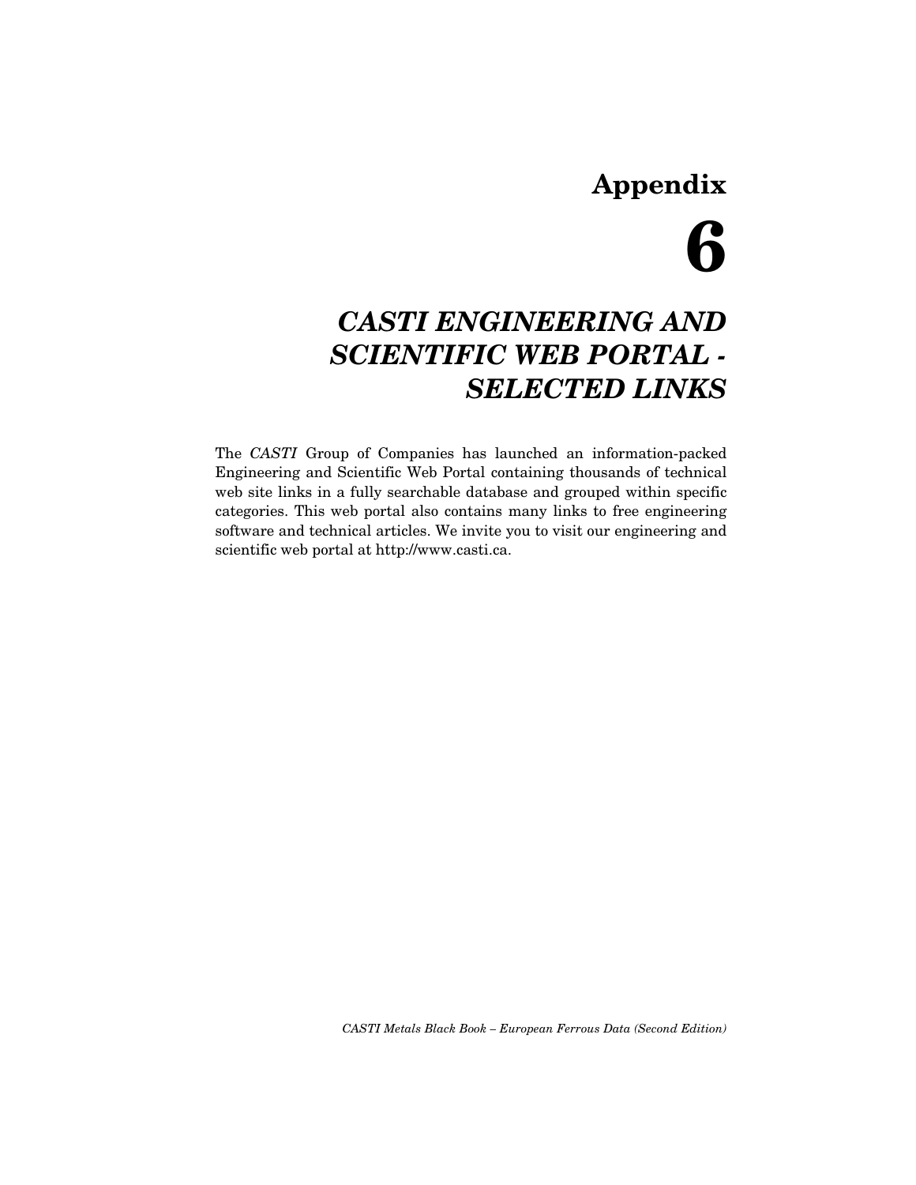# Appendix 6

## *CASTI ENGINEERING AND SCIENTIFIC WEB PORTAL - SELECTED LINKS*

The *CASTI* Group of Companies has launched an information-packed Engineering and Scientific Web Portal containing thousands of technical web site links in a fully searchable database and grouped within specific categories. This web portal also contains many links to free engineering software and technical articles. We invite you to visit our engineering and scientific web portal at http://www.casti.ca.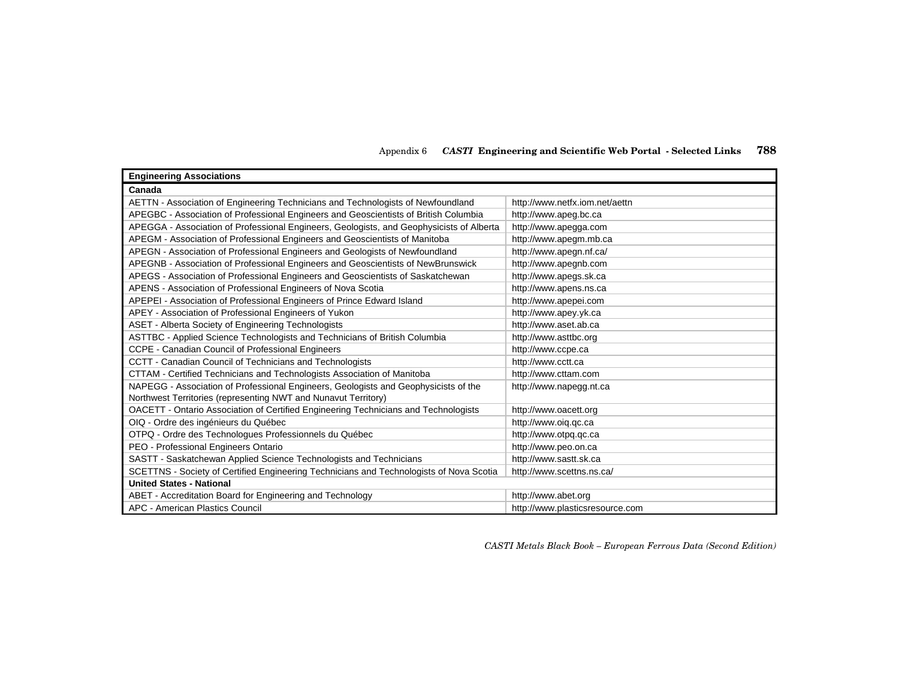| Engineering Associations | |
|---|---|
| **Canada** | |
| AETTN - Association of Engineering Technicians and Technologists of Newfoundland | http://www.netfx.iom.net/aettn |
| APEGBC - Association of Professional Engineers and Geoscientists of British Columbia | http://www.apeg.bc.ca |
| APEGGA - Association of Professional Engineers, Geologists, and Geophysicists of Alberta | http://www.apegga.com |
| APEGM - Association of Professional Engineers and Geoscientists of Manitoba | http://www.apegm.mb.ca |
| APEGN - Association of Professional Engineers and Geologists of Newfoundland | http://www.apegn.nf.ca/ |
| APEGNB - Association of Professional Engineers and Geoscientists of NewBrunswick | http://www.apegnb.com |
| APEGS - Association of Professional Engineers and Geoscientists of Saskatchewan | http://www.apegs.sk.ca |
| APENS - Association of Professional Engineers of Nova Scotia | http://www.apens.ns.ca |
| APEPEI - Association of Professional Engineers of Prince Edward Island | http://www.apepei.com |
| APEY - Association of Professional Engineers of Yukon | http://www.apey.yk.ca |
| ASET - Alberta Society of Engineering Technologists | http://www.aset.ab.ca |
| ASTTBC - Applied Science Technologists and Technicians of British Columbia | http://www.asttbc.org |
| CCPE - Canadian Council of Professional Engineers | http://www.ccpe.ca |
| CCTT - Canadian Council of Technicians and Technologists | http://www.cctt.ca |
| CTTAM - Certified Technicians and Technologists Association of Manitoba | http://www.cttam.com |
| NAPEGG - Association of Professional Engineers, Geologists and Geophysicists of the Northwest Territories (representing NWT and Nunavut Territory) | http://www.napegg.nt.ca |
| OACETT - Ontario Association of Certified Engineering Technicians and Technologists | http://www.oacett.org |
| OIQ - Ordre des ingénieurs du Québec | http://www.oiq.qc.ca |
| OTPQ - Ordre des Technologues Professionnels du Québec | http://www.otpq.qc.ca |
| PEO - Professional Engineers Ontario | http://www.peo.on.ca |
| SASTT - Saskatchewan Applied Science Technologists and Technicians | http://www.sastt.sk.ca |
| SCETTNS - Society of Certified Engineering Technicians and Technologists of Nova Scotia | http://www.scettns.ns.ca/ |
| **United States - National** | |
| ABET - Accreditation Board for Engineering and Technology | http://www.abet.org |
| APC - American Plastics Council | http://www.plasticsresource.com |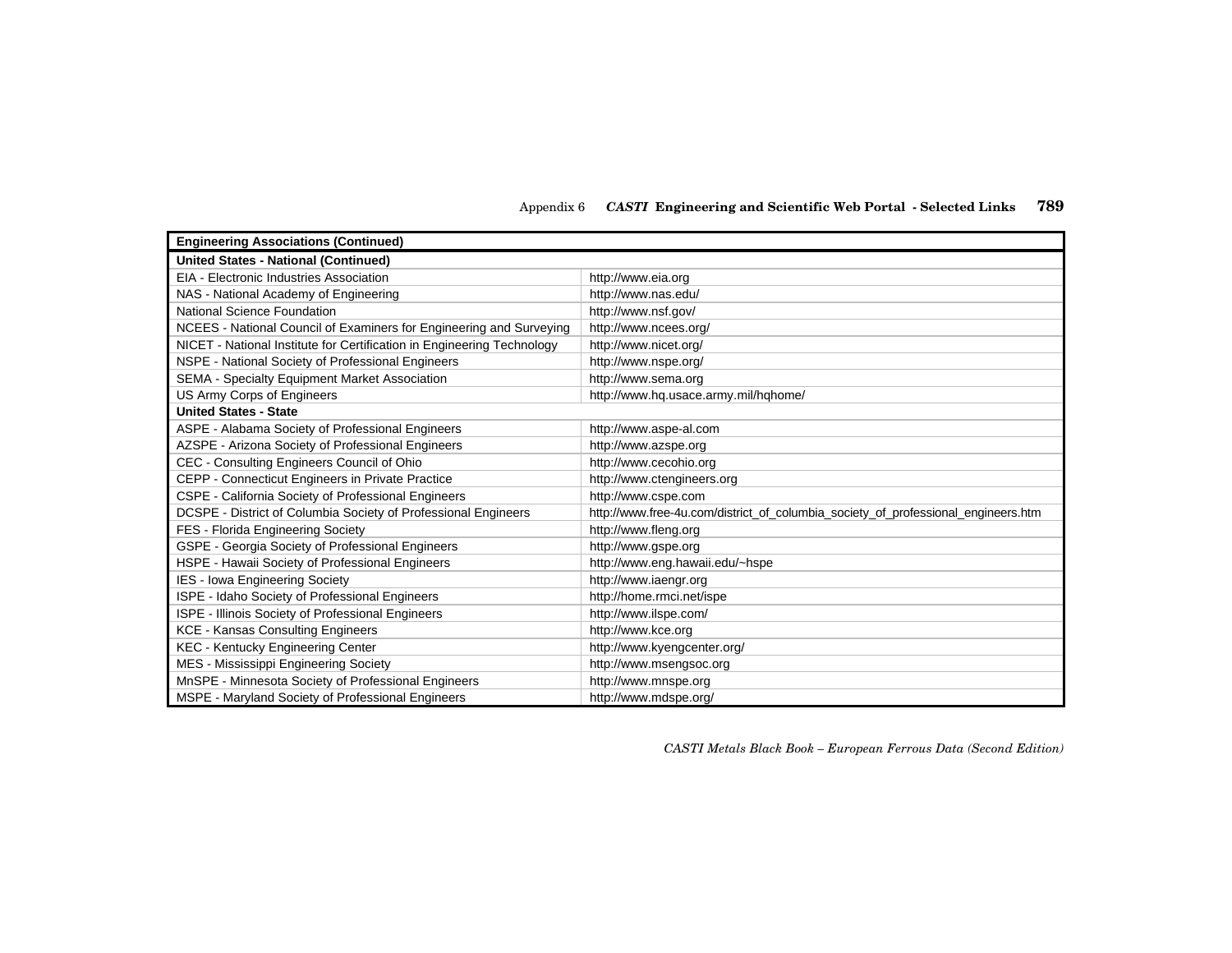| Engineering Associations (Continued) | |
| --- | --- |
| **United States - National (Continued)** | |
| EIA - Electronic Industries Association | http://www.eia.org |
| NAS - National Academy of Engineering | http://www.nas.edu/ |
| National Science Foundation | http://www.nsf.gov/ |
| NCEES - National Council of Examiners for Engineering and Surveying | http://www.ncees.org/ |
| NICET - National Institute for Certification in Engineering Technology | http://www.nicet.org/ |
| NSPE - National Society of Professional Engineers | http://www.nspe.org/ |
| SEMA - Specialty Equipment Market Association | http://www.sema.org |
| US Army Corps of Engineers | http://www.hq.usace.army.mil/hqhome/ |
| **United States - State** | |
| ASPE - Alabama Society of Professional Engineers | http://www.aspe-al.com |
| AZSPE - Arizona Society of Professional Engineers | http://www.azspe.org |
| CEC - Consulting Engineers Council of Ohio | http://www.cecohio.org |
| CEPP - Connecticut Engineers in Private Practice | http://www.ctengineers.org |
| CSPE - California Society of Professional Engineers | http://www.cspe.com |
| DCSPE - District of Columbia Society of Professional Engineers | http://www.free-4u.com/district_of_columbia_society_of_professional_engineers.htm |
| FES - Florida Engineering Society | http://www.fleng.org |
| GSPE - Georgia Society of Professional Engineers | http://www.gspe.org |
| HSPE - Hawaii Society of Professional Engineers | http://www.eng.hawaii.edu/~hspe |
| IES - Iowa Engineering Society | http://www.iaengr.org |
| ISPE - Idaho Society of Professional Engineers | http://home.rmci.net/ispe |
| ISPE - Illinois Society of Professional Engineers | http://www.ilspe.com/ |
| KCE - Kansas Consulting Engineers | http://www.kce.org |
| KEC - Kentucky Engineering Center | http://www.kyengcenter.org/ |
| MES - Mississippi Engineering Society | http://www.msengsoc.org |
| MnSPE - Minnesota Society of Professional Engineers | http://www.mnspe.org |
| MSPE - Maryland Society of Professional Engineers | http://www.mdspe.org/ |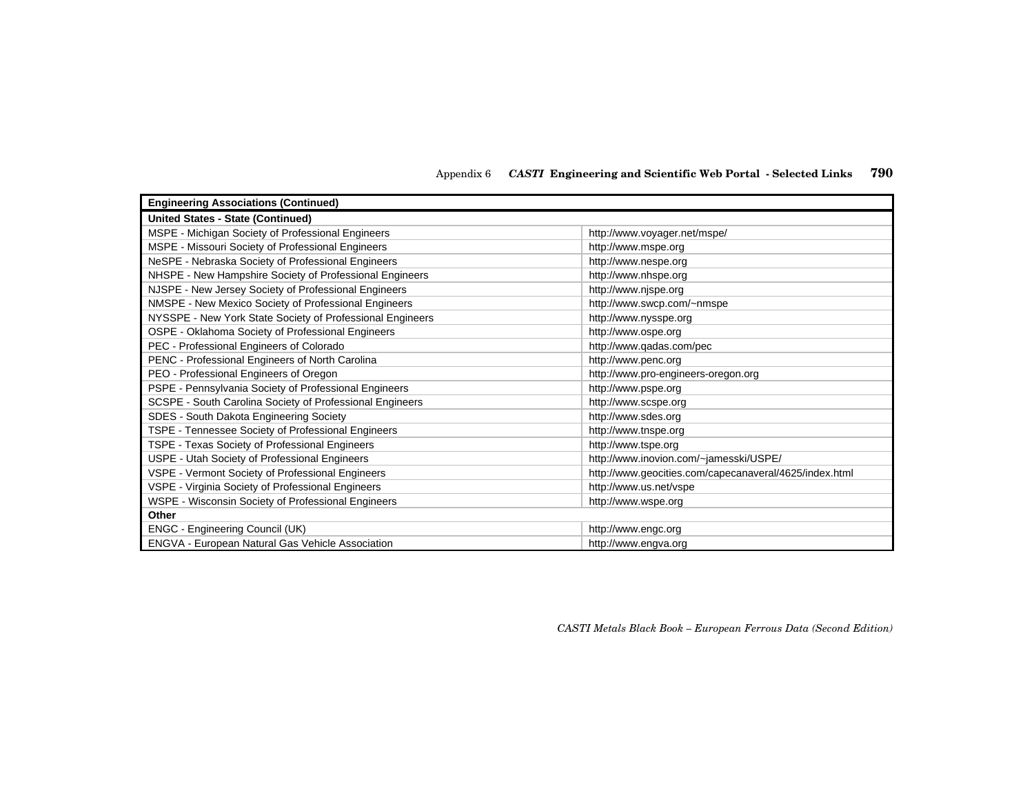| Engineering Associations (Continued) | |
|---|---|
| **United States - State (Continued)** | |
| MSPE - Michigan Society of Professional Engineers | http://www.voyager.net/mspe/ |
| MSPE - Missouri Society of Professional Engineers | http://www.mspe.org |
| NeSPE - Nebraska Society of Professional Engineers | http://www.nespe.org |
| NHSPE - New Hampshire Society of Professional Engineers | http://www.nhspe.org |
| NJSPE - New Jersey Society of Professional Engineers | http://www.njspe.org |
| NMSPE - New Mexico Society of Professional Engineers | http://www.swcp.com/~nmspe |
| NYSSPE - New York State Society of Professional Engineers | http://www.nysspe.org |
| OSPE - Oklahoma Society of Professional Engineers | http://www.ospe.org |
| PEC - Professional Engineers of Colorado | http://www.qadas.com/pec |
| PENC - Professional Engineers of North Carolina | http://www.penc.org |
| PEO - Professional Engineers of Oregon | http://www.pro-engineers-oregon.org |
| PSPE - Pennsylvania Society of Professional Engineers | http://www.pspe.org |
| SCSPE - South Carolina Society of Professional Engineers | http://www.scspe.org |
| SDES - South Dakota Engineering Society | http://www.sdes.org |
| TSPE - Tennessee Society of Professional Engineers | http://www.tnspe.org |
| TSPE - Texas Society of Professional Engineers | http://www.tspe.org |
| USPE - Utah Society of Professional Engineers | http://www.inovion.com/~jamesski/USPE/ |
| VSPE - Vermont Society of Professional Engineers | http://www.geocities.com/capecanaveral/4625/index.html |
| VSPE - Virginia Society of Professional Engineers | http://www.us.net/vspe |
| WSPE - Wisconsin Society of Professional Engineers | http://www.wspe.org |
| **Other** | |
| ENGC - Engineering Council (UK) | http://www.engc.org |
| ENGVA - European Natural Gas Vehicle Association | http://www.engva.org |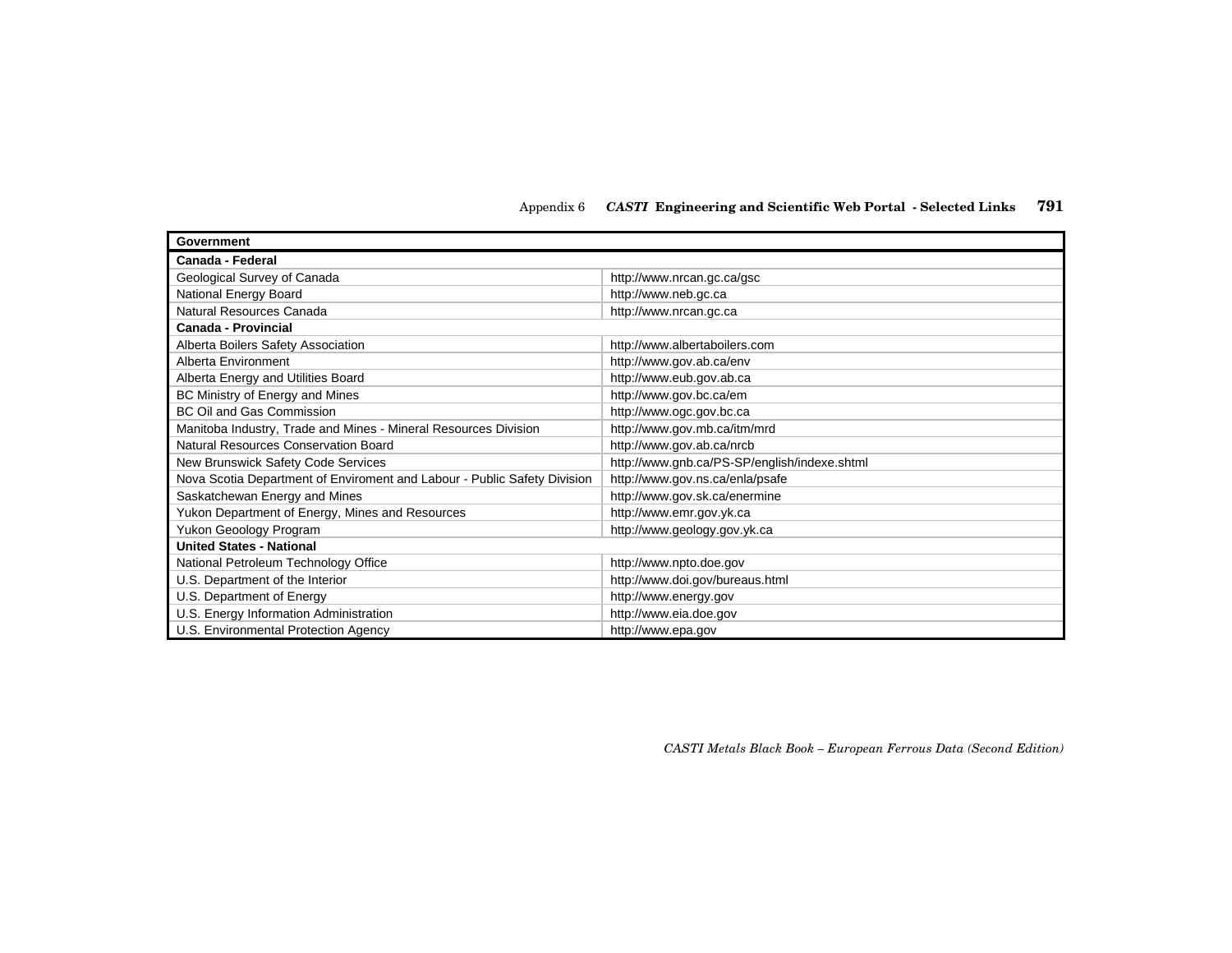| Government | |
|---|---|
| **Canada - Federal** | |
| Geological Survey of Canada | http://www.nrcan.gc.ca/gsc |
| National Energy Board | http://www.neb.gc.ca |
| Natural Resources Canada | http://www.nrcan.gc.ca |
| **Canada - Provincial** | |
| Alberta Boilers Safety Association | http://www.albertaboilers.com |
| Alberta Environment | http://www.gov.ab.ca/env |
| Alberta Energy and Utilities Board | http://www.eub.gov.ab.ca |
| BC Ministry of Energy and Mines | http://www.gov.bc.ca/em |
| BC Oil and Gas Commission | http://www.ogc.gov.bc.ca |
| Manitoba Industry, Trade and Mines - Mineral Resources Division | http://www.gov.mb.ca/itm/mrd |
| Natural Resources Conservation Board | http://www.gov.ab.ca/nrcb |
| New Brunswick Safety Code Services | http://www.gnb.ca/PS-SP/english/indexe.shtml |
| Nova Scotia Department of Enviroment and Labour - Public Safety Division | http://www.gov.ns.ca/enla/psafe |
| Saskatchewan Energy and Mines | http://www.gov.sk.ca/enermine |
| Yukon Department of Energy, Mines and Resources | http://www.emr.gov.yk.ca |
| Yukon Geoology Program | http://www.geology.gov.yk.ca |
| **United States - National** | |
| National Petroleum Technology Office | http://www.npto.doe.gov |
| U.S. Department of the Interior | http://www.doi.gov/bureaus.html |
| U.S. Department of Energy | http://www.energy.gov |
| U.S. Energy Information Administration | http://www.eia.doe.gov |
| U.S. Environmental Protection Agency | http://www.epa.gov |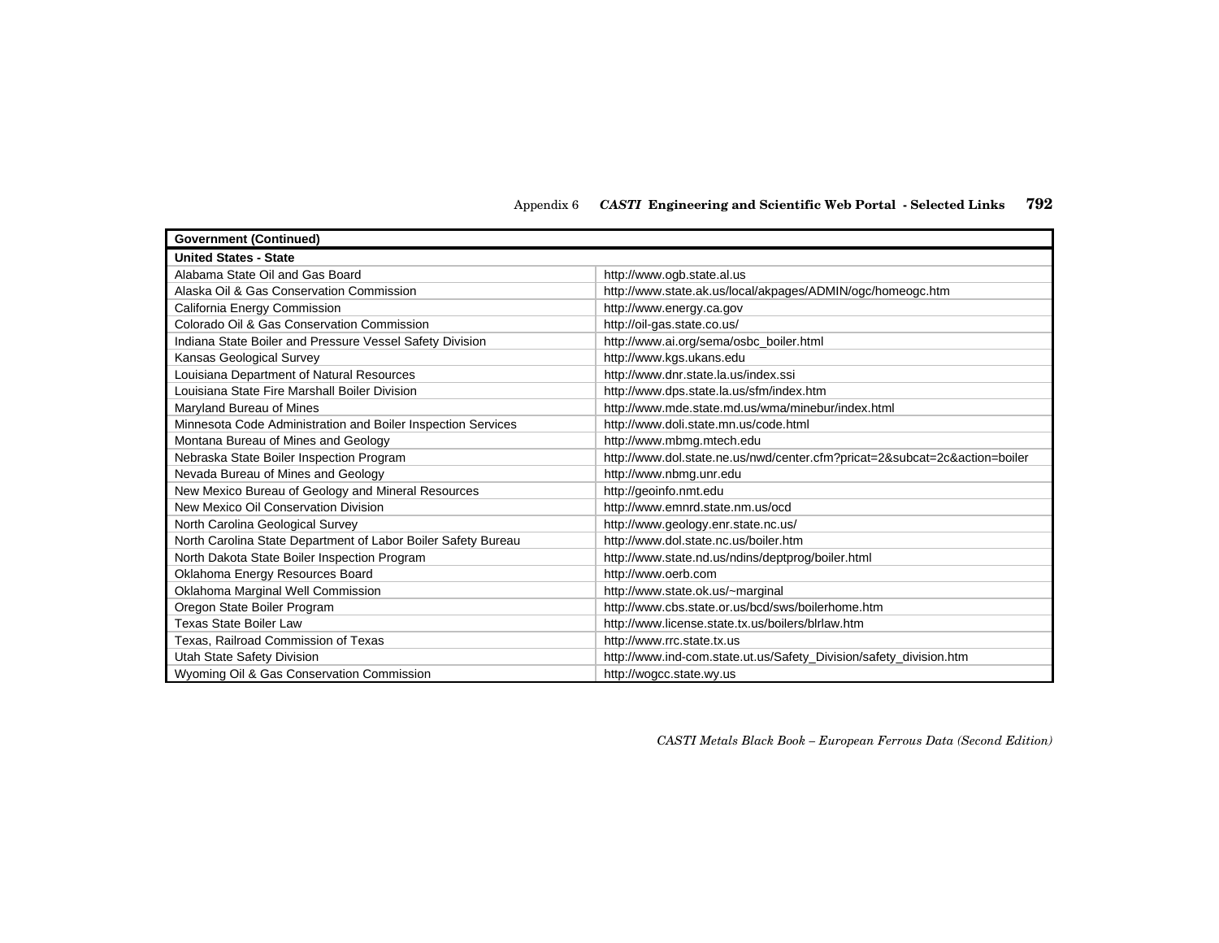| Government (Continued) | |
|---|---|
| **United States - State** | |
| Alabama State Oil and Gas Board | http://www.ogb.state.al.us |
| Alaska Oil & Gas Conservation Commission | http://www.state.ak.us/local/akpages/ADMIN/ogc/homeogc.htm |
| California Energy Commission | http://www.energy.ca.gov |
| Colorado Oil & Gas Conservation Commission | http://oil-gas.state.co.us/ |
| Indiana State Boiler and Pressure Vessel Safety Division | http://www.ai.org/sema/osbc_boiler.html |
| Kansas Geological Survey | http://www.kgs.ukans.edu |
| Louisiana Department of Natural Resources | http://www.dnr.state.la.us/index.ssi |
| Louisiana State Fire Marshall Boiler Division | http://www.dps.state.la.us/sfm/index.htm |
| Maryland Bureau of Mines | http://www.mde.state.md.us/wma/minebur/index.html |
| Minnesota Code Administration and Boiler Inspection Services | http://www.doli.state.mn.us/code.html |
| Montana Bureau of Mines and Geology | http://www.mbmg.mtech.edu |
| Nebraska State Boiler Inspection Program | http://www.dol.state.ne.us/nwd/center.cfm?pricat=2&subcat=2c&action=boiler |
| Nevada Bureau of Mines and Geology | http://www.nbmg.unr.edu |
| New Mexico Bureau of Geology and Mineral Resources | http://geoinfo.nmt.edu |
| New Mexico Oil Conservation Division | http://www.emnrd.state.nm.us/ocd |
| North Carolina Geological Survey | http://www.geology.enr.state.nc.us/ |
| North Carolina State Department of Labor Boiler Safety Bureau | http://www.dol.state.nc.us/boiler.htm |
| North Dakota State Boiler Inspection Program | http://www.state.nd.us/ndins/deptprog/boiler.html |
| Oklahoma Energy Resources Board | http://www.oerb.com |
| Oklahoma Marginal Well Commission | http://www.state.ok.us/~marginal |
| Oregon State Boiler Program | http://www.cbs.state.or.us/bcd/sws/boilerhome.htm |
| Texas State Boiler Law | http://www.license.state.tx.us/boilers/blrlaw.htm |
| Texas, Railroad Commission of Texas | http://www.rrc.state.tx.us |
| Utah State Safety Division | http://www.ind-com.state.ut.us/Safety_Division/safety_division.htm |
| Wyoming Oil & Gas Conservation Commission | http://wogcc.state.wy.us |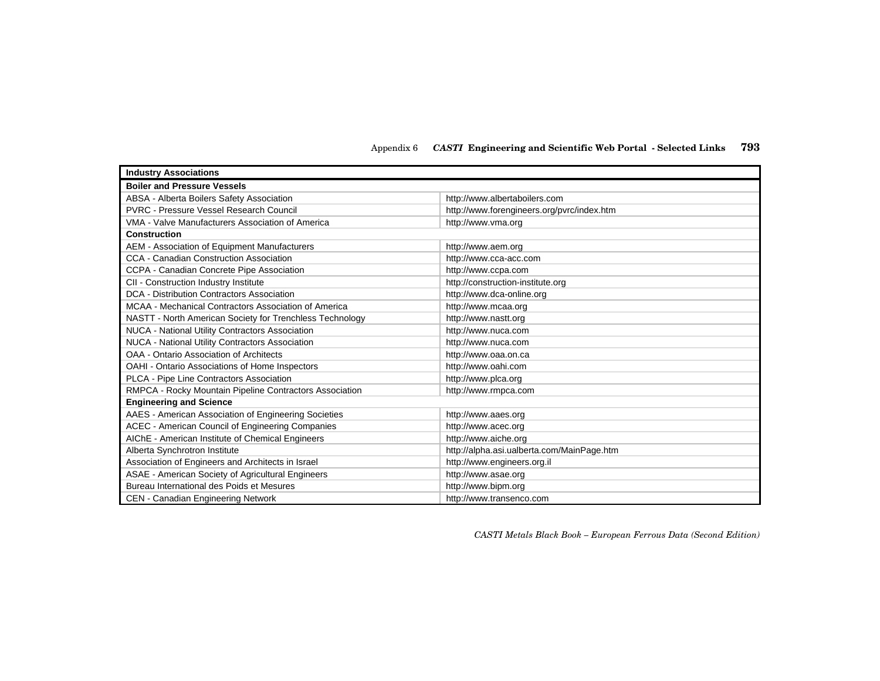| Industry Associations | |
|---|---|
| **Boiler and Pressure Vessels** | |
| ABSA - Alberta Boilers Safety Association | http://www.albertaboilers.com |
| PVRC - Pressure Vessel Research Council | http://www.forengineers.org/pvrc/index.htm |
| VMA - Valve Manufacturers Association of America | http://www.vma.org |
| **Construction** | |
| AEM - Association of Equipment Manufacturers | http://www.aem.org |
| CCA - Canadian Construction Association | http://www.cca-acc.com |
| CCPA - Canadian Concrete Pipe Association | http://www.ccpa.com |
| CII - Construction Industry Institute | http://construction-institute.org |
| DCA - Distribution Contractors Association | http://www.dca-online.org |
| MCAA - Mechanical Contractors Association of America | http://www.mcaa.org |
| NASTT - North American Society for Trenchless Technology | http://www.nastt.org |
| NUCA - National Utility Contractors Association | http://www.nuca.com |
| NUCA - National Utility Contractors Association | http://www.nuca.com |
| OAA - Ontario Association of Architects | http://www.oaa.on.ca |
| OAHI - Ontario Associations of Home Inspectors | http://www.oahi.com |
| PLCA - Pipe Line Contractors Association | http://www.plca.org |
| RMPCA - Rocky Mountain Pipeline Contractors Association | http://www.rmpca.com |
| **Engineering and Science** | |
| AAES - American Association of Engineering Societies | http://www.aaes.org |
| ACEC - American Council of Engineering Companies | http://www.acec.org |
| AIChE - American Institute of Chemical Engineers | http://www.aiche.org |
| Alberta Synchrotron Institute | http://alpha.asi.ualberta.com/MainPage.htm |
| Association of Engineers and Architects in Israel | http://www.engineers.org.il |
| ASAE - American Society of Agricultural Engineers | http://www.asae.org |
| Bureau International des Poids et Mesures | http://www.bipm.org |
| CEN - Canadian Engineering Network | http://www.transenco.com |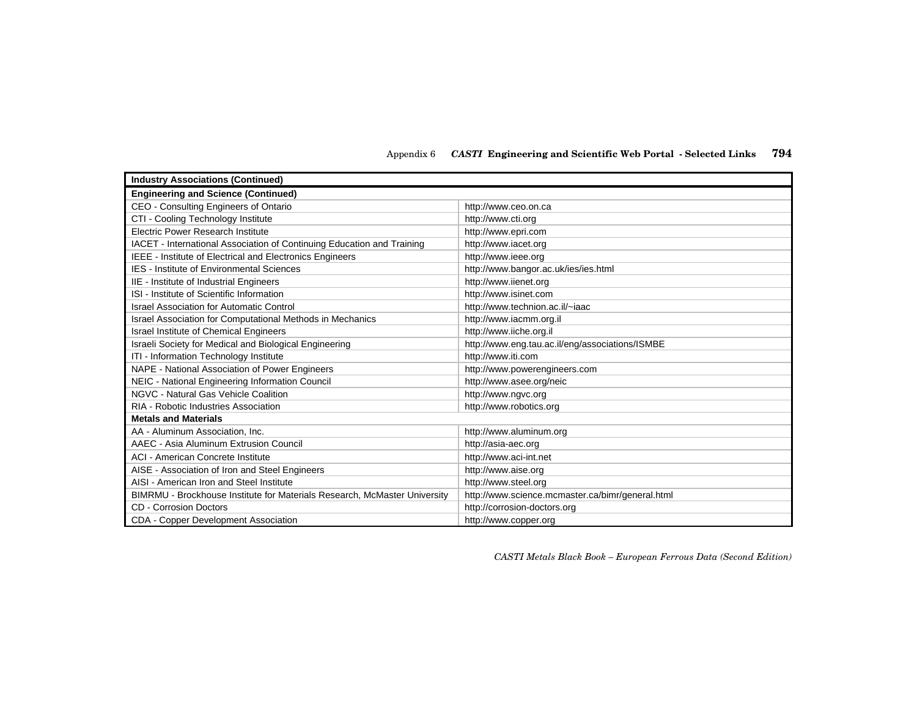| Industry Associations (Continued) | |
|---|---|
| **Engineering and Science (Continued)** | |
| CEO - Consulting Engineers of Ontario | http://www.ceo.on.ca |
| CTI - Cooling Technology Institute | http://www.cti.org |
| Electric Power Research Institute | http://www.epri.com |
| IACET - International Association of Continuing Education and Training | http://www.iacet.org |
| IEEE - Institute of Electrical and Electronics Engineers | http://www.ieee.org |
| IES - Institute of Environmental Sciences | http://www.bangor.ac.uk/ies/ies.html |
| IIE - Institute of Industrial Engineers | http://www.iienet.org |
| ISI - Institute of Scientific Information | http://www.isinet.com |
| Israel Association for Automatic Control | http://www.technion.ac.il/~iaac |
| Israel Association for Computational Methods in Mechanics | http://www.iacmm.org.il |
| Israel Institute of Chemical Engineers | http://www.iiche.org.il |
| Israeli Society for Medical and Biological Engineering | http://www.eng.tau.ac.il/eng/associations/ISMBE |
| ITI - Information Technology Institute | http://www.iti.com |
| NAPE - National Association of Power Engineers | http://www.powerengineers.com |
| NEIC - National Engineering Information Council | http://www.asee.org/neic |
| NGVC - Natural Gas Vehicle Coalition | http://www.ngvc.org |
| RIA - Robotic Industries Association | http://www.robotics.org |
| **Metals and Materials** | |
| AA - Aluminum Association, Inc. | http://www.aluminum.org |
| AAEC - Asia Aluminum Extrusion Council | http://asia-aec.org |
| ACI - American Concrete Institute | http://www.aci-int.net |
| AISE - Association of Iron and Steel Engineers | http://www.aise.org |
| AISI - American Iron and Steel Institute | http://www.steel.org |
| BIMRMU - Brockhouse Institute for Materials Research, McMaster University | http://www.science.mcmaster.ca/bimr/general.html |
| CD - Corrosion Doctors | http://corrosion-doctors.org |
| CDA - Copper Development Association | http://www.copper.org |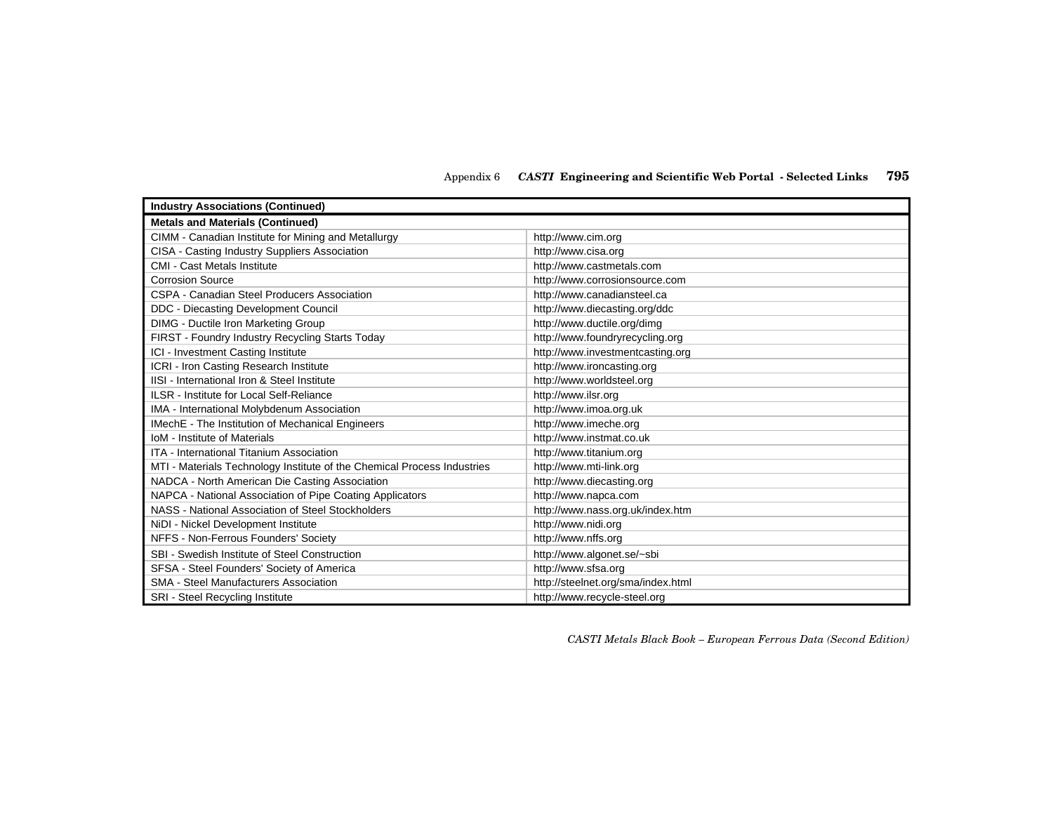| Industry Associations (Continued) | |
|---|---|
| **Metals and Materials (Continued)** | |
| CIMM - Canadian Institute for Mining and Metallurgy | http://www.cim.org |
| CISA - Casting Industry Suppliers Association | http://www.cisa.org |
| CMI - Cast Metals Institute | http://www.castmetals.com |
| Corrosion Source | http://www.corrosionsource.com |
| CSPA - Canadian Steel Producers Association | http://www.canadiansteel.ca |
| DDC - Diecasting Development Council | http://www.diecasting.org/ddc |
| DIMG - Ductile Iron Marketing Group | http://www.ductile.org/dimg |
| FIRST - Foundry Industry Recycling Starts Today | http://www.foundryrecycling.org |
| ICI - Investment Casting Institute | http://www.investmentcasting.org |
| ICRI - Iron Casting Research Institute | http://www.ironcasting.org |
| IISI - International Iron & Steel Institute | http://www.worldsteel.org |
| ILSR - Institute for Local Self-Reliance | http://www.ilsr.org |
| IMA - International Molybdenum Association | http://www.imoa.org.uk |
| IMechE - The Institution of Mechanical Engineers | http://www.imeche.org |
| IoM - Institute of Materials | http://www.instmat.co.uk |
| ITA - International Titanium Association | http://www.titanium.org |
| MTI - Materials Technology Institute of the Chemical Process Industries | http://www.mti-link.org |
| NADCA - North American Die Casting Association | http://www.diecasting.org |
| NAPCA - National Association of Pipe Coating Applicators | http://www.napca.com |
| NASS - National Association of Steel Stockholders | http://www.nass.org.uk/index.htm |
| NiDI - Nickel Development Institute | http://www.nidi.org |
| NFFS - Non-Ferrous Founders' Society | http://www.nffs.org |
| SBI - Swedish Institute of Steel Construction | http://www.algonet.se/~sbi |
| SFSA - Steel Founders' Society of America | http://www.sfsa.org |
| SMA - Steel Manufacturers Association | http://steelnet.org/sma/index.html |
| SRI - Steel Recycling Institute | http://www.recycle-steel.org |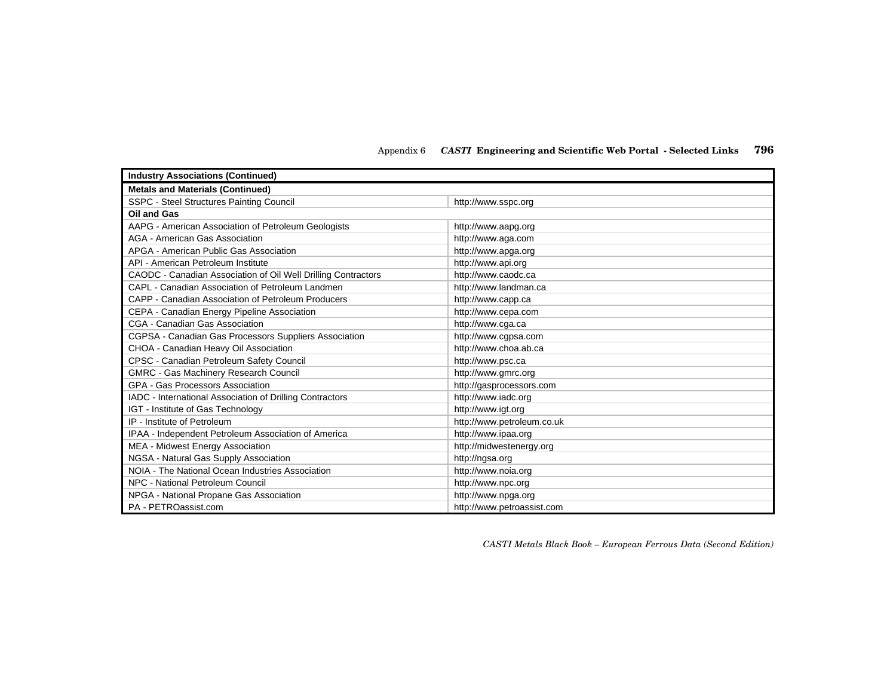| Industry Associations (Continued) | |
|---|---|
| **Metals and Materials (Continued)** | |
| SSPC - Steel Structures Painting Council | http://www.sspc.org |
| **Oil and Gas** | |
| AAPG - American Association of Petroleum Geologists | http://www.aapg.org |
| AGA - American Gas Association | http://www.aga.com |
| APGA - American Public Gas Association | http://www.apga.org |
| API - American Petroleum Institute | http://www.api.org |
| CAODC - Canadian Association of Oil Well Drilling Contractors | http://www.caodc.ca |
| CAPL - Canadian Association of Petroleum Landmen | http://www.landman.ca |
| CAPP - Canadian Association of Petroleum Producers | http://www.capp.ca |
| CEPA - Canadian Energy Pipeline Association | http://www.cepa.com |
| CGA - Canadian Gas Association | http://www.cga.ca |
| CGPSA - Canadian Gas Processors Suppliers Association | http://www.cgpsa.com |
| CHOA - Canadian Heavy Oil Association | http://www.choa.ab.ca |
| CPSC - Canadian Petroleum Safety Council | http://www.psc.ca |
| GMRC - Gas Machinery Research Council | http://www.gmrc.org |
| GPA - Gas Processors Association | http://gasprocessors.com |
| IADC - International Association of Drilling Contractors | http://www.iadc.org |
| IGT - Institute of Gas Technology | http://www.igt.org |
| IP - Institute of Petroleum | http://www.petroleum.co.uk |
| IPAA - Independent Petroleum Association of America | http://www.ipaa.org |
| MEA - Midwest Energy Association | http://midwestenergy.org |
| NGSA - Natural Gas Supply Association | http://ngsa.org |
| NOIA - The National Ocean Industries Association | http://www.noia.org |
| NPC - National Petroleum Council | http://www.npc.org |
| NPGA - National Propane Gas Association | http://www.npga.org |
| PA - PETROassist.com | http://www.petroassist.com |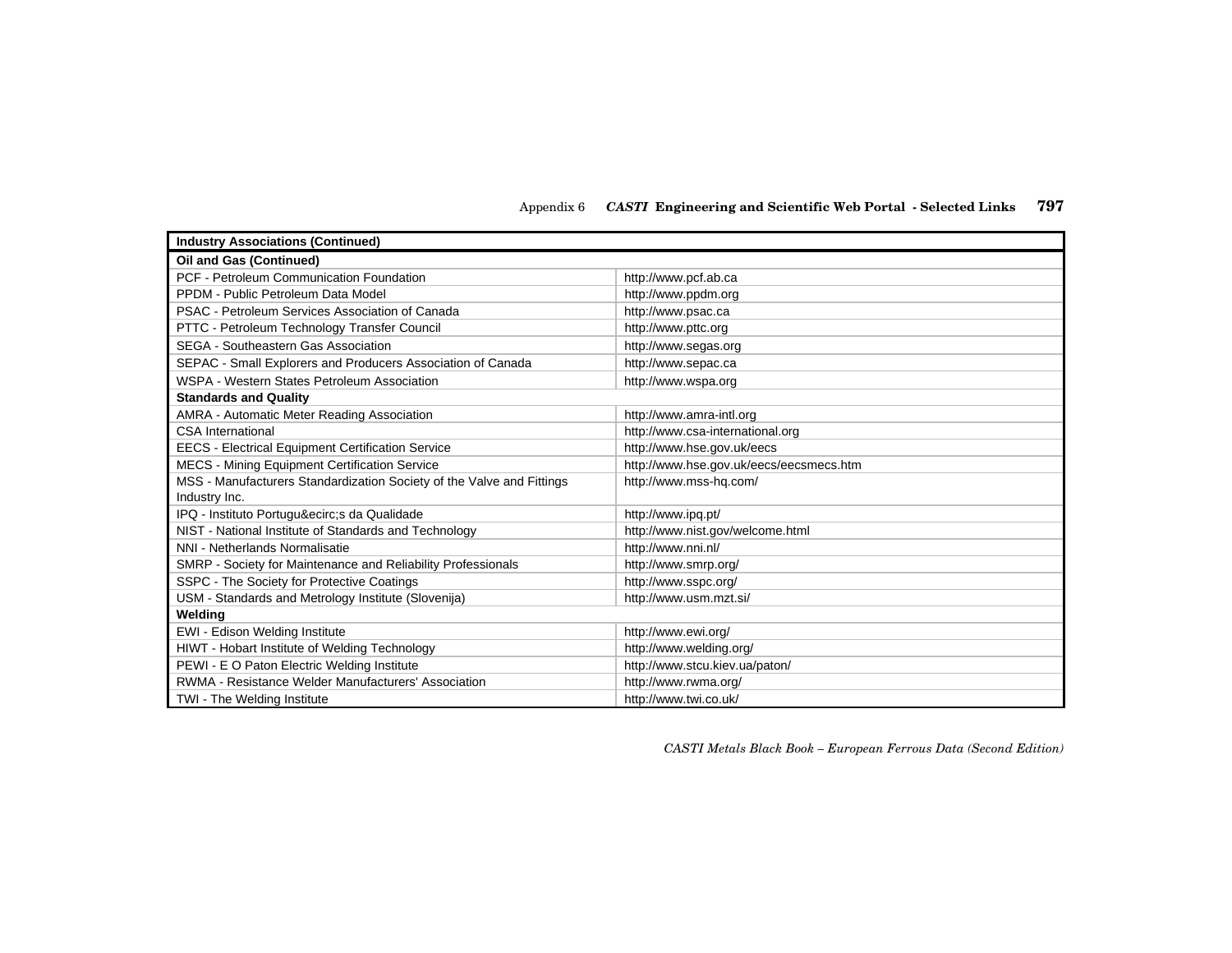| Industry Associations (Continued) | |
|---|---|
| **Oil and Gas (Continued)** | |
| PCF - Petroleum Communication Foundation | http://www.pcf.ab.ca |
| PPDM - Public Petroleum Data Model | http://www.ppdm.org |
| PSAC - Petroleum Services Association of Canada | http://www.psac.ca |
| PTTC - Petroleum Technology Transfer Council | http://www.pttc.org |
| SEGA - Southeastern Gas Association | http://www.segas.org |
| SEPAC - Small Explorers and Producers Association of Canada | http://www.sepac.ca |
| WSPA - Western States Petroleum Association | http://www.wspa.org |
| **Standards and Quality** | |
| AMRA - Automatic Meter Reading Association | http://www.amra-intl.org |
| CSA International | http://www.csa-international.org |
| EECS - Electrical Equipment Certification Service | http://www.hse.gov.uk/eecs |
| MECS - Mining Equipment Certification Service | http://www.hse.gov.uk/eecs/eecsmecs.htm |
| MSS - Manufacturers Standardization Society of the Valve and Fittings Industry Inc. | http://www.mss-hq.com/ |
| IPQ - Instituto Portugu&ecirc;s da Qualidade | http://www.ipq.pt/ |
| NIST - National Institute of Standards and Technology | http://www.nist.gov/welcome.html |
| NNI - Netherlands Normalisatie | http://www.nni.nl/ |
| SMRP - Society for Maintenance and Reliability Professionals | http://www.smrp.org/ |
| SSPC - The Society for Protective Coatings | http://www.sspc.org/ |
| USM - Standards and Metrology Institute (Slovenija) | http://www.usm.mzt.si/ |
| **Welding** | |
| EWI - Edison Welding Institute | http://www.ewi.org/ |
| HIWT - Hobart Institute of Welding Technology | http://www.welding.org/ |
| PEWI - E O Paton Electric Welding Institute | http://www.stcu.kiev.ua/paton/ |
| RWMA - Resistance Welder Manufacturers' Association | http://www.rwma.org/ |
| TWI - The Welding Institute | http://www.twi.co.uk/ |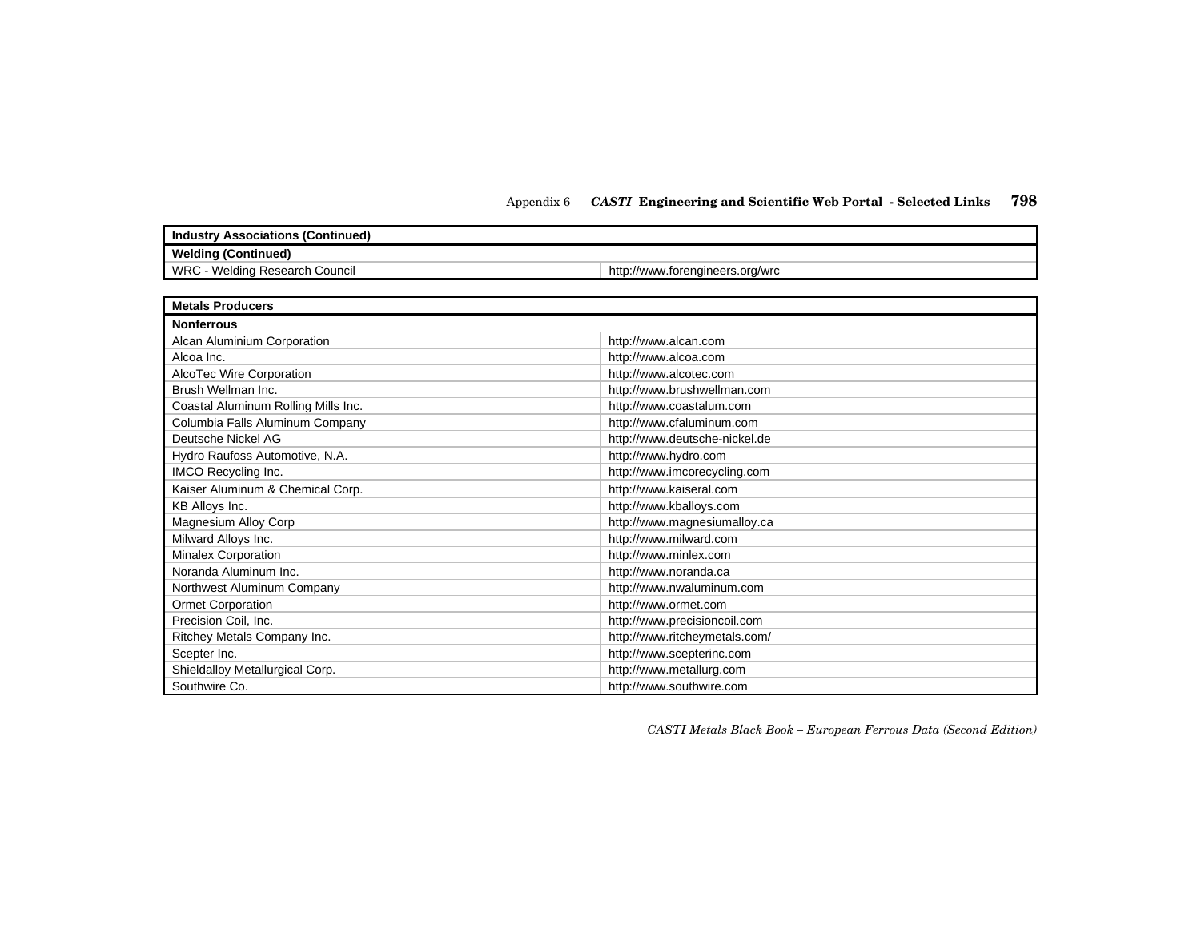| Industry Associations (Continued) | |
|---|---|
| **Welding (Continued)** | |
| WRC - Welding Research Council | http://www.forengineers.org/wrc |

| Metals Producers | |
|---|---|
| **Nonferrous** | |
| Alcan Aluminium Corporation | http://www.alcan.com |
| Alcoa Inc. | http://www.alcoa.com |
| AlcoTec Wire Corporation | http://www.alcotec.com |
| Brush Wellman Inc. | http://www.brushwellman.com |
| Coastal Aluminum Rolling Mills Inc. | http://www.coastalum.com |
| Columbia Falls Aluminum Company | http://www.cfaluminum.com |
| Deutsche Nickel AG | http://www.deutsche-nickel.de |
| Hydro Raufoss Automotive, N.A. | http://www.hydro.com |
| IMCO Recycling Inc. | http://www.imcorecycling.com |
| Kaiser Aluminum & Chemical Corp. | http://www.kaiseral.com |
| KB Alloys Inc. | http://www.kballoys.com |
| Magnesium Alloy Corp | http://www.magnesiumalloy.ca |
| Milward Alloys Inc. | http://www.milward.com |
| Minalex Corporation | http://www.minlex.com |
| Noranda Aluminum Inc. | http://www.noranda.ca |
| Northwest Aluminum Company | http://www.nwaluminum.com |
| Ormet Corporation | http://www.ormet.com |
| Precision Coil, Inc. | http://www.precisioncoil.com |
| Ritchey Metals Company Inc. | http://www.ritcheymetals.com/ |
| Scepter Inc. | http://www.scepterinc.com |
| Shieldalloy Metallurgical Corp. | http://www.metallurg.com |
| Southwire Co. | http://www.southwire.com |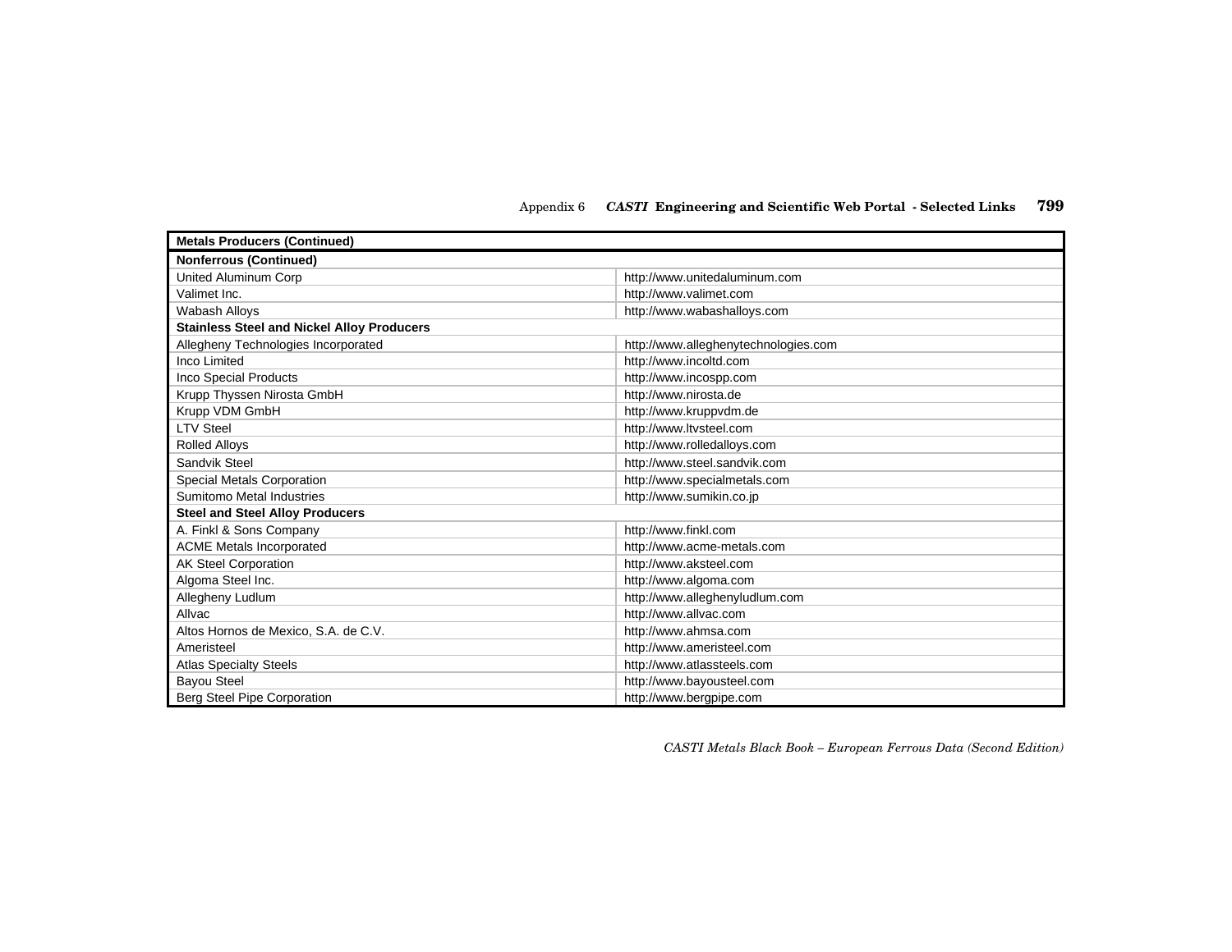| Metals Producers (Continued) | |
|---|---|
| **Nonferrous (Continued)** | |
| United Aluminum Corp | http://www.unitedaluminum.com |
| Valimet Inc. | http://www.valimet.com |
| Wabash Alloys | http://www.wabashalloys.com |
| **Stainless Steel and Nickel Alloy Producers** | |
| Allegheny Technologies Incorporated | http://www.alleghenytechnologies.com |
| Inco Limited | http://www.incoltd.com |
| Inco Special Products | http://www.incospp.com |
| Krupp Thyssen Nirosta GmbH | http://www.nirosta.de |
| Krupp VDM GmbH | http://www.kruppvdm.de |
| LTV Steel | http://www.ltvsteel.com |
| Rolled Alloys | http://www.rolledalloys.com |
| Sandvik Steel | http://www.steel.sandvik.com |
| Special Metals Corporation | http://www.specialmetals.com |
| Sumitomo Metal Industries | http://www.sumikin.co.jp |
| **Steel and Steel Alloy Producers** | |
| A. Finkl & Sons Company | http://www.finkl.com |
| ACME Metals Incorporated | http://www.acme-metals.com |
| AK Steel Corporation | http://www.aksteel.com |
| Algoma Steel Inc. | http://www.algoma.com |
| Allegheny Ludlum | http://www.alleghenyludlum.com |
| Allvac | http://www.allvac.com |
| Altos Hornos de Mexico, S.A. de C.V. | http://www.ahmsa.com |
| Ameristeel | http://www.ameristeel.com |
| Atlas Specialty Steels | http://www.atlassteels.com |
| Bayou Steel | http://www.bayousteel.com |
| Berg Steel Pipe Corporation | http://www.bergpipe.com |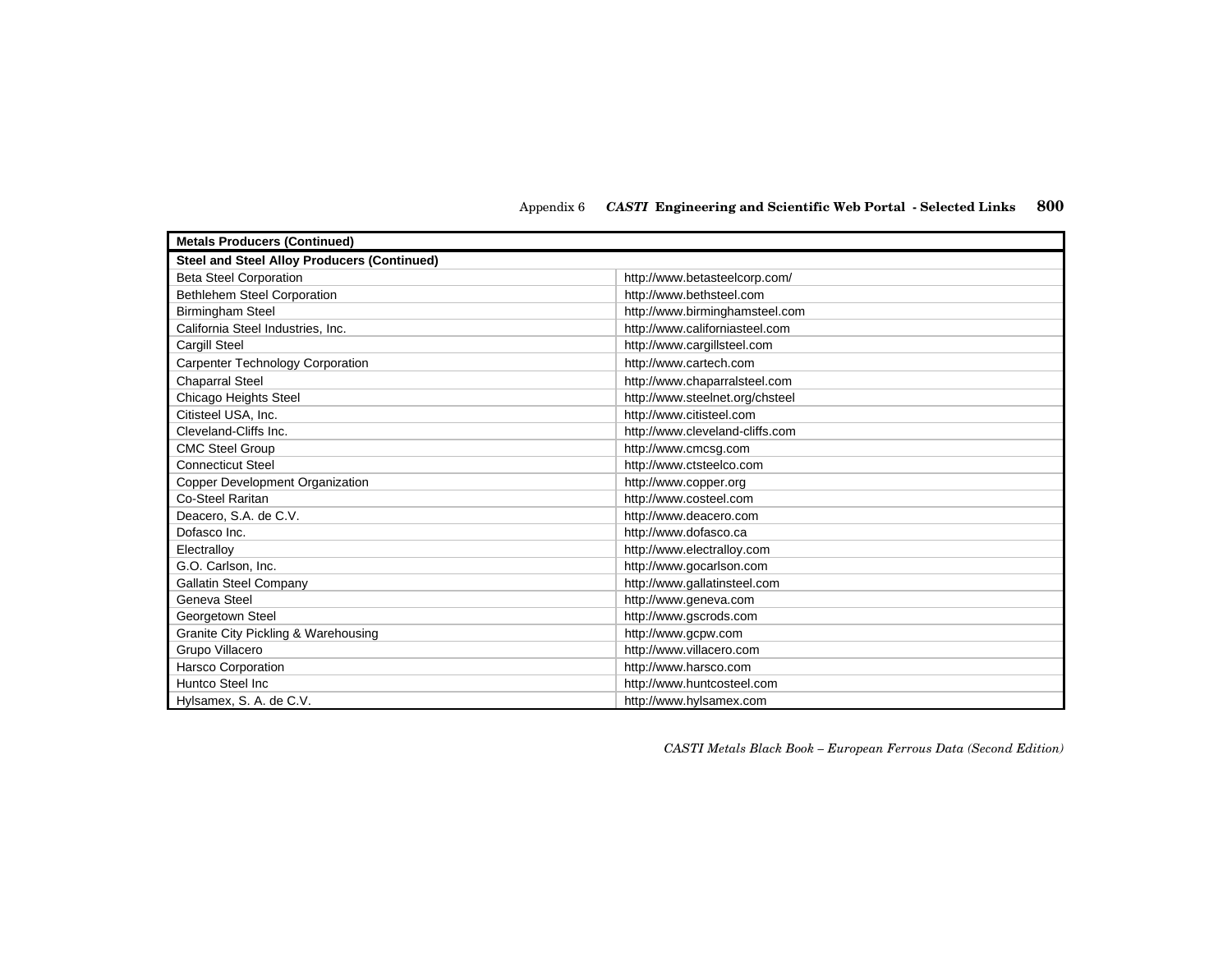| Metals Producers (Continued) | |
|---|---|
| **Steel and Steel Alloy Producers (Continued)** | |
| Beta Steel Corporation | http://www.betasteelcorp.com/ |
| Bethlehem Steel Corporation | http://www.bethsteel.com |
| Birmingham Steel | http://www.birminghamsteel.com |
| California Steel Industries, Inc. | http://www.californiasteel.com |
| Cargill Steel | http://www.cargillsteel.com |
| Carpenter Technology Corporation | http://www.cartech.com |
| Chaparral Steel | http://www.chaparralsteel.com |
| Chicago Heights Steel | http://www.steelnet.org/chsteel |
| Citisteel USA, Inc. | http://www.citisteel.com |
| Cleveland-Cliffs Inc. | http://www.cleveland-cliffs.com |
| CMC Steel Group | http://www.cmcsg.com |
| Connecticut Steel | http://www.ctsteelco.com |
| Copper Development Organization | http://www.copper.org |
| Co-Steel Raritan | http://www.costeel.com |
| Deacero, S.A. de C.V. | http://www.deacero.com |
| Dofasco Inc. | http://www.dofasco.ca |
| Electralloy | http://www.electralloy.com |
| G.O. Carlson, Inc. | http://www.gocarlson.com |
| Gallatin Steel Company | http://www.gallatinsteel.com |
| Geneva Steel | http://www.geneva.com |
| Georgetown Steel | http://www.gscrods.com |
| Granite City Pickling & Warehousing | http://www.gcpw.com |
| Grupo Villacero | http://www.villacero.com |
| Harsco Corporation | http://www.harsco.com |
| Huntco Steel Inc | http://www.huntcosteel.com |
| Hylsamex, S. A. de C.V. | http://www.hylsamex.com |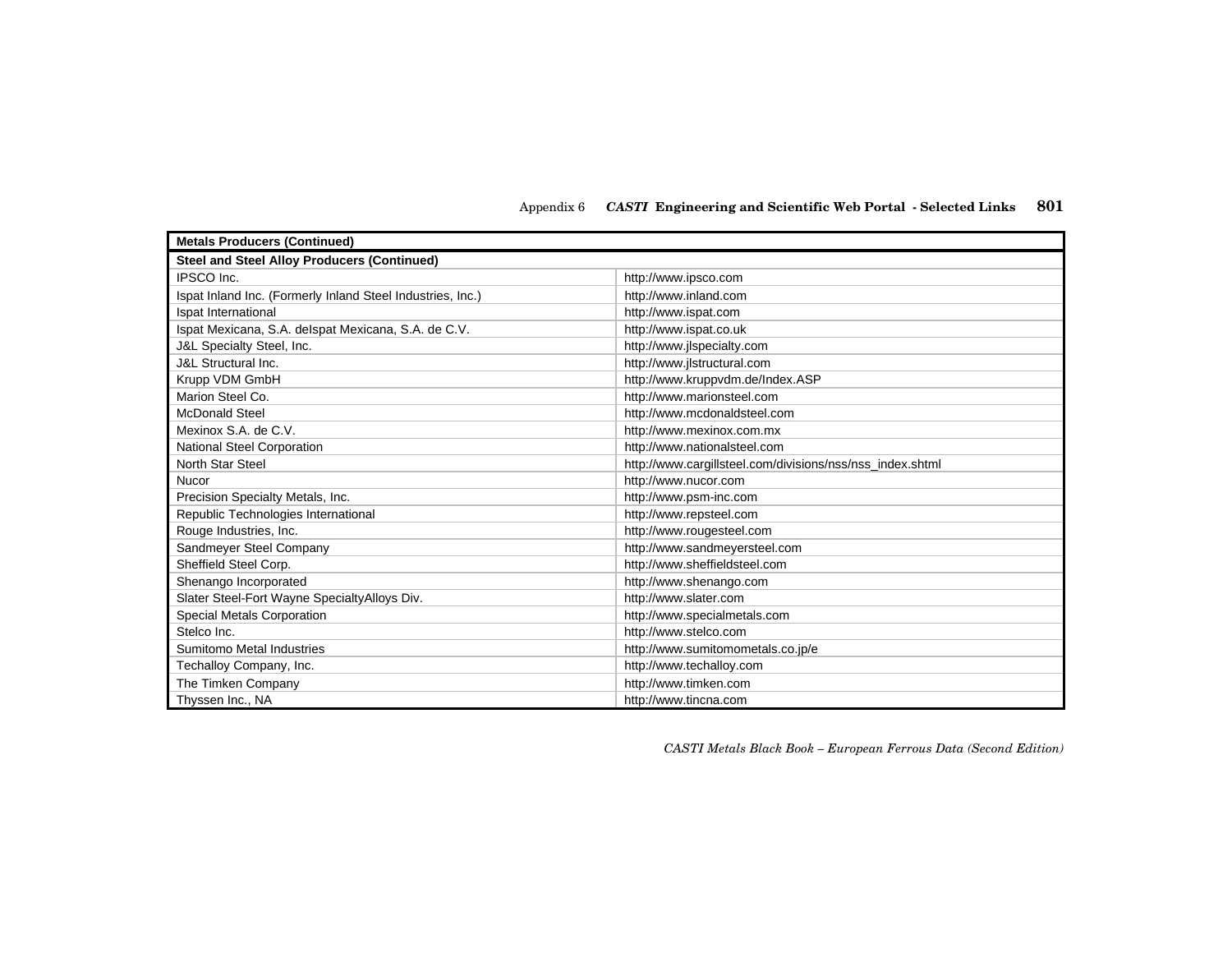| Metals Producers (Continued) | |
|---|---|
| **Steel and Steel Alloy Producers (Continued)** | |
| IPSCO Inc. | http://www.ipsco.com |
| Ispat Inland Inc. (Formerly Inland Steel Industries, Inc.) | http://www.inland.com |
| Ispat International | http://www.ispat.com |
| Ispat Mexicana, S.A. delspat Mexicana, S.A. de C.V. | http://www.ispat.co.uk |
| J&L Specialty Steel, Inc. | http://www.jlspecialty.com |
| J&L Structural Inc. | http://www.jlstructural.com |
| Krupp VDM GmbH | http://www.kruppvdm.de/Index.ASP |
| Marion Steel Co. | http://www.marionsteel.com |
| McDonald Steel | http://www.mcdonaldsteel.com |
| Mexinox S.A. de C.V. | http://www.mexinox.com.mx |
| National Steel Corporation | http://www.nationalsteel.com |
| North Star Steel | http://www.cargillsteel.com/divisions/nss/nss_index.shtml |
| Nucor | http://www.nucor.com |
| Precision Specialty Metals, Inc. | http://www.psm-inc.com |
| Republic Technologies International | http://www.repsteel.com |
| Rouge Industries, Inc. | http://www.rougesteel.com |
| Sandmeyer Steel Company | http://www.sandmeyersteel.com |
| Sheffield Steel Corp. | http://www.sheffieldsteel.com |
| Shenango Incorporated | http://www.shenango.com |
| Slater Steel-Fort Wayne SpecialtyAlloys Div. | http://www.slater.com |
| Special Metals Corporation | http://www.specialmetals.com |
| Stelco Inc. | http://www.stelco.com |
| Sumitomo Metal Industries | http://www.sumitomometals.co.jp/e |
| Techalloy Company, Inc. | http://www.techalloy.com |
| The Timken Company | http://www.timken.com |
| Thyssen Inc., NA | http://www.tincna.com |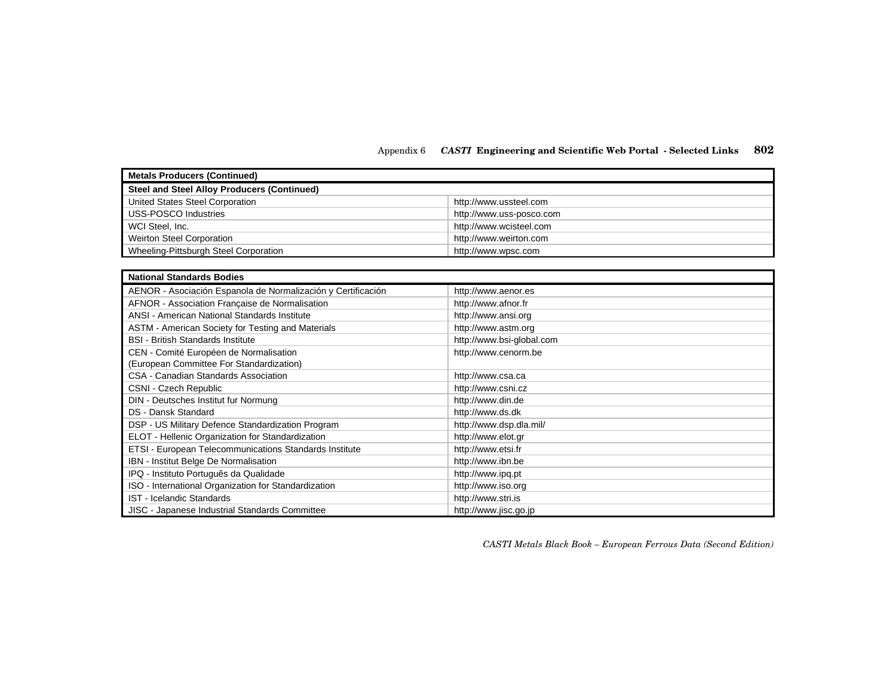| Metals Producers (Continued) | |
|---|---|
| **Steel and Steel Alloy Producers (Continued)** | |
| United States Steel Corporation | http://www.ussteel.com |
| USS-POSCO Industries | http://www.uss-posco.com |
| WCI Steel, Inc. | http://www.wcisteel.com |
| Weirton Steel Corporation | http://www.weirton.com |
| Wheeling-Pittsburgh Steel Corporation | http://www.wpsc.com |

| National Standards Bodies | |
|---|---|
| AENOR - Asociación Espanola de Normalización y Certificación | http://www.aenor.es |
| AFNOR - Association Française de Normalisation | http://www.afnor.fr |
| ANSI - American National Standards Institute | http://www.ansi.org |
| ASTM - American Society for Testing and Materials | http://www.astm.org |
| BSI - British Standards Institute | http://www.bsi-global.com |
| CEN - Comité Européen de Normalisation (European Committee For Standardization) | http://www.cenorm.be |
| CSA - Canadian Standards Association | http://www.csa.ca |
| CSNI - Czech Republic | http://www.csni.cz |
| DIN - Deutsches Institut fur Normung | http://www.din.de |
| DS - Dansk Standard | http://www.ds.dk |
| DSP - US Military Defence Standardization Program | http://www.dsp.dla.mil/ |
| ELOT - Hellenic Organization for Standardization | http://www.elot.gr |
| ETSI - European Telecommunications Standards Institute | http://www.etsi.fr |
| IBN - Institut Belge De Normalisation | http://www.ibn.be |
| IPQ - Instituto Português da Qualidade | http://www.ipq.pt |
| ISO - International Organization for Standardization | http://www.iso.org |
| IST - Icelandic Standards | http://www.stri.is |
| JISC - Japanese Industrial Standards Committee | http://www.jisc.go.jp |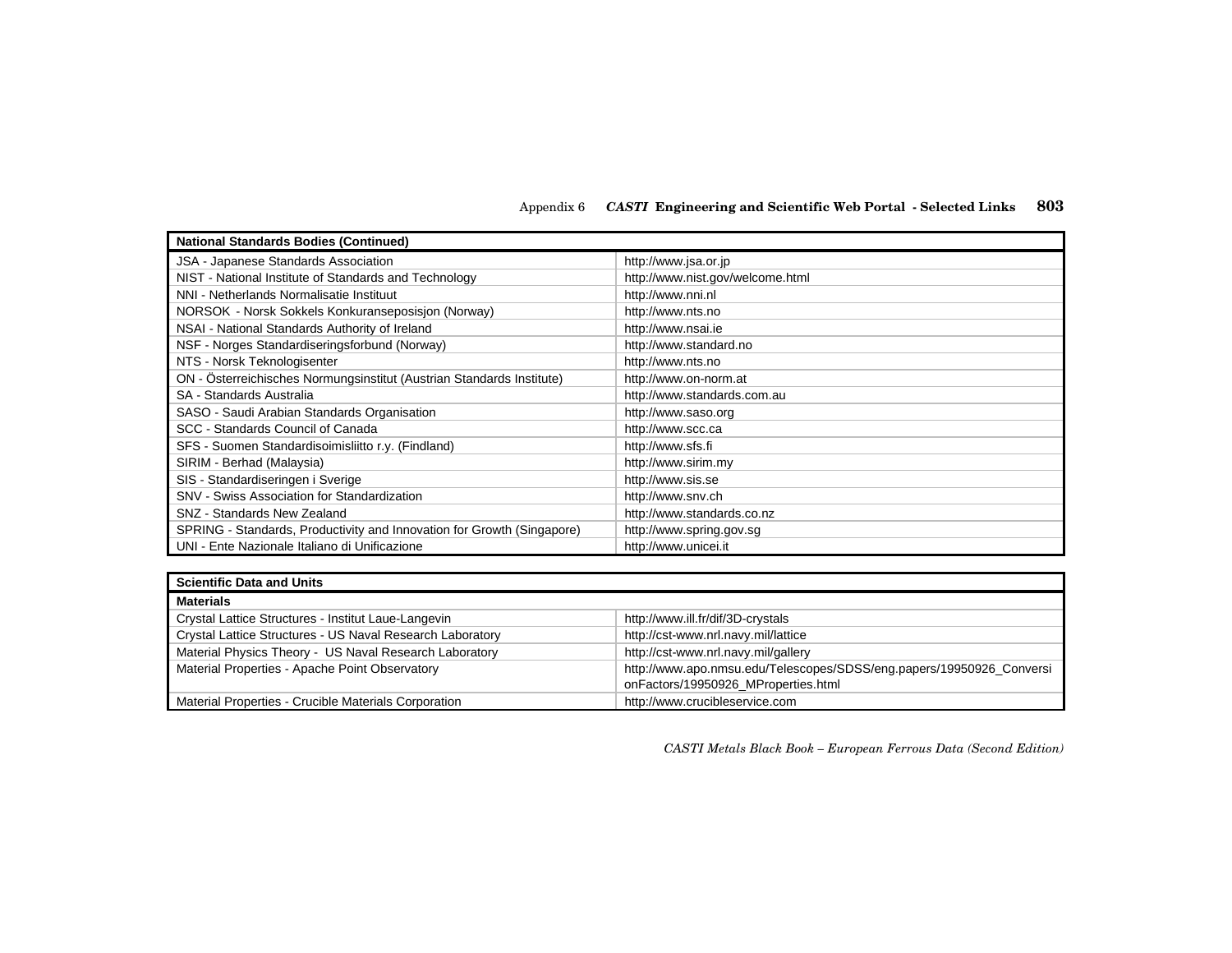| National Standards Bodies (Continued) | |
|---|---|
| JSA - Japanese Standards Association | http://www.jsa.or.jp |
| NIST - National Institute of Standards and Technology | http://www.nist.gov/welcome.html |
| NNI - Netherlands Normalisatie Instituut | http://www.nni.nl |
| NORSOK - Norsk Sokkels Konkuranseposisjon (Norway) | http://www.nts.no |
| NSAI - National Standards Authority of Ireland | http://www.nsai.ie |
| NSF - Norges Standardiseringsforbund (Norway) | http://www.standard.no |
| NTS - Norsk Teknologisenter | http://www.nts.no |
| ON - Österreichisches Normungsinstitut (Austrian Standards Institute) | http://www.on-norm.at |
| SA - Standards Australia | http://www.standards.com.au |
| SASO - Saudi Arabian Standards Organisation | http://www.saso.org |
| SCC - Standards Council of Canada | http://www.scc.ca |
| SFS - Suomen Standardisoimisliitto r.y. (Findland) | http://www.sfs.fi |
| SIRIM - Berhad (Malaysia) | http://www.sirim.my |
| SIS - Standardiseringen i Sverige | http://www.sis.se |
| SNV - Swiss Association for Standardization | http://www.snv.ch |
| SNZ - Standards New Zealand | http://www.standards.co.nz |
| SPRING - Standards, Productivity and Innovation for Growth (Singapore) | http://www.spring.gov.sg |
| UNI - Ente Nazionale Italiano di Unificazione | http://www.unicei.it |

| Scientific Data and Units | |
|---|---|
| **Materials** | |
| Crystal Lattice Structures - Institut Laue-Langevin | http://www.ill.fr/dif/3D-crystals |
| Crystal Lattice Structures - US Naval Research Laboratory | http://cst-www.nrl.navy.mil/lattice |
| Material Physics Theory - US Naval Research Laboratory | http://cst-www.nrl.navy.mil/gallery |
| Material Properties - Apache Point Observatory | http://www.apo.nmsu.edu/Telescopes/SDSS/eng.papers/19950926_ConversionFactors/19950926_MProperties.html |
| Material Properties - Crucible Materials Corporation | http://www.crucibleservice.com |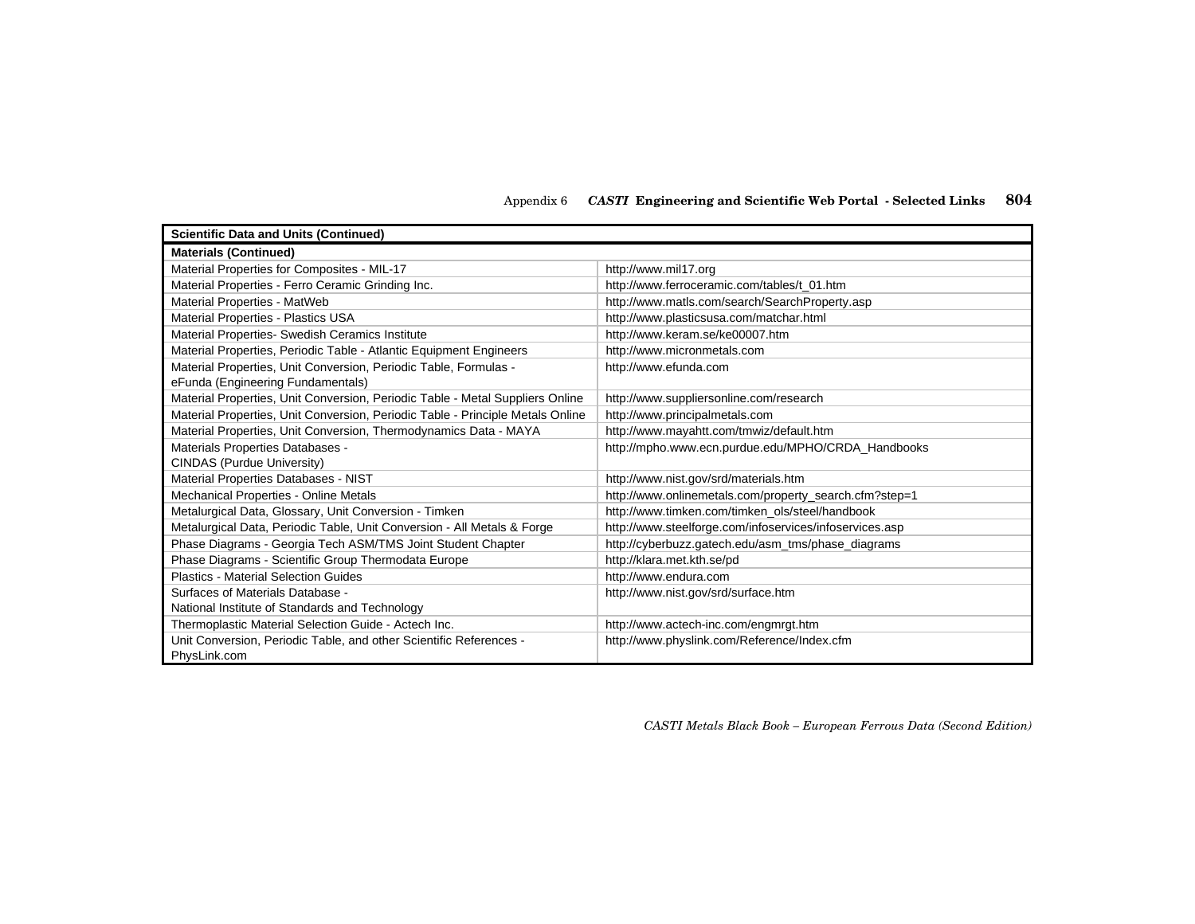| Scientific Data and Units (Continued) | |
|---|---|
| **Materials (Continued)** | |
| Material Properties for Composites - MIL-17 | http://www.mil17.org |
| Material Properties - Ferro Ceramic Grinding Inc. | http://www.ferroceramic.com/tables/t_01.htm |
| Material Properties - MatWeb | http://www.matls.com/search/SearchProperty.asp |
| Material Properties - Plastics USA | http://www.plasticsusa.com/matchar.html |
| Material Properties- Swedish Ceramics Institute | http://www.keram.se/ke00007.htm |
| Material Properties, Periodic Table - Atlantic Equipment Engineers | http://www.micronmetals.com |
| Material Properties, Unit Conversion, Periodic Table, Formulas - eFunda (Engineering Fundamentals) | http://www.efunda.com |
| Material Properties, Unit Conversion, Periodic Table - Metal Suppliers Online | http://www.suppliersonline.com/research |
| Material Properties, Unit Conversion, Periodic Table - Principle Metals Online | http://www.principalmetals.com |
| Material Properties, Unit Conversion, Thermodynamics Data - MAYA | http://www.mayahtt.com/tmwiz/default.htm |
| Materials Properties Databases - CINDAS (Purdue University) | http://mpho.www.ecn.purdue.edu/MPHO/CRDA_Handbooks |
| Material Properties Databases - NIST | http://www.nist.gov/srd/materials.htm |
| Mechanical Properties - Online Metals | http://www.onlinemetals.com/property_search.cfm?step=1 |
| Metalurgical Data, Glossary, Unit Conversion - Timken | http://www.timken.com/timken_ols/steel/handbook |
| Metalurgical Data, Periodic Table, Unit Conversion - All Metals & Forge | http://www.steelforge.com/infoservices/infoservices.asp |
| Phase Diagrams - Georgia Tech ASM/TMS Joint Student Chapter | http://cyberbuzz.gatech.edu/asm_tms/phase_diagrams |
| Phase Diagrams - Scientific Group Thermodata Europe | http://klara.met.kth.se/pd |
| Plastics - Material Selection Guides | http://www.endura.com |
| Surfaces of Materials Database - National Institute of Standards and Technology | http://www.nist.gov/srd/surface.htm |
| Thermoplastic Material Selection Guide - Actech Inc. | http://www.actech-inc.com/engmrgt.htm |
| Unit Conversion, Periodic Table, and other Scientific References - PhysLink.com | http://www.physlink.com/Reference/Index.cfm |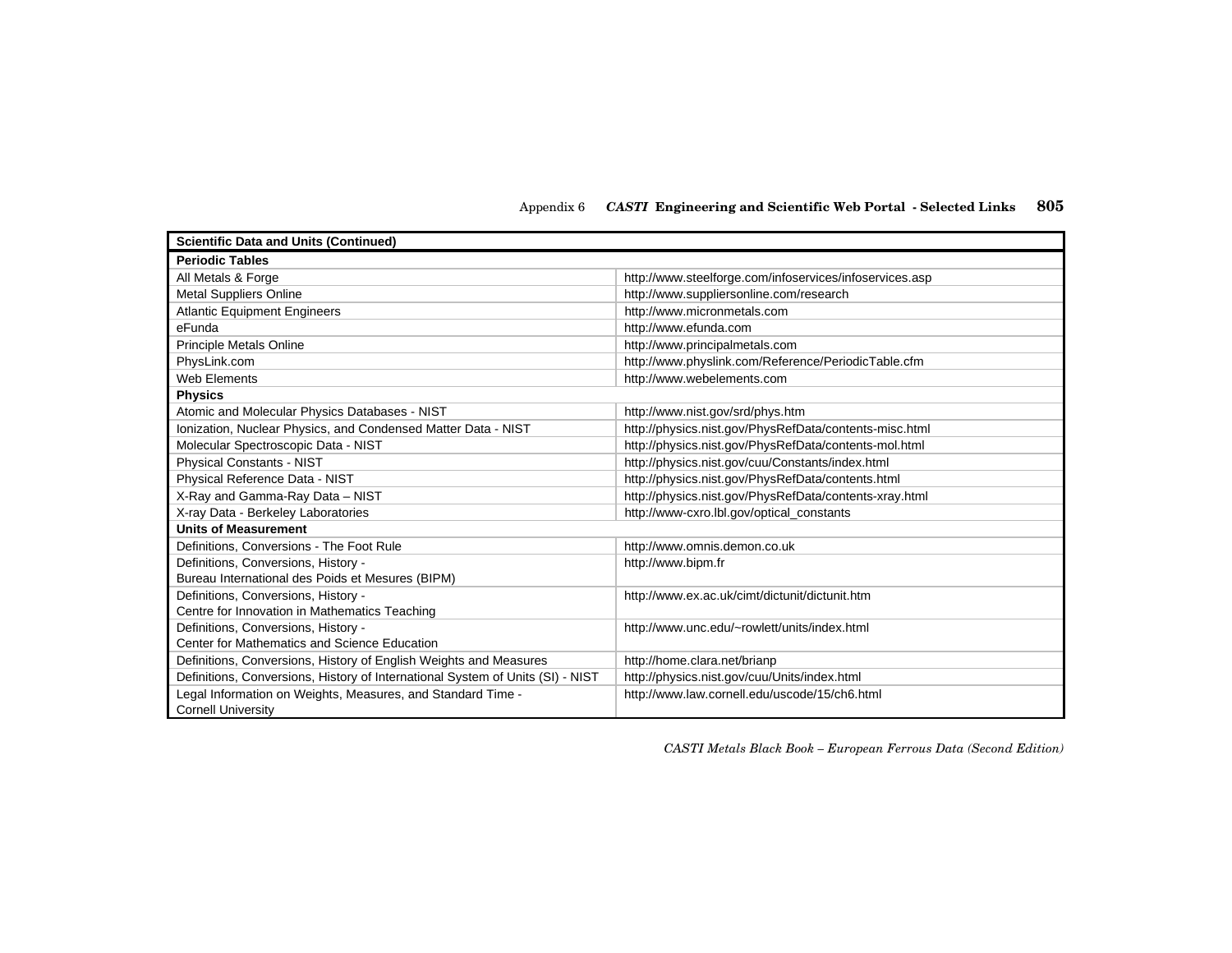| Scientific Data and Units (Continued) | |
|---|---|
| **Periodic Tables** | |
| All Metals & Forge | http://www.steelforge.com/infoservices/infoservices.asp |
| Metal Suppliers Online | http://www.suppliersonline.com/research |
| Atlantic Equipment Engineers | http://www.micronmetals.com |
| eFunda | http://www.efunda.com |
| Principle Metals Online | http://www.principalmetals.com |
| PhysLink.com | http://www.physlink.com/Reference/PeriodicTable.cfm |
| Web Elements | http://www.webelements.com |
| **Physics** | |
| Atomic and Molecular Physics Databases - NIST | http://www.nist.gov/srd/phys.htm |
| Ionization, Nuclear Physics, and Condensed Matter Data - NIST | http://physics.nist.gov/PhysRefData/contents-misc.html |
| Molecular Spectroscopic Data - NIST | http://physics.nist.gov/PhysRefData/contents-mol.html |
| Physical Constants - NIST | http://physics.nist.gov/cuu/Constants/index.html |
| Physical Reference Data - NIST | http://physics.nist.gov/PhysRefData/contents.html |
| X-Ray and Gamma-Ray Data – NIST | http://physics.nist.gov/PhysRefData/contents-xray.html |
| X-ray Data - Berkeley Laboratories | http://www-cxro.lbl.gov/optical_constants |
| **Units of Measurement** | |
| Definitions, Conversions - The Foot Rule | http://www.omnis.demon.co.uk |
| Definitions, Conversions, History - Bureau International des Poids et Mesures (BIPM) | http://www.bipm.fr |
| Definitions, Conversions, History - Centre for Innovation in Mathematics Teaching | http://www.ex.ac.uk/cimt/dictunit/dictunit.htm |
| Definitions, Conversions, History - Center for Mathematics and Science Education | http://www.unc.edu/~rowlett/units/index.html |
| Definitions, Conversions, History of English Weights and Measures | http://home.clara.net/brianp |
| Definitions, Conversions, History of International System of Units (SI) - NIST | http://physics.nist.gov/cuu/Units/index.html |
| Legal Information on Weights, Measures, and Standard Time - Cornell University | http://www.law.cornell.edu/uscode/15/ch6.html |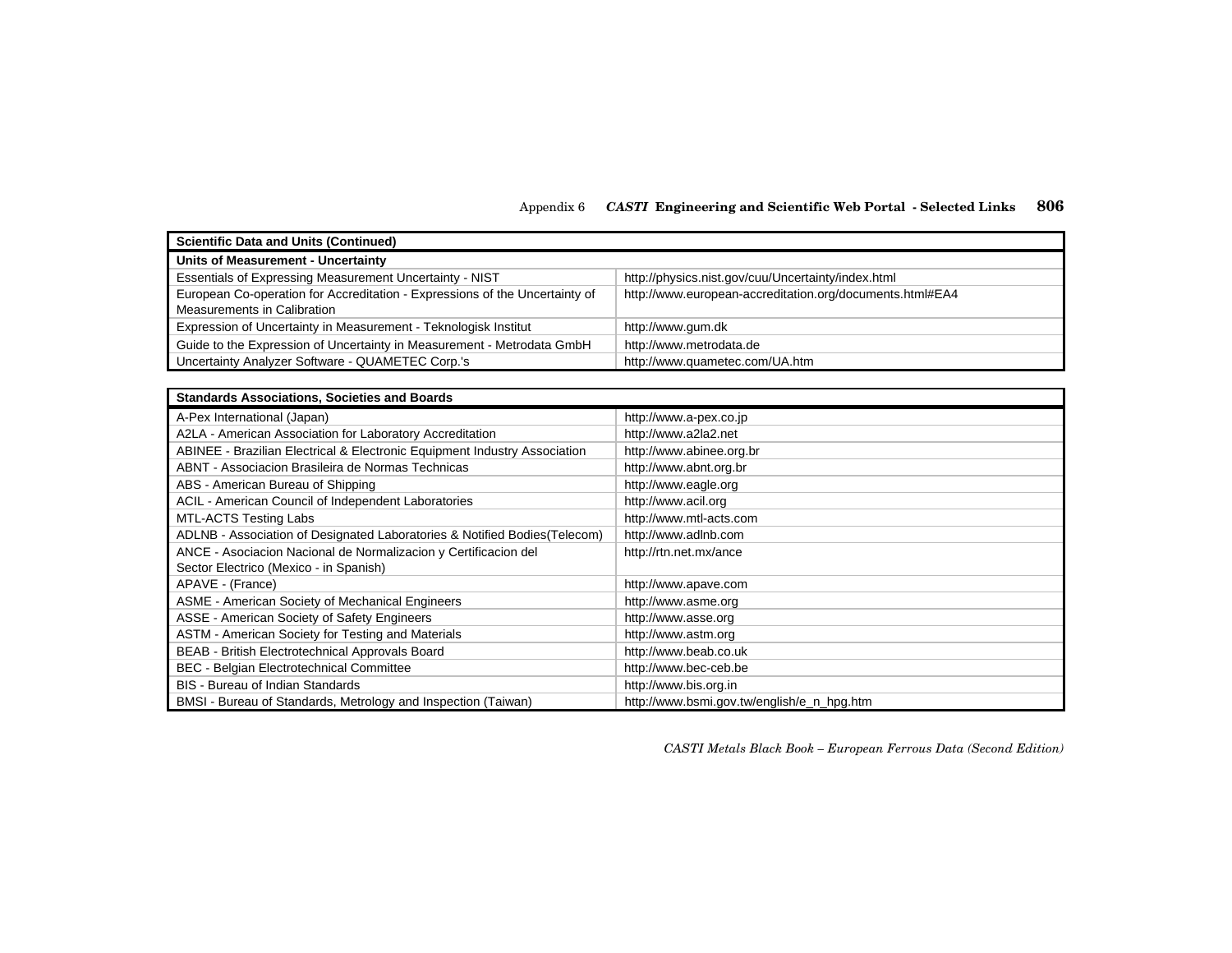| Scientific Data and Units (Continued) | |
|---|---|
| **Units of Measurement - Uncertainty** | |
| Essentials of Expressing Measurement Uncertainty - NIST | http://physics.nist.gov/cuu/Uncertainty/index.html |
| European Co-operation for Accreditation - Expressions of the Uncertainty of Measurements in Calibration | http://www.european-accreditation.org/documents.html#EA4 |
| Expression of Uncertainty in Measurement - Teknologisk Institut | http://www.gum.dk |
| Guide to the Expression of Uncertainty in Measurement - Metrodata GmbH | http://www.metrodata.de |
| Uncertainty Analyzer Software - QUAMETEC Corp.'s | http://www.quametec.com/UA.htm |

| Standards Associations, Societies and Boards | |
|---|---|
| A-Pex International (Japan) | http://www.a-pex.co.jp |
| A2LA - American Association for Laboratory Accreditation | http://www.a2la2.net |
| ABINEE - Brazilian Electrical & Electronic Equipment Industry Association | http://www.abinee.org.br |
| ABNT - Associacion Brasileira de Normas Technicas | http://www.abnt.org.br |
| ABS - American Bureau of Shipping | http://www.eagle.org |
| ACIL - American Council of Independent Laboratories | http://www.acil.org |
| MTL-ACTS Testing Labs | http://www.mtl-acts.com |
| ADLNB - Association of Designated Laboratories & Notified Bodies(Telecom) | http://www.adlnb.com |
| ANCE - Asociacion Nacional de Normalizacion y Certificacion del Sector Electrico (Mexico - in Spanish) | http://rtn.net.mx/ance |
| APAVE - (France) | http://www.apave.com |
| ASME - American Society of Mechanical Engineers | http://www.asme.org |
| ASSE - American Society of Safety Engineers | http://www.asse.org |
| ASTM - American Society for Testing and Materials | http://www.astm.org |
| BEAB - British Electrotechnical Approvals Board | http://www.beab.co.uk |
| BEC - Belgian Electrotechnical Committee | http://www.bec-ceb.be |
| BIS - Bureau of Indian Standards | http://www.bis.org.in |
| BMSI - Bureau of Standards, Metrology and Inspection (Taiwan) | http://www.bsmi.gov.tw/english/e_n_hpg.htm |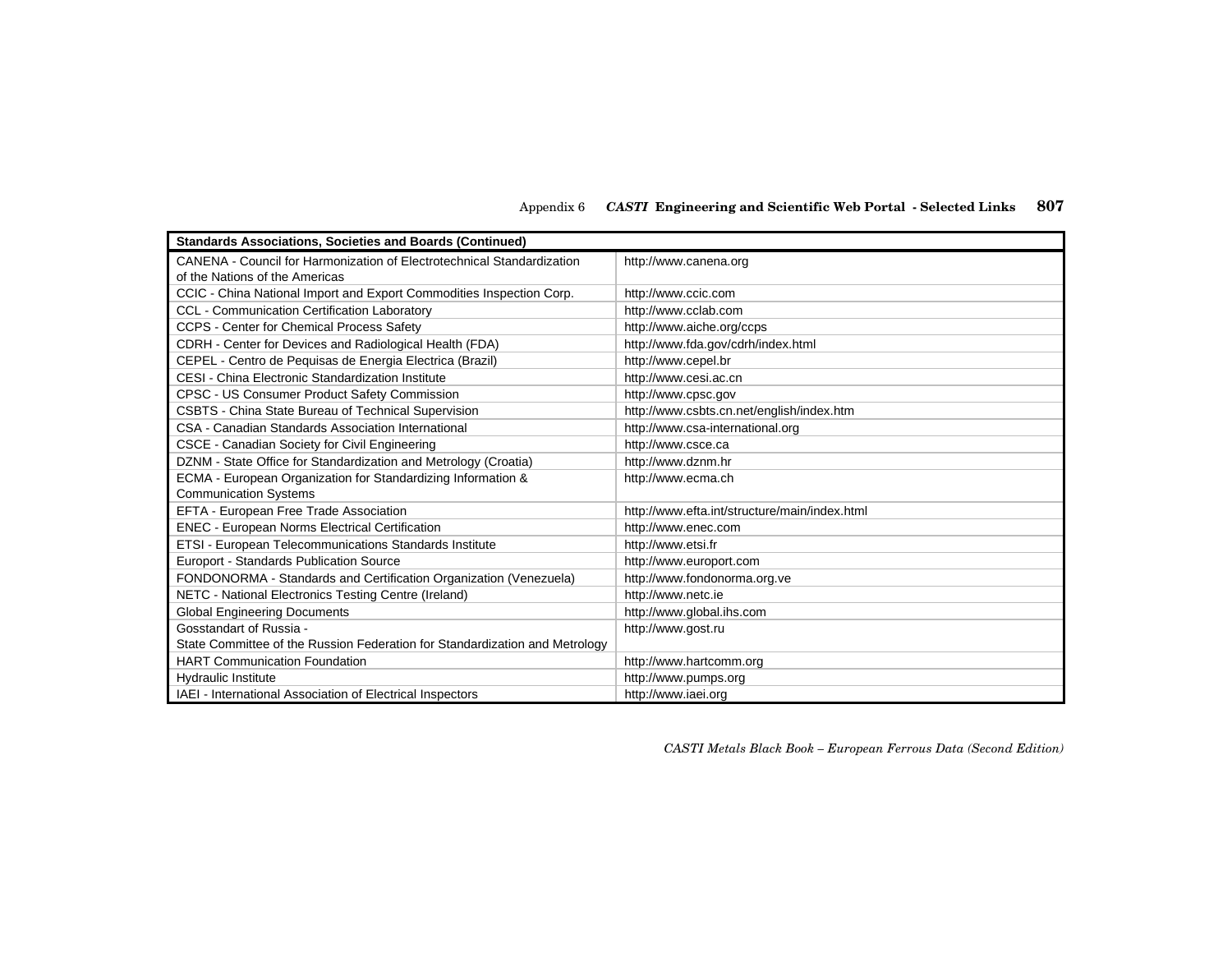| Standards Associations, Societies and Boards (Continued) | |
|---|---|
| CANENA - Council for Harmonization of Electrotechnical Standardization of the Nations of the Americas | http://www.canena.org |
| CCIC - China National Import and Export Commodities Inspection Corp. | http://www.ccic.com |
| CCL - Communication Certification Laboratory | http://www.cclab.com |
| CCPS - Center for Chemical Process Safety | http://www.aiche.org/ccps |
| CDRH - Center for Devices and Radiological Health (FDA) | http://www.fda.gov/cdrh/index.html |
| CEPEL - Centro de Pequisas de Energia Electrica (Brazil) | http://www.cepel.br |
| CESI - China Electronic Standardization Institute | http://www.cesi.ac.cn |
| CPSC - US Consumer Product Safety Commission | http://www.cpsc.gov |
| CSBTS - China State Bureau of Technical Supervision | http://www.csbts.cn.net/english/index.htm |
| CSA - Canadian Standards Association International | http://www.csa-international.org |
| CSCE - Canadian Society for Civil Engineering | http://www.csce.ca |
| DZNM - State Office for Standardization and Metrology (Croatia) | http://www.dznm.hr |
| ECMA - European Organization for Standardizing Information & Communication Systems | http://www.ecma.ch |
| EFTA - European Free Trade Association | http://www.efta.int/structure/main/index.html |
| ENEC - European Norms Electrical Certification | http://www.enec.com |
| ETSI - European Telecommunications Standards Institute | http://www.etsi.fr |
| Europort - Standards Publication Source | http://www.europort.com |
| FONDONORMA - Standards and Certification Organization (Venezuela) | http://www.fondonorma.org.ve |
| NETC - National Electronics Testing Centre (Ireland) | http://www.netc.ie |
| Global Engineering Documents | http://www.global.ihs.com |
| Gosstandart of Russia - State Committee of the Russion Federation for Standardization and Metrology | http://www.gost.ru |
| HART Communication Foundation | http://www.hartcomm.org |
| Hydraulic Institute | http://www.pumps.org |
| IAEI - International Association of Electrical Inspectors | http://www.iaei.org |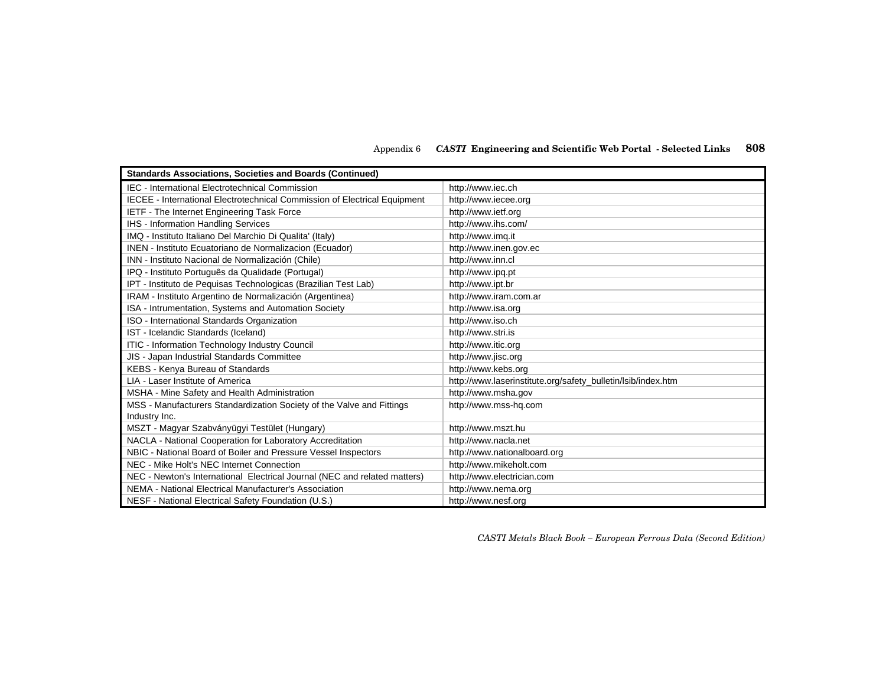| Standards Associations, Societies and Boards (Continued) | |
|---|---|
| IEC - International Electrotechnical Commission | http://www.iec.ch |
| IECEE - International Electrotechnical Commission of Electrical Equipment | http://www.iecee.org |
| IETF - The Internet Engineering Task Force | http://www.ietf.org |
| IHS - Information Handling Services | http://www.ihs.com/ |
| IMQ - Instituto Italiano Del Marchio Di Qualita' (Italy) | http://www.imq.it |
| INEN - Instituto Ecuatoriano de Normalizacion (Ecuador) | http://www.inen.gov.ec |
| INN - Instituto Nacional de Normalización (Chile) | http://www.inn.cl |
| IPQ - Instituto Português da Qualidade (Portugal) | http://www.ipq.pt |
| IPT - Instituto de Pequisas Technologicas (Brazilian Test Lab) | http://www.ipt.br |
| IRAM - Instituto Argentino de Normalización (Argentinea) | http://www.iram.com.ar |
| ISA - Intrumentation, Systems and Automation Society | http://www.isa.org |
| ISO - International Standards Organization | http://www.iso.ch |
| IST - Icelandic Standards (Iceland) | http://www.stri.is |
| ITIC - Information Technology Industry Council | http://www.itic.org |
| JIS - Japan Industrial Standards Committee | http://www.jisc.org |
| KEBS - Kenya Bureau of Standards | http://www.kebs.org |
| LIA - Laser Institute of America | http://www.laserinstitute.org/safety_bulletin/lsib/index.htm |
| MSHA - Mine Safety and Health Administration | http://www.msha.gov |
| MSS - Manufacturers Standardization Society of the Valve and Fittings Industry Inc. | http://www.mss-hq.com |
| MSZT - Magyar Szabványügyi Testület (Hungary) | http://www.mszt.hu |
| NACLA - National Cooperation for Laboratory Accreditation | http://www.nacla.net |
| NBIC - National Board of Boiler and Pressure Vessel Inspectors | http://www.nationalboard.org |
| NEC - Mike Holt's NEC Internet Connection | http://www.mikeholt.com |
| NEC - Newton's International Electrical Journal (NEC and related matters) | http://www.electrician.com |
| NEMA - National Electrical Manufacturer's Association | http://www.nema.org |
| NESF - National Electrical Safety Foundation (U.S.) | http://www.nesf.org |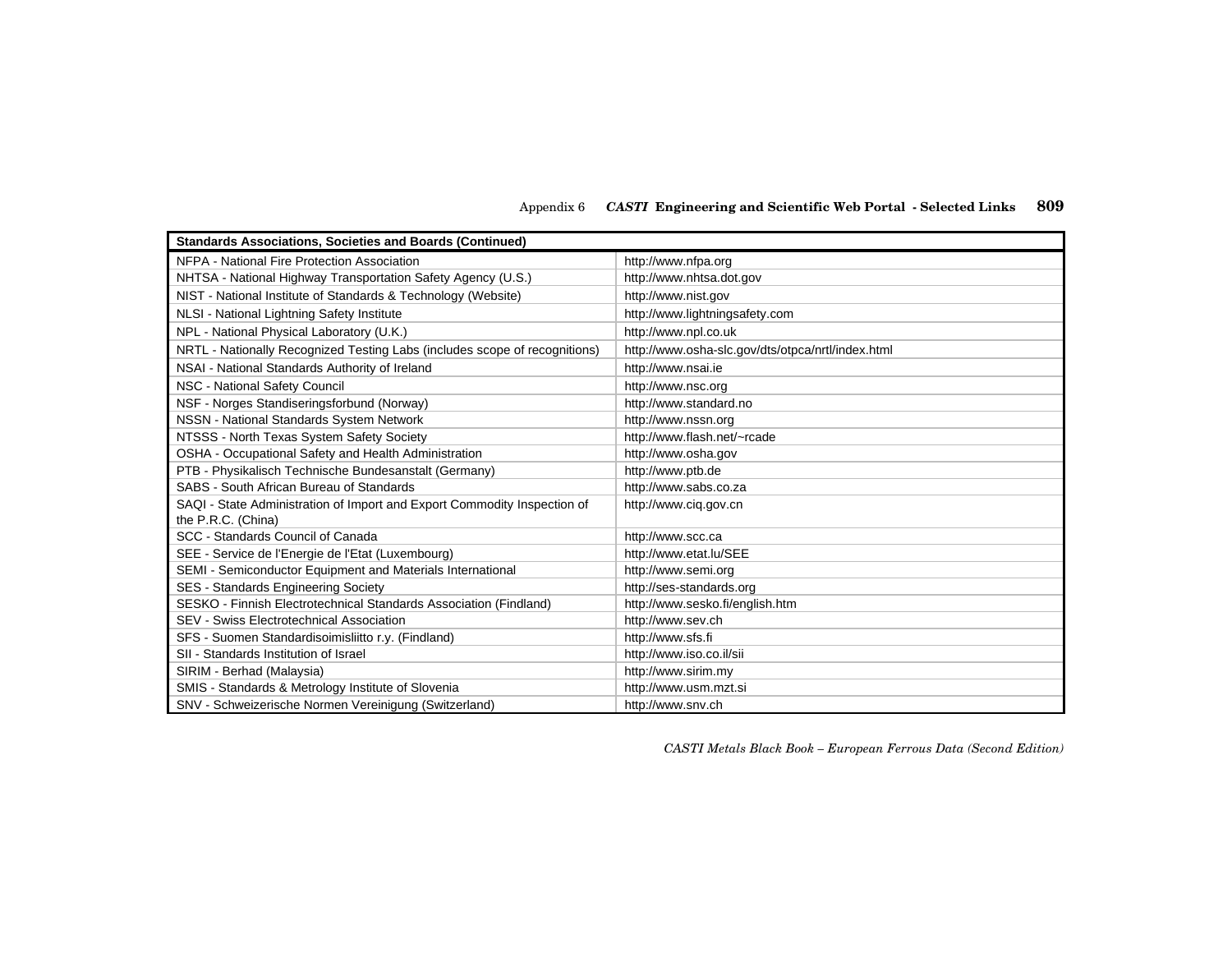| Standards Associations, Societies and Boards (Continued) | |
|---|---|
| NFPA - National Fire Protection Association | http://www.nfpa.org |
| NHTSA - National Highway Transportation Safety Agency (U.S.) | http://www.nhtsa.dot.gov |
| NIST - National Institute of Standards & Technology (Website) | http://www.nist.gov |
| NLSI - National Lightning Safety Institute | http://www.lightningsafety.com |
| NPL - National Physical Laboratory (U.K.) | http://www.npl.co.uk |
| NRTL - Nationally Recognized Testing Labs (includes scope of recognitions) | http://www.osha-slc.gov/dts/otpca/nrtl/index.html |
| NSAI - National Standards Authority of Ireland | http://www.nsai.ie |
| NSC - National Safety Council | http://www.nsc.org |
| NSF - Norges Standiseringsforbund (Norway) | http://www.standard.no |
| NSSN - National Standards System Network | http://www.nssn.org |
| NTSSS - North Texas System Safety Society | http://www.flash.net/~rcade |
| OSHA - Occupational Safety and Health Administration | http://www.osha.gov |
| PTB - Physikalisch Technische Bundesanstalt (Germany) | http://www.ptb.de |
| SABS - South African Bureau of Standards | http://www.sabs.co.za |
| SAQI - State Administration of Import and Export Commodity Inspection of the P.R.C. (China) | http://www.ciq.gov.cn |
| SCC - Standards Council of Canada | http://www.scc.ca |
| SEE - Service de l'Energie de l'Etat (Luxembourg) | http://www.etat.lu/SEE |
| SEMI - Semiconductor Equipment and Materials International | http://www.semi.org |
| SES - Standards Engineering Society | http://ses-standards.org |
| SESKO - Finnish Electrotechnical Standards Association (Findland) | http://www.sesko.fi/english.htm |
| SEV - Swiss Electrotechnical Association | http://www.sev.ch |
| SFS - Suomen Standardisoimisliitto r.y. (Findland) | http://www.sfs.fi |
| SII - Standards Institution of Israel | http://www.iso.co.il/sii |
| SIRIM - Berhad (Malaysia) | http://www.sirim.my |
| SMIS - Standards & Metrology Institute of Slovenia | http://www.usm.mzt.si |
| SNV - Schweizerische Normen Vereinigung (Switzerland) | http://www.snv.ch |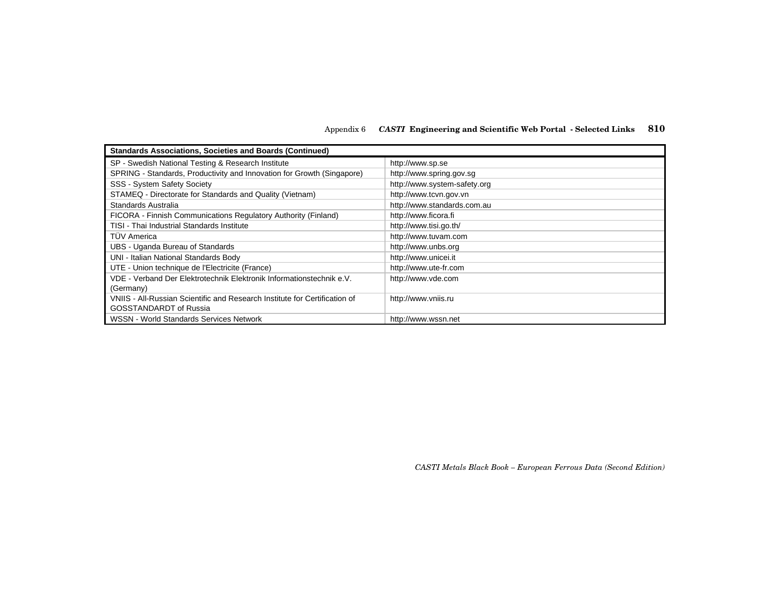| Standards Associations, Societies and Boards (Continued) | |
|---|---|
| SP - Swedish National Testing & Research Institute | http://www.sp.se |
| SPRING - Standards, Productivity and Innovation for Growth (Singapore) | http://www.spring.gov.sg |
| SSS - System Safety Society | http://www.system-safety.org |
| STAMEQ - Directorate for Standards and Quality (Vietnam) | http://www.tcvn.gov.vn |
| Standards Australia | http://www.standards.com.au |
| FICORA - Finnish Communications Regulatory Authority (Finland) | http://www.ficora.fi |
| TISI - Thai Industrial Standards Institute | http://www.tisi.go.th/ |
| TÜV America | http://www.tuvam.com |
| UBS - Uganda Bureau of Standards | http://www.unbs.org |
| UNI - Italian National Standards Body | http://www.unicei.it |
| UTE - Union technique de l'Electricite (France) | http://www.ute-fr.com |
| VDE - Verband Der Elektrotechnik Elektronik Informationstechnik e.V. (Germany) | http://www.vde.com |
| VNIIS - All-Russian Scientific and Research Institute for Certification of GOSSTANDARDT of Russia | http://www.vniis.ru |
| WSSN - World Standards Services Network | http://www.wssn.net |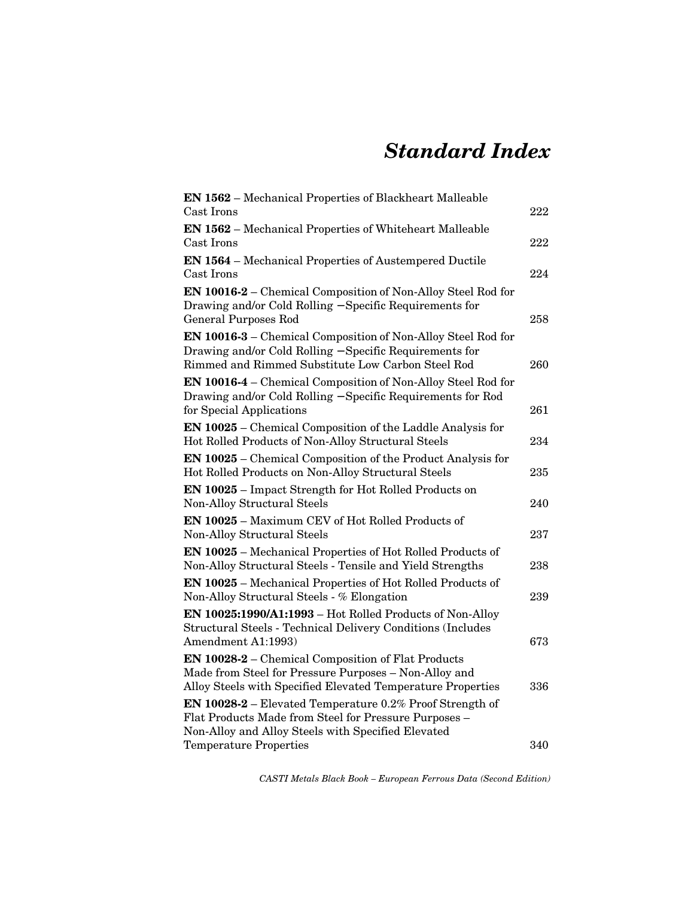# *Standard Index*

| | |
|---|---|
| **EN 1562** – Mechanical Properties of Blackheart Malleable Cast Irons | 222 |
| **EN 1562** – Mechanical Properties of Whiteheart Malleable Cast Irons | 222 |
| **EN 1564** – Mechanical Properties of Austempered Ductile Cast Irons | 224 |
| **EN 10016-2** – Chemical Composition of Non-Alloy Steel Rod for Drawing and/or Cold Rolling −Specific Requirements for General Purposes Rod | 258 |
| **EN 10016-3** – Chemical Composition of Non-Alloy Steel Rod for Drawing and/or Cold Rolling −Specific Requirements for Rimmed and Rimmed Substitute Low Carbon Steel Rod | 260 |
| **EN 10016-4** – Chemical Composition of Non-Alloy Steel Rod for Drawing and/or Cold Rolling −Specific Requirements for Rod for Special Applications | 261 |
| **EN 10025** – Chemical Composition of the Laddle Analysis for Hot Rolled Products of Non-Alloy Structural Steels | 234 |
| **EN 10025** – Chemical Composition of the Product Analysis for Hot Rolled Products on Non-Alloy Structural Steels | 235 |
| **EN 10025** – Impact Strength for Hot Rolled Products on Non-Alloy Structural Steels | 240 |
| **EN 10025** – Maximum CEV of Hot Rolled Products of Non-Alloy Structural Steels | 237 |
| **EN 10025** – Mechanical Properties of Hot Rolled Products of Non-Alloy Structural Steels - Tensile and Yield Strengths | 238 |
| **EN 10025** – Mechanical Properties of Hot Rolled Products of Non-Alloy Structural Steels - % Elongation | 239 |
| **EN 10025:1990/A1:1993** – Hot Rolled Products of Non-Alloy Structural Steels - Technical Delivery Conditions (Includes Amendment A1:1993) | 673 |
| **EN 10028-2** – Chemical Composition of Flat Products Made from Steel for Pressure Purposes – Non-Alloy and Alloy Steels with Specified Elevated Temperature Properties | 336 |
| **EN 10028-2** – Elevated Temperature 0.2% Proof Strength of Flat Products Made from Steel for Pressure Purposes – Non-Alloy and Alloy Steels with Specified Elevated Temperature Properties | 340 |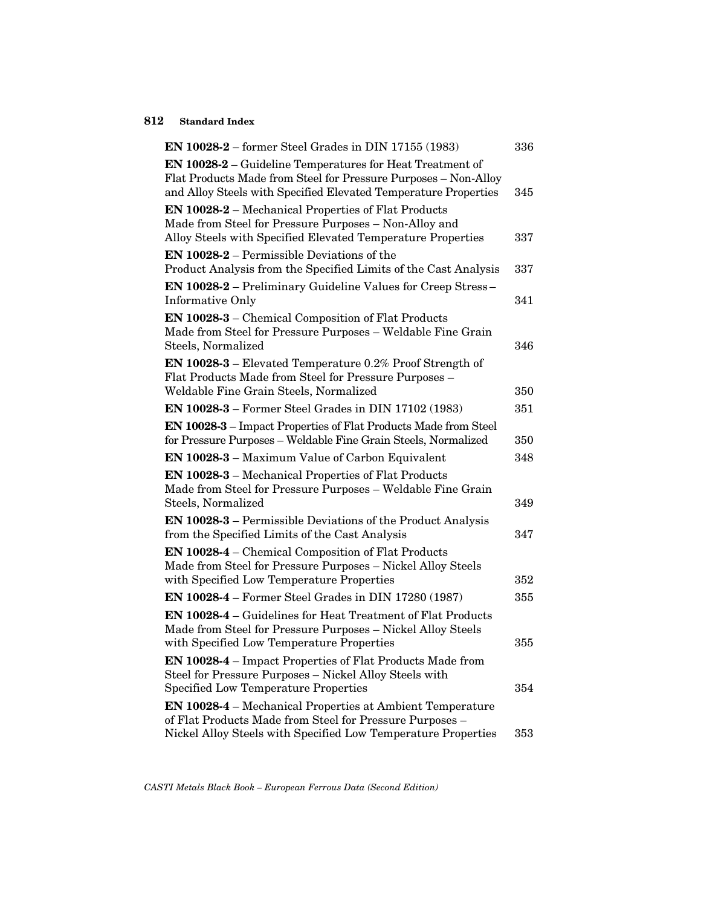**EN 10028-2** – former Steel Grades in DIN 17155 (1983) 336

**EN 10028-2** – Guideline Temperatures for Heat Treatment of Flat Products Made from Steel for Pressure Purposes – Non-Alloy and Alloy Steels with Specified Elevated Temperature Properties 345

**EN 10028-2** – Mechanical Properties of Flat Products Made from Steel for Pressure Purposes – Non-Alloy and Alloy Steels with Specified Elevated Temperature Properties 337

**EN 10028-2** – Permissible Deviations of the Product Analysis from the Specified Limits of the Cast Analysis 337

**EN 10028-2** – Preliminary Guideline Values for Creep Stress – Informative Only 341

**EN 10028-3** – Chemical Composition of Flat Products Made from Steel for Pressure Purposes – Weldable Fine Grain Steels, Normalized 346

**EN 10028-3** – Elevated Temperature 0.2% Proof Strength of Flat Products Made from Steel for Pressure Purposes – Weldable Fine Grain Steels, Normalized 350

**EN 10028-3** – Former Steel Grades in DIN 17102 (1983) 351

**EN 10028-3** – Impact Properties of Flat Products Made from Steel for Pressure Purposes – Weldable Fine Grain Steels, Normalized 350

**EN 10028-3** – Maximum Value of Carbon Equivalent 348

**EN 10028-3** – Mechanical Properties of Flat Products Made from Steel for Pressure Purposes – Weldable Fine Grain Steels, Normalized 349

**EN 10028-3** – Permissible Deviations of the Product Analysis from the Specified Limits of the Cast Analysis 347

**EN 10028-4** – Chemical Composition of Flat Products Made from Steel for Pressure Purposes – Nickel Alloy Steels with Specified Low Temperature Properties 352

**EN 10028-4** – Former Steel Grades in DIN 17280 (1987) 355

**EN 10028-4** – Guidelines for Heat Treatment of Flat Products Made from Steel for Pressure Purposes – Nickel Alloy Steels with Specified Low Temperature Properties 355

**EN 10028-4** – Impact Properties of Flat Products Made from Steel for Pressure Purposes – Nickel Alloy Steels with Specified Low Temperature Properties 354

**EN 10028-4** – Mechanical Properties at Ambient Temperature of Flat Products Made from Steel for Pressure Purposes – Nickel Alloy Steels with Specified Low Temperature Properties 353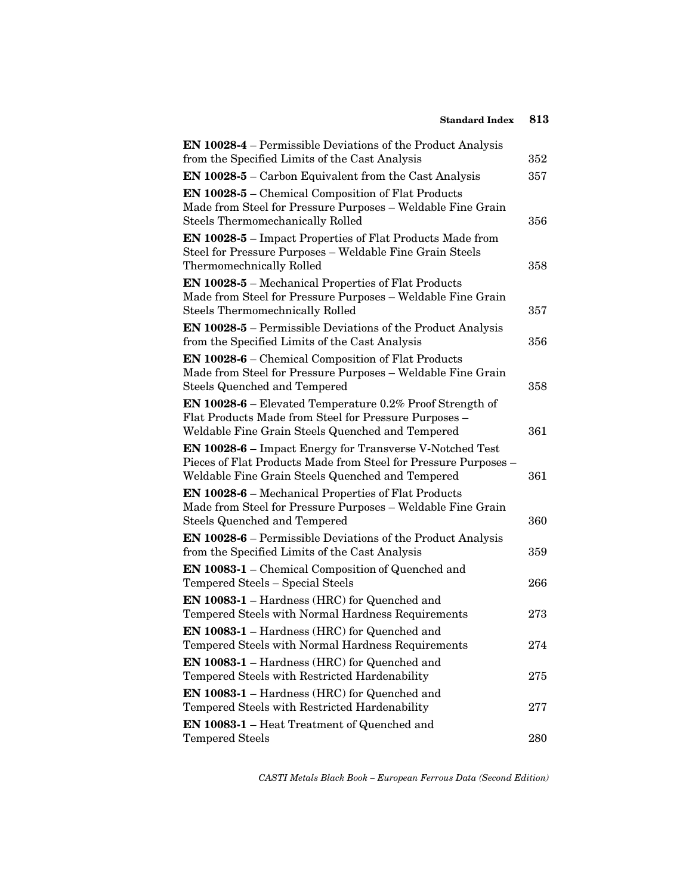**EN 10028-4** – Permissible Deviations of the Product Analysis from the Specified Limits of the Cast Analysis 352

**EN 10028-5** – Carbon Equivalent from the Cast Analysis 357

**EN 10028-5** – Chemical Composition of Flat Products Made from Steel for Pressure Purposes – Weldable Fine Grain Steels Thermomechanically Rolled 356

**EN 10028-5** – Impact Properties of Flat Products Made from Steel for Pressure Purposes – Weldable Fine Grain Steels Thermomechnically Rolled 358

**EN 10028-5** – Mechanical Properties of Flat Products Made from Steel for Pressure Purposes – Weldable Fine Grain Steels Thermomechnically Rolled 357

**EN 10028-5** – Permissible Deviations of the Product Analysis from the Specified Limits of the Cast Analysis 356

**EN 10028-6** – Chemical Composition of Flat Products Made from Steel for Pressure Purposes – Weldable Fine Grain Steels Quenched and Tempered 358

**EN 10028-6** – Elevated Temperature 0.2% Proof Strength of Flat Products Made from Steel for Pressure Purposes – Weldable Fine Grain Steels Quenched and Tempered 361

**EN 10028-6** – Impact Energy for Transverse V-Notched Test Pieces of Flat Products Made from Steel for Pressure Purposes – Weldable Fine Grain Steels Quenched and Tempered 361

**EN 10028-6** – Mechanical Properties of Flat Products Made from Steel for Pressure Purposes – Weldable Fine Grain Steels Quenched and Tempered 360

**EN 10028-6** – Permissible Deviations of the Product Analysis from the Specified Limits of the Cast Analysis 359

**EN 10083-1** – Chemical Composition of Quenched and Tempered Steels – Special Steels 266

**EN 10083-1** – Hardness (HRC) for Quenched and Tempered Steels with Normal Hardness Requirements 273

**EN 10083-1** – Hardness (HRC) for Quenched and Tempered Steels with Normal Hardness Requirements 274

**EN 10083-1** – Hardness (HRC) for Quenched and Tempered Steels with Restricted Hardenability 275

**EN 10083-1** – Hardness (HRC) for Quenched and Tempered Steels with Restricted Hardenability 277

**EN 10083-1** – Heat Treatment of Quenched and Tempered Steels 280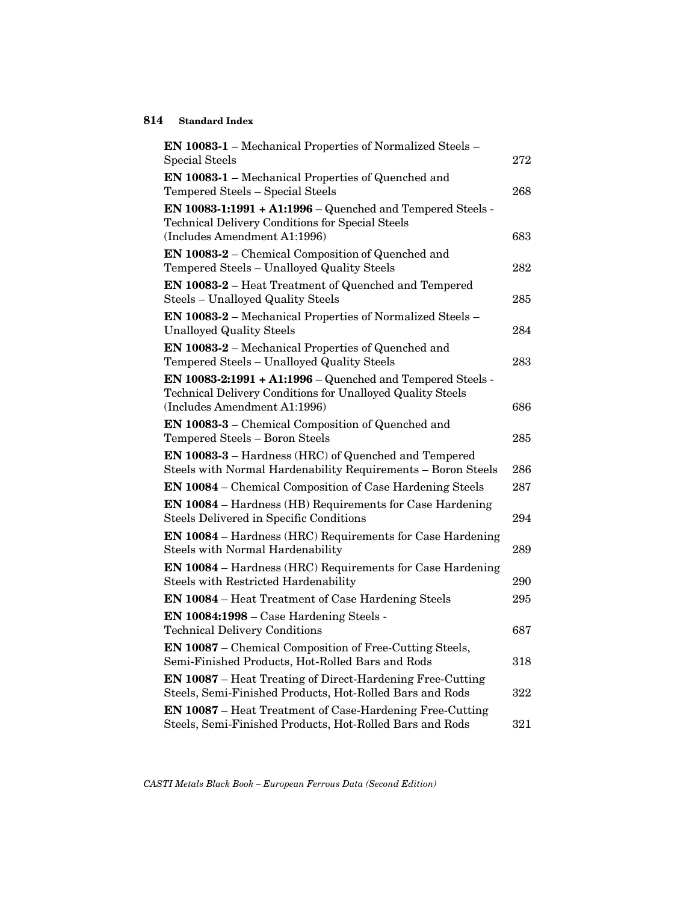**EN 10083-1** – Mechanical Properties of Normalized Steels – Special Steels 272

**EN 10083-1** – Mechanical Properties of Quenched and Tempered Steels – Special Steels 268

**EN 10083-1:1991 + A1:1996** – Quenched and Tempered Steels - Technical Delivery Conditions for Special Steels (Includes Amendment A1:1996) 683

**EN 10083-2** – Chemical Composition of Quenched and Tempered Steels – Unalloyed Quality Steels 282

**EN 10083-2** – Heat Treatment of Quenched and Tempered Steels – Unalloyed Quality Steels 285

**EN 10083-2** – Mechanical Properties of Normalized Steels – Unalloyed Quality Steels 284

**EN 10083-2** – Mechanical Properties of Quenched and Tempered Steels – Unalloyed Quality Steels 283

**EN 10083-2:1991 + A1:1996** – Quenched and Tempered Steels - Technical Delivery Conditions for Unalloyed Quality Steels (Includes Amendment A1:1996) 686

**EN 10083-3** – Chemical Composition of Quenched and Tempered Steels – Boron Steels 285

**EN 10083-3** – Hardness (HRC) of Quenched and Tempered Steels with Normal Hardenability Requirements – Boron Steels 286

**EN 10084** – Chemical Composition of Case Hardening Steels 287

**EN 10084** – Hardness (HB) Requirements for Case Hardening Steels Delivered in Specific Conditions 294

**EN 10084** – Hardness (HRC) Requirements for Case Hardening Steels with Normal Hardenability 289

**EN 10084** – Hardness (HRC) Requirements for Case Hardening Steels with Restricted Hardenability 290

**EN 10084** – Heat Treatment of Case Hardening Steels 295

**EN 10084:1998** – Case Hardening Steels - Technical Delivery Conditions 687

**EN 10087** – Chemical Composition of Free-Cutting Steels, Semi-Finished Products, Hot-Rolled Bars and Rods 318

**EN 10087** – Heat Treating of Direct-Hardening Free-Cutting Steels, Semi-Finished Products, Hot-Rolled Bars and Rods 322

**EN 10087** – Heat Treatment of Case-Hardening Free-Cutting Steels, Semi-Finished Products, Hot-Rolled Bars and Rods 321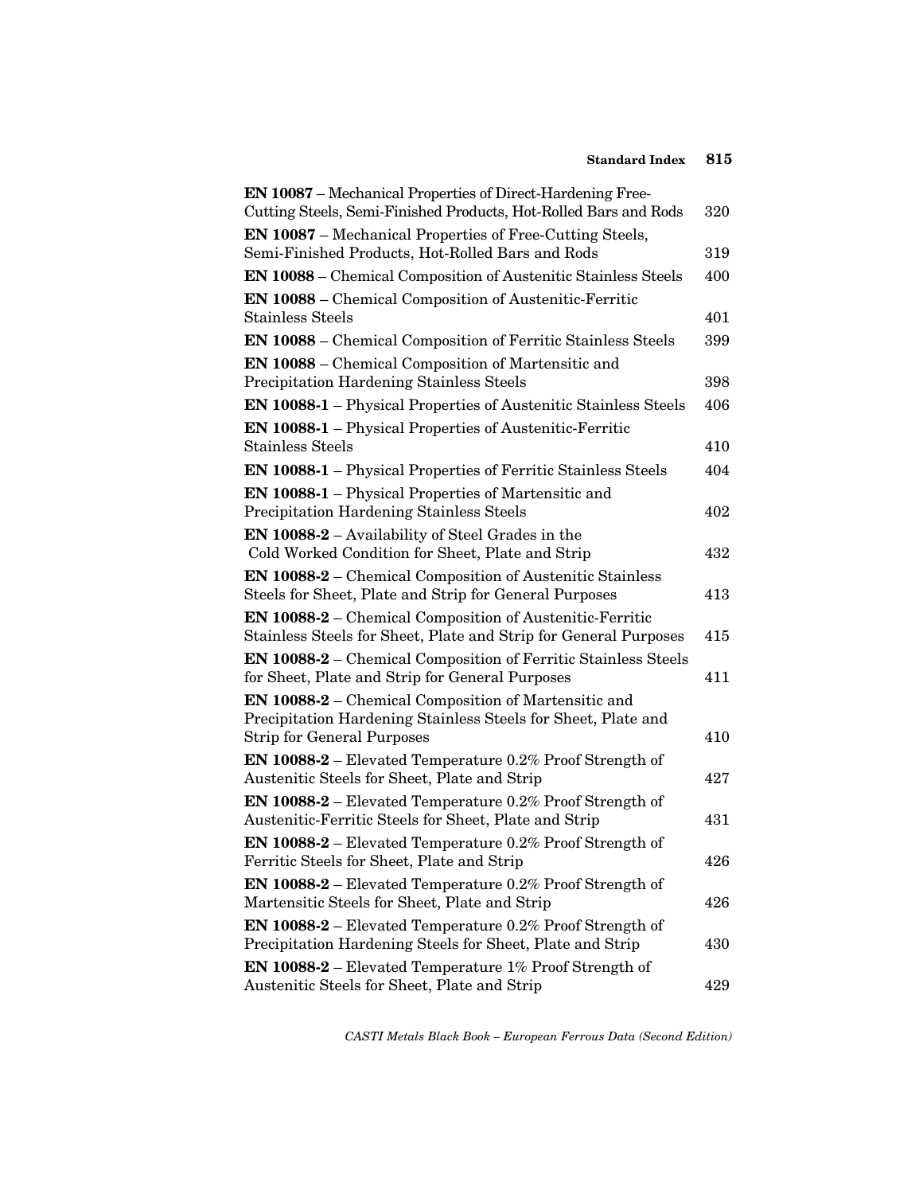**EN 10087** – Mechanical Properties of Direct-Hardening Free-Cutting Steels, Semi-Finished Products, Hot-Rolled Bars and Rods 320

**EN 10087** – Mechanical Properties of Free-Cutting Steels, Semi-Finished Products, Hot-Rolled Bars and Rods 319

**EN 10088** – Chemical Composition of Austenitic Stainless Steels 400

**EN 10088** – Chemical Composition of Austenitic-Ferritic Stainless Steels 401

**EN 10088** – Chemical Composition of Ferritic Stainless Steels 399

**EN 10088** – Chemical Composition of Martensitic and Precipitation Hardening Stainless Steels 398

**EN 10088-1** – Physical Properties of Austenitic Stainless Steels 406

**EN 10088-1** – Physical Properties of Austenitic-Ferritic Stainless Steels 410

**EN 10088-1** – Physical Properties of Ferritic Stainless Steels 404

**EN 10088-1** – Physical Properties of Martensitic and Precipitation Hardening Stainless Steels 402

**EN 10088-2** – Availability of Steel Grades in the Cold Worked Condition for Sheet, Plate and Strip 432

**EN 10088-2** – Chemical Composition of Austenitic Stainless Steels for Sheet, Plate and Strip for General Purposes 413

**EN 10088-2** – Chemical Composition of Austenitic-Ferritic Stainless Steels for Sheet, Plate and Strip for General Purposes 415

**EN 10088-2** – Chemical Composition of Ferritic Stainless Steels for Sheet, Plate and Strip for General Purposes 411

**EN 10088-2** – Chemical Composition of Martensitic and Precipitation Hardening Stainless Steels for Sheet, Plate and Strip for General Purposes 410

**EN 10088-2** – Elevated Temperature 0.2% Proof Strength of Austenitic Steels for Sheet, Plate and Strip 427

**EN 10088-2** – Elevated Temperature 0.2% Proof Strength of Austenitic-Ferritic Steels for Sheet, Plate and Strip 431

**EN 10088-2** – Elevated Temperature 0.2% Proof Strength of Ferritic Steels for Sheet, Plate and Strip 426

**EN 10088-2** – Elevated Temperature 0.2% Proof Strength of Martensitic Steels for Sheet, Plate and Strip 426

**EN 10088-2** – Elevated Temperature 0.2% Proof Strength of Precipitation Hardening Steels for Sheet, Plate and Strip 430

**EN 10088-2** – Elevated Temperature 1% Proof Strength of Austenitic Steels for Sheet, Plate and Strip 429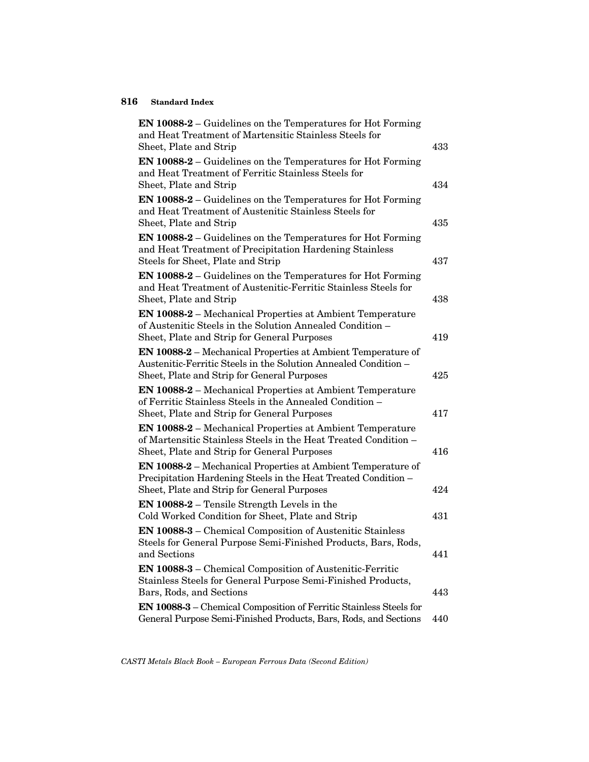**EN 10088-2** – Guidelines on the Temperatures for Hot Forming and Heat Treatment of Martensitic Stainless Steels for Sheet, Plate and Strip 433

**EN 10088-2** – Guidelines on the Temperatures for Hot Forming and Heat Treatment of Ferritic Stainless Steels for Sheet, Plate and Strip 434

**EN 10088-2** – Guidelines on the Temperatures for Hot Forming and Heat Treatment of Austenitic Stainless Steels for Sheet, Plate and Strip 435

**EN 10088-2** – Guidelines on the Temperatures for Hot Forming and Heat Treatment of Precipitation Hardening Stainless Steels for Sheet, Plate and Strip 437

**EN 10088-2** – Guidelines on the Temperatures for Hot Forming and Heat Treatment of Austenitic-Ferritic Stainless Steels for Sheet, Plate and Strip 438

**EN 10088-2** – Mechanical Properties at Ambient Temperature of Austenitic Steels in the Solution Annealed Condition – Sheet, Plate and Strip for General Purposes 419

**EN 10088-2** – Mechanical Properties at Ambient Temperature of Austenitic-Ferritic Steels in the Solution Annealed Condition – Sheet, Plate and Strip for General Purposes 425

**EN 10088-2** – Mechanical Properties at Ambient Temperature of Ferritic Stainless Steels in the Annealed Condition – Sheet, Plate and Strip for General Purposes 417

**EN 10088-2** – Mechanical Properties at Ambient Temperature of Martensitic Stainless Steels in the Heat Treated Condition – Sheet, Plate and Strip for General Purposes 416

**EN 10088-2** – Mechanical Properties at Ambient Temperature of Precipitation Hardening Steels in the Heat Treated Condition – Sheet, Plate and Strip for General Purposes 424

**EN 10088-2** – Tensile Strength Levels in the Cold Worked Condition for Sheet, Plate and Strip 431

**EN 10088-3** – Chemical Composition of Austenitic Stainless Steels for General Purpose Semi-Finished Products, Bars, Rods, and Sections 441

**EN 10088-3** – Chemical Composition of Austenitic-Ferritic Stainless Steels for General Purpose Semi-Finished Products, Bars, Rods, and Sections 443

**EN 10088-3** – Chemical Composition of Ferritic Stainless Steels for General Purpose Semi-Finished Products, Bars, Rods, and Sections 440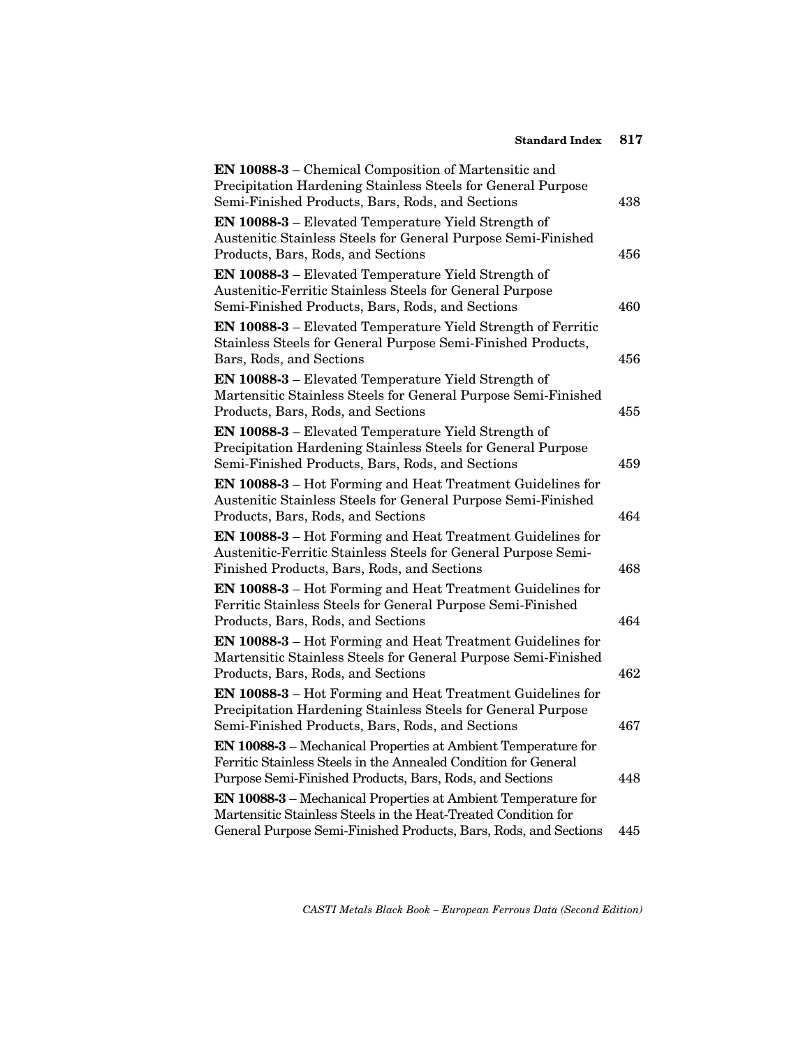**EN 10088-3** – Chemical Composition of Martensitic and Precipitation Hardening Stainless Steels for General Purpose Semi-Finished Products, Bars, Rods, and Sections 438

**EN 10088-3** – Elevated Temperature Yield Strength of Austenitic Stainless Steels for General Purpose Semi-Finished Products, Bars, Rods, and Sections 456

**EN 10088-3** – Elevated Temperature Yield Strength of Austenitic-Ferritic Stainless Steels for General Purpose Semi-Finished Products, Bars, Rods, and Sections 460

**EN 10088-3** – Elevated Temperature Yield Strength of Ferritic Stainless Steels for General Purpose Semi-Finished Products, Bars, Rods, and Sections 456

**EN 10088-3** – Elevated Temperature Yield Strength of Martensitic Stainless Steels for General Purpose Semi-Finished Products, Bars, Rods, and Sections 455

**EN 10088-3** – Elevated Temperature Yield Strength of Precipitation Hardening Stainless Steels for General Purpose Semi-Finished Products, Bars, Rods, and Sections 459

**EN 10088-3** – Hot Forming and Heat Treatment Guidelines for Austenitic Stainless Steels for General Purpose Semi-Finished Products, Bars, Rods, and Sections 464

**EN 10088-3** – Hot Forming and Heat Treatment Guidelines for Austenitic-Ferritic Stainless Steels for General Purpose Semi-Finished Products, Bars, Rods, and Sections 468

**EN 10088-3** – Hot Forming and Heat Treatment Guidelines for Ferritic Stainless Steels for General Purpose Semi-Finished Products, Bars, Rods, and Sections 464

**EN 10088-3** – Hot Forming and Heat Treatment Guidelines for Martensitic Stainless Steels for General Purpose Semi-Finished Products, Bars, Rods, and Sections 462

**EN 10088-3** – Hot Forming and Heat Treatment Guidelines for Precipitation Hardening Stainless Steels for General Purpose Semi-Finished Products, Bars, Rods, and Sections 467

**EN 10088-3** – Mechanical Properties at Ambient Temperature for Ferritic Stainless Steels in the Annealed Condition for General Purpose Semi-Finished Products, Bars, Rods, and Sections 448

**EN 10088-3** – Mechanical Properties at Ambient Temperature for Martensitic Stainless Steels in the Heat-Treated Condition for General Purpose Semi-Finished Products, Bars, Rods, and Sections 445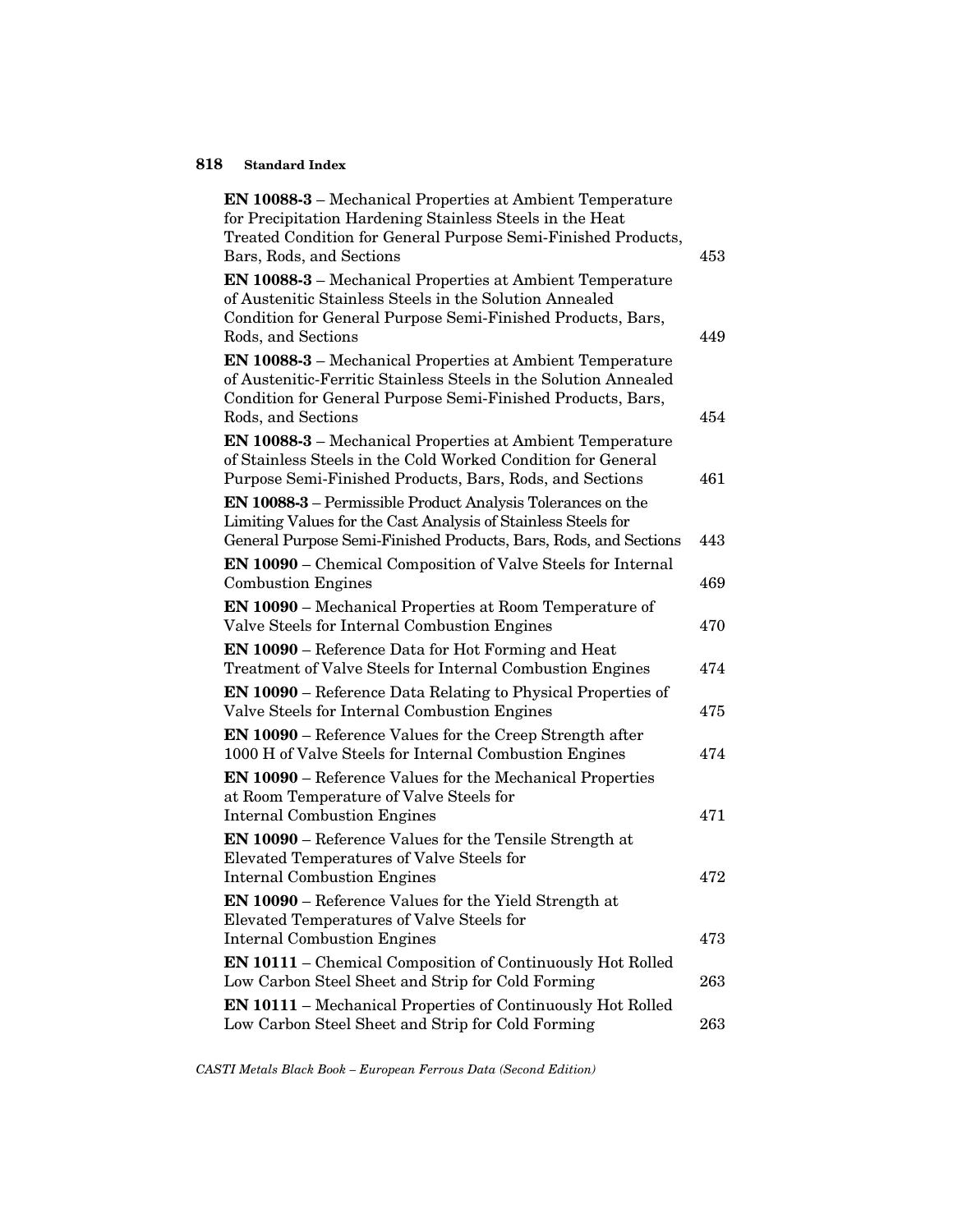**EN 10088-3** – Mechanical Properties at Ambient Temperature for Precipitation Hardening Stainless Steels in the Heat Treated Condition for General Purpose Semi-Finished Products, Bars, Rods, and Sections 453

**EN 10088-3** – Mechanical Properties at Ambient Temperature of Austenitic Stainless Steels in the Solution Annealed Condition for General Purpose Semi-Finished Products, Bars, Rods, and Sections 449

**EN 10088-3** – Mechanical Properties at Ambient Temperature of Austenitic-Ferritic Stainless Steels in the Solution Annealed Condition for General Purpose Semi-Finished Products, Bars, Rods, and Sections 454

**EN 10088-3** – Mechanical Properties at Ambient Temperature of Stainless Steels in the Cold Worked Condition for General Purpose Semi-Finished Products, Bars, Rods, and Sections 461

**EN 10088-3** – Permissible Product Analysis Tolerances on the Limiting Values for the Cast Analysis of Stainless Steels for General Purpose Semi-Finished Products, Bars, Rods, and Sections 443

**EN 10090** – Chemical Composition of Valve Steels for Internal Combustion Engines 469

**EN 10090** – Mechanical Properties at Room Temperature of Valve Steels for Internal Combustion Engines 470

**EN 10090** – Reference Data for Hot Forming and Heat Treatment of Valve Steels for Internal Combustion Engines 474

**EN 10090** – Reference Data Relating to Physical Properties of Valve Steels for Internal Combustion Engines 475

**EN 10090** – Reference Values for the Creep Strength after 1000 H of Valve Steels for Internal Combustion Engines 474

**EN 10090** – Reference Values for the Mechanical Properties at Room Temperature of Valve Steels for Internal Combustion Engines 471

**EN 10090** – Reference Values for the Tensile Strength at Elevated Temperatures of Valve Steels for Internal Combustion Engines 472

**EN 10090** – Reference Values for the Yield Strength at Elevated Temperatures of Valve Steels for Internal Combustion Engines 473

**EN 10111** – Chemical Composition of Continuously Hot Rolled Low Carbon Steel Sheet and Strip for Cold Forming 263

**EN 10111** – Mechanical Properties of Continuously Hot Rolled Low Carbon Steel Sheet and Strip for Cold Forming 263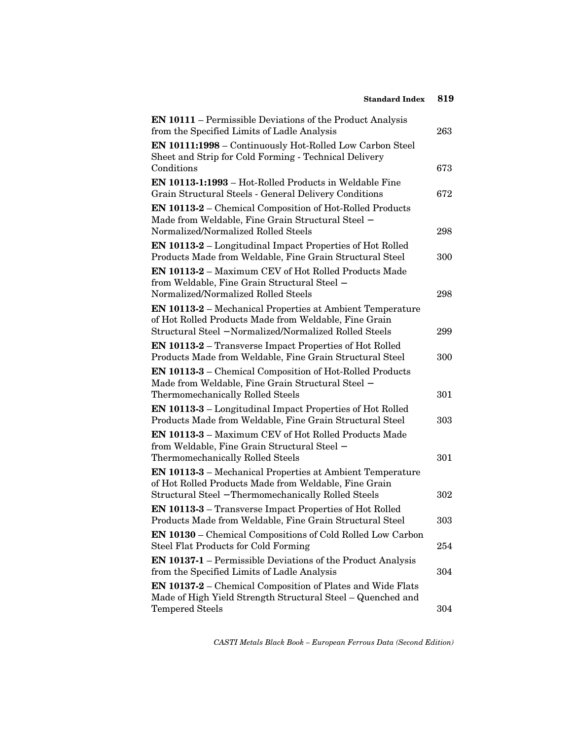**EN 10111** – Permissible Deviations of the Product Analysis from the Specified Limits of Ladle Analysis 263

**EN 10111:1998** – Continuously Hot-Rolled Low Carbon Steel Sheet and Strip for Cold Forming - Technical Delivery Conditions 673

**EN 10113-1:1993** – Hot-Rolled Products in Weldable Fine Grain Structural Steels - General Delivery Conditions 672

**EN 10113-2** – Chemical Composition of Hot-Rolled Products Made from Weldable, Fine Grain Structural Steel – Normalized/Normalized Rolled Steels 298

**EN 10113-2** – Longitudinal Impact Properties of Hot Rolled Products Made from Weldable, Fine Grain Structural Steel 300

**EN 10113-2** – Maximum CEV of Hot Rolled Products Made from Weldable, Fine Grain Structural Steel – Normalized/Normalized Rolled Steels 298

**EN 10113-2** – Mechanical Properties at Ambient Temperature of Hot Rolled Products Made from Weldable, Fine Grain Structural Steel –Normalized/Normalized Rolled Steels 299

**EN 10113-2** – Transverse Impact Properties of Hot Rolled Products Made from Weldable, Fine Grain Structural Steel 300

**EN 10113-3** – Chemical Composition of Hot-Rolled Products Made from Weldable, Fine Grain Structural Steel – Thermomechanically Rolled Steels 301

**EN 10113-3** – Longitudinal Impact Properties of Hot Rolled Products Made from Weldable, Fine Grain Structural Steel 303

**EN 10113-3** – Maximum CEV of Hot Rolled Products Made from Weldable, Fine Grain Structural Steel – Thermomechanically Rolled Steels 301

**EN 10113-3** – Mechanical Properties at Ambient Temperature of Hot Rolled Products Made from Weldable, Fine Grain Structural Steel –Thermomechanically Rolled Steels 302

**EN 10113-3** – Transverse Impact Properties of Hot Rolled Products Made from Weldable, Fine Grain Structural Steel 303

**EN 10130** – Chemical Compositions of Cold Rolled Low Carbon Steel Flat Products for Cold Forming 254

**EN 10137-1** – Permissible Deviations of the Product Analysis from the Specified Limits of Ladle Analysis 304

**EN 10137-2** – Chemical Composition of Plates and Wide Flats Made of High Yield Strength Structural Steel – Quenched and Tempered Steels 304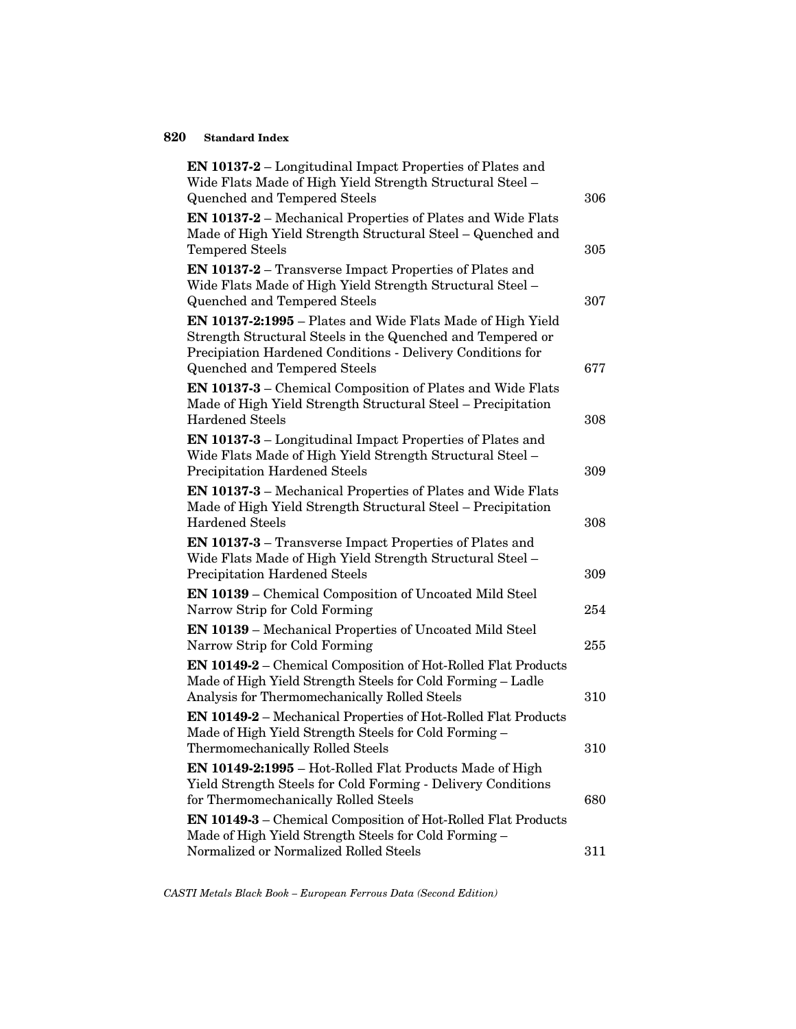**EN 10137-2** – Longitudinal Impact Properties of Plates and Wide Flats Made of High Yield Strength Structural Steel – Quenched and Tempered Steels 306

**EN 10137-2** – Mechanical Properties of Plates and Wide Flats Made of High Yield Strength Structural Steel – Quenched and Tempered Steels 305

**EN 10137-2** – Transverse Impact Properties of Plates and Wide Flats Made of High Yield Strength Structural Steel – Quenched and Tempered Steels 307

**EN 10137-2:1995** – Plates and Wide Flats Made of High Yield Strength Structural Steels in the Quenched and Tempered or Precipiation Hardened Conditions - Delivery Conditions for Quenched and Tempered Steels 677

**EN 10137-3** – Chemical Composition of Plates and Wide Flats Made of High Yield Strength Structural Steel – Precipitation Hardened Steels 308

**EN 10137-3** – Longitudinal Impact Properties of Plates and Wide Flats Made of High Yield Strength Structural Steel – Precipitation Hardened Steels 309

**EN 10137-3** – Mechanical Properties of Plates and Wide Flats Made of High Yield Strength Structural Steel – Precipitation Hardened Steels 308

**EN 10137-3** – Transverse Impact Properties of Plates and Wide Flats Made of High Yield Strength Structural Steel – Precipitation Hardened Steels 309

**EN 10139** – Chemical Composition of Uncoated Mild Steel Narrow Strip for Cold Forming 254

**EN 10139** – Mechanical Properties of Uncoated Mild Steel Narrow Strip for Cold Forming 255

**EN 10149-2** – Chemical Composition of Hot-Rolled Flat Products Made of High Yield Strength Steels for Cold Forming – Ladle Analysis for Thermomechanically Rolled Steels 310

**EN 10149-2** – Mechanical Properties of Hot-Rolled Flat Products Made of High Yield Strength Steels for Cold Forming – Thermomechanically Rolled Steels 310

**EN 10149-2:1995** – Hot-Rolled Flat Products Made of High Yield Strength Steels for Cold Forming - Delivery Conditions for Thermomechanically Rolled Steels 680

**EN 10149-3** – Chemical Composition of Hot-Rolled Flat Products Made of High Yield Strength Steels for Cold Forming – Normalized or Normalized Rolled Steels 311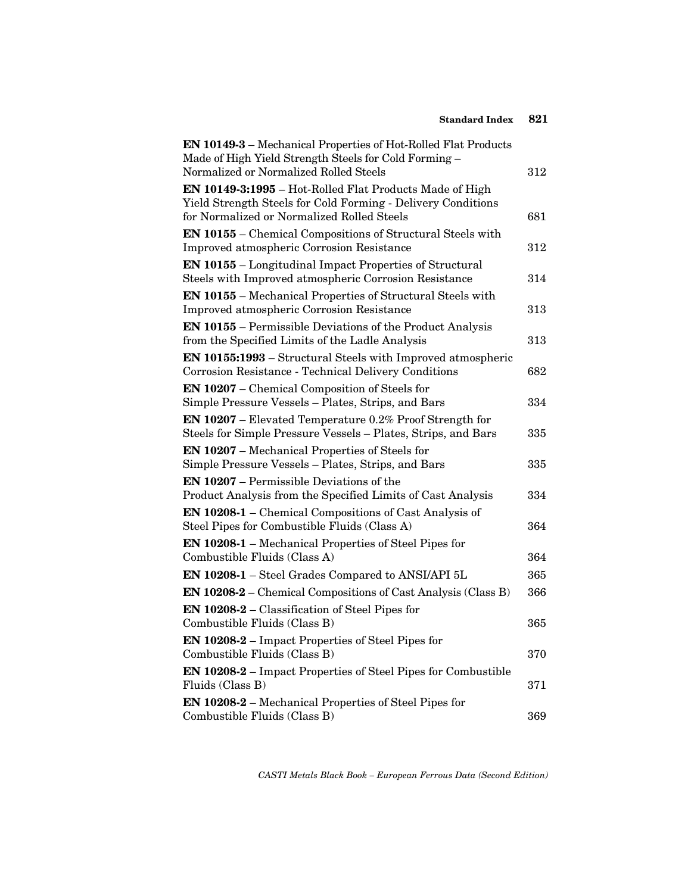| | |
|---|---|
| **EN 10149-3** – Mechanical Properties of Hot-Rolled Flat Products Made of High Yield Strength Steels for Cold Forming – Normalized or Normalized Rolled Steels | 312 |
| **EN 10149-3:1995** – Hot-Rolled Flat Products Made of High Yield Strength Steels for Cold Forming - Delivery Conditions for Normalized or Normalized Rolled Steels | 681 |
| **EN 10155** – Chemical Compositions of Structural Steels with Improved atmospheric Corrosion Resistance | 312 |
| **EN 10155** – Longitudinal Impact Properties of Structural Steels with Improved atmospheric Corrosion Resistance | 314 |
| **EN 10155** – Mechanical Properties of Structural Steels with Improved atmospheric Corrosion Resistance | 313 |
| **EN 10155** – Permissible Deviations of the Product Analysis from the Specified Limits of the Ladle Analysis | 313 |
| **EN 10155:1993** – Structural Steels with Improved atmospheric Corrosion Resistance - Technical Delivery Conditions | 682 |
| **EN 10207** – Chemical Composition of Steels for Simple Pressure Vessels – Plates, Strips, and Bars | 334 |
| **EN 10207** – Elevated Temperature 0.2% Proof Strength for Steels for Simple Pressure Vessels – Plates, Strips, and Bars | 335 |
| **EN 10207** – Mechanical Properties of Steels for Simple Pressure Vessels – Plates, Strips, and Bars | 335 |
| **EN 10207** – Permissible Deviations of the Product Analysis from the Specified Limits of Cast Analysis | 334 |
| **EN 10208-1** – Chemical Compositions of Cast Analysis of Steel Pipes for Combustible Fluids (Class A) | 364 |
| **EN 10208-1** – Mechanical Properties of Steel Pipes for Combustible Fluids (Class A) | 364 |
| **EN 10208-1** – Steel Grades Compared to ANSI/API 5L | 365 |
| **EN 10208-2** – Chemical Compositions of Cast Analysis (Class B) | 366 |
| **EN 10208-2** – Classification of Steel Pipes for Combustible Fluids (Class B) | 365 |
| **EN 10208-2** – Impact Properties of Steel Pipes for Combustible Fluids (Class B) | 370 |
| **EN 10208-2** – Impact Properties of Steel Pipes for Combustible Fluids (Class B) | 371 |
| **EN 10208-2** – Mechanical Properties of Steel Pipes for Combustible Fluids (Class B) | 369 |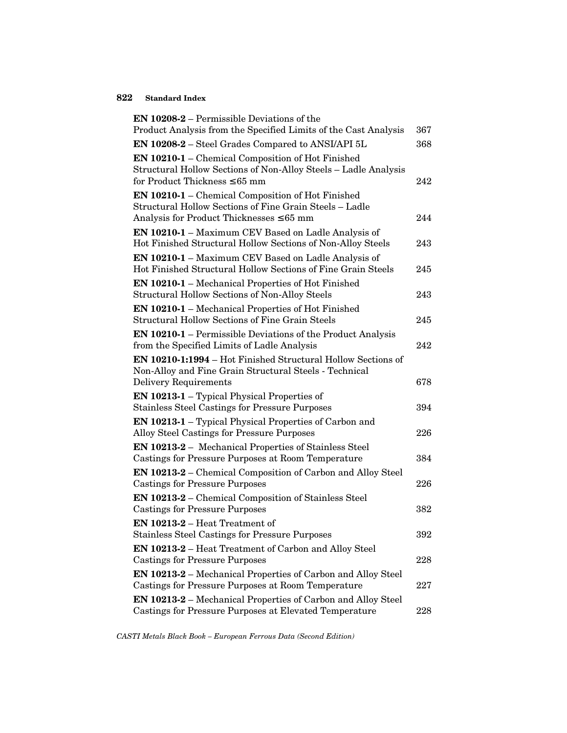**EN 10208-2** – Permissible Deviations of the Product Analysis from the Specified Limits of the Cast Analysis 367

**EN 10208-2** – Steel Grades Compared to ANSI/API 5L 368

**EN 10210-1** – Chemical Composition of Hot Finished Structural Hollow Sections of Non-Alloy Steels – Ladle Analysis for Product Thickness ≤65 mm 242

**EN 10210-1** – Chemical Composition of Hot Finished Structural Hollow Sections of Fine Grain Steels – Ladle Analysis for Product Thicknesses ≤65 mm 244

**EN 10210-1** – Maximum CEV Based on Ladle Analysis of Hot Finished Structural Hollow Sections of Non-Alloy Steels 243

**EN 10210-1** – Maximum CEV Based on Ladle Analysis of Hot Finished Structural Hollow Sections of Fine Grain Steels 245

**EN 10210-1** – Mechanical Properties of Hot Finished Structural Hollow Sections of Non-Alloy Steels 243

**EN 10210-1** – Mechanical Properties of Hot Finished Structural Hollow Sections of Fine Grain Steels 245

**EN 10210-1** – Permissible Deviations of the Product Analysis from the Specified Limits of Ladle Analysis 242

**EN 10210-1:1994** – Hot Finished Structural Hollow Sections of Non-Alloy and Fine Grain Structural Steels - Technical Delivery Requirements 678

**EN 10213-1** – Typical Physical Properties of Stainless Steel Castings for Pressure Purposes 394

**EN 10213-1** – Typical Physical Properties of Carbon and Alloy Steel Castings for Pressure Purposes 226

**EN 10213-2** – Mechanical Properties of Stainless Steel Castings for Pressure Purposes at Room Temperature 384

**EN 10213-2** – Chemical Composition of Carbon and Alloy Steel Castings for Pressure Purposes 226

**EN 10213-2** – Chemical Composition of Stainless Steel Castings for Pressure Purposes 382

**EN 10213-2** – Heat Treatment of Stainless Steel Castings for Pressure Purposes 392

**EN 10213-2** – Heat Treatment of Carbon and Alloy Steel Castings for Pressure Purposes 228

**EN 10213-2** – Mechanical Properties of Carbon and Alloy Steel Castings for Pressure Purposes at Room Temperature 227

**EN 10213-2** – Mechanical Properties of Carbon and Alloy Steel Castings for Pressure Purposes at Elevated Temperature 228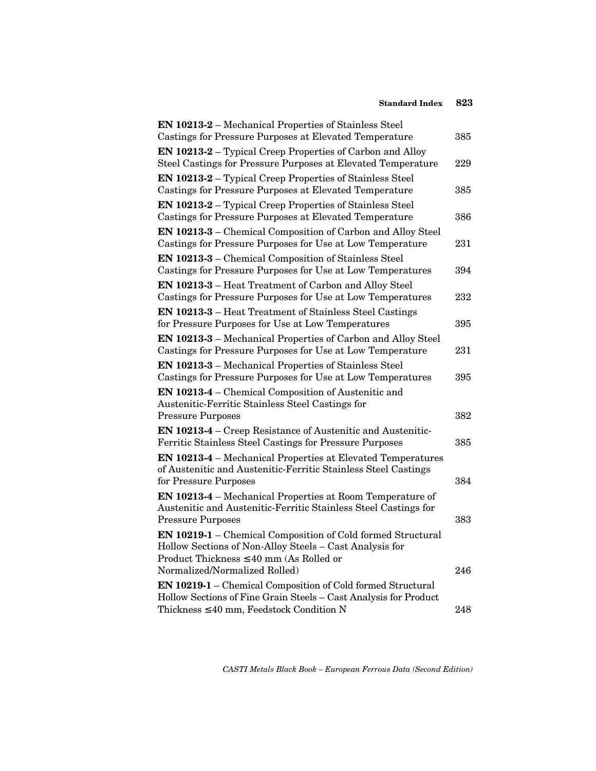**EN 10213-2** – Mechanical Properties of Stainless Steel Castings for Pressure Purposes at Elevated Temperature 385

**EN 10213-2** – Typical Creep Properties of Carbon and Alloy Steel Castings for Pressure Purposes at Elevated Temperature 229

**EN 10213-2** – Typical Creep Properties of Stainless Steel Castings for Pressure Purposes at Elevated Temperature 385

**EN 10213-2** – Typical Creep Properties of Stainless Steel Castings for Pressure Purposes at Elevated Temperature 386

**EN 10213-3** – Chemical Composition of Carbon and Alloy Steel Castings for Pressure Purposes for Use at Low Temperature 231

**EN 10213-3** – Chemical Composition of Stainless Steel Castings for Pressure Purposes for Use at Low Temperatures 394

**EN 10213-3** – Heat Treatment of Carbon and Alloy Steel Castings for Pressure Purposes for Use at Low Temperatures 232

**EN 10213-3** – Heat Treatment of Stainless Steel Castings for Pressure Purposes for Use at Low Temperatures 395

**EN 10213-3** – Mechanical Properties of Carbon and Alloy Steel Castings for Pressure Purposes for Use at Low Temperature 231

**EN 10213-3** – Mechanical Properties of Stainless Steel Castings for Pressure Purposes for Use at Low Temperatures 395

**EN 10213-4** – Chemical Composition of Austenitic and Austenitic-Ferritic Stainless Steel Castings for Pressure Purposes 382

**EN 10213-4** – Creep Resistance of Austenitic and Austenitic-Ferritic Stainless Steel Castings for Pressure Purposes 385

**EN 10213-4** – Mechanical Properties at Elevated Temperatures of Austenitic and Austenitic-Ferritic Stainless Steel Castings for Pressure Purposes 384

**EN 10213-4** – Mechanical Properties at Room Temperature of Austenitic and Austenitic-Ferritic Stainless Steel Castings for Pressure Purposes 383

**EN 10219-1** – Chemical Composition of Cold formed Structural Hollow Sections of Non-Alloy Steels – Cast Analysis for Product Thickness ≤40 mm (As Rolled or Normalized/Normalized Rolled) 246

**EN 10219-1** – Chemical Composition of Cold formed Structural Hollow Sections of Fine Grain Steels – Cast Analysis for Product Thickness ≤40 mm, Feedstock Condition N 248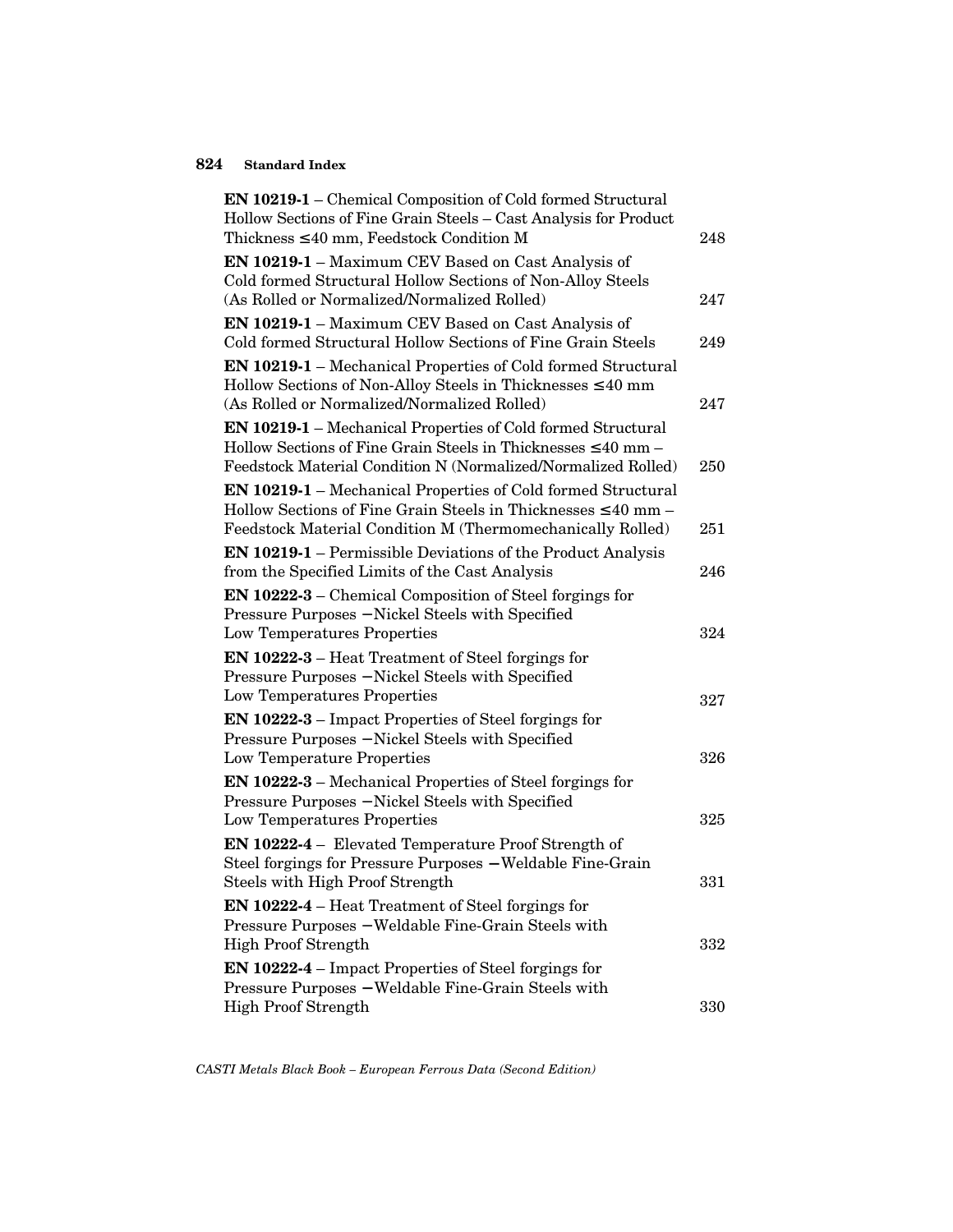| | |
|---|---|
| **EN 10219-1** – Chemical Composition of Cold formed Structural Hollow Sections of Fine Grain Steels – Cast Analysis for Product Thickness ≤40 mm, Feedstock Condition M | 248 |
| **EN 10219-1** – Maximum CEV Based on Cast Analysis of Cold formed Structural Hollow Sections of Non-Alloy Steels (As Rolled or Normalized/Normalized Rolled) | 247 |
| **EN 10219-1** – Maximum CEV Based on Cast Analysis of Cold formed Structural Hollow Sections of Fine Grain Steels | 249 |
| **EN 10219-1** – Mechanical Properties of Cold formed Structural Hollow Sections of Non-Alloy Steels in Thicknesses ≤40 mm (As Rolled or Normalized/Normalized Rolled) | 247 |
| **EN 10219-1** – Mechanical Properties of Cold formed Structural Hollow Sections of Fine Grain Steels in Thicknesses ≤40 mm – Feedstock Material Condition N (Normalized/Normalized Rolled) | 250 |
| **EN 10219-1** – Mechanical Properties of Cold formed Structural Hollow Sections of Fine Grain Steels in Thicknesses ≤40 mm – Feedstock Material Condition M (Thermomechanically Rolled) | 251 |
| **EN 10219-1** – Permissible Deviations of the Product Analysis from the Specified Limits of the Cast Analysis | 246 |
| **EN 10222-3** – Chemical Composition of Steel forgings for Pressure Purposes –Nickel Steels with Specified Low Temperatures Properties | 324 |
| **EN 10222-3** – Heat Treatment of Steel forgings for Pressure Purposes –Nickel Steels with Specified Low Temperatures Properties | 327 |
| **EN 10222-3** – Impact Properties of Steel forgings for Pressure Purposes –Nickel Steels with Specified Low Temperature Properties | 326 |
| **EN 10222-3** – Mechanical Properties of Steel forgings for Pressure Purposes –Nickel Steels with Specified Low Temperatures Properties | 325 |
| **EN 10222-4** – Elevated Temperature Proof Strength of Steel forgings for Pressure Purposes –Weldable Fine-Grain Steels with High Proof Strength | 331 |
| **EN 10222-4** – Heat Treatment of Steel forgings for Pressure Purposes –Weldable Fine-Grain Steels with High Proof Strength | 332 |
| **EN 10222-4** – Impact Properties of Steel forgings for Pressure Purposes –Weldable Fine-Grain Steels with High Proof Strength | 330 |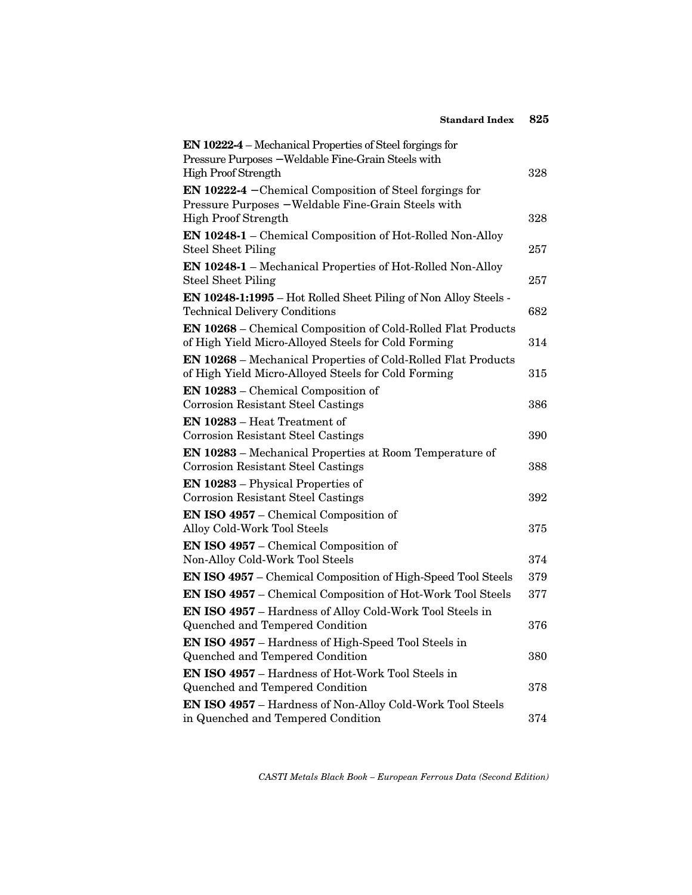| | |
|---|---|
| **EN 10222-4** – Mechanical Properties of Steel forgings for Pressure Purposes –Weldable Fine-Grain Steels with High Proof Strength | 328 |
| **EN 10222-4** –Chemical Composition of Steel forgings for Pressure Purposes –Weldable Fine-Grain Steels with High Proof Strength | 328 |
| **EN 10248-1** – Chemical Composition of Hot-Rolled Non-Alloy Steel Sheet Piling | 257 |
| **EN 10248-1** – Mechanical Properties of Hot-Rolled Non-Alloy Steel Sheet Piling | 257 |
| **EN 10248-1:1995** – Hot Rolled Sheet Piling of Non Alloy Steels - Technical Delivery Conditions | 682 |
| **EN 10268** – Chemical Composition of Cold-Rolled Flat Products of High Yield Micro-Alloyed Steels for Cold Forming | 314 |
| **EN 10268** – Mechanical Properties of Cold-Rolled Flat Products of High Yield Micro-Alloyed Steels for Cold Forming | 315 |
| **EN 10283** – Chemical Composition of Corrosion Resistant Steel Castings | 386 |
| **EN 10283** – Heat Treatment of Corrosion Resistant Steel Castings | 390 |
| **EN 10283** – Mechanical Properties at Room Temperature of Corrosion Resistant Steel Castings | 388 |
| **EN 10283** – Physical Properties of Corrosion Resistant Steel Castings | 392 |
| **EN ISO 4957** – Chemical Composition of Alloy Cold-Work Tool Steels | 375 |
| **EN ISO 4957** – Chemical Composition of Non-Alloy Cold-Work Tool Steels | 374 |
| **EN ISO 4957** – Chemical Composition of High-Speed Tool Steels | 379 |
| **EN ISO 4957** – Chemical Composition of Hot-Work Tool Steels | 377 |
| **EN ISO 4957** – Hardness of Alloy Cold-Work Tool Steels in Quenched and Tempered Condition | 376 |
| **EN ISO 4957** – Hardness of High-Speed Tool Steels in Quenched and Tempered Condition | 380 |
| **EN ISO 4957** – Hardness of Hot-Work Tool Steels in Quenched and Tempered Condition | 378 |
| **EN ISO 4957** – Hardness of Non-Alloy Cold-Work Tool Steels in Quenched and Tempered Condition | 374 |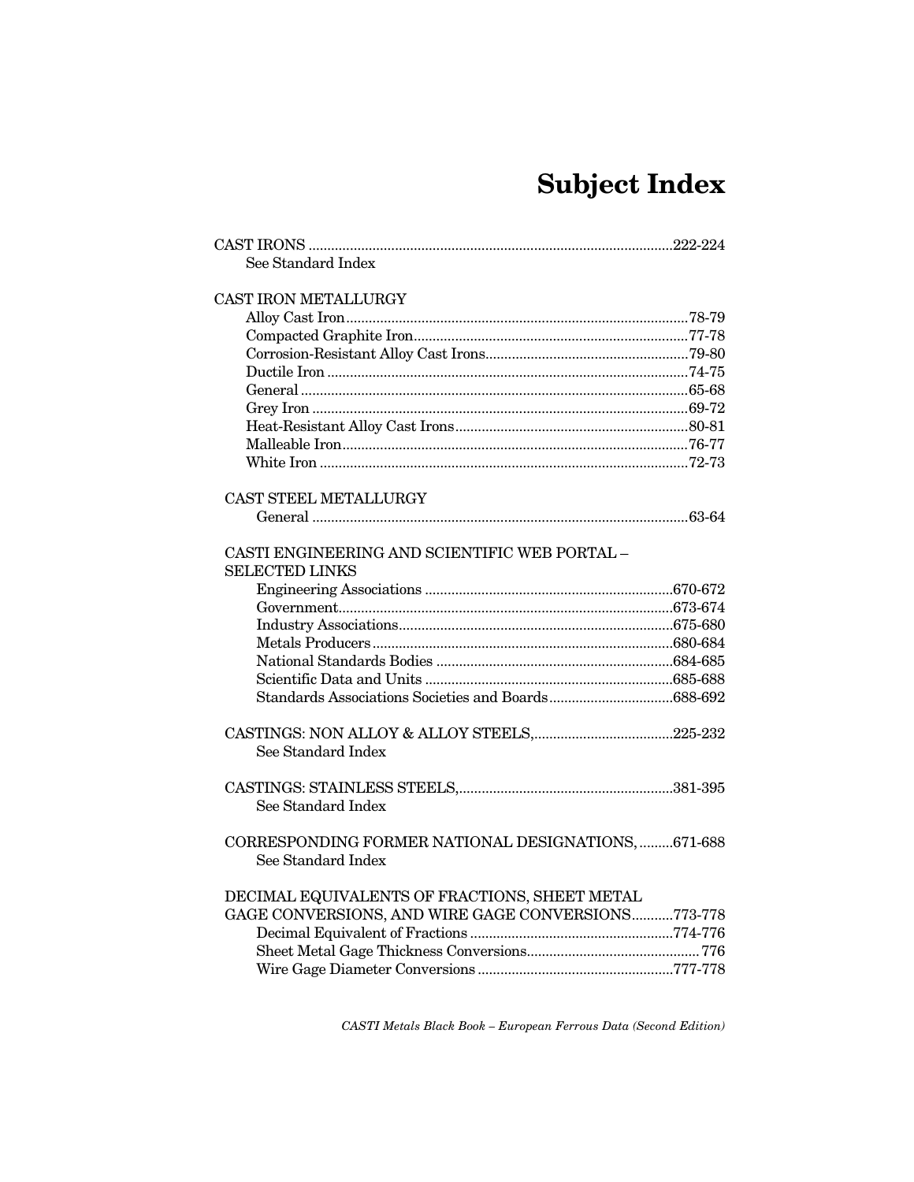# Subject Index

CAST IRONS ................................................................................................222-224
- See Standard Index

CAST IRON METALLURGY
- Alloy Cast Iron.........................................................................................78-79
- Compacted Graphite Iron........................................................................77-78
- Corrosion-Resistant Alloy Cast Irons.....................................................79-80
- Ductile Iron ...............................................................................................74-75
- General .....................................................................................................65-68
- Grey Iron ..................................................................................................69-72
- Heat-Resistant Alloy Cast Irons.............................................................80-81
- Malleable Iron...........................................................................................76-77
- White Iron ................................................................................................72-73

CAST STEEL METALLURGY
- General ...................................................................................................63-64

CASTI ENGINEERING AND SCIENTIFIC WEB PORTAL – SELECTED LINKS
- Engineering Associations .................................................................670-672
- Government.......................................................................................673-674
- Industry Associations........................................................................675-680
- Metals Producers...............................................................................680-684
- National Standards Bodies ..............................................................684-685
- Scientific Data and Units .................................................................685-688
- Standards Associations Societies and Boards................................688-692

CASTINGS: NON ALLOY & ALLOY STEELS,.....................................225-232
- See Standard Index

CASTINGS: STAINLESS STEELS,.........................................................381-395
- See Standard Index

CORRESPONDING FORMER NATIONAL DESIGNATIONS,.........671-688
- See Standard Index

DECIMAL EQUIVALENTS OF FRACTIONS, SHEET METAL GAGE CONVERSIONS, AND WIRE GAGE CONVERSIONS...........773-778
- Decimal Equivalent of Fractions .....................................................774-776
- Sheet Metal Gage Thickness Conversions............................................. 776
- Wire Gage Diameter Conversions ...................................................777-778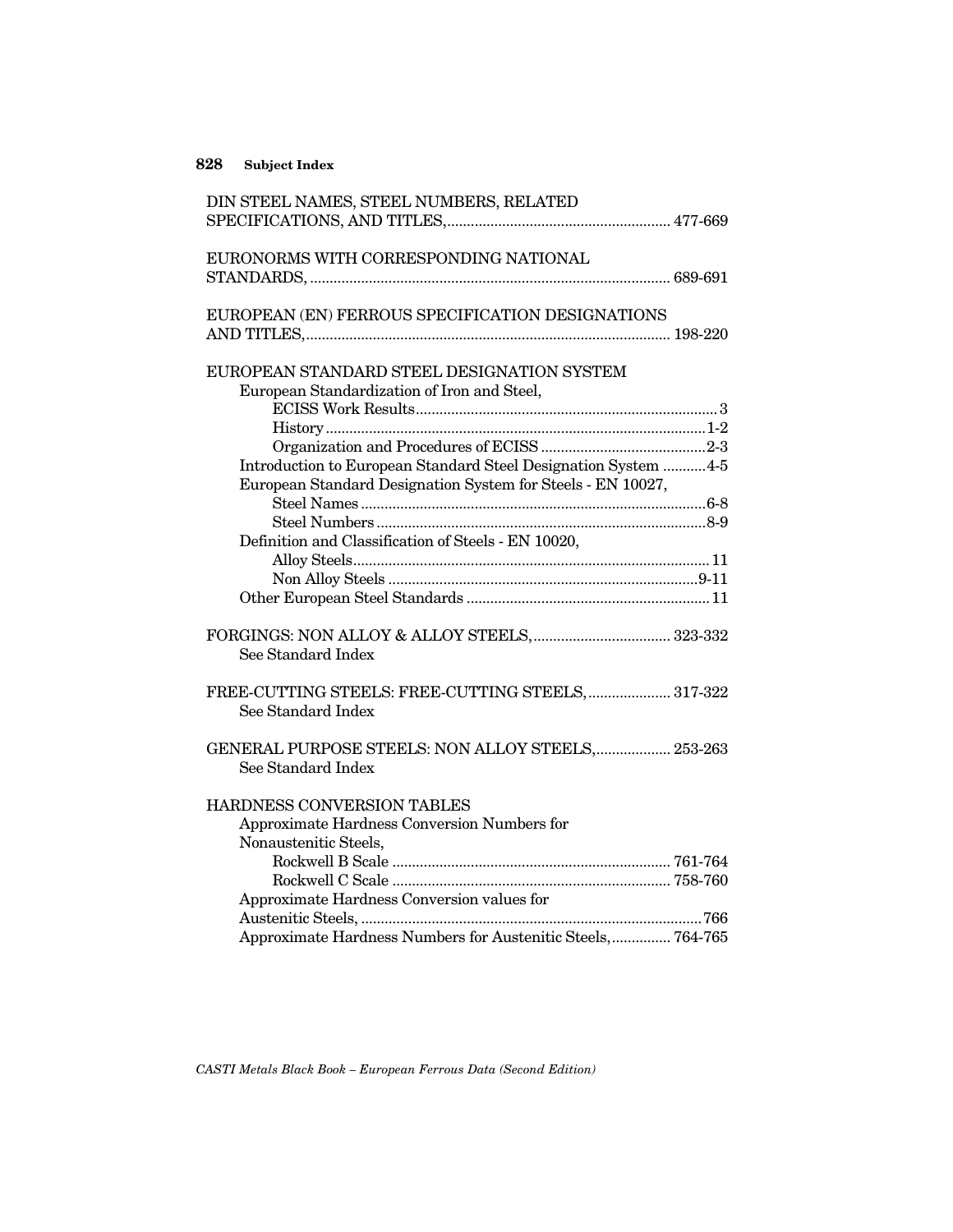DIN STEEL NAMES, STEEL NUMBERS, RELATED SPECIFICATIONS, AND TITLES, ........................................................ 477-669

EURONORMS WITH CORRESPONDING NATIONAL STANDARDS, ........................................................................................ 689-691

EUROPEAN (EN) FERROUS SPECIFICATION DESIGNATIONS AND TITLES, ........................................................................................ 198-220

EUROPEAN STANDARD STEEL DESIGNATION SYSTEM

- European Standardization of Iron and Steel,
  - ECISS Work Results ........................................................................ 3
  - History ........................................................................................ 1-2
  - Organization and Procedures of ECISS ........................................ 2-3
- Introduction to European Standard Steel Designation System ........... 4-5
- European Standard Designation System for Steels - EN 10027,
  - Steel Names .................................................................................. 6-8
  - Steel Numbers .............................................................................. 8-9
- Definition and Classification of Steels - EN 10020,
  - Alloy Steels .................................................................................. 11
  - Non Alloy Steels ........................................................................... 9-11
- Other European Steel Standards ........................................................ 11

FORGINGS: NON ALLOY & ALLOY STEELS, .................................. 323-332
See Standard Index

FREE-CUTTING STEELS: FREE-CUTTING STEELS, ..................... 317-322
See Standard Index

GENERAL PURPOSE STEELS: NON ALLOY STEELS, .................. 253-263
See Standard Index

HARDNESS CONVERSION TABLES

- Approximate Hardness Conversion Numbers for Nonaustenitic Steels,
  - Rockwell B Scale ...................................................................... 761-764
  - Rockwell C Scale ...................................................................... 758-760
- Approximate Hardness Conversion values for Austenitic Steels, ........................................................................................ 766
- Approximate Hardness Numbers for Austenitic Steels, .............. 764-765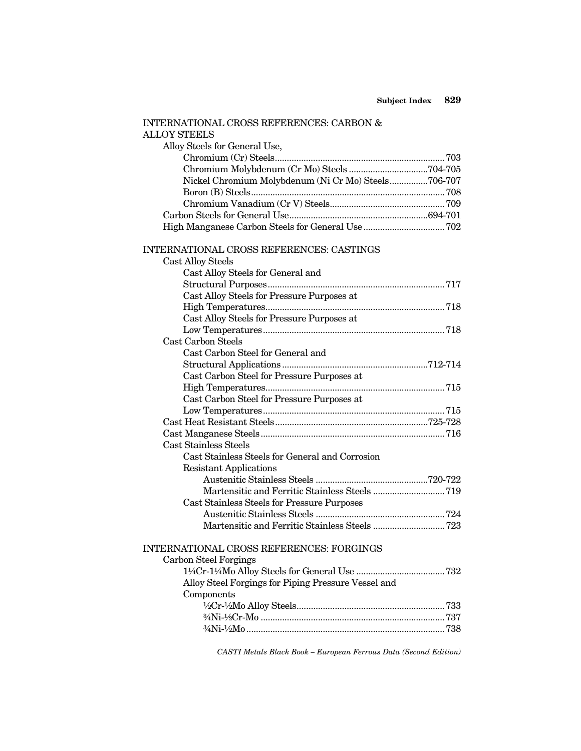INTERNATIONAL CROSS REFERENCES: CARBON & ALLOY STEELS

- Alloy Steels for General Use,
  - Chromium (Cr) Steels....................................................................... 703
  - Chromium Molybdenum (Cr Mo) Steels ...................................704-705
  - Nickel Chromium Molybdenum (Ni Cr Mo) Steels................706-707
  - Boron (B) Steels................................................................................ 708
  - Chromium Vanadium (Cr V) Steels................................................ 709
- Carbon Steels for General Use..........................................................694-701
- High Manganese Carbon Steels for General Use .................................. 702

INTERNATIONAL CROSS REFERENCES: CASTINGS

- Cast Alloy Steels
  - Cast Alloy Steels for General and Structural Purposes........................................................................ 717
  - Cast Alloy Steels for Pressure Purposes at High Temperatures.......................................................................... 718
  - Cast Alloy Steels for Pressure Purposes at Low Temperatures........................................................................... 718
- Cast Carbon Steels
  - Cast Carbon Steel for General and Structural Applications ............................................................712-714
  - Cast Carbon Steel for Pressure Purposes at High Temperatures.......................................................................... 715
  - Cast Carbon Steel for Pressure Purposes at Low Temperatures........................................................................... 715
- Cast Heat Resistant Steels................................................................725-728
- Cast Manganese Steels............................................................................ 716
- Cast Stainless Steels
  - Cast Stainless Steels for General and Corrosion Resistant Applications
    - Austenitic Stainless Steels ...............................................720-722
    - Martensitic and Ferritic Stainless Steels .............................. 719
  - Cast Stainless Steels for Pressure Purposes
    - Austenitic Stainless Steels ..................................................... 724
    - Martensitic and Ferritic Stainless Steels .............................. 723

INTERNATIONAL CROSS REFERENCES: FORGINGS

- Carbon Steel Forgings
  - 1¼Cr-1¼Mo Alloy Steels for General Use ..................................... 732
  - Alloy Steel Forgings for Piping Pressure Vessel and Components
    - ½Cr-½Mo Alloy Steels............................................................. 733
    - ¾Ni-½Cr-Mo ............................................................................. 737
    - ¾Ni-½Mo.................................................................................. 738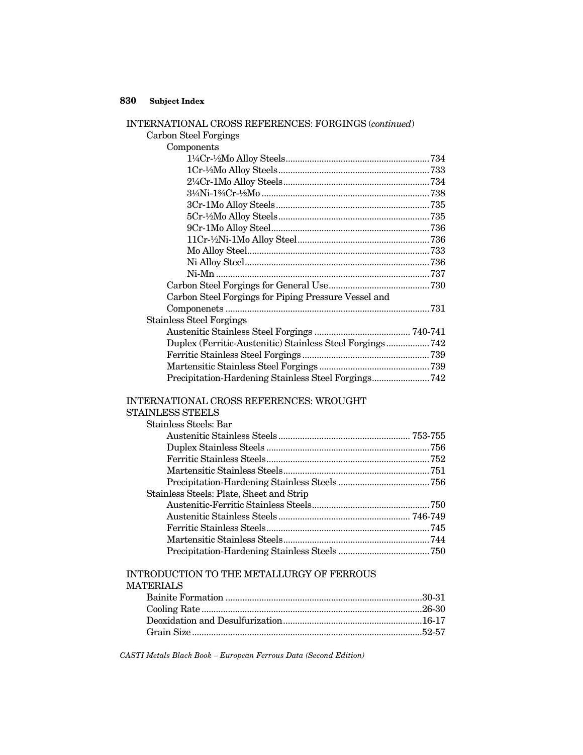INTERNATIONAL CROSS REFERENCES: FORGINGS (*continued*)

- Carbon Steel Forgings
  - Components
    - 1¼Cr-½Mo Alloy Steels....734
    - 1Cr-½Mo Alloy Steels....733
    - 2¼Cr-1Mo Alloy Steels....734
    - 3¼Ni-1¾Cr-½Mo....738
    - 3Cr-1Mo Alloy Steels....735
    - 5Cr-½Mo Alloy Steels....735
    - 9Cr-1Mo Alloy Steel....736
    - 11Cr-½Ni-1Mo Alloy Steel....736
    - Mo Alloy Steel....733
    - Ni Alloy Steel....736
    - Ni-Mn....737
  - Carbon Steel Forgings for General Use....730
  - Carbon Steel Forgings for Piping Pressure Vessel and Componenets....731
- Stainless Steel Forgings
  - Austenitic Stainless Steel Forgings....740-741
  - Duplex (Ferritic-Austenitic) Stainless Steel Forgings....742
  - Ferritic Stainless Steel Forgings....739
  - Martensitic Stainless Steel Forgings....739
  - Precipitation-Hardening Stainless Steel Forgings....742

INTERNATIONAL CROSS REFERENCES: WROUGHT STAINLESS STEELS

- Stainless Steels: Bar
  - Austenitic Stainless Steels....753-755
  - Duplex Stainless Steels....756
  - Ferritic Stainless Steels....752
  - Martensitic Stainless Steels....751
  - Precipitation-Hardening Stainless Steels....756
- Stainless Steels: Plate, Sheet and Strip
  - Austenitic-Ferritic Stainless Steels....750
  - Austenitic Stainless Steels....746-749
  - Ferritic Stainless Steels....745
  - Martensitic Stainless Steels....744
  - Precipitation-Hardening Stainless Steels....750

INTRODUCTION TO THE METALLURGY OF FERROUS MATERIALS

- Bainite Formation....30-31
- Cooling Rate....26-30
- Deoxidation and Desulfurization....16-17
- Grain Size....52-57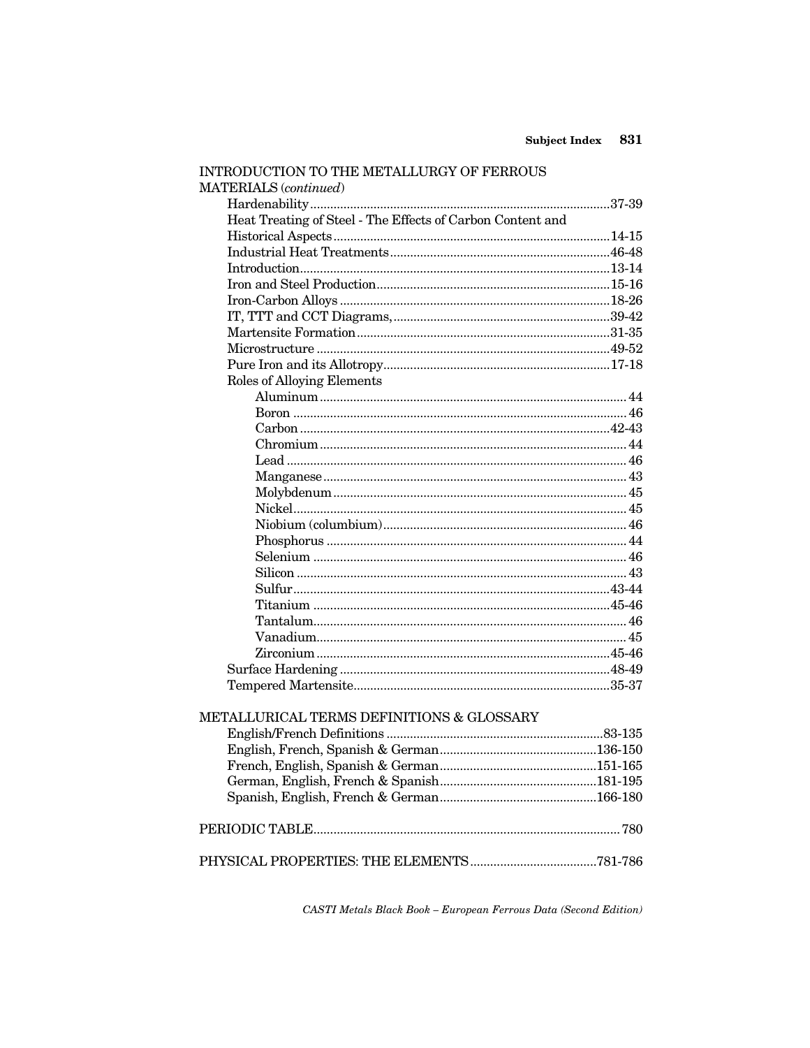INTRODUCTION TO THE METALLURGY OF FERROUS MATERIALS (*continued*)

- Hardenability....37-39
- Heat Treating of Steel - The Effects of Carbon Content and Historical Aspects....14-15
- Industrial Heat Treatments....46-48
- Introduction....13-14
- Iron and Steel Production....15-16
- Iron-Carbon Alloys....18-26
- IT, TTT and CCT Diagrams,....39-42
- Martensite Formation....31-35
- Microstructure....49-52
- Pure Iron and its Allotropy....17-18
- Roles of Alloying Elements
  - Aluminum....44
  - Boron....46
  - Carbon....42-43
  - Chromium....44
  - Lead....46
  - Manganese....43
  - Molybdenum....45
  - Nickel....45
  - Niobium (columbium)....46
  - Phosphorus....44
  - Selenium....46
  - Silicon....43
  - Sulfur....43-44
  - Titanium....45-46
  - Tantalum....46
  - Vanadium....45
  - Zirconium....45-46
- Surface Hardening....48-49
- Tempered Martensite....35-37

METALLURICAL TERMS DEFINITIONS & GLOSSARY

- English/French Definitions....83-135
- English, French, Spanish & German....136-150
- French, English, Spanish & German....151-165
- German, English, French & Spanish....181-195
- Spanish, English, French & German....166-180

PERIODIC TABLE....780

PHYSICAL PROPERTIES: THE ELEMENTS....781-786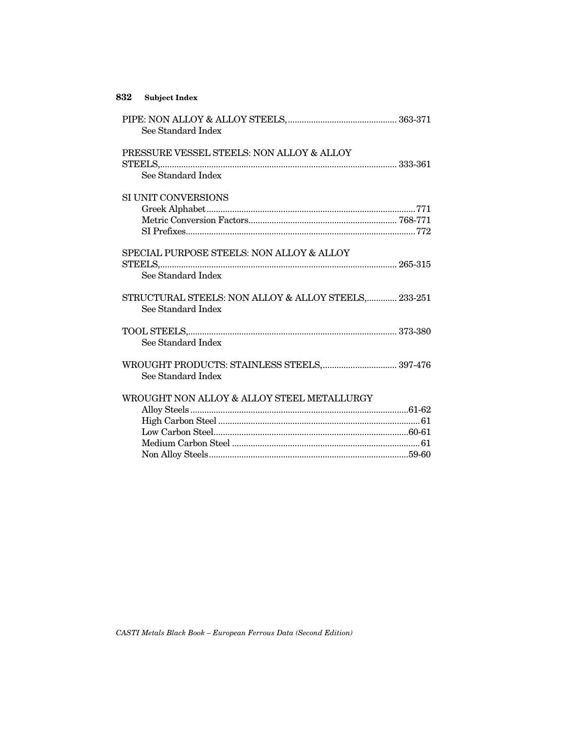PIPE: NON ALLOY & ALLOY STEELS,............................................... 363-371
    See Standard Index

PRESSURE VESSEL STEELS: NON ALLOY & ALLOY STEELS,............................................................................................. 333-361
    See Standard Index

SI UNIT CONVERSIONS
- Greek Alphabet......................................................................................771
- Metric Conversion Factors............................................................... 768-771
- SI Prefixes..............................................................................................772

SPECIAL PURPOSE STEELS: NON ALLOY & ALLOY STEELS,............................................................................................. 265-315
    See Standard Index

STRUCTURAL STEELS: NON ALLOY & ALLOY STEELS,............. 233-251
    See Standard Index

TOOL STEELS,......................................................................................... 373-380
    See Standard Index

WROUGHT PRODUCTS: STAINLESS STEELS,................................ 397-476
    See Standard Index

WROUGHT NON ALLOY & ALLOY STEEL METALLURGY
- Alloy Steels...........................................................................................61-62
- High Carbon Steel...................................................................................61
- Low Carbon Steel...................................................................................60-61
- Medium Carbon Steel..............................................................................61
- Non Alloy Steels.....................................................................................59-60